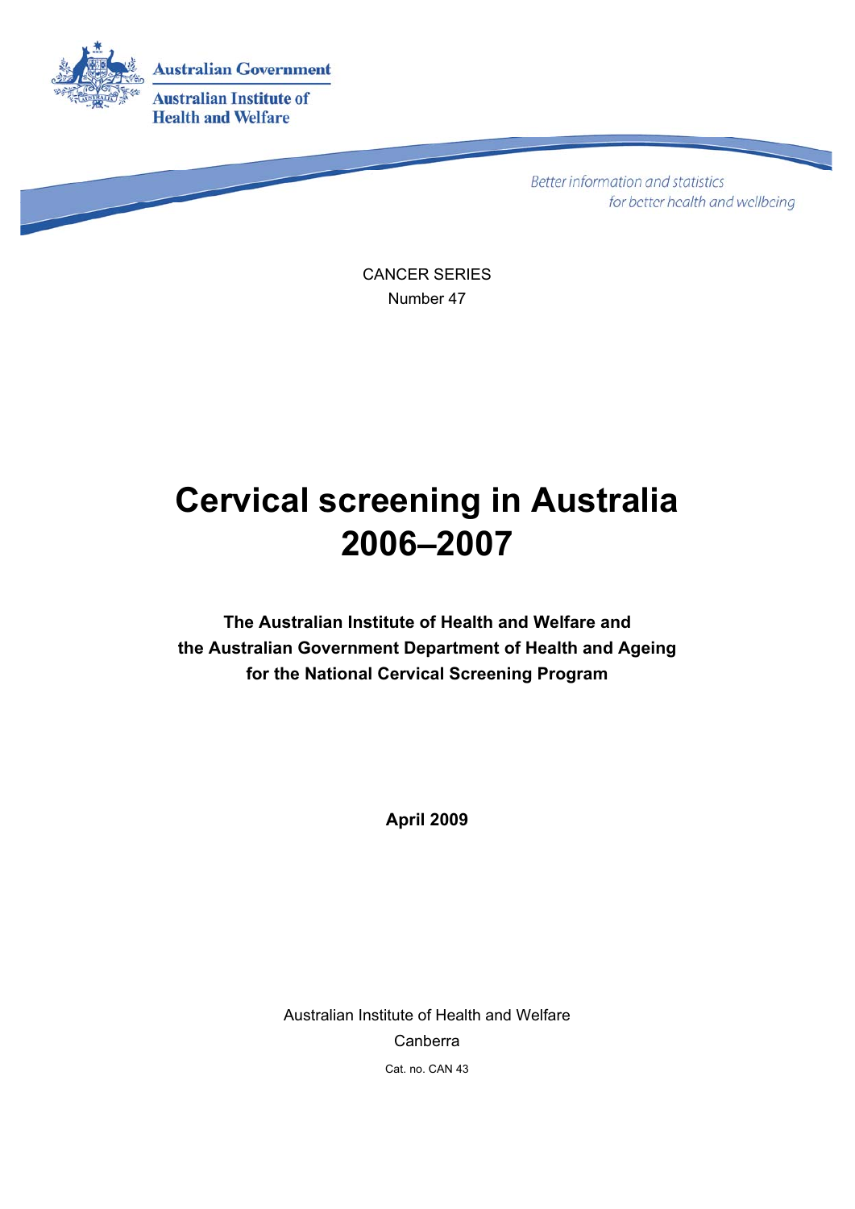Australian Government

Australian Institute of Health and Welfare

*Better information and statistics for better health and wellbeing*

CANCER SERIES
Number 47

# Cervical screening in Australia 2006–2007

**The Australian Institute of Health and Welfare and the Australian Government Department of Health and Ageing for the National Cervical Screening Program**

**April 2009**

Australian Institute of Health and Welfare
Canberra
Cat. no. CAN 43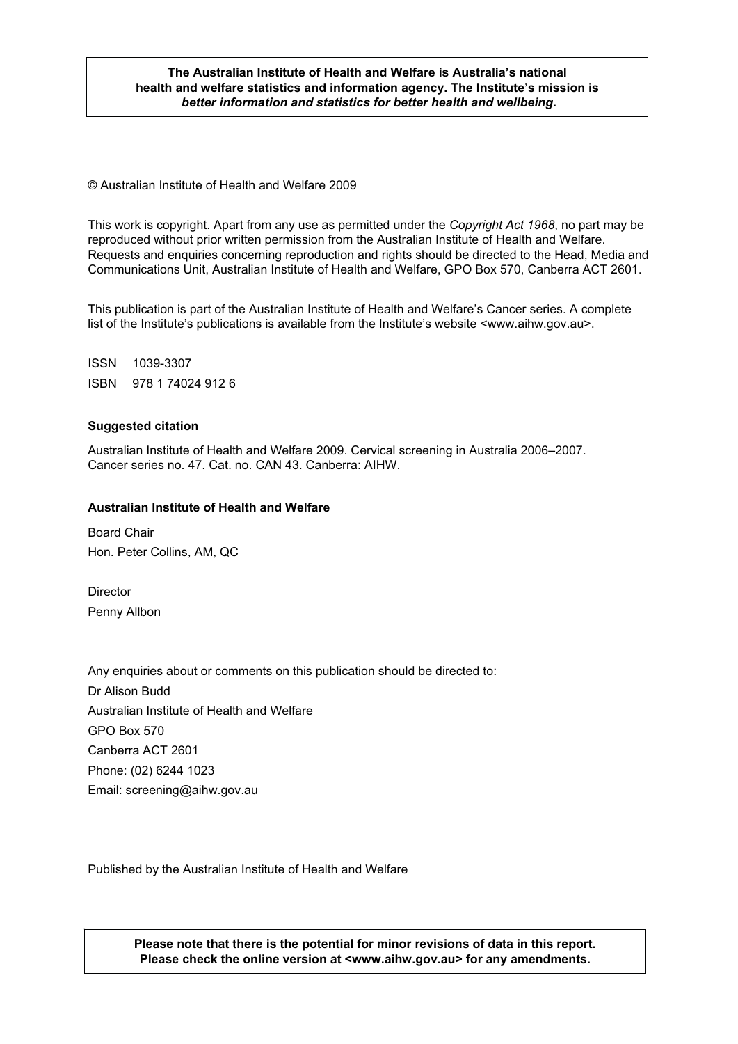**The Australian Institute of Health and Welfare is Australia's national health and welfare statistics and information agency. The Institute's mission is *better information and statistics for better health and wellbeing*.**

© Australian Institute of Health and Welfare 2009

This work is copyright. Apart from any use as permitted under the *Copyright Act 1968*, no part may be reproduced without prior written permission from the Australian Institute of Health and Welfare. Requests and enquiries concerning reproduction and rights should be directed to the Head, Media and Communications Unit, Australian Institute of Health and Welfare, GPO Box 570, Canberra ACT 2601.

This publication is part of the Australian Institute of Health and Welfare's Cancer series. A complete list of the Institute's publications is available from the Institute's website <www.aihw.gov.au>.

ISSN 1039-3307

ISBN 978 1 74024 912 6

**Suggested citation**

Australian Institute of Health and Welfare 2009. Cervical screening in Australia 2006–2007. Cancer series no. 47. Cat. no. CAN 43. Canberra: AIHW.

**Australian Institute of Health and Welfare**

Board Chair

Hon. Peter Collins, AM, QC

Director

Penny Allbon

Any enquiries about or comments on this publication should be directed to:

Dr Alison Budd

Australian Institute of Health and Welfare

GPO Box 570

Canberra ACT 2601

Phone: (02) 6244 1023

Email: screening@aihw.gov.au

Published by the Australian Institute of Health and Welfare

**Please note that there is the potential for minor revisions of data in this report. Please check the online version at <www.aihw.gov.au> for any amendments.**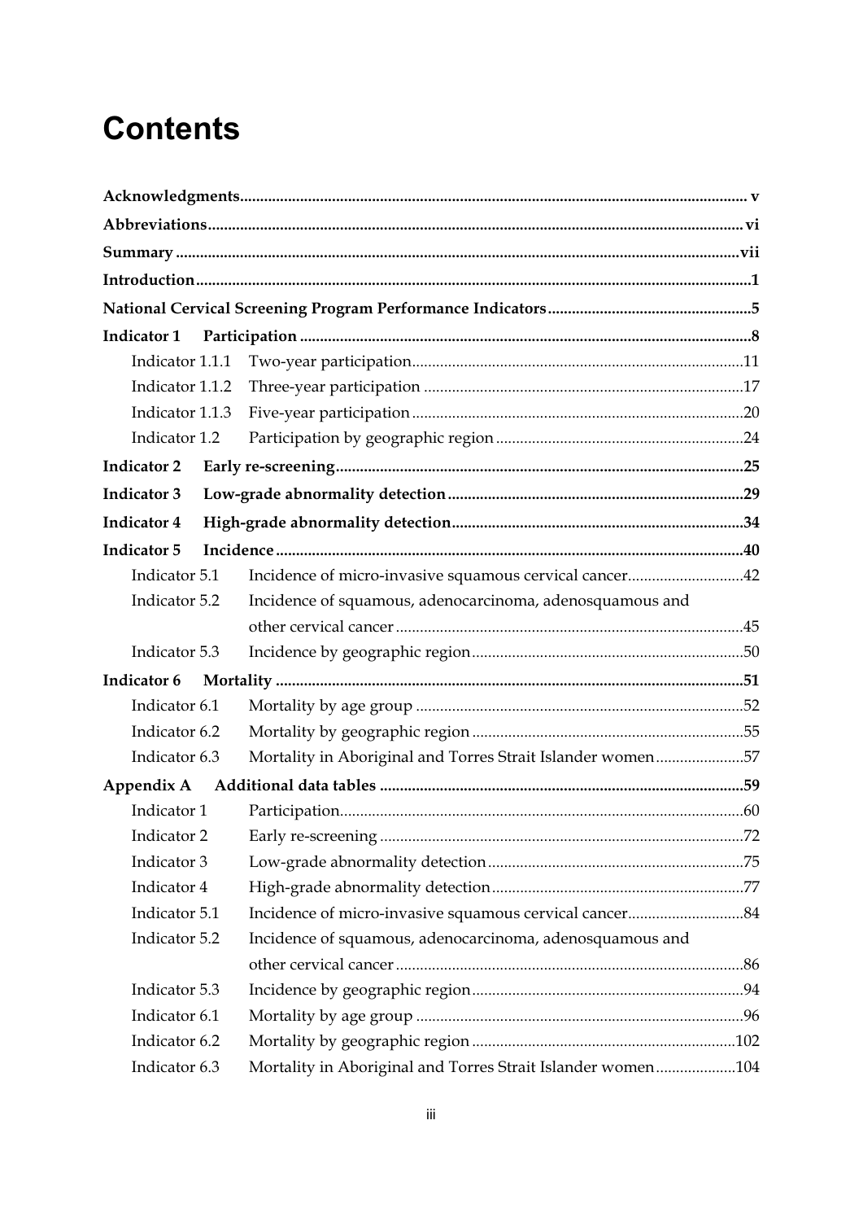# Contents

**Acknowledgments** .......... v

**Abbreviations** .......... vi

**Summary** .......... vii

**Introduction** .......... 1

**National Cervical Screening Program Performance Indicators** .......... 5

**Indicator 1 Participation** .......... 8

- Indicator 1.1.1 Two-year participation .......... 11
- Indicator 1.1.2 Three-year participation .......... 17
- Indicator 1.1.3 Five-year participation .......... 20
- Indicator 1.2 Participation by geographic region .......... 24

**Indicator 2 Early re-screening** .......... 25

**Indicator 3 Low-grade abnormality detection** .......... 29

**Indicator 4 High-grade abnormality detection** .......... 34

**Indicator 5 Incidence** .......... 40

- Indicator 5.1 Incidence of micro-invasive squamous cervical cancer .......... 42
- Indicator 5.2 Incidence of squamous, adenocarcinoma, adenosquamous and other cervical cancer .......... 45
- Indicator 5.3 Incidence by geographic region .......... 50

**Indicator 6 Mortality** .......... 51

- Indicator 6.1 Mortality by age group .......... 52
- Indicator 6.2 Mortality by geographic region .......... 55
- Indicator 6.3 Mortality in Aboriginal and Torres Strait Islander women .......... 57

**Appendix A Additional data tables** .......... 59

- Indicator 1 Participation .......... 60
- Indicator 2 Early re-screening .......... 72
- Indicator 3 Low-grade abnormality detection .......... 75
- Indicator 4 High-grade abnormality detection .......... 77
- Indicator 5.1 Incidence of micro-invasive squamous cervical cancer .......... 84
- Indicator 5.2 Incidence of squamous, adenocarcinoma, adenosquamous and other cervical cancer .......... 86
- Indicator 5.3 Incidence by geographic region .......... 94
- Indicator 6.1 Mortality by age group .......... 96
- Indicator 6.2 Mortality by geographic region .......... 102
- Indicator 6.3 Mortality in Aboriginal and Torres Strait Islander women .......... 104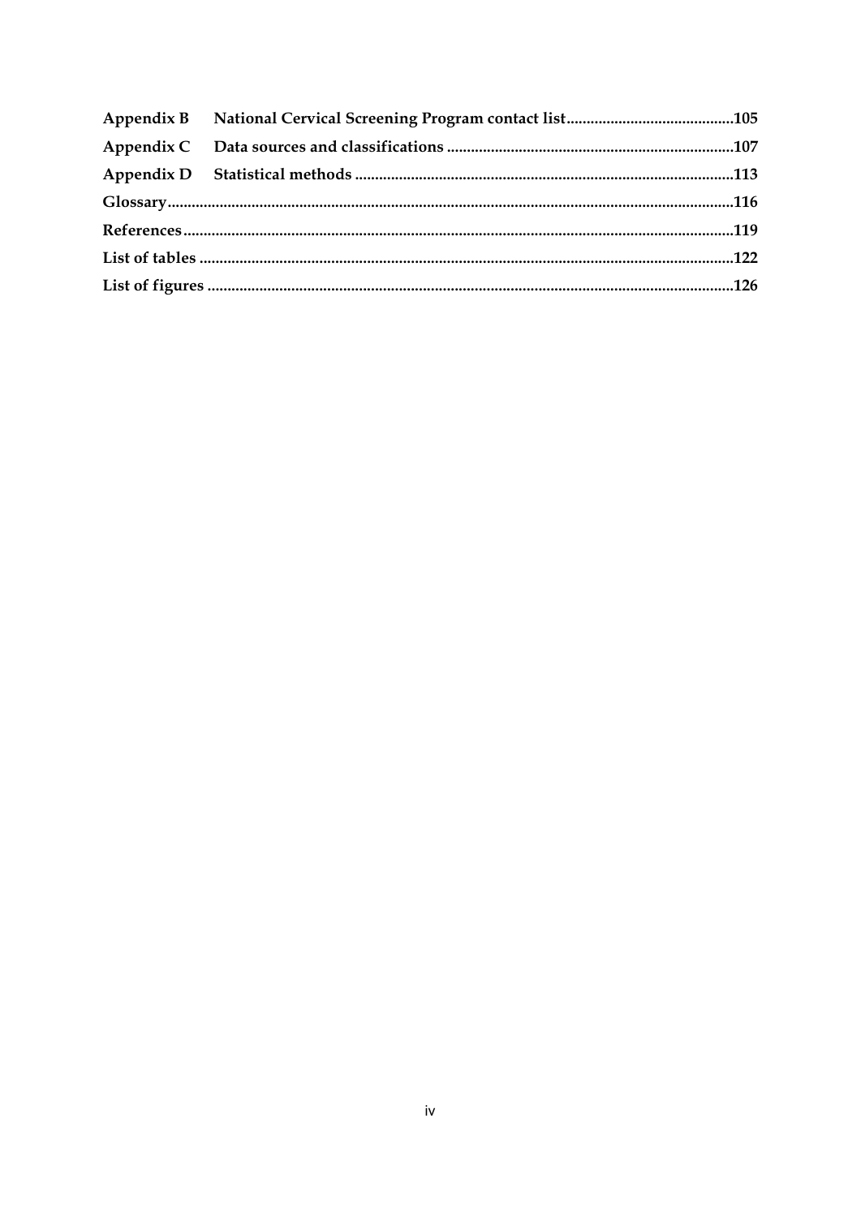**Appendix B National Cervical Screening Program contact list......................................105**

**Appendix C Data sources and classifications ......................................................................107**

**Appendix D Statistical methods ............................................................................................113**

**Glossary.......................................................................................................................................116**

**References...................................................................................................................................119**

**List of tables ...............................................................................................................................122**

**List of figures .............................................................................................................................126**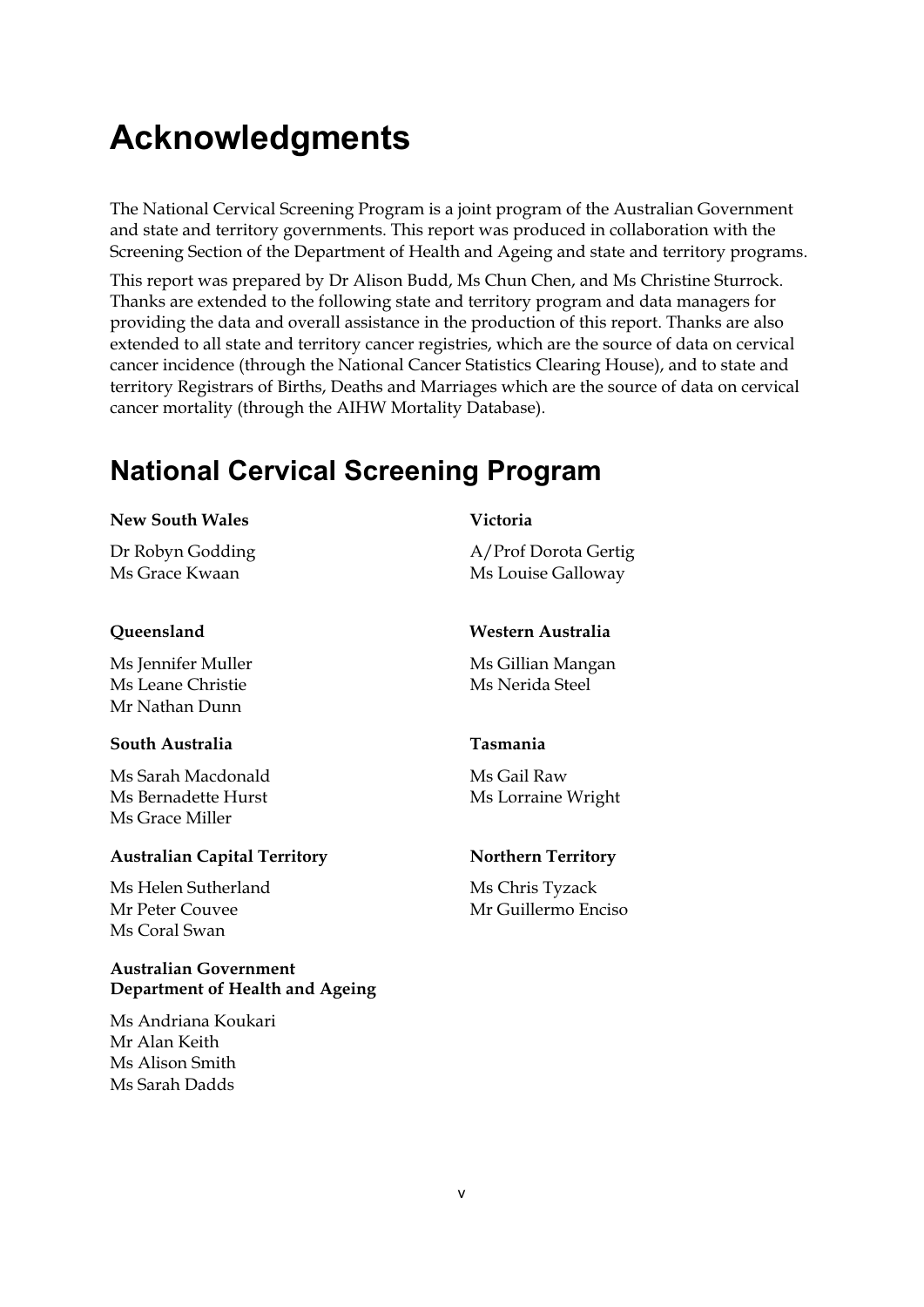# Acknowledgments

The National Cervical Screening Program is a joint program of the Australian Government and state and territory governments. This report was produced in collaboration with the Screening Section of the Department of Health and Ageing and state and territory programs.

This report was prepared by Dr Alison Budd, Ms Chun Chen, and Ms Christine Sturrock. Thanks are extended to the following state and territory program and data managers for providing the data and overall assistance in the production of this report. Thanks are also extended to all state and territory cancer registries, which are the source of data on cervical cancer incidence (through the National Cancer Statistics Clearing House), and to state and territory Registrars of Births, Deaths and Marriages which are the source of data on cervical cancer mortality (through the AIHW Mortality Database).

## National Cervical Screening Program

**New South Wales**

Dr Robyn Godding
Ms Grace Kwaan

**Victoria**

A/Prof Dorota Gertig
Ms Louise Galloway

**Queensland**

Ms Jennifer Muller
Ms Leane Christie
Mr Nathan Dunn

**Western Australia**

Ms Gillian Mangan
Ms Nerida Steel

**South Australia**

Ms Sarah Macdonald
Ms Bernadette Hurst
Ms Grace Miller

**Tasmania**

Ms Gail Raw
Ms Lorraine Wright

**Australian Capital Territory**

Ms Helen Sutherland
Mr Peter Couvee
Ms Coral Swan

**Northern Territory**

Ms Chris Tyzack
Mr Guillermo Enciso

**Australian Government Department of Health and Ageing**

Ms Andriana Koukari
Mr Alan Keith
Ms Alison Smith
Ms Sarah Dadds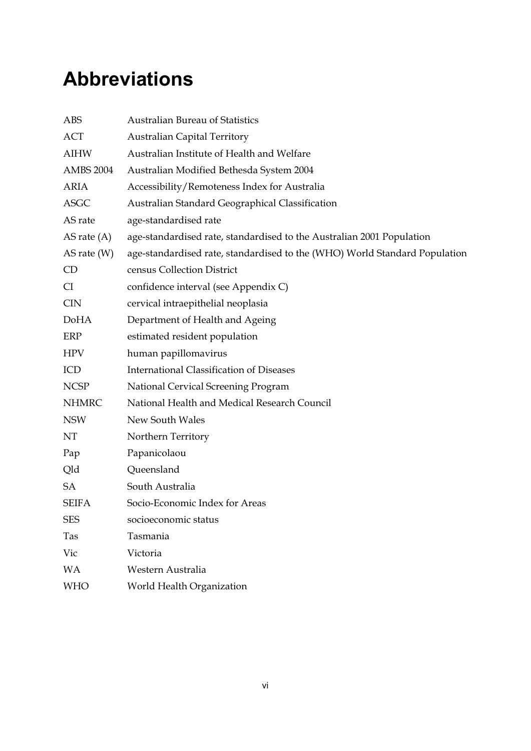# Abbreviations

| | |
|---|---|
| ABS | Australian Bureau of Statistics |
| ACT | Australian Capital Territory |
| AIHW | Australian Institute of Health and Welfare |
| AMBS 2004 | Australian Modified Bethesda System 2004 |
| ARIA | Accessibility/Remoteness Index for Australia |
| ASGC | Australian Standard Geographical Classification |
| AS rate | age-standardised rate |
| AS rate (A) | age-standardised rate, standardised to the Australian 2001 Population |
| AS rate (W) | age-standardised rate, standardised to the (WHO) World Standard Population |
| CD | census Collection District |
| CI | confidence interval (see Appendix C) |
| CIN | cervical intraepithelial neoplasia |
| DoHA | Department of Health and Ageing |
| ERP | estimated resident population |
| HPV | human papillomavirus |
| ICD | International Classification of Diseases |
| NCSP | National Cervical Screening Program |
| NHMRC | National Health and Medical Research Council |
| NSW | New South Wales |
| NT | Northern Territory |
| Pap | Papanicolaou |
| Qld | Queensland |
| SA | South Australia |
| SEIFA | Socio-Economic Index for Areas |
| SES | socioeconomic status |
| Tas | Tasmania |
| Vic | Victoria |
| WA | Western Australia |
| WHO | World Health Organization |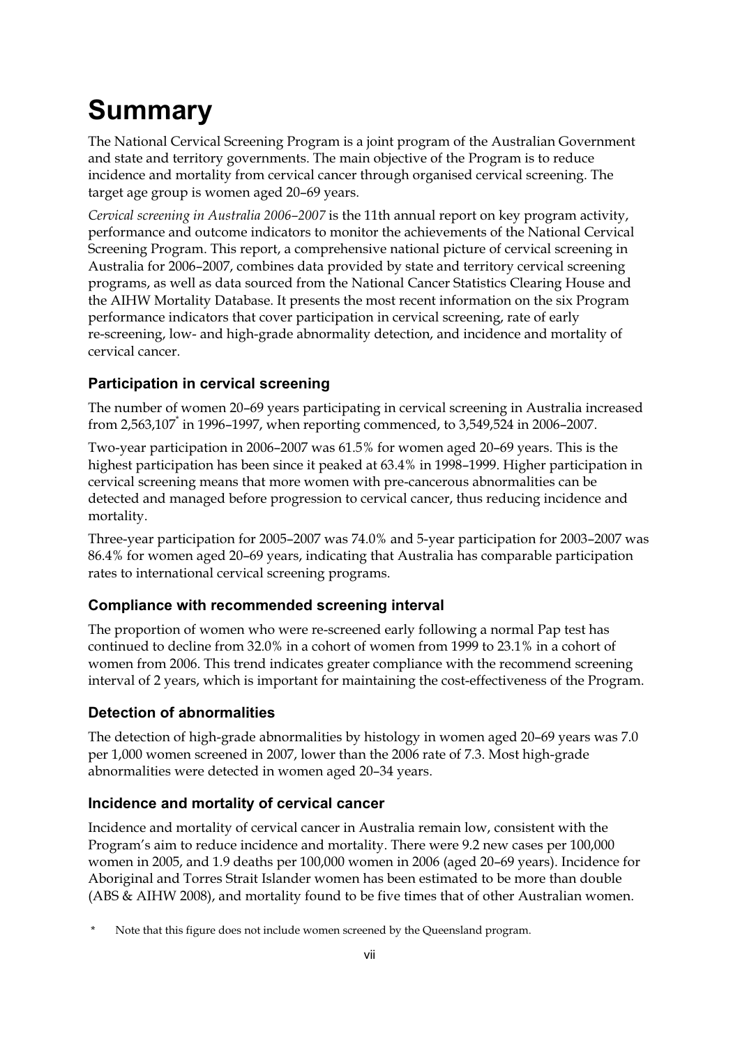# Summary

The National Cervical Screening Program is a joint program of the Australian Government and state and territory governments. The main objective of the Program is to reduce incidence and mortality from cervical cancer through organised cervical screening. The target age group is women aged 20–69 years.

*Cervical screening in Australia 2006–2007* is the 11th annual report on key program activity, performance and outcome indicators to monitor the achievements of the National Cervical Screening Program. This report, a comprehensive national picture of cervical screening in Australia for 2006–2007, combines data provided by state and territory cervical screening programs, as well as data sourced from the National Cancer Statistics Clearing House and the AIHW Mortality Database. It presents the most recent information on the six Program performance indicators that cover participation in cervical screening, rate of early re-screening, low- and high-grade abnormality detection, and incidence and mortality of cervical cancer.

## Participation in cervical screening

The number of women 20–69 years participating in cervical screening in Australia increased from 2,563,107* in 1996–1997, when reporting commenced, to 3,549,524 in 2006–2007.

Two-year participation in 2006–2007 was 61.5% for women aged 20–69 years. This is the highest participation has been since it peaked at 63.4% in 1998–1999. Higher participation in cervical screening means that more women with pre-cancerous abnormalities can be detected and managed before progression to cervical cancer, thus reducing incidence and mortality.

Three-year participation for 2005–2007 was 74.0% and 5-year participation for 2003–2007 was 86.4% for women aged 20–69 years, indicating that Australia has comparable participation rates to international cervical screening programs.

## Compliance with recommended screening interval

The proportion of women who were re-screened early following a normal Pap test has continued to decline from 32.0% in a cohort of women from 1999 to 23.1% in a cohort of women from 2006. This trend indicates greater compliance with the recommend screening interval of 2 years, which is important for maintaining the cost-effectiveness of the Program.

## Detection of abnormalities

The detection of high-grade abnormalities by histology in women aged 20–69 years was 7.0 per 1,000 women screened in 2007, lower than the 2006 rate of 7.3. Most high-grade abnormalities were detected in women aged 20–34 years.

## Incidence and mortality of cervical cancer

Incidence and mortality of cervical cancer in Australia remain low, consistent with the Program's aim to reduce incidence and mortality. There were 9.2 new cases per 100,000 women in 2005, and 1.9 deaths per 100,000 women in 2006 (aged 20–69 years). Incidence for Aboriginal and Torres Strait Islander women has been estimated to be more than double (ABS & AIHW 2008), and mortality found to be five times that of other Australian women.

\* Note that this figure does not include women screened by the Queensland program.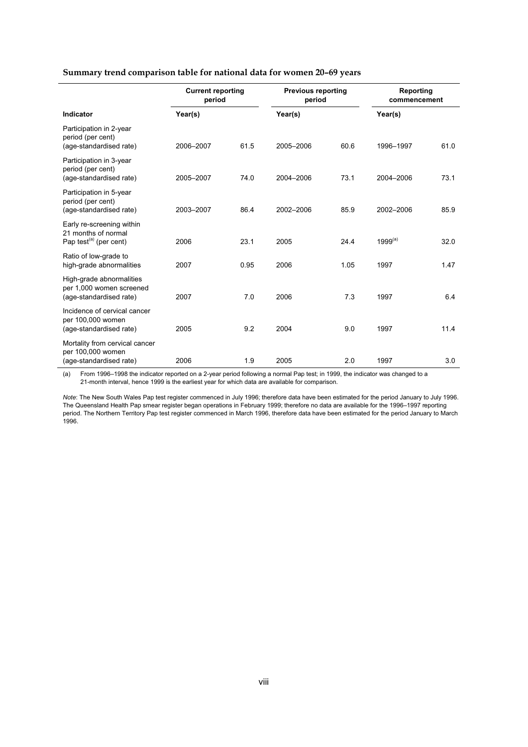**Summary trend comparison table for national data for women 20–69 years**

| | Current reporting period | | Previous reporting period | | Reporting commencement | |
|---|---|---|---|---|---|---|
| **Indicator** | **Year(s)** | | **Year(s)** | | **Year(s)** | |
| Participation in 2-year period (per cent) (age-standardised rate) | 2006–2007 | 61.5 | 2005–2006 | 60.6 | 1996–1997 | 61.0 |
| Participation in 3-year period (per cent) (age-standardised rate) | 2005–2007 | 74.0 | 2004–2006 | 73.1 | 2004–2006 | 73.1 |
| Participation in 5-year period (per cent) (age-standardised rate) | 2003–2007 | 86.4 | 2002–2006 | 85.9 | 2002–2006 | 85.9 |
| Early re-screening within 21 months of normal Pap test[(a)] (per cent) | 2006 | 23.1 | 2005 | 24.4 | 1999[(a)] | 32.0 |
| Ratio of low-grade to high-grade abnormalities | 2007 | 0.95 | 2006 | 1.05 | 1997 | 1.47 |
| High-grade abnormalities per 1,000 women screened (age-standardised rate) | 2007 | 7.0 | 2006 | 7.3 | 1997 | 6.4 |
| Incidence of cervical cancer per 100,000 women (age-standardised rate) | 2005 | 9.2 | 2004 | 9.0 | 1997 | 11.4 |
| Mortality from cervical cancer per 100,000 women (age-standardised rate) | 2006 | 1.9 | 2005 | 2.0 | 1997 | 3.0 |

(a) From 1996–1998 the indicator reported on a 2-year period following a normal Pap test; in 1999, the indicator was changed to a 21-month interval, hence 1999 is the earliest year for which data are available for comparison.

*Note*: The New South Wales Pap test register commenced in July 1996; therefore data have been estimated for the period January to July 1996. The Queensland Health Pap smear register began operations in February 1999; therefore no data are available for the 1996–1997 reporting period. The Northern Territory Pap test register commenced in March 1996, therefore data have been estimated for the period January to March 1996.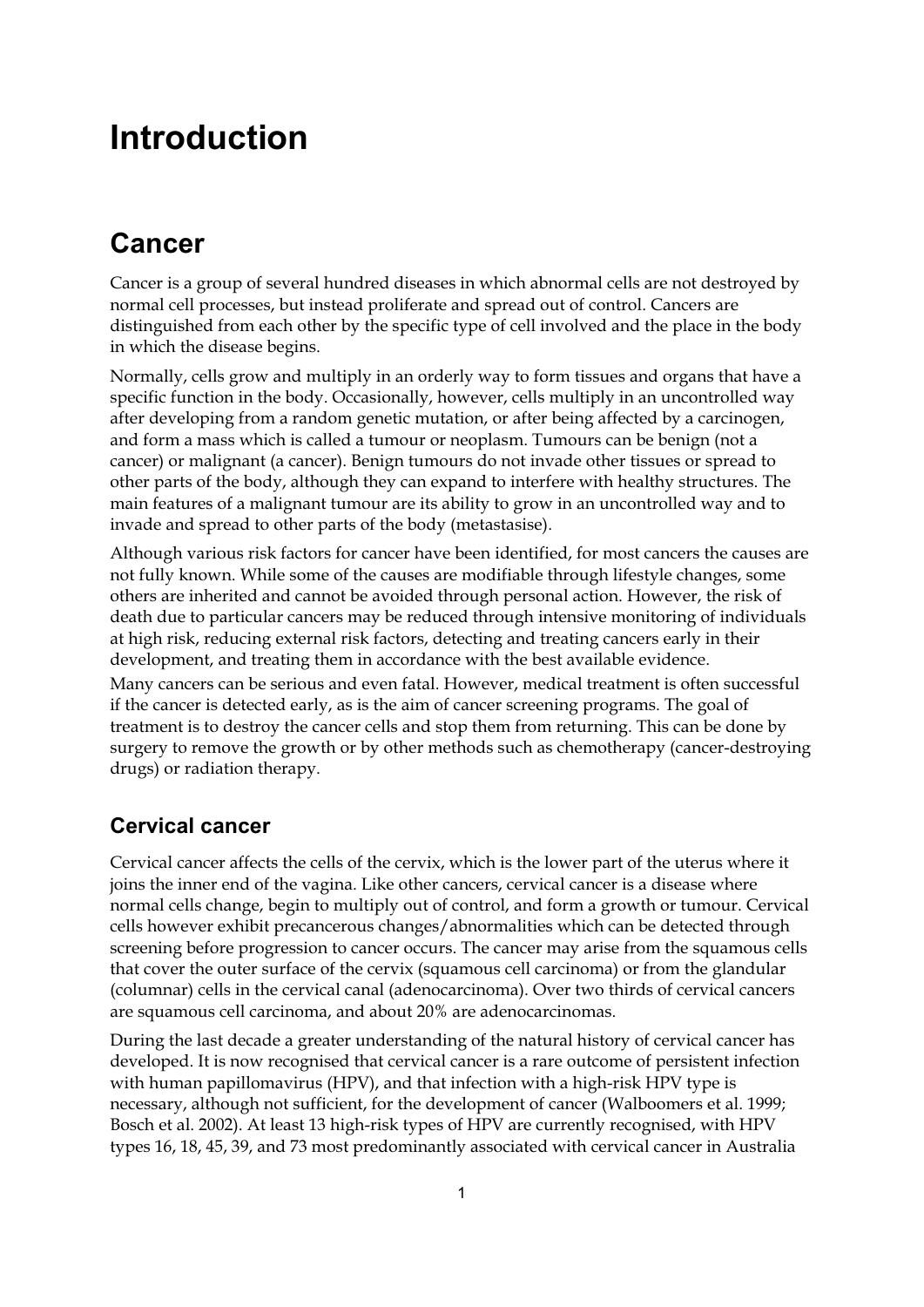# Introduction

## Cancer

Cancer is a group of several hundred diseases in which abnormal cells are not destroyed by normal cell processes, but instead proliferate and spread out of control. Cancers are distinguished from each other by the specific type of cell involved and the place in the body in which the disease begins.

Normally, cells grow and multiply in an orderly way to form tissues and organs that have a specific function in the body. Occasionally, however, cells multiply in an uncontrolled way after developing from a random genetic mutation, or after being affected by a carcinogen, and form a mass which is called a tumour or neoplasm. Tumours can be benign (not a cancer) or malignant (a cancer). Benign tumours do not invade other tissues or spread to other parts of the body, although they can expand to interfere with healthy structures. The main features of a malignant tumour are its ability to grow in an uncontrolled way and to invade and spread to other parts of the body (metastasise).

Although various risk factors for cancer have been identified, for most cancers the causes are not fully known. While some of the causes are modifiable through lifestyle changes, some others are inherited and cannot be avoided through personal action. However, the risk of death due to particular cancers may be reduced through intensive monitoring of individuals at high risk, reducing external risk factors, detecting and treating cancers early in their development, and treating them in accordance with the best available evidence.

Many cancers can be serious and even fatal. However, medical treatment is often successful if the cancer is detected early, as is the aim of cancer screening programs. The goal of treatment is to destroy the cancer cells and stop them from returning. This can be done by surgery to remove the growth or by other methods such as chemotherapy (cancer-destroying drugs) or radiation therapy.

### Cervical cancer

Cervical cancer affects the cells of the cervix, which is the lower part of the uterus where it joins the inner end of the vagina. Like other cancers, cervical cancer is a disease where normal cells change, begin to multiply out of control, and form a growth or tumour. Cervical cells however exhibit precancerous changes/abnormalities which can be detected through screening before progression to cancer occurs. The cancer may arise from the squamous cells that cover the outer surface of the cervix (squamous cell carcinoma) or from the glandular (columnar) cells in the cervical canal (adenocarcinoma). Over two thirds of cervical cancers are squamous cell carcinoma, and about 20% are adenocarcinomas.

During the last decade a greater understanding of the natural history of cervical cancer has developed. It is now recognised that cervical cancer is a rare outcome of persistent infection with human papillomavirus (HPV), and that infection with a high-risk HPV type is necessary, although not sufficient, for the development of cancer (Walboomers et al. 1999; Bosch et al. 2002). At least 13 high-risk types of HPV are currently recognised, with HPV types 16, 18, 45, 39, and 73 most predominantly associated with cervical cancer in Australia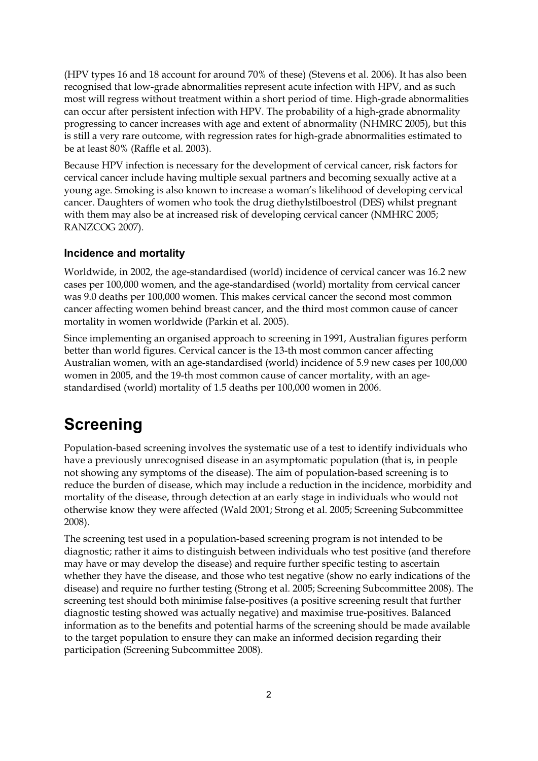(HPV types 16 and 18 account for around 70% of these) (Stevens et al. 2006). It has also been recognised that low-grade abnormalities represent acute infection with HPV, and as such most will regress without treatment within a short period of time. High-grade abnormalities can occur after persistent infection with HPV. The probability of a high-grade abnormality progressing to cancer increases with age and extent of abnormality (NHMRC 2005), but this is still a very rare outcome, with regression rates for high-grade abnormalities estimated to be at least 80% (Raffle et al. 2003).

Because HPV infection is necessary for the development of cervical cancer, risk factors for cervical cancer include having multiple sexual partners and becoming sexually active at a young age. Smoking is also known to increase a woman's likelihood of developing cervical cancer. Daughters of women who took the drug diethylstilboestrol (DES) whilst pregnant with them may also be at increased risk of developing cervical cancer (NMHRC 2005; RANZCOG 2007).

### Incidence and mortality

Worldwide, in 2002, the age-standardised (world) incidence of cervical cancer was 16.2 new cases per 100,000 women, and the age-standardised (world) mortality from cervical cancer was 9.0 deaths per 100,000 women. This makes cervical cancer the second most common cancer affecting women behind breast cancer, and the third most common cause of cancer mortality in women worldwide (Parkin et al. 2005).

Since implementing an organised approach to screening in 1991, Australian figures perform better than world figures. Cervical cancer is the 13-th most common cancer affecting Australian women, with an age-standardised (world) incidence of 5.9 new cases per 100,000 women in 2005, and the 19-th most common cause of cancer mortality, with an age-standardised (world) mortality of 1.5 deaths per 100,000 women in 2006.

## Screening

Population-based screening involves the systematic use of a test to identify individuals who have a previously unrecognised disease in an asymptomatic population (that is, in people not showing any symptoms of the disease). The aim of population-based screening is to reduce the burden of disease, which may include a reduction in the incidence, morbidity and mortality of the disease, through detection at an early stage in individuals who would not otherwise know they were affected (Wald 2001; Strong et al. 2005; Screening Subcommittee 2008).

The screening test used in a population-based screening program is not intended to be diagnostic; rather it aims to distinguish between individuals who test positive (and therefore may have or may develop the disease) and require further specific testing to ascertain whether they have the disease, and those who test negative (show no early indications of the disease) and require no further testing (Strong et al. 2005; Screening Subcommittee 2008). The screening test should both minimise false-positives (a positive screening result that further diagnostic testing showed was actually negative) and maximise true-positives. Balanced information as to the benefits and potential harms of the screening should be made available to the target population to ensure they can make an informed decision regarding their participation (Screening Subcommittee 2008).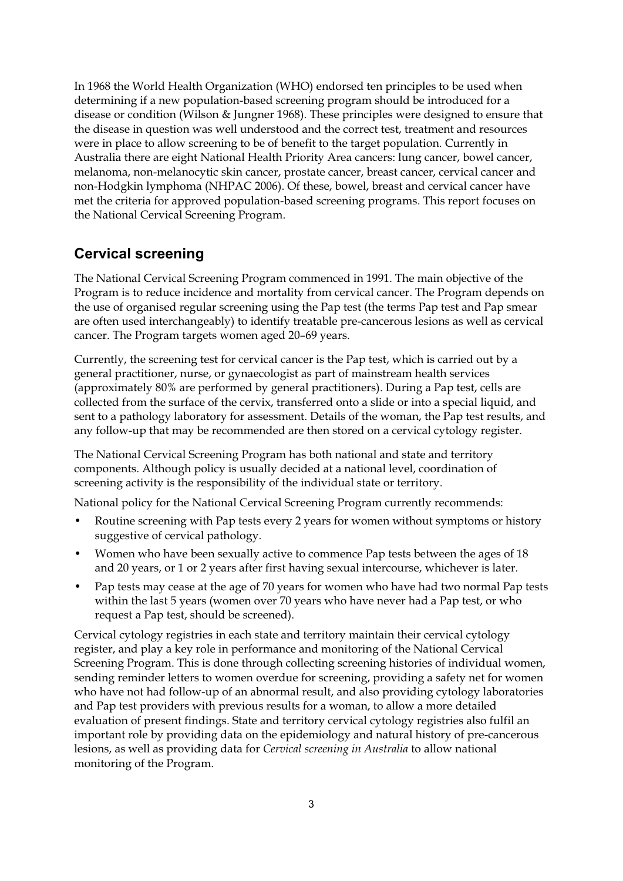In 1968 the World Health Organization (WHO) endorsed ten principles to be used when determining if a new population-based screening program should be introduced for a disease or condition (Wilson & Jungner 1968). These principles were designed to ensure that the disease in question was well understood and the correct test, treatment and resources were in place to allow screening to be of benefit to the target population. Currently in Australia there are eight National Health Priority Area cancers: lung cancer, bowel cancer, melanoma, non-melanocytic skin cancer, prostate cancer, breast cancer, cervical cancer and non-Hodgkin lymphoma (NHPAC 2006). Of these, bowel, breast and cervical cancer have met the criteria for approved population-based screening programs. This report focuses on the National Cervical Screening Program.

## Cervical screening

The National Cervical Screening Program commenced in 1991. The main objective of the Program is to reduce incidence and mortality from cervical cancer. The Program depends on the use of organised regular screening using the Pap test (the terms Pap test and Pap smear are often used interchangeably) to identify treatable pre-cancerous lesions as well as cervical cancer. The Program targets women aged 20–69 years.

Currently, the screening test for cervical cancer is the Pap test, which is carried out by a general practitioner, nurse, or gynaecologist as part of mainstream health services (approximately 80% are performed by general practitioners). During a Pap test, cells are collected from the surface of the cervix, transferred onto a slide or into a special liquid, and sent to a pathology laboratory for assessment. Details of the woman, the Pap test results, and any follow-up that may be recommended are then stored on a cervical cytology register.

The National Cervical Screening Program has both national and state and territory components. Although policy is usually decided at a national level, coordination of screening activity is the responsibility of the individual state or territory.

National policy for the National Cervical Screening Program currently recommends:

- Routine screening with Pap tests every 2 years for women without symptoms or history suggestive of cervical pathology.
- Women who have been sexually active to commence Pap tests between the ages of 18 and 20 years, or 1 or 2 years after first having sexual intercourse, whichever is later.
- Pap tests may cease at the age of 70 years for women who have had two normal Pap tests within the last 5 years (women over 70 years who have never had a Pap test, or who request a Pap test, should be screened).

Cervical cytology registries in each state and territory maintain their cervical cytology register, and play a key role in performance and monitoring of the National Cervical Screening Program. This is done through collecting screening histories of individual women, sending reminder letters to women overdue for screening, providing a safety net for women who have not had follow-up of an abnormal result, and also providing cytology laboratories and Pap test providers with previous results for a woman, to allow a more detailed evaluation of present findings. State and territory cervical cytology registries also fulfil an important role by providing data on the epidemiology and natural history of pre-cancerous lesions, as well as providing data for *Cervical screening in Australia* to allow national monitoring of the Program.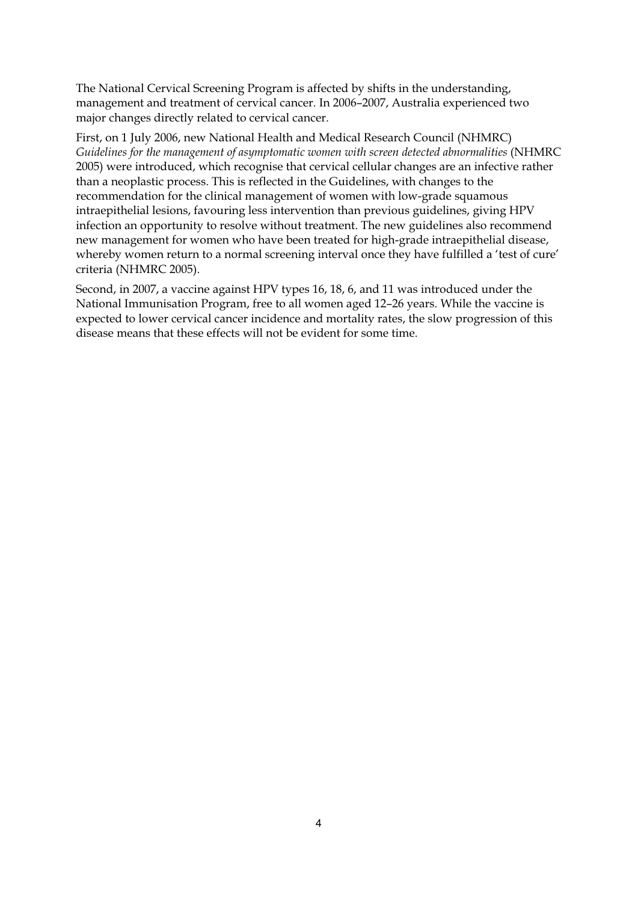The National Cervical Screening Program is affected by shifts in the understanding, management and treatment of cervical cancer. In 2006–2007, Australia experienced two major changes directly related to cervical cancer.

First, on 1 July 2006, new National Health and Medical Research Council (NHMRC) *Guidelines for the management of asymptomatic women with screen detected abnormalities* (NHMRC 2005) were introduced, which recognise that cervical cellular changes are an infective rather than a neoplastic process. This is reflected in the Guidelines, with changes to the recommendation for the clinical management of women with low-grade squamous intraepithelial lesions, favouring less intervention than previous guidelines, giving HPV infection an opportunity to resolve without treatment. The new guidelines also recommend new management for women who have been treated for high-grade intraepithelial disease, whereby women return to a normal screening interval once they have fulfilled a 'test of cure' criteria (NHMRC 2005).

Second, in 2007, a vaccine against HPV types 16, 18, 6, and 11 was introduced under the National Immunisation Program, free to all women aged 12–26 years. While the vaccine is expected to lower cervical cancer incidence and mortality rates, the slow progression of this disease means that these effects will not be evident for some time.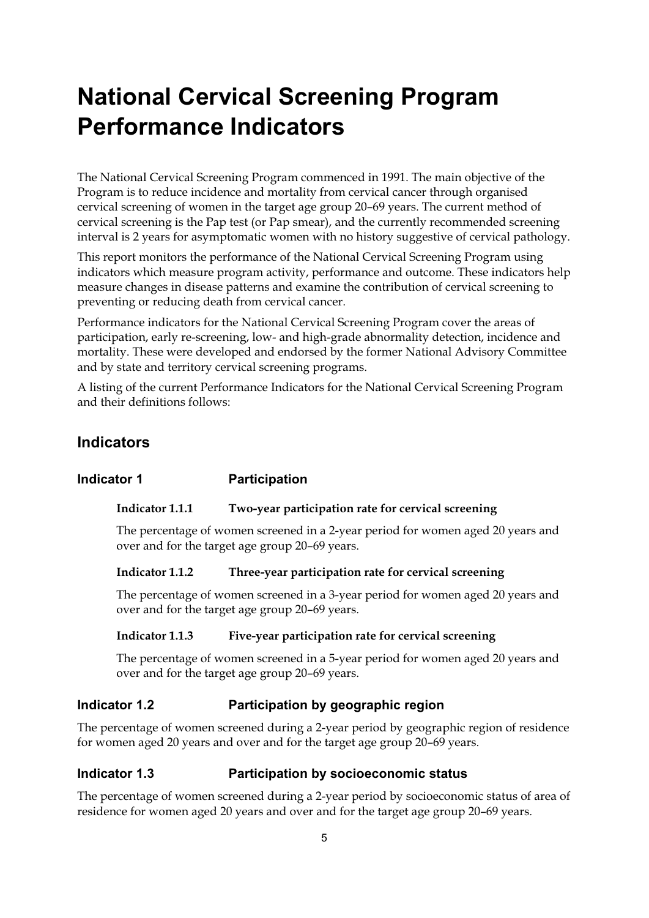# National Cervical Screening Program Performance Indicators

The National Cervical Screening Program commenced in 1991. The main objective of the Program is to reduce incidence and mortality from cervical cancer through organised cervical screening of women in the target age group 20–69 years. The current method of cervical screening is the Pap test (or Pap smear), and the currently recommended screening interval is 2 years for asymptomatic women with no history suggestive of cervical pathology.

This report monitors the performance of the National Cervical Screening Program using indicators which measure program activity, performance and outcome. These indicators help measure changes in disease patterns and examine the contribution of cervical screening to preventing or reducing death from cervical cancer.

Performance indicators for the National Cervical Screening Program cover the areas of participation, early re-screening, low- and high-grade abnormality detection, incidence and mortality. These were developed and endorsed by the former National Advisory Committee and by state and territory cervical screening programs.

A listing of the current Performance Indicators for the National Cervical Screening Program and their definitions follows:

## Indicators

### Indicator 1 Participation

#### Indicator 1.1.1 Two-year participation rate for cervical screening

The percentage of women screened in a 2-year period for women aged 20 years and over and for the target age group 20–69 years.

#### Indicator 1.1.2 Three-year participation rate for cervical screening

The percentage of women screened in a 3-year period for women aged 20 years and over and for the target age group 20–69 years.

#### Indicator 1.1.3 Five-year participation rate for cervical screening

The percentage of women screened in a 5-year period for women aged 20 years and over and for the target age group 20–69 years.

### Indicator 1.2 Participation by geographic region

The percentage of women screened during a 2-year period by geographic region of residence for women aged 20 years and over and for the target age group 20–69 years.

### Indicator 1.3 Participation by socioeconomic status

The percentage of women screened during a 2-year period by socioeconomic status of area of residence for women aged 20 years and over and for the target age group 20–69 years.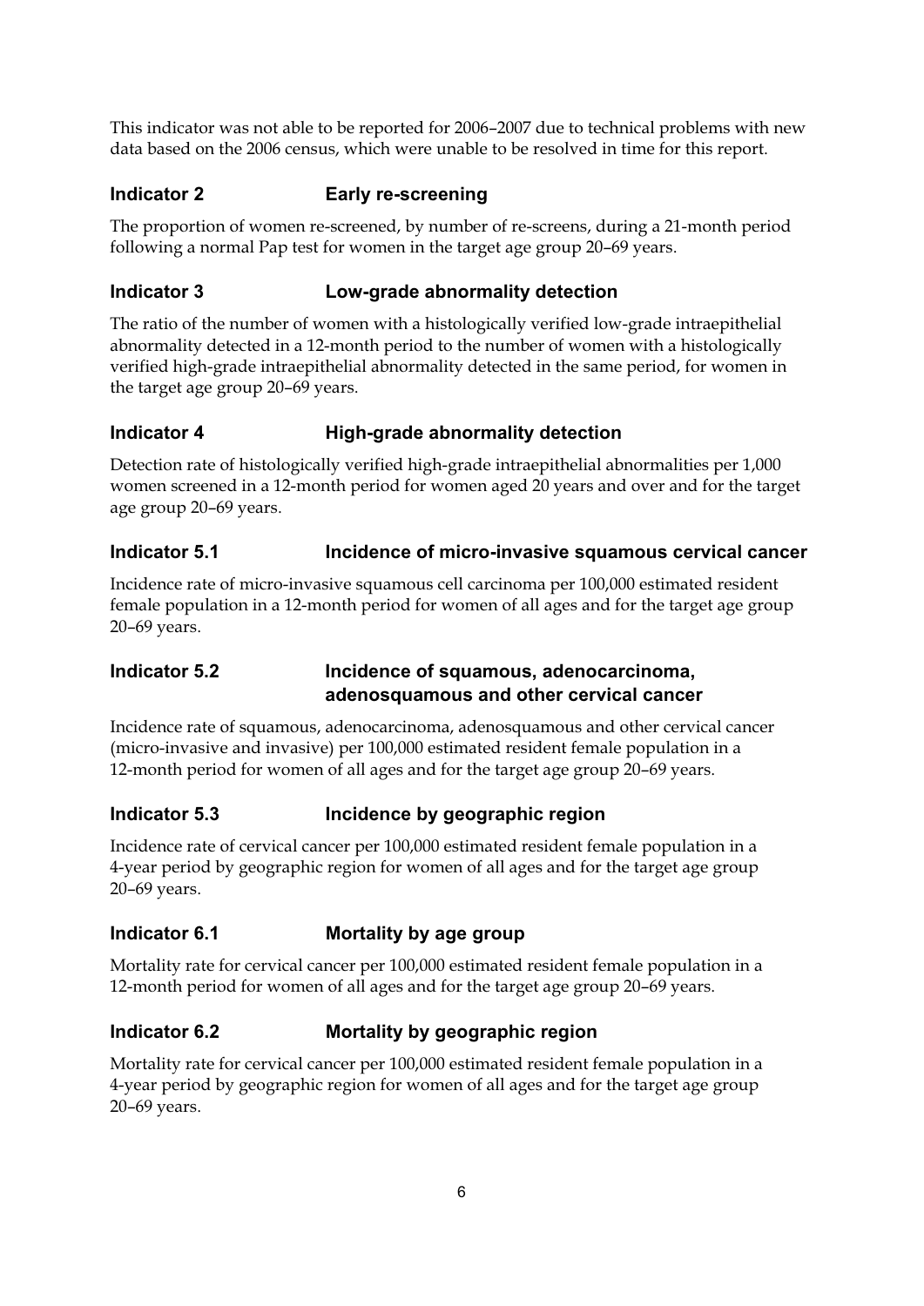This indicator was not able to be reported for 2006–2007 due to technical problems with new data based on the 2006 census, which were unable to be resolved in time for this report.

### Indicator 2 Early re-screening

The proportion of women re-screened, by number of re-screens, during a 21-month period following a normal Pap test for women in the target age group 20–69 years.

### Indicator 3 Low-grade abnormality detection

The ratio of the number of women with a histologically verified low-grade intraepithelial abnormality detected in a 12-month period to the number of women with a histologically verified high-grade intraepithelial abnormality detected in the same period, for women in the target age group 20–69 years.

### Indicator 4 High-grade abnormality detection

Detection rate of histologically verified high-grade intraepithelial abnormalities per 1,000 women screened in a 12-month period for women aged 20 years and over and for the target age group 20–69 years.

### Indicator 5.1 Incidence of micro-invasive squamous cervical cancer

Incidence rate of micro-invasive squamous cell carcinoma per 100,000 estimated resident female population in a 12-month period for women of all ages and for the target age group 20–69 years.

### Indicator 5.2 Incidence of squamous, adenocarcinoma, adenosquamous and other cervical cancer

Incidence rate of squamous, adenocarcinoma, adenosquamous and other cervical cancer (micro-invasive and invasive) per 100,000 estimated resident female population in a 12-month period for women of all ages and for the target age group 20–69 years.

### Indicator 5.3 Incidence by geographic region

Incidence rate of cervical cancer per 100,000 estimated resident female population in a 4-year period by geographic region for women of all ages and for the target age group 20–69 years.

### Indicator 6.1 Mortality by age group

Mortality rate for cervical cancer per 100,000 estimated resident female population in a 12-month period for women of all ages and for the target age group 20–69 years.

### Indicator 6.2 Mortality by geographic region

Mortality rate for cervical cancer per 100,000 estimated resident female population in a 4-year period by geographic region for women of all ages and for the target age group 20–69 years.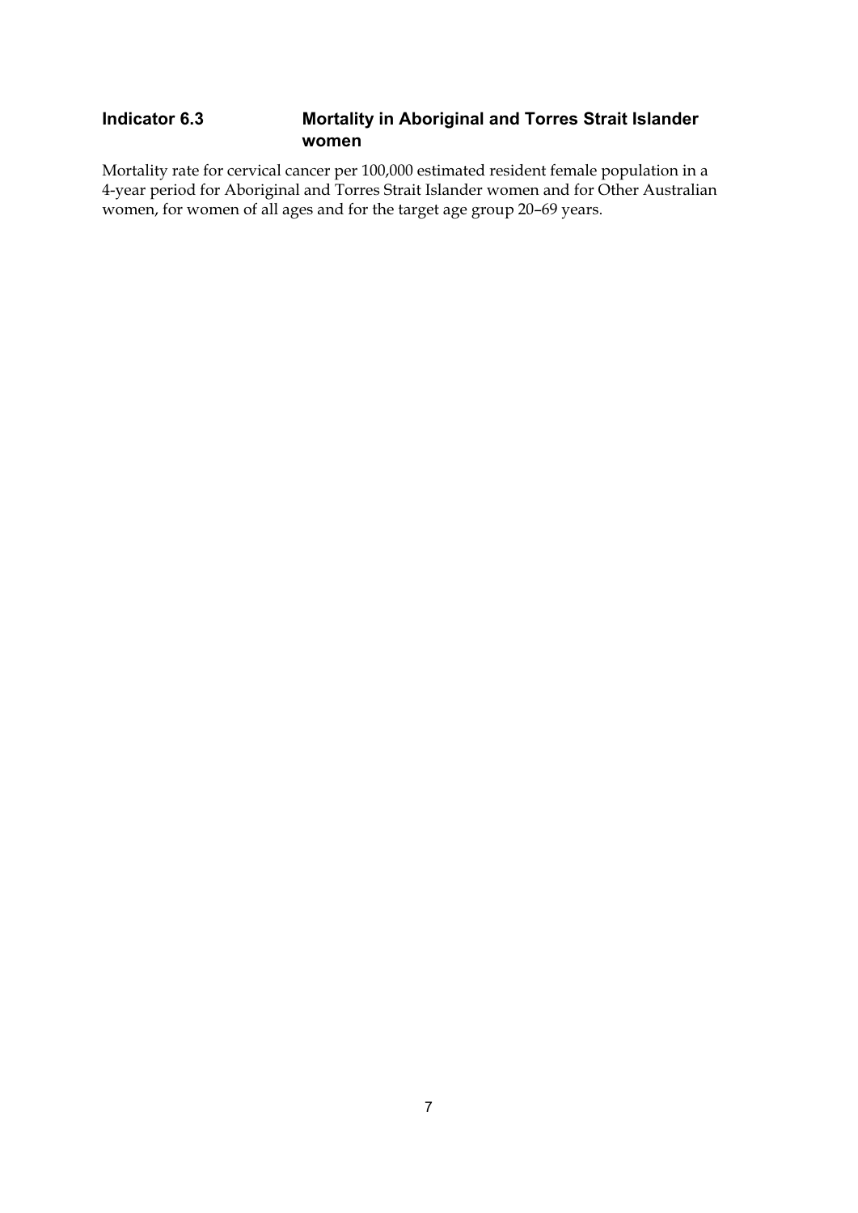## Indicator 6.3 Mortality in Aboriginal and Torres Strait Islander women

Mortality rate for cervical cancer per 100,000 estimated resident female population in a 4-year period for Aboriginal and Torres Strait Islander women and for Other Australian women, for women of all ages and for the target age group 20–69 years.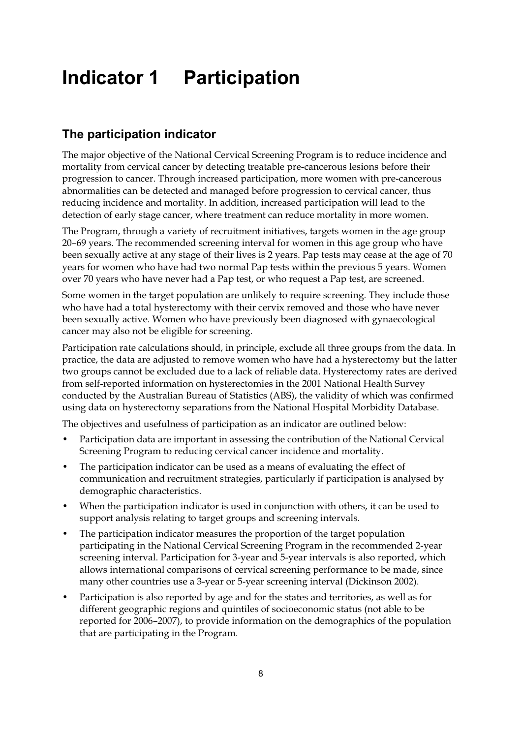# Indicator 1 Participation

## The participation indicator

The major objective of the National Cervical Screening Program is to reduce incidence and mortality from cervical cancer by detecting treatable pre-cancerous lesions before their progression to cancer. Through increased participation, more women with pre-cancerous abnormalities can be detected and managed before progression to cervical cancer, thus reducing incidence and mortality. In addition, increased participation will lead to the detection of early stage cancer, where treatment can reduce mortality in more women.

The Program, through a variety of recruitment initiatives, targets women in the age group 20–69 years. The recommended screening interval for women in this age group who have been sexually active at any stage of their lives is 2 years. Pap tests may cease at the age of 70 years for women who have had two normal Pap tests within the previous 5 years. Women over 70 years who have never had a Pap test, or who request a Pap test, are screened.

Some women in the target population are unlikely to require screening. They include those who have had a total hysterectomy with their cervix removed and those who have never been sexually active. Women who have previously been diagnosed with gynaecological cancer may also not be eligible for screening.

Participation rate calculations should, in principle, exclude all three groups from the data. In practice, the data are adjusted to remove women who have had a hysterectomy but the latter two groups cannot be excluded due to a lack of reliable data. Hysterectomy rates are derived from self-reported information on hysterectomies in the 2001 National Health Survey conducted by the Australian Bureau of Statistics (ABS), the validity of which was confirmed using data on hysterectomy separations from the National Hospital Morbidity Database.

The objectives and usefulness of participation as an indicator are outlined below:

- Participation data are important in assessing the contribution of the National Cervical Screening Program to reducing cervical cancer incidence and mortality.
- The participation indicator can be used as a means of evaluating the effect of communication and recruitment strategies, particularly if participation is analysed by demographic characteristics.
- When the participation indicator is used in conjunction with others, it can be used to support analysis relating to target groups and screening intervals.
- The participation indicator measures the proportion of the target population participating in the National Cervical Screening Program in the recommended 2-year screening interval. Participation for 3-year and 5-year intervals is also reported, which allows international comparisons of cervical screening performance to be made, since many other countries use a 3-year or 5-year screening interval (Dickinson 2002).
- Participation is also reported by age and for the states and territories, as well as for different geographic regions and quintiles of socioeconomic status (not able to be reported for 2006–2007), to provide information on the demographics of the population that are participating in the Program.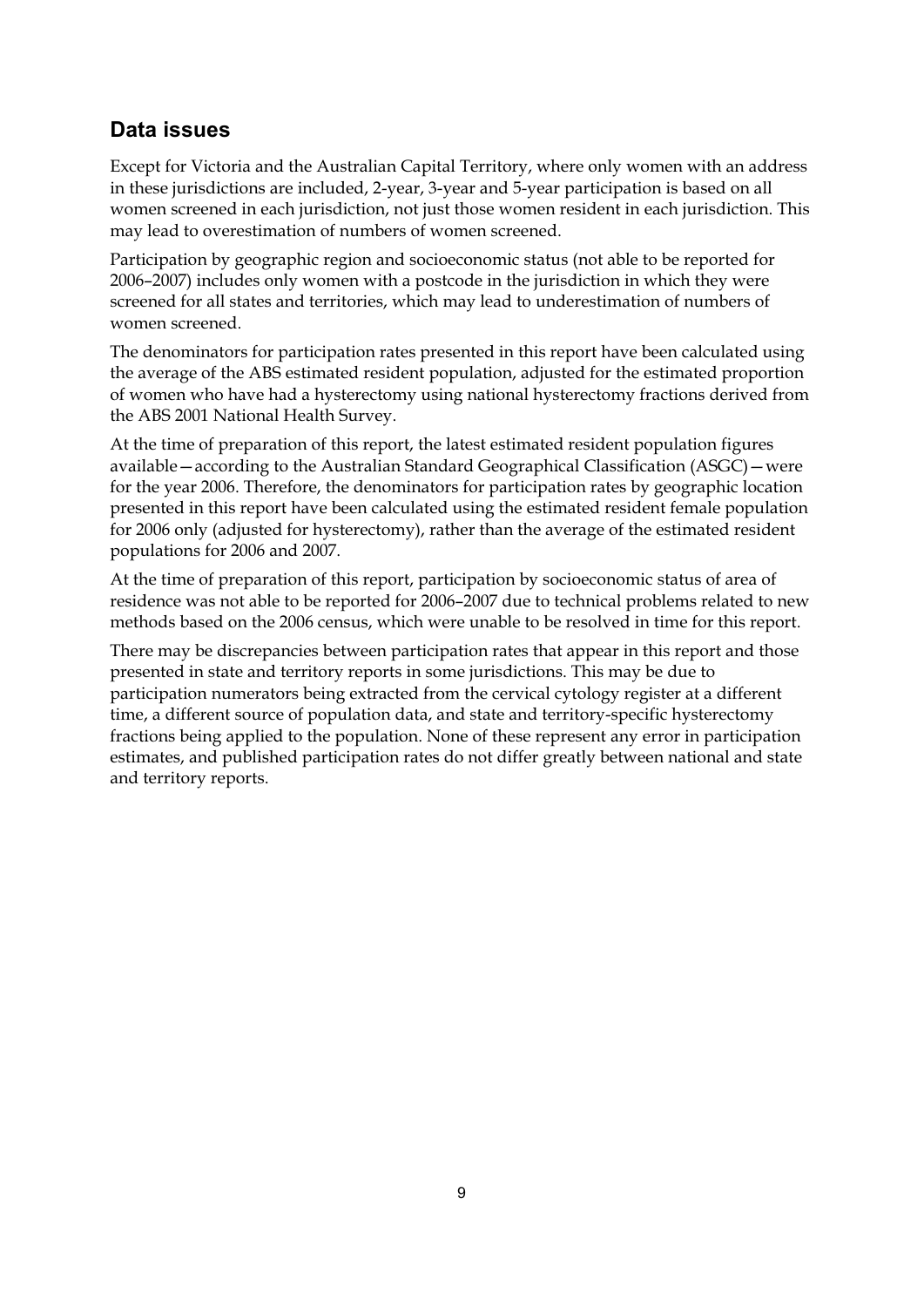## Data issues

Except for Victoria and the Australian Capital Territory, where only women with an address in these jurisdictions are included, 2-year, 3-year and 5-year participation is based on all women screened in each jurisdiction, not just those women resident in each jurisdiction. This may lead to overestimation of numbers of women screened.

Participation by geographic region and socioeconomic status (not able to be reported for 2006–2007) includes only women with a postcode in the jurisdiction in which they were screened for all states and territories, which may lead to underestimation of numbers of women screened.

The denominators for participation rates presented in this report have been calculated using the average of the ABS estimated resident population, adjusted for the estimated proportion of women who have had a hysterectomy using national hysterectomy fractions derived from the ABS 2001 National Health Survey.

At the time of preparation of this report, the latest estimated resident population figures available—according to the Australian Standard Geographical Classification (ASGC)—were for the year 2006. Therefore, the denominators for participation rates by geographic location presented in this report have been calculated using the estimated resident female population for 2006 only (adjusted for hysterectomy), rather than the average of the estimated resident populations for 2006 and 2007.

At the time of preparation of this report, participation by socioeconomic status of area of residence was not able to be reported for 2006–2007 due to technical problems related to new methods based on the 2006 census, which were unable to be resolved in time for this report.

There may be discrepancies between participation rates that appear in this report and those presented in state and territory reports in some jurisdictions. This may be due to participation numerators being extracted from the cervical cytology register at a different time, a different source of population data, and state and territory-specific hysterectomy fractions being applied to the population. None of these represent any error in participation estimates, and published participation rates do not differ greatly between national and state and territory reports.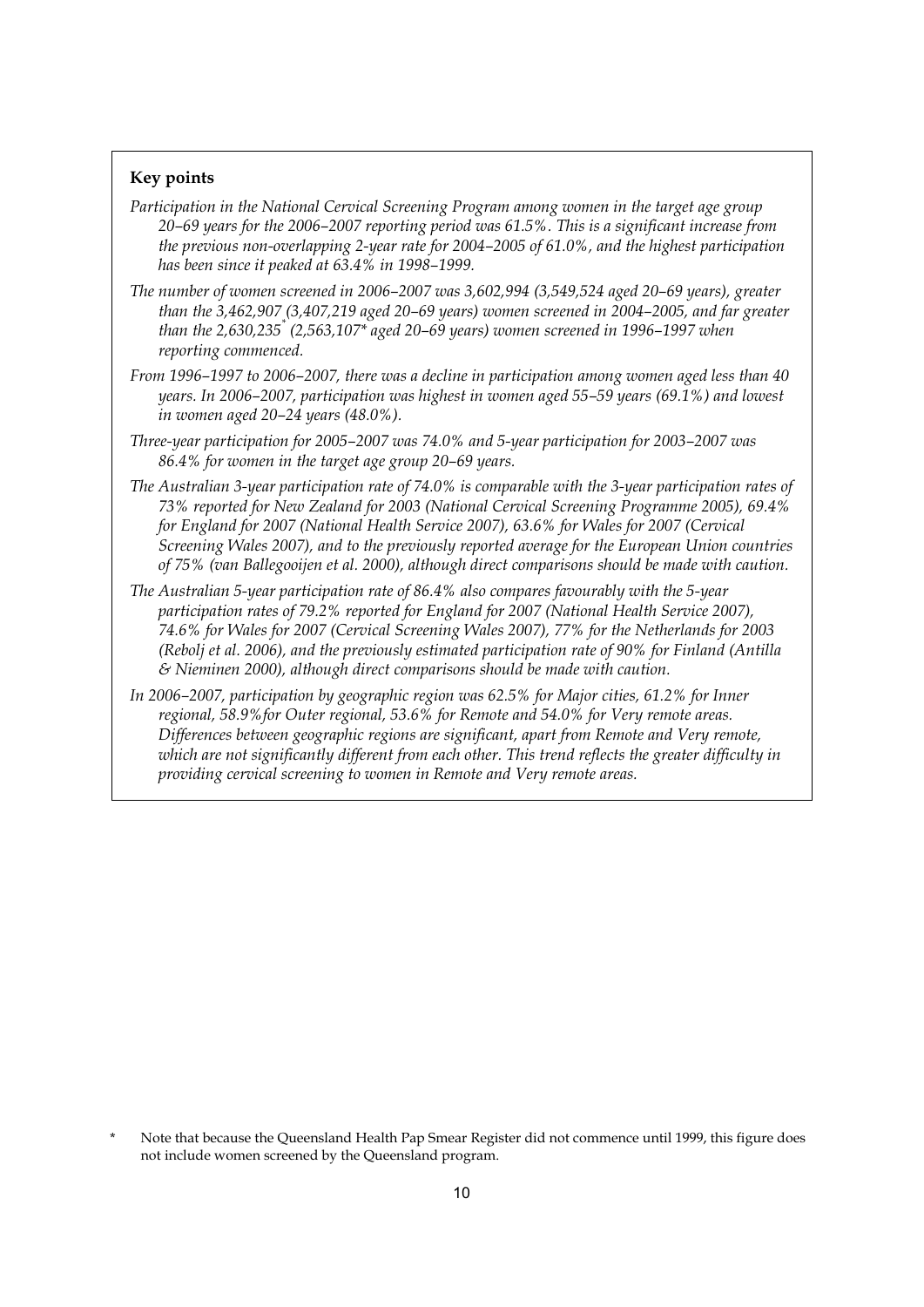**Key points**

*Participation in the National Cervical Screening Program among women in the target age group 20–69 years for the 2006–2007 reporting period was 61.5%. This is a significant increase from the previous non-overlapping 2-year rate for 2004–2005 of 61.0%, and the highest participation has been since it peaked at 63.4% in 1998–1999.*

*The number of women screened in 2006–2007 was 3,602,994 (3,549,524 aged 20–69 years), greater than the 3,462,907 (3,407,219 aged 20–69 years) women screened in 2004–2005, and far greater than the 2,630,235* (2,563,107* aged 20–69 years) women screened in 1996–1997 when reporting commenced.*

*From 1996–1997 to 2006–2007, there was a decline in participation among women aged less than 40 years. In 2006–2007, participation was highest in women aged 55–59 years (69.1%) and lowest in women aged 20–24 years (48.0%).*

*Three-year participation for 2005–2007 was 74.0% and 5-year participation for 2003–2007 was 86.4% for women in the target age group 20–69 years.*

*The Australian 3-year participation rate of 74.0% is comparable with the 3-year participation rates of 73% reported for New Zealand for 2003 (National Cervical Screening Programme 2005), 69.4% for England for 2007 (National Health Service 2007), 63.6% for Wales for 2007 (Cervical Screening Wales 2007), and to the previously reported average for the European Union countries of 75% (van Ballegooijen et al. 2000), although direct comparisons should be made with caution.*

*The Australian 5-year participation rate of 86.4% also compares favourably with the 5-year participation rates of 79.2% reported for England for 2007 (National Health Service 2007), 74.6% for Wales for 2007 (Cervical Screening Wales 2007), 77% for the Netherlands for 2003 (Rebolj et al. 2006), and the previously estimated participation rate of 90% for Finland (Antilla & Nieminen 2000), although direct comparisons should be made with caution.*

*In 2006–2007, participation by geographic region was 62.5% for Major cities, 61.2% for Inner regional, 58.9%for Outer regional, 53.6% for Remote and 54.0% for Very remote areas. Differences between geographic regions are significant, apart from Remote and Very remote, which are not significantly different from each other. This trend reflects the greater difficulty in providing cervical screening to women in Remote and Very remote areas.*

\* Note that because the Queensland Health Pap Smear Register did not commence until 1999, this figure does not include women screened by the Queensland program.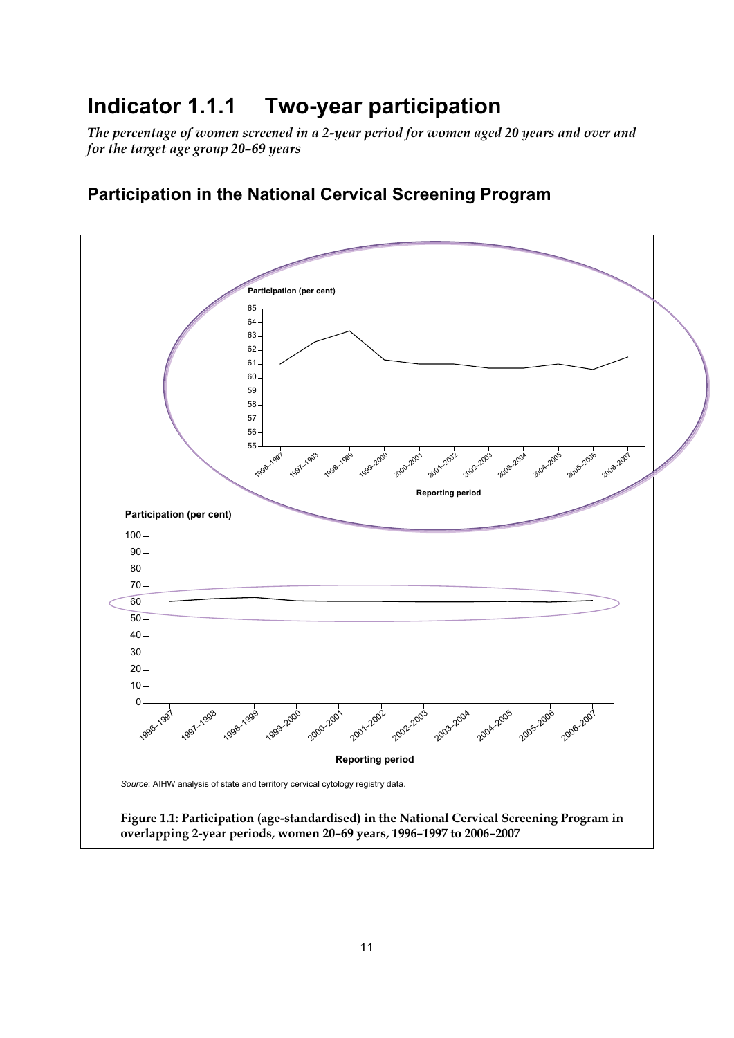# Indicator 1.1.1 Two-year participation

*The percentage of women screened in a 2-year period for women aged 20 years and over and for the target age group 20–69 years*

## Participation in the National Cervical Screening Program

*Source*: AIHW analysis of state and territory cervical cytology registry data.

**Figure 1.1: Participation (age-standardised) in the National Cervical Screening Program in overlapping 2-year periods, women 20–69 years, 1996–1997 to 2006–2007**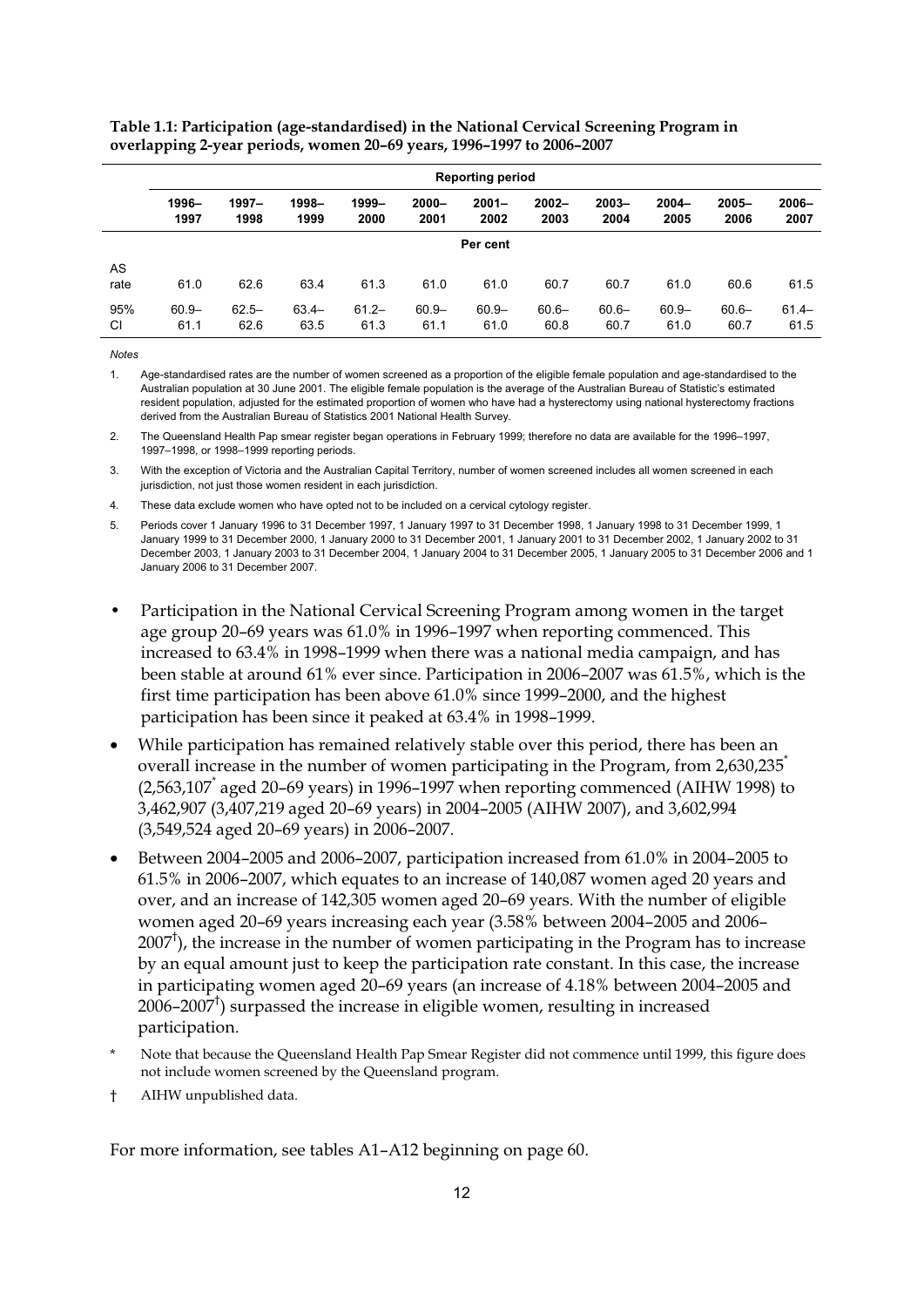**Table 1.1: Participation (age-standardised) in the National Cervical Screening Program in overlapping 2-year periods, women 20–69 years, 1996–1997 to 2006–2007**

| | Reporting period | | | | | | | | | | |
|---|---|---|---|---|---|---|---|---|---|---|---|
| | 1996–1997 | 1997–1998 | 1998–1999 | 1999–2000 | 2000–2001 | 2001–2002 | 2002–2003 | 2003–2004 | 2004–2005 | 2005–2006 | 2006–2007 |
| | Per cent | | | | | | | | | | |
| AS rate | 61.0 | 62.6 | 63.4 | 61.3 | 61.0 | 61.0 | 60.7 | 60.7 | 61.0 | 60.6 | 61.5 |
| 95% CI | 60.9–61.1 | 62.5–62.6 | 63.4–63.5 | 61.2–61.3 | 60.9–61.1 | 60.9–61.0 | 60.6–60.8 | 60.6–60.7 | 60.9–61.0 | 60.6–60.7 | 61.4–61.5 |

*Notes*

1. Age-standardised rates are the number of women screened as a proportion of the eligible female population and age-standardised to the Australian population at 30 June 2001. The eligible female population is the average of the Australian Bureau of Statistic's estimated resident population, adjusted for the estimated proportion of women who have had a hysterectomy using national hysterectomy fractions derived from the Australian Bureau of Statistics 2001 National Health Survey.
2. The Queensland Health Pap smear register began operations in February 1999; therefore no data are available for the 1996–1997, 1997–1998, or 1998–1999 reporting periods.
3. With the exception of Victoria and the Australian Capital Territory, number of women screened includes all women screened in each jurisdiction, not just those women resident in each jurisdiction.
4. These data exclude women who have opted not to be included on a cervical cytology register.
5. Periods cover 1 January 1996 to 31 December 1997, 1 January 1997 to 31 December 1998, 1 January 1998 to 31 December 1999, 1 January 1999 to 31 December 2000, 1 January 2000 to 31 December 2001, 1 January 2001 to 31 December 2002, 1 January 2002 to 31 December 2003, 1 January 2003 to 31 December 2004, 1 January 2004 to 31 December 2005, 1 January 2005 to 31 December 2006 and 1 January 2006 to 31 December 2007.

- Participation in the National Cervical Screening Program among women in the target age group 20–69 years was 61.0% in 1996–1997 when reporting commenced. This increased to 63.4% in 1998–1999 when there was a national media campaign, and has been stable at around 61% ever since. Participation in 2006–2007 was 61.5%, which is the first time participation has been above 61.0% since 1999–2000, and the highest participation has been since it peaked at 63.4% in 1998–1999.
- While participation has remained relatively stable over this period, there has been an overall increase in the number of women participating in the Program, from 2,630,235* (2,563,107* aged 20–69 years) in 1996–1997 when reporting commenced (AIHW 1998) to 3,462,907 (3,407,219 aged 20–69 years) in 2004–2005 (AIHW 2007), and 3,602,994 (3,549,524 aged 20–69 years) in 2006–2007.
- Between 2004–2005 and 2006–2007, participation increased from 61.0% in 2004–2005 to 61.5% in 2006–2007, which equates to an increase of 140,087 women aged 20 years and over, and an increase of 142,305 women aged 20–69 years. With the number of eligible women aged 20–69 years increasing each year (3.58% between 2004–2005 and 2006–2007†), the increase in the number of women participating in the Program has to increase by an equal amount just to keep the participation rate constant. In this case, the increase in participating women aged 20–69 years (an increase of 4.18% between 2004–2005 and 2006–2007†) surpassed the increase in eligible women, resulting in increased participation.

\* Note that because the Queensland Health Pap Smear Register did not commence until 1999, this figure does not include women screened by the Queensland program.

† AIHW unpublished data.

For more information, see tables A1–A12 beginning on page 60.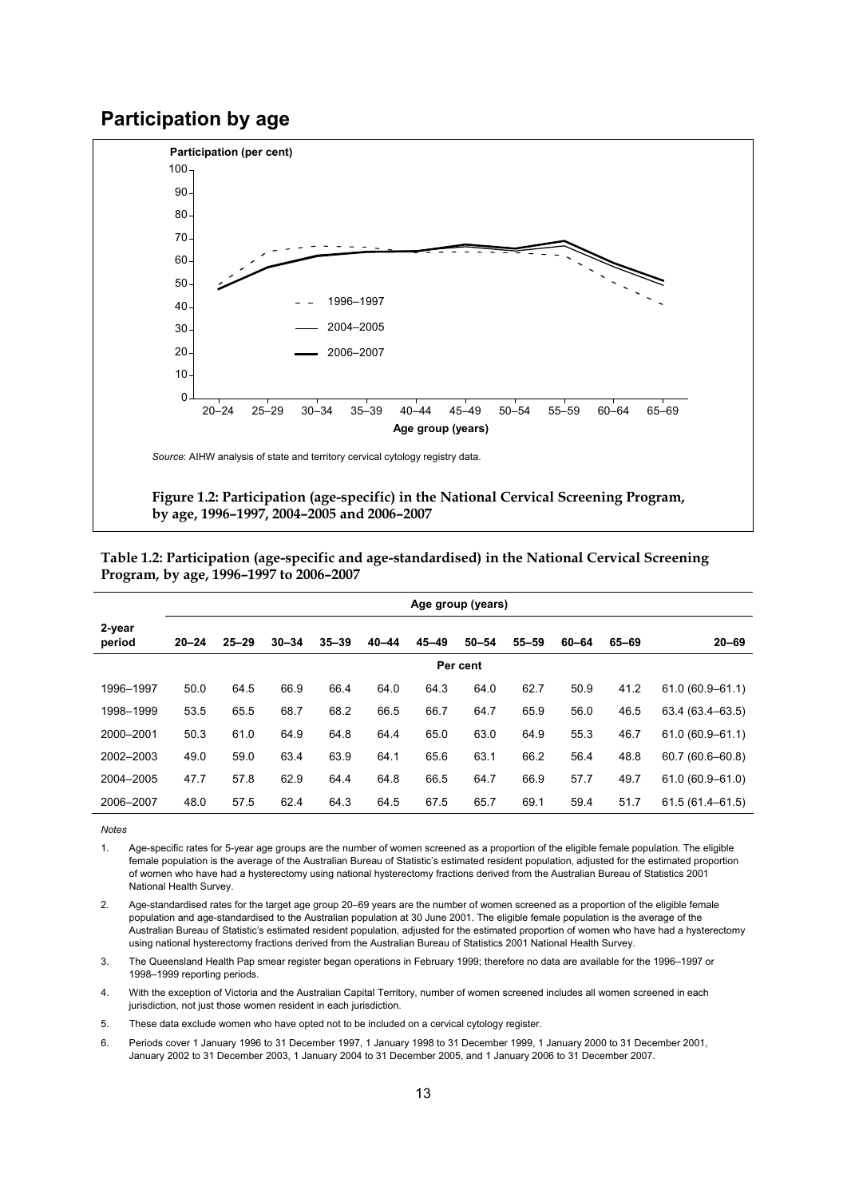## Participation by age

Source: AIHW analysis of state and territory cervical cytology registry data.

**Figure 1.2: Participation (age-specific) in the National Cervical Screening Program, by age, 1996–1997, 2004–2005 and 2006–2007**

**Table 1.2: Participation (age-specific and age-standardised) in the National Cervical Screening Program, by age, 1996–1997 to 2006–2007**

| 2-year period | Age group (years) | | | | | | | | | | |
|---|---|---|---|---|---|---|---|---|---|---|---|
| | 20–24 | 25–29 | 30–34 | 35–39 | 40–44 | 45–49 | 50–54 | 55–59 | 60–64 | 65–69 | 20–69 |
| | Per cent | | | | | | | | | | |
| 1996–1997 | 50.0 | 64.5 | 66.9 | 66.4 | 64.0 | 64.3 | 64.0 | 62.7 | 50.9 | 41.2 | 61.0 (60.9–61.1) |
| 1998–1999 | 53.5 | 65.5 | 68.7 | 68.2 | 66.5 | 66.7 | 64.7 | 65.9 | 56.0 | 46.5 | 63.4 (63.4–63.5) |
| 2000–2001 | 50.3 | 61.0 | 64.9 | 64.8 | 64.4 | 65.0 | 63.0 | 64.9 | 55.3 | 46.7 | 61.0 (60.9–61.1) |
| 2002–2003 | 49.0 | 59.0 | 63.4 | 63.9 | 64.1 | 65.6 | 63.1 | 66.2 | 56.4 | 48.8 | 60.7 (60.6–60.8) |
| 2004–2005 | 47.7 | 57.8 | 62.9 | 64.4 | 64.8 | 66.5 | 64.7 | 66.9 | 57.7 | 49.7 | 61.0 (60.9–61.0) |
| 2006–2007 | 48.0 | 57.5 | 62.4 | 64.3 | 64.5 | 67.5 | 65.7 | 69.1 | 59.4 | 51.7 | 61.5 (61.4–61.5) |

*Notes*

1. Age-specific rates for 5-year age groups are the number of women screened as a proportion of the eligible female population. The eligible female population is the average of the Australian Bureau of Statistic's estimated resident population, adjusted for the estimated proportion of women who have had a hysterectomy using national hysterectomy fractions derived from the Australian Bureau of Statistics 2001 National Health Survey.
2. Age-standardised rates for the target age group 20–69 years are the number of women screened as a proportion of the eligible female population and age-standardised to the Australian population at 30 June 2001. The eligible female population is the average of the Australian Bureau of Statistic's estimated resident population, adjusted for the estimated proportion of women who have had a hysterectomy using national hysterectomy fractions derived from the Australian Bureau of Statistics 2001 National Health Survey.
3. The Queensland Health Pap smear register began operations in February 1999; therefore no data are available for the 1996–1997 or 1998–1999 reporting periods.
4. With the exception of Victoria and the Australian Capital Territory, number of women screened includes all women screened in each jurisdiction, not just those women resident in each jurisdiction.
5. These data exclude women who have opted not to be included on a cervical cytology register.
6. Periods cover 1 January 1996 to 31 December 1997, 1 January 1998 to 31 December 1999, 1 January 2000 to 31 December 2001, January 2002 to 31 December 2003, 1 January 2004 to 31 December 2005, and 1 January 2006 to 31 December 2007.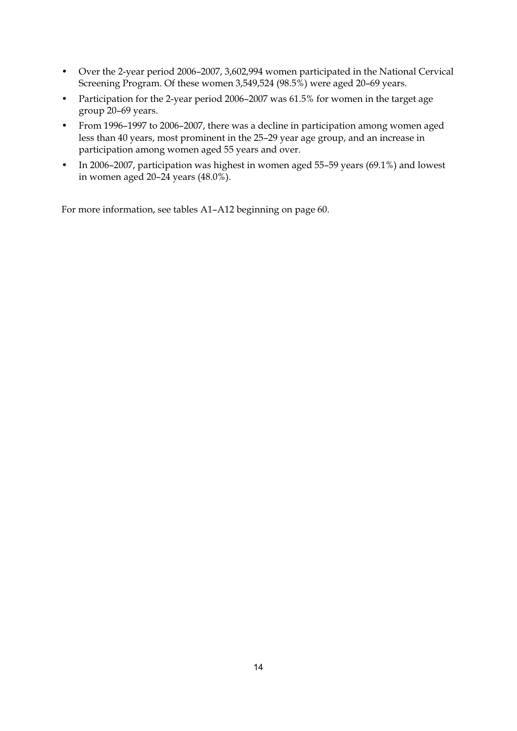- Over the 2-year period 2006–2007, 3,602,994 women participated in the National Cervical Screening Program. Of these women 3,549,524 (98.5%) were aged 20–69 years.
- Participation for the 2-year period 2006–2007 was 61.5% for women in the target age group 20–69 years.
- From 1996–1997 to 2006–2007, there was a decline in participation among women aged less than 40 years, most prominent in the 25–29 year age group, and an increase in participation among women aged 55 years and over.
- In 2006–2007, participation was highest in women aged 55–59 years (69.1%) and lowest in women aged 20–24 years (48.0%).

For more information, see tables A1–A12 beginning on page 60.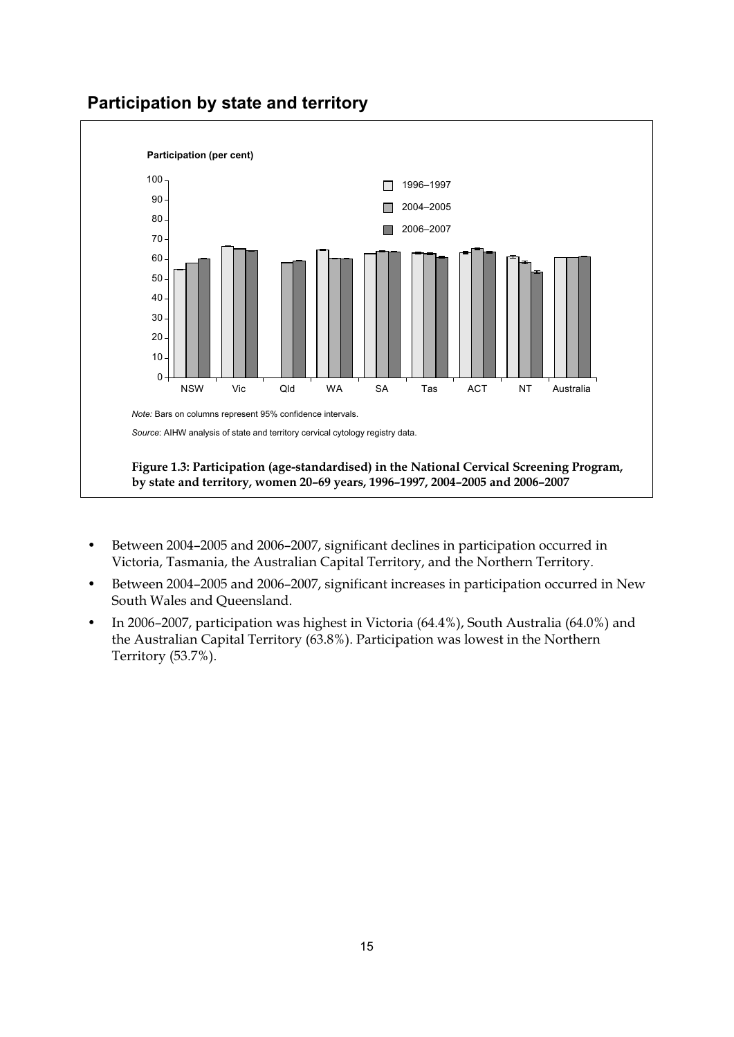## Participation by state and territory

*Note:* Bars on columns represent 95% confidence intervals.

*Source*: AIHW analysis of state and territory cervical cytology registry data.

**Figure 1.3: Participation (age-standardised) in the National Cervical Screening Program, by state and territory, women 20–69 years, 1996–1997, 2004–2005 and 2006–2007**

- Between 2004–2005 and 2006–2007, significant declines in participation occurred in Victoria, Tasmania, the Australian Capital Territory, and the Northern Territory.
- Between 2004–2005 and 2006–2007, significant increases in participation occurred in New South Wales and Queensland.
- In 2006–2007, participation was highest in Victoria (64.4%), South Australia (64.0%) and the Australian Capital Territory (63.8%). Participation was lowest in the Northern Territory (53.7%).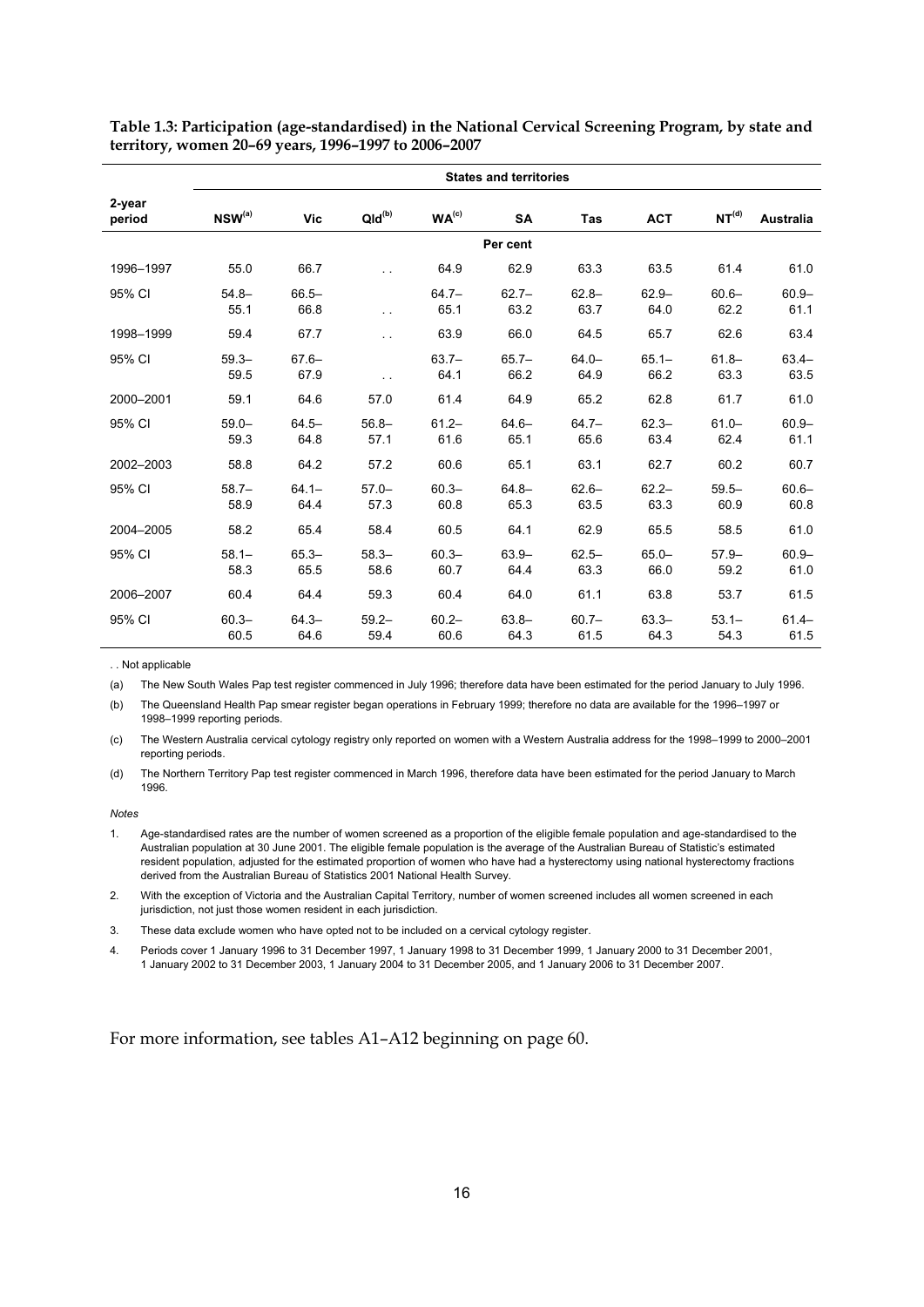**Table 1.3: Participation (age-standardised) in the National Cervical Screening Program, by state and territory, women 20–69 years, 1996–1997 to 2006–2007**

| | States and territories | | | | | | | | |
|---|---|---|---|---|---|---|---|---|---|
| 2-year period | NSW[(a)] | Vic | Qld[(b)] | WA[(c)] | SA | Tas | ACT | NT[(d)] | Australia |
| | Per cent | | | | | | | | |
| 1996–1997 | 55.0 | 66.7 | . . | 64.9 | 62.9 | 63.3 | 63.5 | 61.4 | 61.0 |
| 95% CI | 54.8–55.1 | 66.5–66.8 | . . | 64.7–65.1 | 62.7–63.2 | 62.8–63.7 | 62.9–64.0 | 60.6–62.2 | 60.9–61.1 |
| 1998–1999 | 59.4 | 67.7 | . . | 63.9 | 66.0 | 64.5 | 65.7 | 62.6 | 63.4 |
| 95% CI | 59.3–59.5 | 67.6–67.9 | . . | 63.7–64.1 | 65.7–66.2 | 64.0–64.9 | 65.1–66.2 | 61.8–63.3 | 63.4–63.5 |
| 2000–2001 | 59.1 | 64.6 | 57.0 | 61.4 | 64.9 | 65.2 | 62.8 | 61.7 | 61.0 |
| 95% CI | 59.0–59.3 | 64.5–64.8 | 56.8–57.1 | 61.2–61.6 | 64.6–65.1 | 64.7–65.6 | 62.3–63.4 | 61.0–62.4 | 60.9–61.1 |
| 2002–2003 | 58.8 | 64.2 | 57.2 | 60.6 | 65.1 | 63.1 | 62.7 | 60.2 | 60.7 |
| 95% CI | 58.7–58.9 | 64.1–64.4 | 57.0–57.3 | 60.3–60.8 | 64.8–65.3 | 62.6–63.5 | 62.2–63.3 | 59.5–60.9 | 60.6–60.8 |
| 2004–2005 | 58.2 | 65.4 | 58.4 | 60.5 | 64.1 | 62.9 | 65.5 | 58.5 | 61.0 |
| 95% CI | 58.1–58.3 | 65.3–65.5 | 58.3–58.6 | 60.3–60.7 | 63.9–64.4 | 62.5–63.3 | 65.0–66.0 | 57.9–59.2 | 60.9–61.0 |
| 2006–2007 | 60.4 | 64.4 | 59.3 | 60.4 | 64.0 | 61.1 | 63.8 | 53.7 | 61.5 |
| 95% CI | 60.3–60.5 | 64.3–64.6 | 59.2–59.4 | 60.2–60.6 | 63.8–64.3 | 60.7–61.5 | 63.3–64.3 | 53.1–54.3 | 61.4–61.5 |

. . Not applicable

(a) The New South Wales Pap test register commenced in July 1996; therefore data have been estimated for the period January to July 1996.

(b) The Queensland Health Pap smear register began operations in February 1999; therefore no data are available for the 1996–1997 or 1998–1999 reporting periods.

(c) The Western Australia cervical cytology registry only reported on women with a Western Australia address for the 1998–1999 to 2000–2001 reporting periods.

(d) The Northern Territory Pap test register commenced in March 1996, therefore data have been estimated for the period January to March 1996.

*Notes*

1. Age-standardised rates are the number of women screened as a proportion of the eligible female population and age-standardised to the Australian population at 30 June 2001. The eligible female population is the average of the Australian Bureau of Statistic's estimated resident population, adjusted for the estimated proportion of women who have had a hysterectomy using national hysterectomy fractions derived from the Australian Bureau of Statistics 2001 National Health Survey.
2. With the exception of Victoria and the Australian Capital Territory, number of women screened includes all women screened in each jurisdiction, not just those women resident in each jurisdiction.
3. These data exclude women who have opted not to be included on a cervical cytology register.
4. Periods cover 1 January 1996 to 31 December 1997, 1 January 1998 to 31 December 1999, 1 January 2000 to 31 December 2001, 1 January 2002 to 31 December 2003, 1 January 2004 to 31 December 2005, and 1 January 2006 to 31 December 2007.

For more information, see tables A1–A12 beginning on page 60.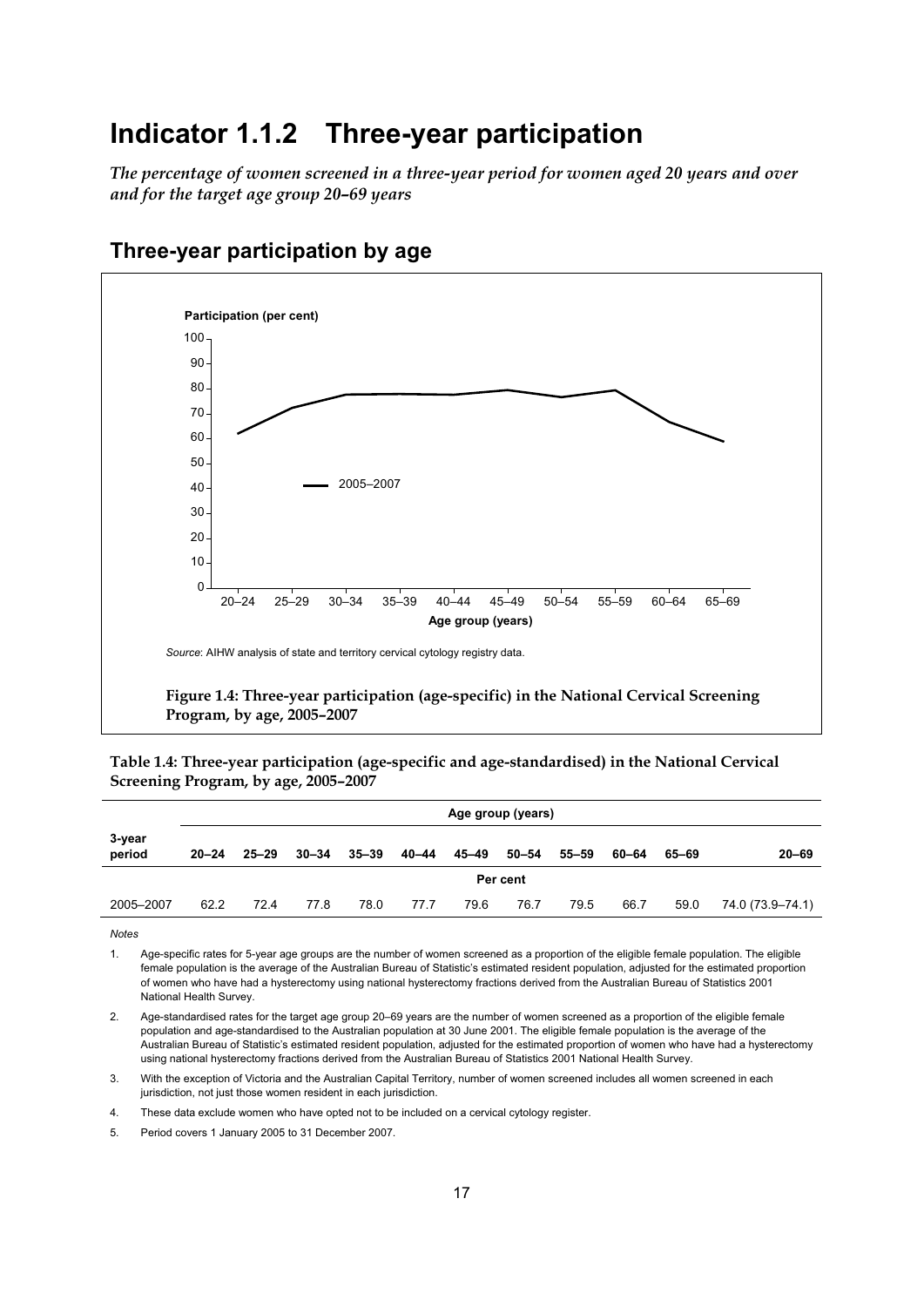# Indicator 1.1.2 Three-year participation

*The percentage of women screened in a three-year period for women aged 20 years and over and for the target age group 20–69 years*

## Three-year participation by age

*Source*: AIHW analysis of state and territory cervical cytology registry data.

**Figure 1.4: Three-year participation (age-specific) in the National Cervical Screening Program, by age, 2005–2007**

**Table 1.4: Three-year participation (age-specific and age-standardised) in the National Cervical Screening Program, by age, 2005–2007**

| | Age group (years) | | | | | | | | | | |
|---|---|---|---|---|---|---|---|---|---|---|---|
| 3-year period | 20–24 | 25–29 | 30–34 | 35–39 | 40–44 | 45–49 | 50–54 | 55–59 | 60–64 | 65–69 | 20–69 |
| | Per cent | | | | | | | | | | |
| 2005–2007 | 62.2 | 72.4 | 77.8 | 78.0 | 77.7 | 79.6 | 76.7 | 79.5 | 66.7 | 59.0 | 74.0 (73.9–74.1) |

*Notes*

1. Age-specific rates for 5-year age groups are the number of women screened as a proportion of the eligible female population. The eligible female population is the average of the Australian Bureau of Statistic's estimated resident population, adjusted for the estimated proportion of women who have had a hysterectomy using national hysterectomy fractions derived from the Australian Bureau of Statistics 2001 National Health Survey.
2. Age-standardised rates for the target age group 20–69 years are the number of women screened as a proportion of the eligible female population and age-standardised to the Australian population at 30 June 2001. The eligible female population is the average of the Australian Bureau of Statistic's estimated resident population, adjusted for the estimated proportion of women who have had a hysterectomy using national hysterectomy fractions derived from the Australian Bureau of Statistics 2001 National Health Survey.
3. With the exception of Victoria and the Australian Capital Territory, number of women screened includes all women screened in each jurisdiction, not just those women resident in each jurisdiction.
4. These data exclude women who have opted not to be included on a cervical cytology register.
5. Period covers 1 January 2005 to 31 December 2007.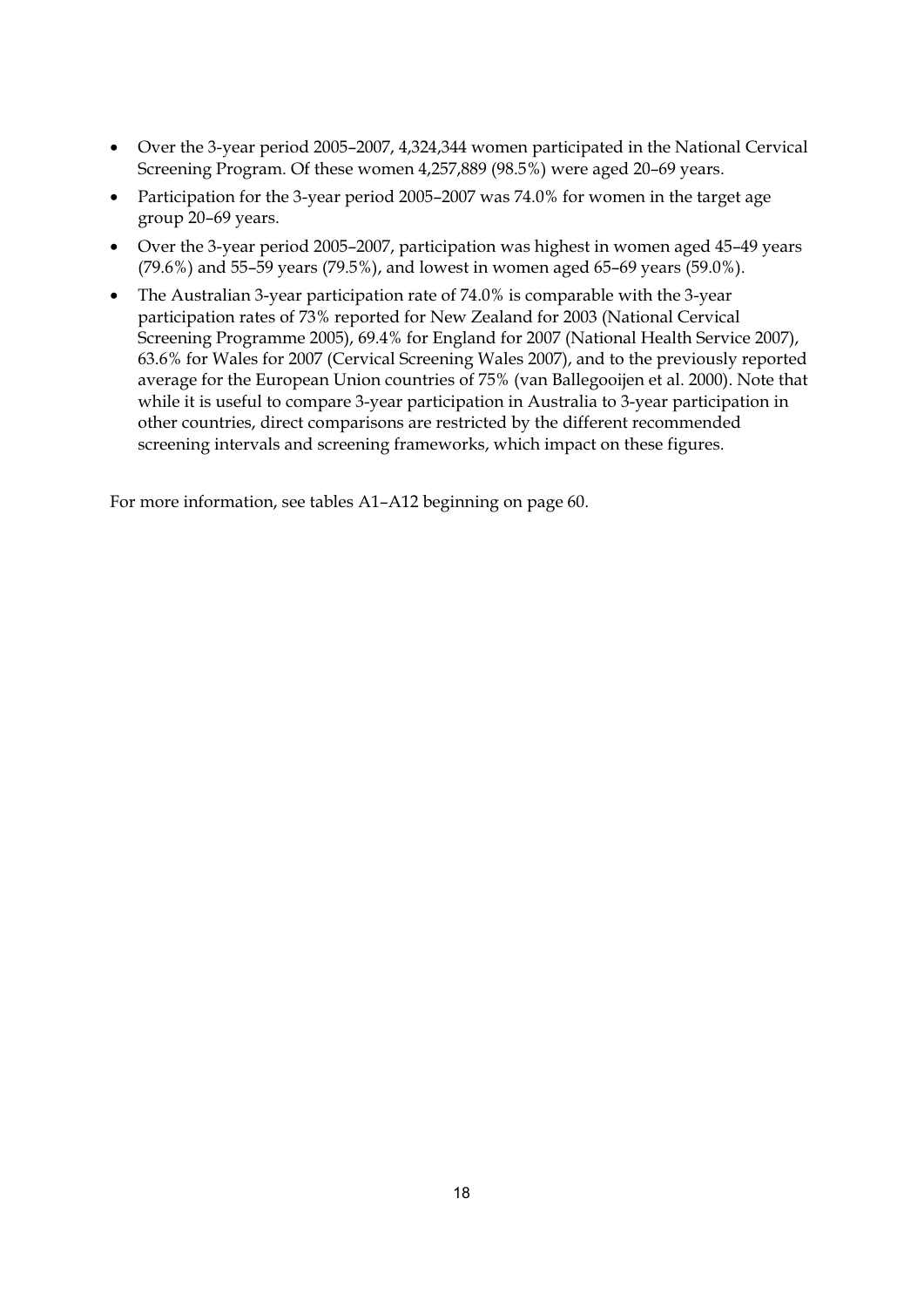- Over the 3-year period 2005–2007, 4,324,344 women participated in the National Cervical Screening Program. Of these women 4,257,889 (98.5%) were aged 20–69 years.
- Participation for the 3-year period 2005–2007 was 74.0% for women in the target age group 20–69 years.
- Over the 3-year period 2005–2007, participation was highest in women aged 45–49 years (79.6%) and 55–59 years (79.5%), and lowest in women aged 65–69 years (59.0%).
- The Australian 3-year participation rate of 74.0% is comparable with the 3-year participation rates of 73% reported for New Zealand for 2003 (National Cervical Screening Programme 2005), 69.4% for England for 2007 (National Health Service 2007), 63.6% for Wales for 2007 (Cervical Screening Wales 2007), and to the previously reported average for the European Union countries of 75% (van Ballegooijen et al. 2000). Note that while it is useful to compare 3-year participation in Australia to 3-year participation in other countries, direct comparisons are restricted by the different recommended screening intervals and screening frameworks, which impact on these figures.

For more information, see tables A1–A12 beginning on page 60.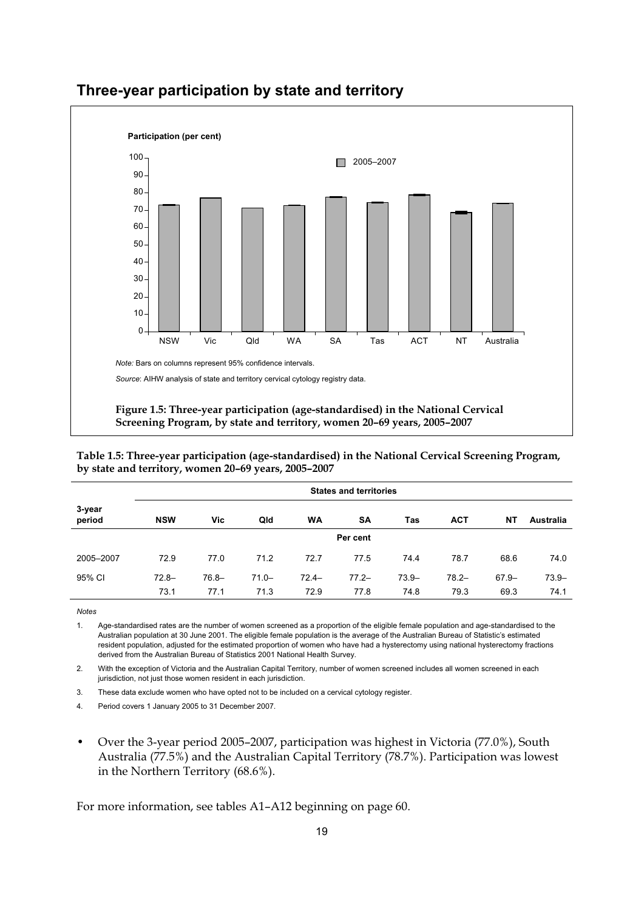## Three-year participation by state and territory

*Note:* Bars on columns represent 95% confidence intervals.

*Source*: AIHW analysis of state and territory cervical cytology registry data.

**Figure 1.5: Three-year participation (age-standardised) in the National Cervical Screening Program, by state and territory, women 20–69 years, 2005–2007**

**Table 1.5: Three-year participation (age-standardised) in the National Cervical Screening Program, by state and territory, women 20–69 years, 2005–2007**

| 3-year period | States and territories | | | | | | | | |
|---|---|---|---|---|---|---|---|---|---|
| | **NSW** | **Vic** | **Qld** | **WA** | **SA** | **Tas** | **ACT** | **NT** | **Australia** |
| | Per cent | | | | | | | | |
| 2005–2007 | 72.9 | 77.0 | 71.2 | 72.7 | 77.5 | 74.4 | 78.7 | 68.6 | 74.0 |
| 95% CI | 72.8–73.1 | 76.8–77.1 | 71.0–71.3 | 72.4–72.9 | 77.2–77.8 | 73.9–74.8 | 78.2–79.3 | 67.9–69.3 | 73.9–74.1 |

*Notes*

1. Age-standardised rates are the number of women screened as a proportion of the eligible female population and age-standardised to the Australian population at 30 June 2001. The eligible female population is the average of the Australian Bureau of Statistic's estimated resident population, adjusted for the estimated proportion of women who have had a hysterectomy using national hysterectomy fractions derived from the Australian Bureau of Statistics 2001 National Health Survey.
2. With the exception of Victoria and the Australian Capital Territory, number of women screened includes all women screened in each jurisdiction, not just those women resident in each jurisdiction.
3. These data exclude women who have opted not to be included on a cervical cytology register.
4. Period covers 1 January 2005 to 31 December 2007.

- Over the 3-year period 2005–2007, participation was highest in Victoria (77.0%), South Australia (77.5%) and the Australian Capital Territory (78.7%). Participation was lowest in the Northern Territory (68.6%).

For more information, see tables A1–A12 beginning on page 60.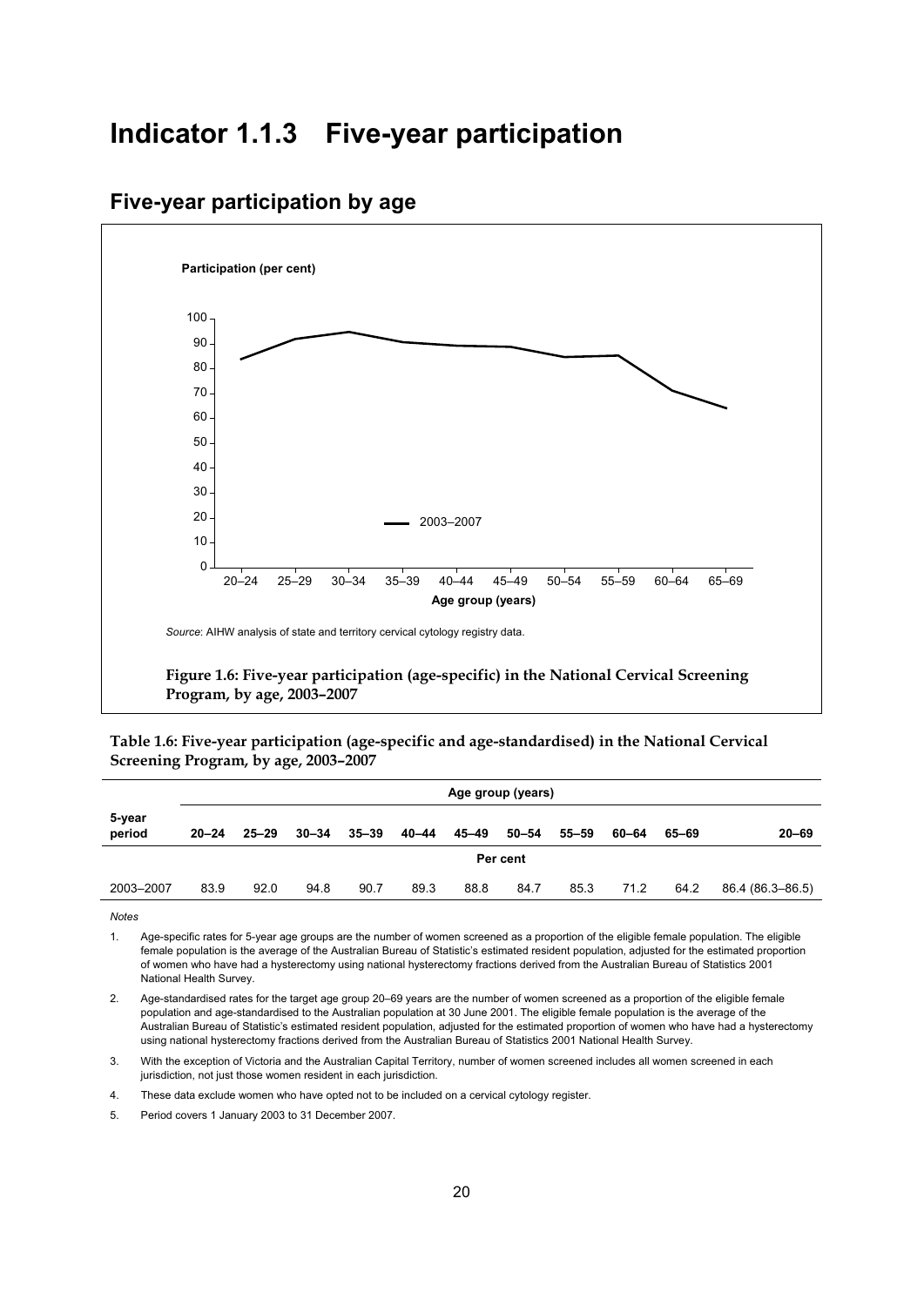# Indicator 1.1.3 Five-year participation

## Five-year participation by age

*Source*: AIHW analysis of state and territory cervical cytology registry data.

**Figure 1.6: Five-year participation (age-specific) in the National Cervical Screening Program, by age, 2003–2007**

**Table 1.6: Five-year participation (age-specific and age-standardised) in the National Cervical Screening Program, by age, 2003–2007**

| 5-year period | Age group (years) | | | | | | | | | | |
|---|---|---|---|---|---|---|---|---|---|---|---|
| | 20–24 | 25–29 | 30–34 | 35–39 | 40–44 | 45–49 | 50–54 | 55–59 | 60–64 | 65–69 | 20–69 |
| | Per cent | | | | | | | | | | |
| 2003–2007 | 83.9 | 92.0 | 94.8 | 90.7 | 89.3 | 88.8 | 84.7 | 85.3 | 71.2 | 64.2 | 86.4 (86.3–86.5) |

*Notes*

1. Age-specific rates for 5-year age groups are the number of women screened as a proportion of the eligible female population. The eligible female population is the average of the Australian Bureau of Statistic's estimated resident population, adjusted for the estimated proportion of women who have had a hysterectomy using national hysterectomy fractions derived from the Australian Bureau of Statistics 2001 National Health Survey.
2. Age-standardised rates for the target age group 20–69 years are the number of women screened as a proportion of the eligible female population and age-standardised to the Australian population at 30 June 2001. The eligible female population is the average of the Australian Bureau of Statistic's estimated resident population, adjusted for the estimated proportion of women who have had a hysterectomy using national hysterectomy fractions derived from the Australian Bureau of Statistics 2001 National Health Survey.
3. With the exception of Victoria and the Australian Capital Territory, number of women screened includes all women screened in each jurisdiction, not just those women resident in each jurisdiction.
4. These data exclude women who have opted not to be included on a cervical cytology register.
5. Period covers 1 January 2003 to 31 December 2007.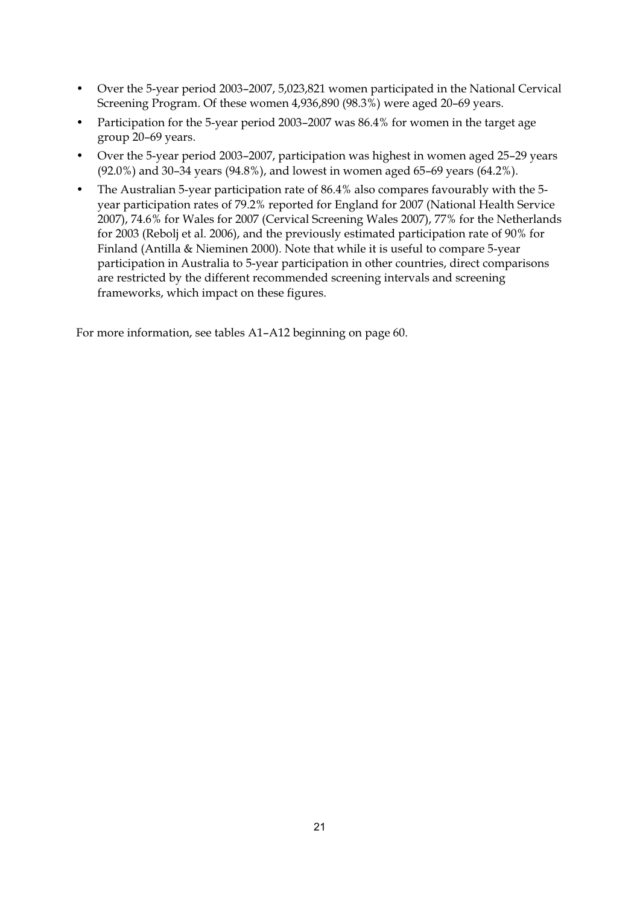- Over the 5-year period 2003–2007, 5,023,821 women participated in the National Cervical Screening Program. Of these women 4,936,890 (98.3%) were aged 20–69 years.
- Participation for the 5-year period 2003–2007 was 86.4% for women in the target age group 20–69 years.
- Over the 5-year period 2003–2007, participation was highest in women aged 25–29 years (92.0%) and 30–34 years (94.8%), and lowest in women aged 65–69 years (64.2%).
- The Australian 5-year participation rate of 86.4% also compares favourably with the 5-year participation rates of 79.2% reported for England for 2007 (National Health Service 2007), 74.6% for Wales for 2007 (Cervical Screening Wales 2007), 77% for the Netherlands for 2003 (Rebolj et al. 2006), and the previously estimated participation rate of 90% for Finland (Antilla & Nieminen 2000). Note that while it is useful to compare 5-year participation in Australia to 5-year participation in other countries, direct comparisons are restricted by the different recommended screening intervals and screening frameworks, which impact on these figures.

For more information, see tables A1–A12 beginning on page 60.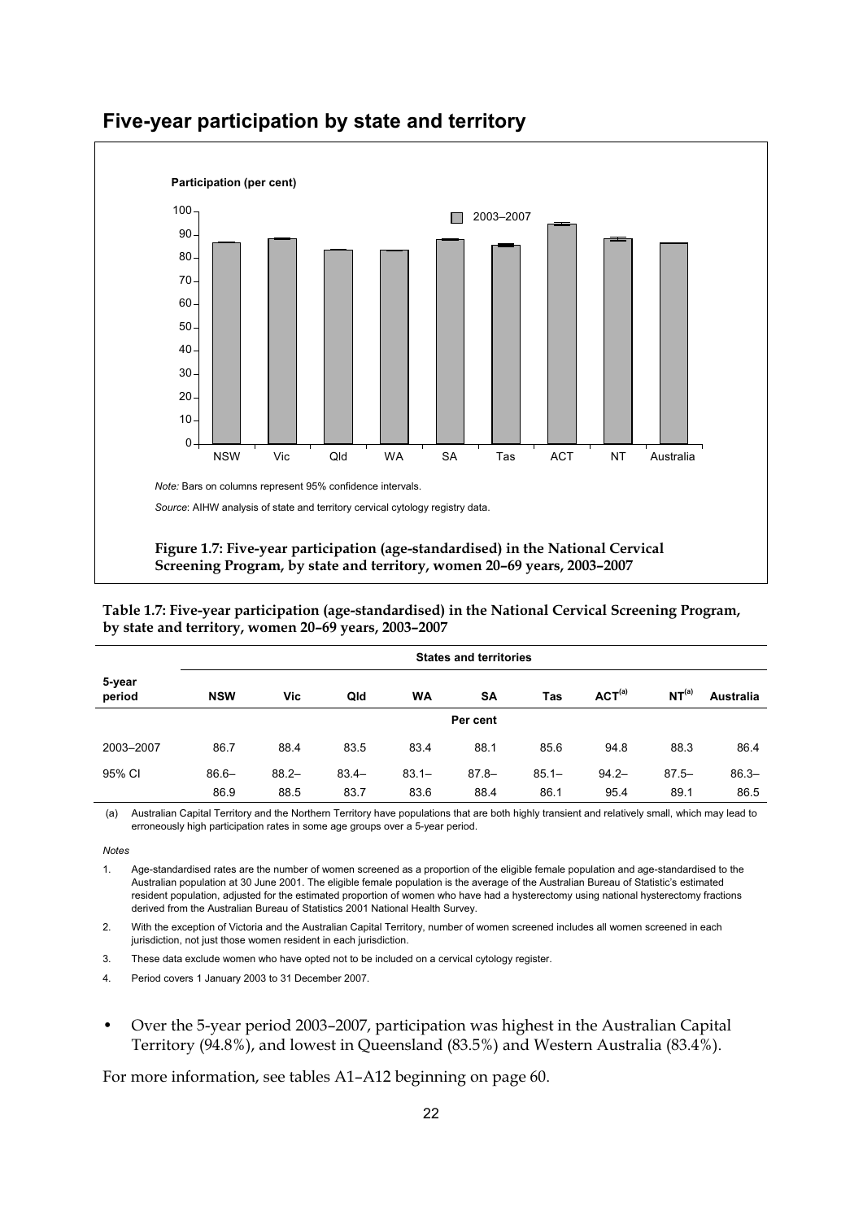## Five-year participation by state and territory

*Note:* Bars on columns represent 95% confidence intervals.

*Source*: AIHW analysis of state and territory cervical cytology registry data.

**Figure 1.7: Five-year participation (age-standardised) in the National Cervical Screening Program, by state and territory, women 20–69 years, 2003–2007**

**Table 1.7: Five-year participation (age-standardised) in the National Cervical Screening Program, by state and territory, women 20–69 years, 2003–2007**

| | States and territories | | | | | | | | |
|---|---|---|---|---|---|---|---|---|---|
| 5-year period | NSW | Vic | Qld | WA | SA | Tas | ACT[(a)] | NT[(a)] | Australia |
| | Per cent | | | | | | | | |
| 2003–2007 | 86.7 | 88.4 | 83.5 | 83.4 | 88.1 | 85.6 | 94.8 | 88.3 | 86.4 |
| 95% CI | 86.6–86.9 | 88.2–88.5 | 83.4–83.7 | 83.1–83.6 | 87.8–88.4 | 85.1–86.1 | 94.2–95.4 | 87.5–89.1 | 86.3–86.5 |

(a) Australian Capital Territory and the Northern Territory have populations that are both highly transient and relatively small, which may lead to erroneously high participation rates in some age groups over a 5-year period.

*Notes*

1. Age-standardised rates are the number of women screened as a proportion of the eligible female population and age-standardised to the Australian population at 30 June 2001. The eligible female population is the average of the Australian Bureau of Statistic's estimated resident population, adjusted for the estimated proportion of women who have had a hysterectomy using national hysterectomy fractions derived from the Australian Bureau of Statistics 2001 National Health Survey.
2. With the exception of Victoria and the Australian Capital Territory, number of women screened includes all women screened in each jurisdiction, not just those women resident in each jurisdiction.
3. These data exclude women who have opted not to be included on a cervical cytology register.
4. Period covers 1 January 2003 to 31 December 2007.

- Over the 5-year period 2003–2007, participation was highest in the Australian Capital Territory (94.8%), and lowest in Queensland (83.5%) and Western Australia (83.4%).

For more information, see tables A1–A12 beginning on page 60.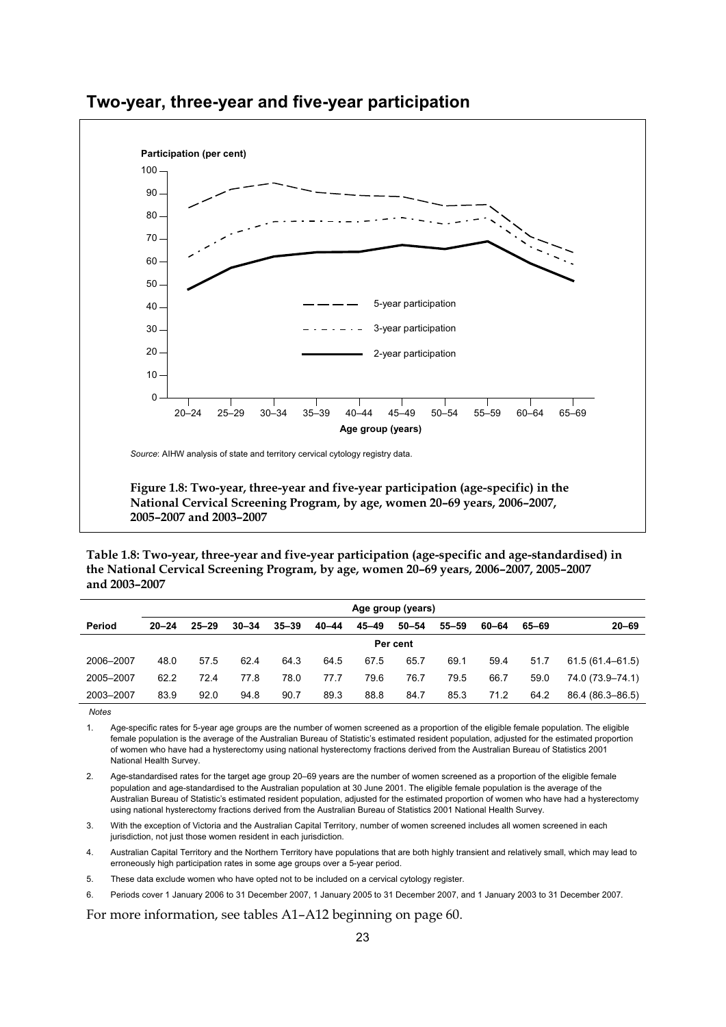## Two-year, three-year and five-year participation

*Source*: AIHW analysis of state and territory cervical cytology registry data.

**Figure 1.8: Two-year, three-year and five-year participation (age-specific) in the National Cervical Screening Program, by age, women 20–69 years, 2006–2007, 2005–2007 and 2003–2007**

**Table 1.8: Two-year, three-year and five-year participation (age-specific and age-standardised) in the National Cervical Screening Program, by age, women 20–69 years, 2006–2007, 2005–2007 and 2003–2007**

| | Age group (years) | | | | | | | | | | |
|---|---|---|---|---|---|---|---|---|---|---|---|
| Period | 20–24 | 25–29 | 30–34 | 35–39 | 40–44 | 45–49 | 50–54 | 55–59 | 60–64 | 65–69 | 20–69 |
| | Per cent | | | | | | | | | | |
| 2006–2007 | 48.0 | 57.5 | 62.4 | 64.3 | 64.5 | 67.5 | 65.7 | 69.1 | 59.4 | 51.7 | 61.5 (61.4–61.5) |
| 2005–2007 | 62.2 | 72.4 | 77.8 | 78.0 | 77.7 | 79.6 | 76.7 | 79.5 | 66.7 | 59.0 | 74.0 (73.9–74.1) |
| 2003–2007 | 83.9 | 92.0 | 94.8 | 90.7 | 89.3 | 88.8 | 84.7 | 85.3 | 71.2 | 64.2 | 86.4 (86.3–86.5) |

*Notes*

1. Age-specific rates for 5-year age groups are the number of women screened as a proportion of the eligible female population. The eligible female population is the average of the Australian Bureau of Statistic's estimated resident population, adjusted for the estimated proportion of women who have had a hysterectomy using national hysterectomy fractions derived from the Australian Bureau of Statistics 2001 National Health Survey.
2. Age-standardised rates for the target age group 20–69 years are the number of women screened as a proportion of the eligible female population and age-standardised to the Australian population at 30 June 2001. The eligible female population is the average of the Australian Bureau of Statistic's estimated resident population, adjusted for the estimated proportion of women who have had a hysterectomy using national hysterectomy fractions derived from the Australian Bureau of Statistics 2001 National Health Survey.
3. With the exception of Victoria and the Australian Capital Territory, number of women screened includes all women screened in each jurisdiction, not just those women resident in each jurisdiction.
4. Australian Capital Territory and the Northern Territory have populations that are both highly transient and relatively small, which may lead to erroneously high participation rates in some age groups over a 5-year period.
5. These data exclude women who have opted not to be included on a cervical cytology register.
6. Periods cover 1 January 2006 to 31 December 2007, 1 January 2005 to 31 December 2007, and 1 January 2003 to 31 December 2007.

For more information, see tables A1–A12 beginning on page 60.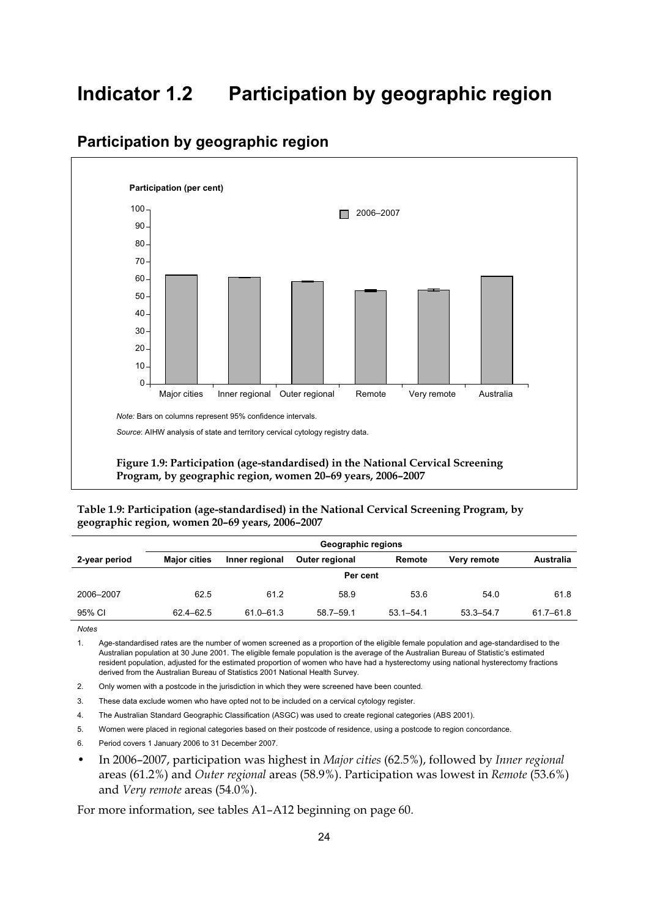# Indicator 1.2 Participation by geographic region

## Participation by geographic region

Note: Bars on columns represent 95% confidence intervals.

Source: AIHW analysis of state and territory cervical cytology registry data.

**Figure 1.9: Participation (age-standardised) in the National Cervical Screening Program, by geographic region, women 20–69 years, 2006–2007**

**Table 1.9: Participation (age-standardised) in the National Cervical Screening Program, by geographic region, women 20–69 years, 2006–2007**

| | Geographic regions | | | | | |
|---|---|---|---|---|---|---|
| **2-year period** | **Major cities** | **Inner regional** | **Outer regional** | **Remote** | **Very remote** | **Australia** |
| | Per cent | | | | | |
| 2006–2007 | 62.5 | 61.2 | 58.9 | 53.6 | 54.0 | 61.8 |
| 95% CI | 62.4–62.5 | 61.0–61.3 | 58.7–59.1 | 53.1–54.1 | 53.3–54.7 | 61.7–61.8 |

*Notes*

1. Age-standardised rates are the number of women screened as a proportion of the eligible female population and age-standardised to the Australian population at 30 June 2001. The eligible female population is the average of the Australian Bureau of Statistic's estimated resident population, adjusted for the estimated proportion of women who have had a hysterectomy using national hysterectomy fractions derived from the Australian Bureau of Statistics 2001 National Health Survey.
2. Only women with a postcode in the jurisdiction in which they were screened have been counted.
3. These data exclude women who have opted not to be included on a cervical cytology register.
4. The Australian Standard Geographic Classification (ASGC) was used to create regional categories (ABS 2001).
5. Women were placed in regional categories based on their postcode of residence, using a postcode to region concordance.
6. Period covers 1 January 2006 to 31 December 2007.

- In 2006–2007, participation was highest in *Major cities* (62.5%), followed by *Inner regional* areas (61.2%) and *Outer regional* areas (58.9%). Participation was lowest in *Remote* (53.6%) and *Very remote* areas (54.0%).

For more information, see tables A1–A12 beginning on page 60.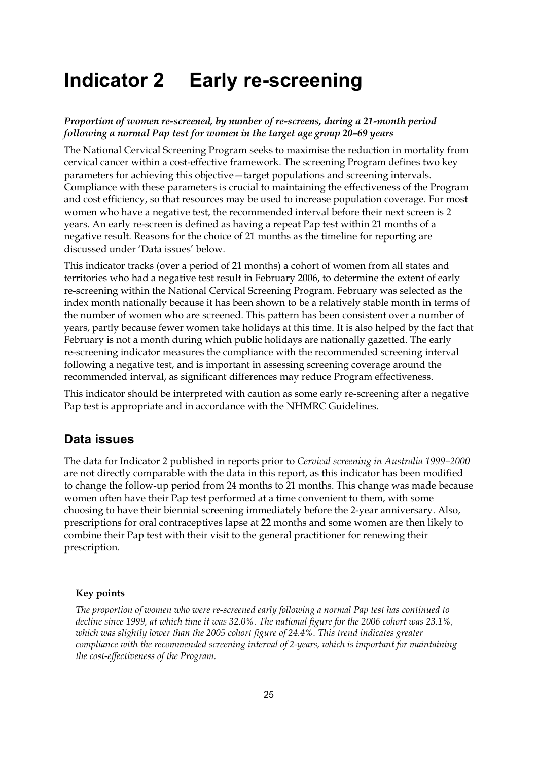# Indicator 2 Early re-screening

***Proportion of women re-screened, by number of re-screens, during a 21-month period following a normal Pap test for women in the target age group 20–69 years***

The National Cervical Screening Program seeks to maximise the reduction in mortality from cervical cancer within a cost-effective framework. The screening Program defines two key parameters for achieving this objective—target populations and screening intervals. Compliance with these parameters is crucial to maintaining the effectiveness of the Program and cost efficiency, so that resources may be used to increase population coverage. For most women who have a negative test, the recommended interval before their next screen is 2 years. An early re-screen is defined as having a repeat Pap test within 21 months of a negative result. Reasons for the choice of 21 months as the timeline for reporting are discussed under 'Data issues' below.

This indicator tracks (over a period of 21 months) a cohort of women from all states and territories who had a negative test result in February 2006, to determine the extent of early re-screening within the National Cervical Screening Program. February was selected as the index month nationally because it has been shown to be a relatively stable month in terms of the number of women who are screened. This pattern has been consistent over a number of years, partly because fewer women take holidays at this time. It is also helped by the fact that February is not a month during which public holidays are nationally gazetted. The early re-screening indicator measures the compliance with the recommended screening interval following a negative test, and is important in assessing screening coverage around the recommended interval, as significant differences may reduce Program effectiveness.

This indicator should be interpreted with caution as some early re-screening after a negative Pap test is appropriate and in accordance with the NHMRC Guidelines.

## Data issues

The data for Indicator 2 published in reports prior to *Cervical screening in Australia 1999–2000* are not directly comparable with the data in this report, as this indicator has been modified to change the follow-up period from 24 months to 21 months. This change was made because women often have their Pap test performed at a time convenient to them, with some choosing to have their biennial screening immediately before the 2-year anniversary. Also, prescriptions for oral contraceptives lapse at 22 months and some women are then likely to combine their Pap test with their visit to the general practitioner for renewing their prescription.

**Key points**

*The proportion of women who were re-screened early following a normal Pap test has continued to decline since 1999, at which time it was 32.0%. The national figure for the 2006 cohort was 23.1%, which was slightly lower than the 2005 cohort figure of 24.4%. This trend indicates greater compliance with the recommended screening interval of 2-years, which is important for maintaining the cost-effectiveness of the Program.*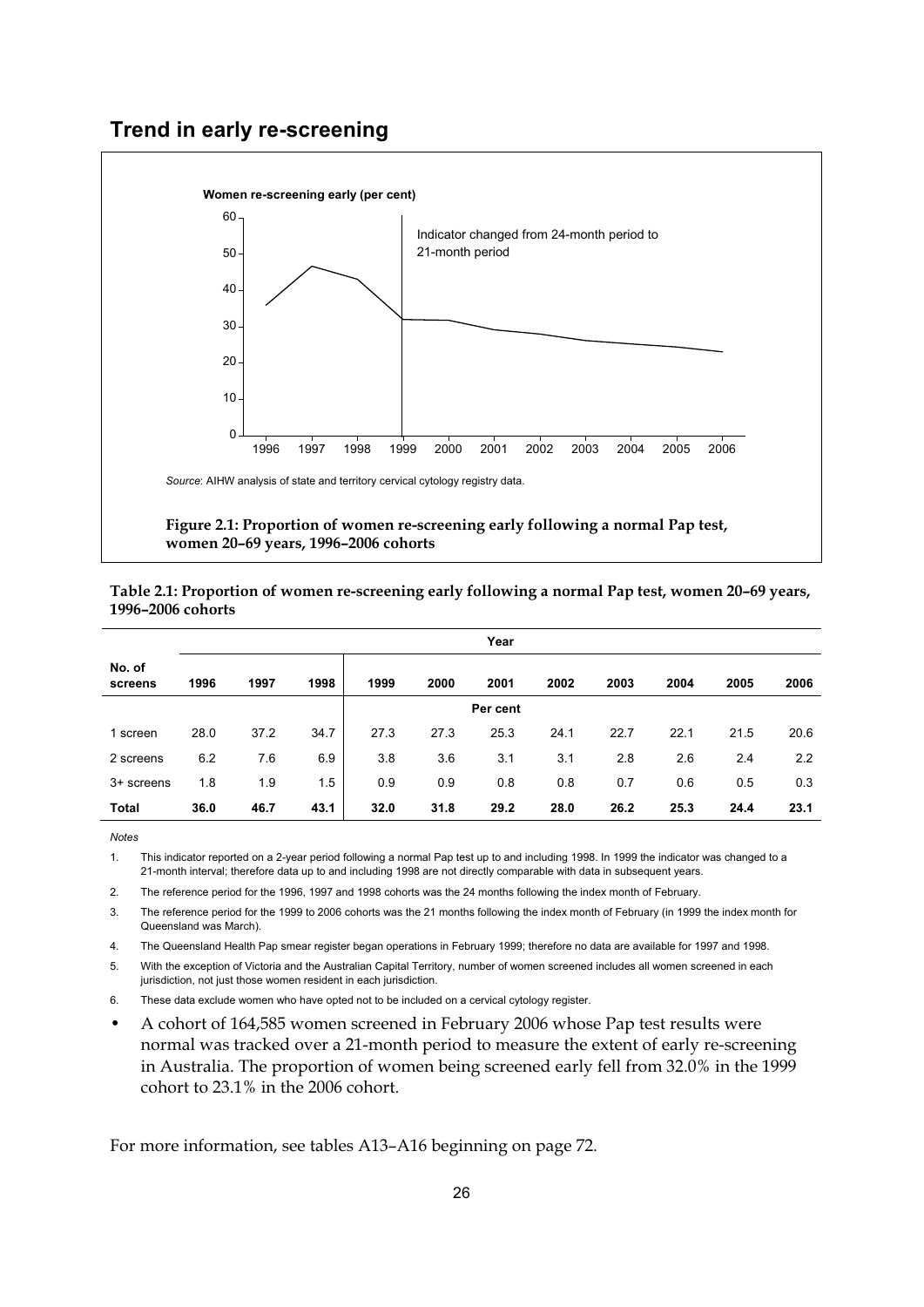## Trend in early re-screening

Women re-screening early (per cent)

Indicator changed from 24-month period to 21-month period

*Source*: AIHW analysis of state and territory cervical cytology registry data.

**Figure 2.1: Proportion of women re-screening early following a normal Pap test, women 20–69 years, 1996–2006 cohorts**

**Table 2.1: Proportion of women re-screening early following a normal Pap test, women 20–69 years, 1996–2006 cohorts**

| | Year | | | | | | | | | | |
|---|---|---|---|---|---|---|---|---|---|---|---|
| No. of screens | 1996 | 1997 | 1998 | 1999 | 2000 | 2001 | 2002 | 2003 | 2004 | 2005 | 2006 |
| | | | | Per cent | | | | | | | |
| 1 screen | 28.0 | 37.2 | 34.7 | 27.3 | 27.3 | 25.3 | 24.1 | 22.7 | 22.1 | 21.5 | 20.6 |
| 2 screens | 6.2 | 7.6 | 6.9 | 3.8 | 3.6 | 3.1 | 3.1 | 2.8 | 2.6 | 2.4 | 2.2 |
| 3+ screens | 1.8 | 1.9 | 1.5 | 0.9 | 0.9 | 0.8 | 0.8 | 0.7 | 0.6 | 0.5 | 0.3 |
| **Total** | **36.0** | **46.7** | **43.1** | **32.0** | **31.8** | **29.2** | **28.0** | **26.2** | **25.3** | **24.4** | **23.1** |

*Notes*

1. This indicator reported on a 2-year period following a normal Pap test up to and including 1998. In 1999 the indicator was changed to a 21-month interval; therefore data up to and including 1998 are not directly comparable with data in subsequent years.
2. The reference period for the 1996, 1997 and 1998 cohorts was the 24 months following the index month of February.
3. The reference period for the 1999 to 2006 cohorts was the 21 months following the index month of February (in 1999 the index month for Queensland was March).
4. The Queensland Health Pap smear register began operations in February 1999; therefore no data are available for 1997 and 1998.
5. With the exception of Victoria and the Australian Capital Territory, number of women screened includes all women screened in each jurisdiction, not just those women resident in each jurisdiction.
6. These data exclude women who have opted not to be included on a cervical cytology register.

- A cohort of 164,585 women screened in February 2006 whose Pap test results were normal was tracked over a 21-month period to measure the extent of early re-screening in Australia. The proportion of women being screened early fell from 32.0% in the 1999 cohort to 23.1% in the 2006 cohort.

For more information, see tables A13–A16 beginning on page 72.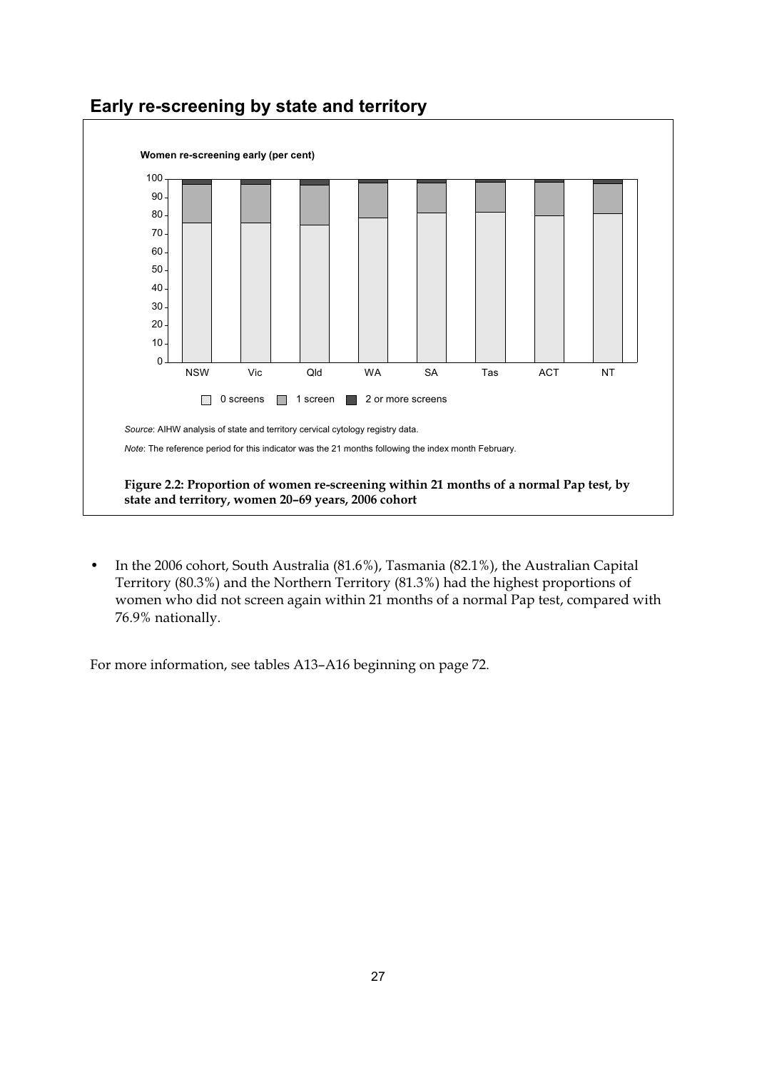## Early re-screening by state and territory

*Source*: AIHW analysis of state and territory cervical cytology registry data.

*Note*: The reference period for this indicator was the 21 months following the index month February.

**Figure 2.2: Proportion of women re-screening within 21 months of a normal Pap test, by state and territory, women 20–69 years, 2006 cohort**

- In the 2006 cohort, South Australia (81.6%), Tasmania (82.1%), the Australian Capital Territory (80.3%) and the Northern Territory (81.3%) had the highest proportions of women who did not screen again within 21 months of a normal Pap test, compared with 76.9% nationally.

For more information, see tables A13–A16 beginning on page 72.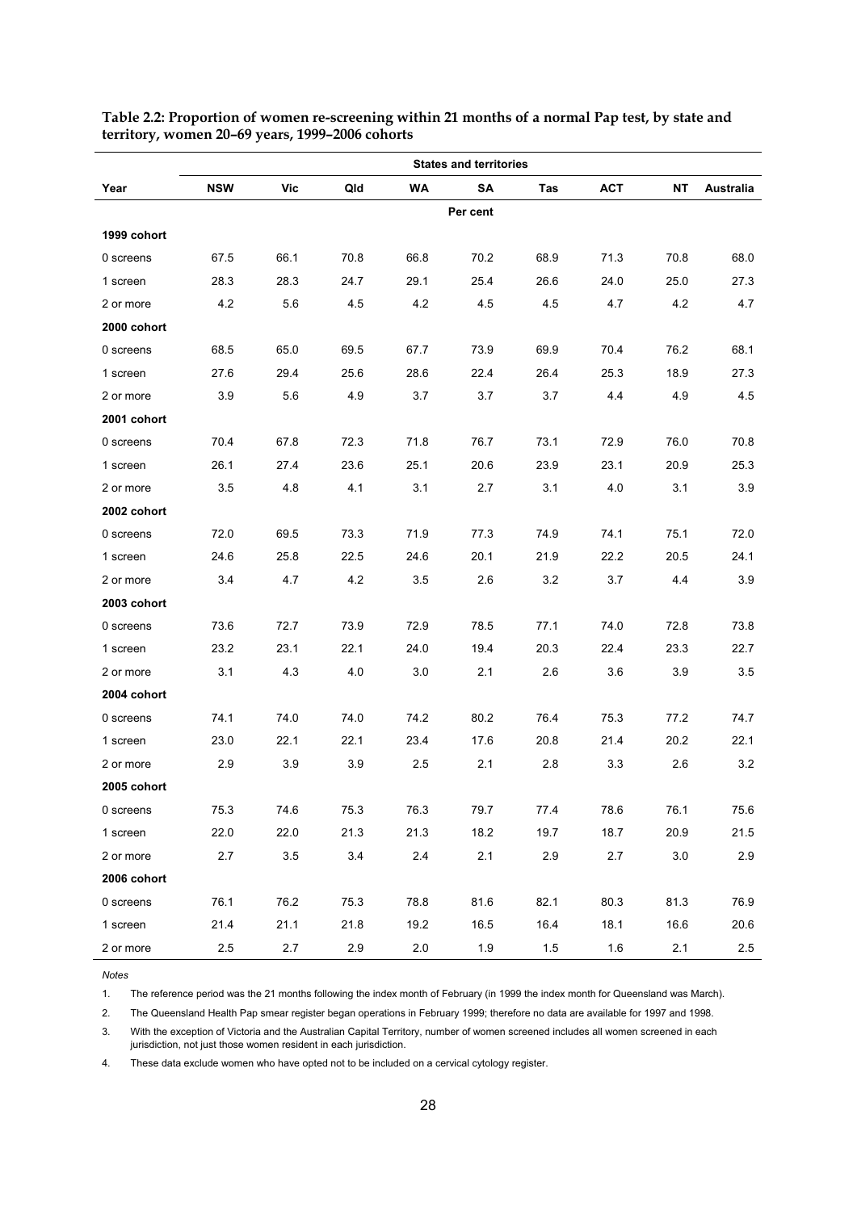**Table 2.2: Proportion of women re-screening within 21 months of a normal Pap test, by state and territory, women 20–69 years, 1999–2006 cohorts**

| | States and territories | | | | | | | | |
|---|---|---|---|---|---|---|---|---|---|
| **Year** | **NSW** | **Vic** | **Qld** | **WA** | **SA** | **Tas** | **ACT** | **NT** | **Australia** |
| | | | | | Per cent | | | | |
| **1999 cohort** | | | | | | | | | |
| 0 screens | 67.5 | 66.1 | 70.8 | 66.8 | 70.2 | 68.9 | 71.3 | 70.8 | 68.0 |
| 1 screen | 28.3 | 28.3 | 24.7 | 29.1 | 25.4 | 26.6 | 24.0 | 25.0 | 27.3 |
| 2 or more | 4.2 | 5.6 | 4.5 | 4.2 | 4.5 | 4.5 | 4.7 | 4.2 | 4.7 |
| **2000 cohort** | | | | | | | | | |
| 0 screens | 68.5 | 65.0 | 69.5 | 67.7 | 73.9 | 69.9 | 70.4 | 76.2 | 68.1 |
| 1 screen | 27.6 | 29.4 | 25.6 | 28.6 | 22.4 | 26.4 | 25.3 | 18.9 | 27.3 |
| 2 or more | 3.9 | 5.6 | 4.9 | 3.7 | 3.7 | 3.7 | 4.4 | 4.9 | 4.5 |
| **2001 cohort** | | | | | | | | | |
| 0 screens | 70.4 | 67.8 | 72.3 | 71.8 | 76.7 | 73.1 | 72.9 | 76.0 | 70.8 |
| 1 screen | 26.1 | 27.4 | 23.6 | 25.1 | 20.6 | 23.9 | 23.1 | 20.9 | 25.3 |
| 2 or more | 3.5 | 4.8 | 4.1 | 3.1 | 2.7 | 3.1 | 4.0 | 3.1 | 3.9 |
| **2002 cohort** | | | | | | | | | |
| 0 screens | 72.0 | 69.5 | 73.3 | 71.9 | 77.3 | 74.9 | 74.1 | 75.1 | 72.0 |
| 1 screen | 24.6 | 25.8 | 22.5 | 24.6 | 20.1 | 21.9 | 22.2 | 20.5 | 24.1 |
| 2 or more | 3.4 | 4.7 | 4.2 | 3.5 | 2.6 | 3.2 | 3.7 | 4.4 | 3.9 |
| **2003 cohort** | | | | | | | | | |
| 0 screens | 73.6 | 72.7 | 73.9 | 72.9 | 78.5 | 77.1 | 74.0 | 72.8 | 73.8 |
| 1 screen | 23.2 | 23.1 | 22.1 | 24.0 | 19.4 | 20.3 | 22.4 | 23.3 | 22.7 |
| 2 or more | 3.1 | 4.3 | 4.0 | 3.0 | 2.1 | 2.6 | 3.6 | 3.9 | 3.5 |
| **2004 cohort** | | | | | | | | | |
| 0 screens | 74.1 | 74.0 | 74.0 | 74.2 | 80.2 | 76.4 | 75.3 | 77.2 | 74.7 |
| 1 screen | 23.0 | 22.1 | 22.1 | 23.4 | 17.6 | 20.8 | 21.4 | 20.2 | 22.1 |
| 2 or more | 2.9 | 3.9 | 3.9 | 2.5 | 2.1 | 2.8 | 3.3 | 2.6 | 3.2 |
| **2005 cohort** | | | | | | | | | |
| 0 screens | 75.3 | 74.6 | 75.3 | 76.3 | 79.7 | 77.4 | 78.6 | 76.1 | 75.6 |
| 1 screen | 22.0 | 22.0 | 21.3 | 21.3 | 18.2 | 19.7 | 18.7 | 20.9 | 21.5 |
| 2 or more | 2.7 | 3.5 | 3.4 | 2.4 | 2.1 | 2.9 | 2.7 | 3.0 | 2.9 |
| **2006 cohort** | | | | | | | | | |
| 0 screens | 76.1 | 76.2 | 75.3 | 78.8 | 81.6 | 82.1 | 80.3 | 81.3 | 76.9 |
| 1 screen | 21.4 | 21.1 | 21.8 | 19.2 | 16.5 | 16.4 | 18.1 | 16.6 | 20.6 |
| 2 or more | 2.5 | 2.7 | 2.9 | 2.0 | 1.9 | 1.5 | 1.6 | 2.1 | 2.5 |

*Notes*

1. The reference period was the 21 months following the index month of February (in 1999 the index month for Queensland was March).
2. The Queensland Health Pap smear register began operations in February 1999; therefore no data are available for 1997 and 1998.
3. With the exception of Victoria and the Australian Capital Territory, number of women screened includes all women screened in each jurisdiction, not just those women resident in each jurisdiction.
4. These data exclude women who have opted not to be included on a cervical cytology register.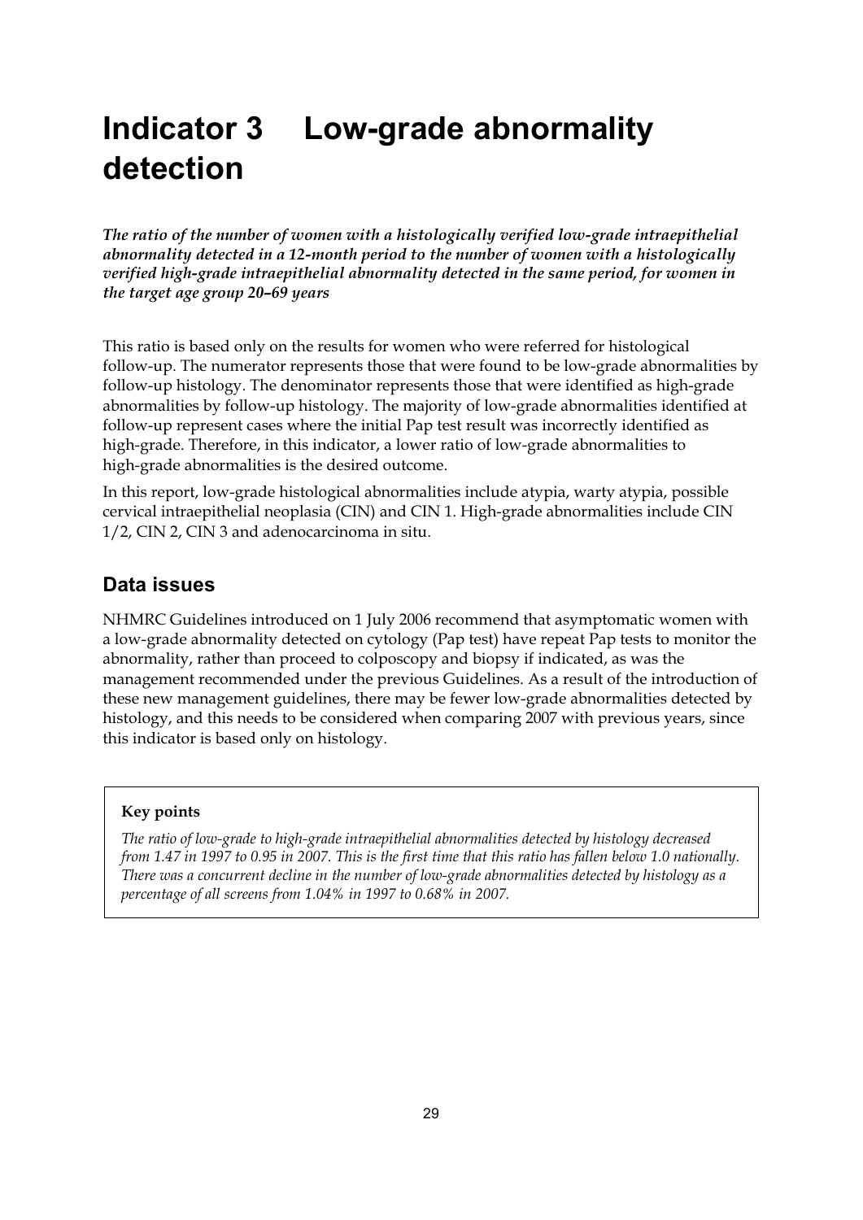# Indicator 3 Low-grade abnormality detection

***The ratio of the number of women with a histologically verified low-grade intraepithelial abnormality detected in a 12-month period to the number of women with a histologically verified high-grade intraepithelial abnormality detected in the same period, for women in the target age group 20–69 years***

This ratio is based only on the results for women who were referred for histological follow-up. The numerator represents those that were found to be low-grade abnormalities by follow-up histology. The denominator represents those that were identified as high-grade abnormalities by follow-up histology. The majority of low-grade abnormalities identified at follow-up represent cases where the initial Pap test result was incorrectly identified as high-grade. Therefore, in this indicator, a lower ratio of low-grade abnormalities to high-grade abnormalities is the desired outcome.

In this report, low-grade histological abnormalities include atypia, warty atypia, possible cervical intraepithelial neoplasia (CIN) and CIN 1. High-grade abnormalities include CIN 1/2, CIN 2, CIN 3 and adenocarcinoma in situ.

## Data issues

NHMRC Guidelines introduced on 1 July 2006 recommend that asymptomatic women with a low-grade abnormality detected on cytology (Pap test) have repeat Pap tests to monitor the abnormality, rather than proceed to colposcopy and biopsy if indicated, as was the management recommended under the previous Guidelines. As a result of the introduction of these new management guidelines, there may be fewer low-grade abnormalities detected by histology, and this needs to be considered when comparing 2007 with previous years, since this indicator is based only on histology.

**Key points**

*The ratio of low-grade to high-grade intraepithelial abnormalities detected by histology decreased from 1.47 in 1997 to 0.95 in 2007. This is the first time that this ratio has fallen below 1.0 nationally. There was a concurrent decline in the number of low-grade abnormalities detected by histology as a percentage of all screens from 1.04% in 1997 to 0.68% in 2007.*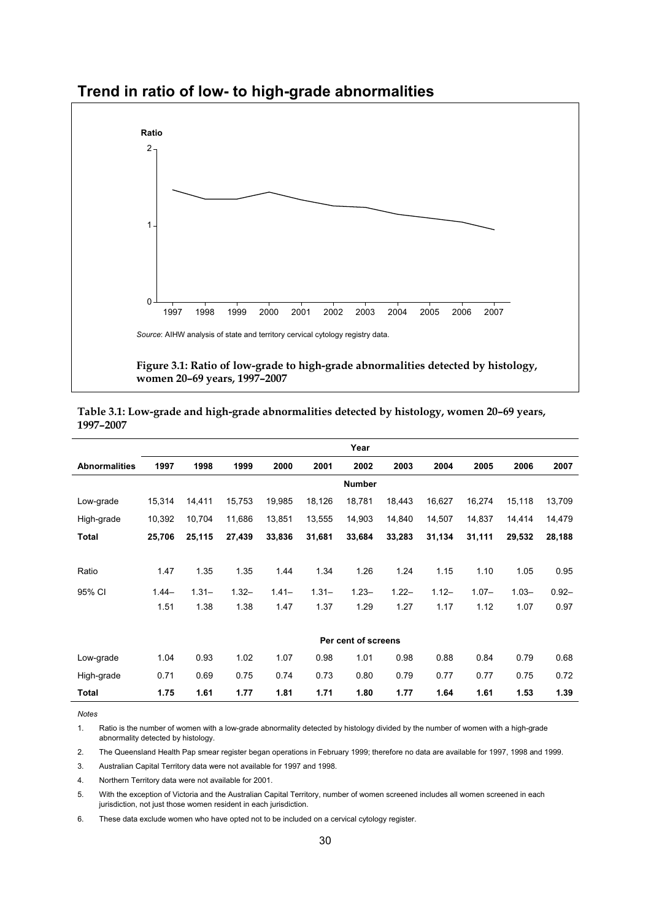## Trend in ratio of low- to high-grade abnormalities

*Source*: AIHW analysis of state and territory cervical cytology registry data.

**Figure 3.1: Ratio of low-grade to high-grade abnormalities detected by histology, women 20–69 years, 1997–2007**

**Table 3.1: Low-grade and high-grade abnormalities detected by histology, women 20–69 years, 1997–2007**

| | Year | | | | | | | | | | |
|---|---|---|---|---|---|---|---|---|---|---|---|
| **Abnormalities** | **1997** | **1998** | **1999** | **2000** | **2001** | **2002** | **2003** | **2004** | **2005** | **2006** | **2007** |
| | | | | | | **Number** | | | | | |
| Low-grade | 15,314 | 14,411 | 15,753 | 19,985 | 18,126 | 18,781 | 18,443 | 16,627 | 16,274 | 15,118 | 13,709 |
| High-grade | 10,392 | 10,704 | 11,686 | 13,851 | 13,555 | 14,903 | 14,840 | 14,507 | 14,837 | 14,414 | 14,479 |
| **Total** | **25,706** | **25,115** | **27,439** | **33,836** | **31,681** | **33,684** | **33,283** | **31,134** | **31,111** | **29,532** | **28,188** |
| Ratio | 1.47 | 1.35 | 1.35 | 1.44 | 1.34 | 1.26 | 1.24 | 1.15 | 1.10 | 1.05 | 0.95 |
| 95% CI | 1.44–1.51 | 1.31–1.38 | 1.32–1.38 | 1.41–1.47 | 1.31–1.37 | 1.23–1.29 | 1.22–1.27 | 1.12–1.17 | 1.07–1.12 | 1.03–1.07 | 0.92–0.97 |
| | | | | | | **Per cent of screens** | | | | | |
| Low-grade | 1.04 | 0.93 | 1.02 | 1.07 | 0.98 | 1.01 | 0.98 | 0.88 | 0.84 | 0.79 | 0.68 |
| High-grade | 0.71 | 0.69 | 0.75 | 0.74 | 0.73 | 0.80 | 0.79 | 0.77 | 0.77 | 0.75 | 0.72 |
| **Total** | **1.75** | **1.61** | **1.77** | **1.81** | **1.71** | **1.80** | **1.77** | **1.64** | **1.61** | **1.53** | **1.39** |

*Notes*

1. Ratio is the number of women with a low-grade abnormality detected by histology divided by the number of women with a high-grade abnormality detected by histology.
2. The Queensland Health Pap smear register began operations in February 1999; therefore no data are available for 1997, 1998 and 1999.
3. Australian Capital Territory data were not available for 1997 and 1998.
4. Northern Territory data were not available for 2001.
5. With the exception of Victoria and the Australian Capital Territory, number of women screened includes all women screened in each jurisdiction, not just those women resident in each jurisdiction.
6. These data exclude women who have opted not to be included on a cervical cytology register.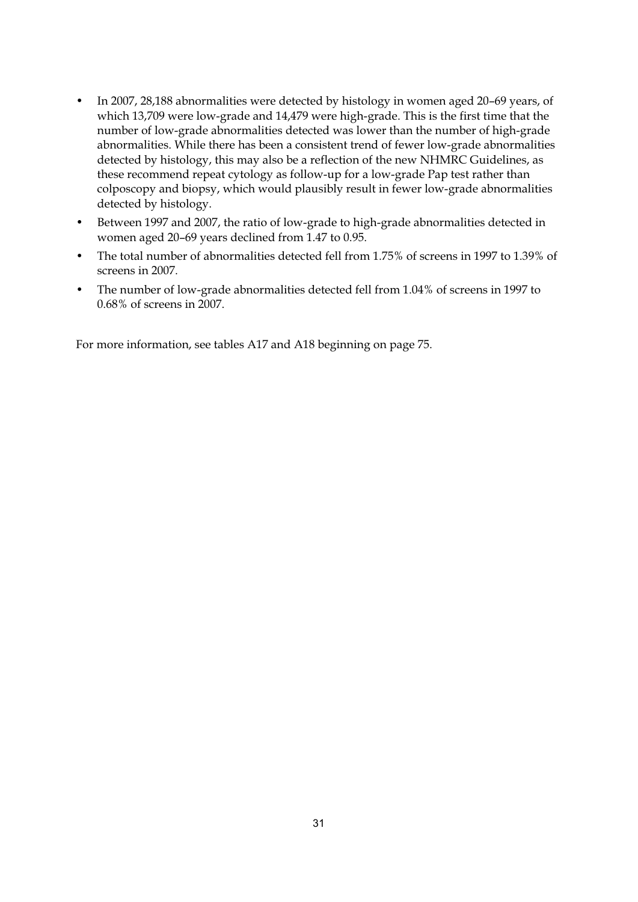- In 2007, 28,188 abnormalities were detected by histology in women aged 20–69 years, of which 13,709 were low-grade and 14,479 were high-grade. This is the first time that the number of low-grade abnormalities detected was lower than the number of high-grade abnormalities. While there has been a consistent trend of fewer low-grade abnormalities detected by histology, this may also be a reflection of the new NHMRC Guidelines, as these recommend repeat cytology as follow-up for a low-grade Pap test rather than colposcopy and biopsy, which would plausibly result in fewer low-grade abnormalities detected by histology.
- Between 1997 and 2007, the ratio of low-grade to high-grade abnormalities detected in women aged 20–69 years declined from 1.47 to 0.95.
- The total number of abnormalities detected fell from 1.75% of screens in 1997 to 1.39% of screens in 2007.
- The number of low-grade abnormalities detected fell from 1.04% of screens in 1997 to 0.68% of screens in 2007.

For more information, see tables A17 and A18 beginning on page 75.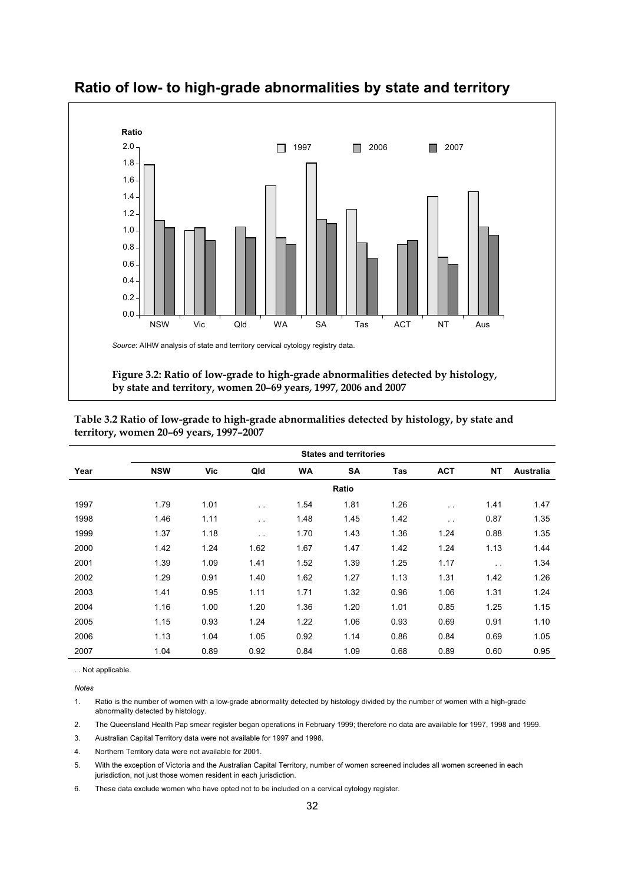## Ratio of low- to high-grade abnormalities by state and territory

*Source*: AIHW analysis of state and territory cervical cytology registry data.

**Figure 3.2: Ratio of low-grade to high-grade abnormalities detected by histology, by state and territory, women 20–69 years, 1997, 2006 and 2007**

**Table 3.2 Ratio of low-grade to high-grade abnormalities detected by histology, by state and territory, women 20–69 years, 1997–2007**

| | States and territories | | | | | | | | |
|---|---|---|---|---|---|---|---|---|---|
| Year | NSW | Vic | Qld | WA | SA | Tas | ACT | NT | Australia |
| | | | | | Ratio | | | | |
| 1997 | 1.79 | 1.01 | . . | 1.54 | 1.81 | 1.26 | . . | 1.41 | 1.47 |
| 1998 | 1.46 | 1.11 | . . | 1.48 | 1.45 | 1.42 | . . | 0.87 | 1.35 |
| 1999 | 1.37 | 1.18 | . . | 1.70 | 1.43 | 1.36 | 1.24 | 0.88 | 1.35 |
| 2000 | 1.42 | 1.24 | 1.62 | 1.67 | 1.47 | 1.42 | 1.24 | 1.13 | 1.44 |
| 2001 | 1.39 | 1.09 | 1.41 | 1.52 | 1.39 | 1.25 | 1.17 | . . | 1.34 |
| 2002 | 1.29 | 0.91 | 1.40 | 1.62 | 1.27 | 1.13 | 1.31 | 1.42 | 1.26 |
| 2003 | 1.41 | 0.95 | 1.11 | 1.71 | 1.32 | 0.96 | 1.06 | 1.31 | 1.24 |
| 2004 | 1.16 | 1.00 | 1.20 | 1.36 | 1.20 | 1.01 | 0.85 | 1.25 | 1.15 |
| 2005 | 1.15 | 0.93 | 1.24 | 1.22 | 1.06 | 0.93 | 0.69 | 0.91 | 1.10 |
| 2006 | 1.13 | 1.04 | 1.05 | 0.92 | 1.14 | 0.86 | 0.84 | 0.69 | 1.05 |
| 2007 | 1.04 | 0.89 | 0.92 | 0.84 | 1.09 | 0.68 | 0.89 | 0.60 | 0.95 |

. . Not applicable.

*Notes*

1. Ratio is the number of women with a low-grade abnormality detected by histology divided by the number of women with a high-grade abnormality detected by histology.
2. The Queensland Health Pap smear register began operations in February 1999; therefore no data are available for 1997, 1998 and 1999.
3. Australian Capital Territory data were not available for 1997 and 1998.
4. Northern Territory data were not available for 2001.
5. With the exception of Victoria and the Australian Capital Territory, number of women screened includes all women screened in each jurisdiction, not just those women resident in each jurisdiction.
6. These data exclude women who have opted not to be included on a cervical cytology register.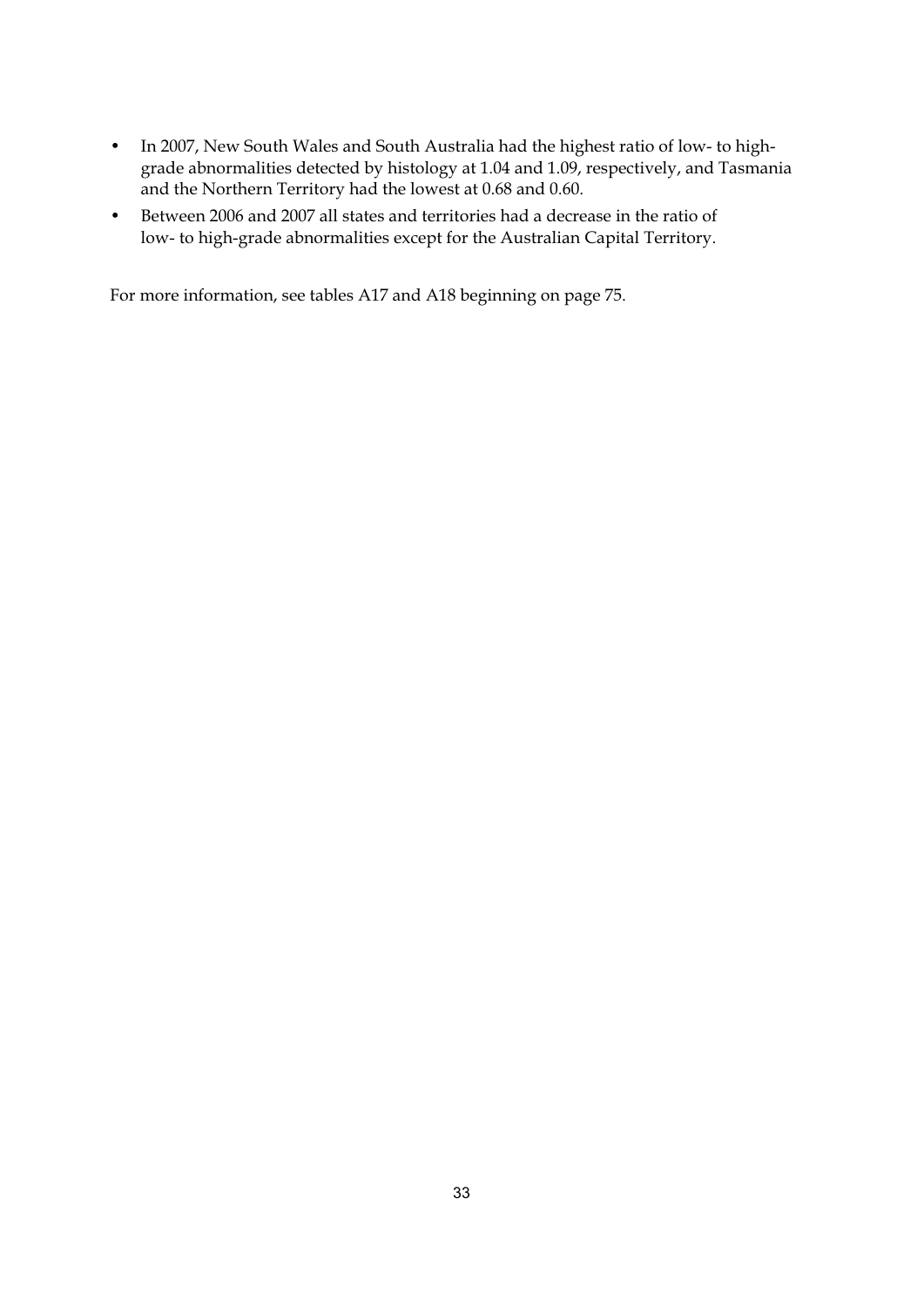- In 2007, New South Wales and South Australia had the highest ratio of low- to high-grade abnormalities detected by histology at 1.04 and 1.09, respectively, and Tasmania and the Northern Territory had the lowest at 0.68 and 0.60.
- Between 2006 and 2007 all states and territories had a decrease in the ratio of low- to high-grade abnormalities except for the Australian Capital Territory.

For more information, see tables A17 and A18 beginning on page 75.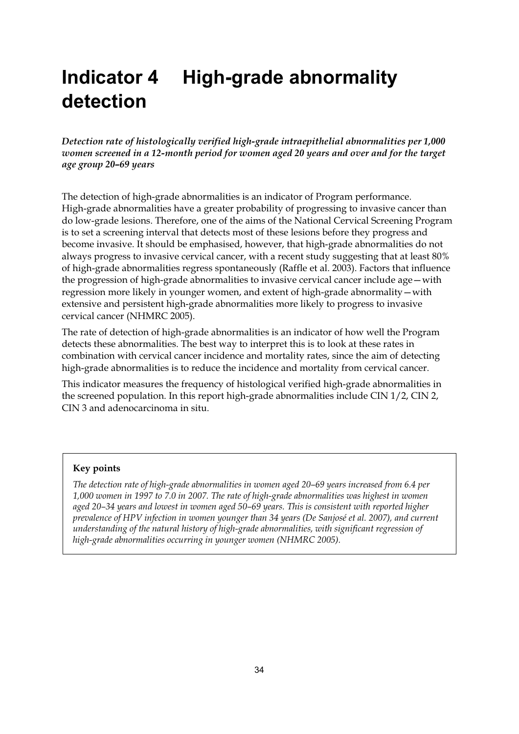# Indicator 4 High-grade abnormality detection

***Detection rate of histologically verified high-grade intraepithelial abnormalities per 1,000 women screened in a 12-month period for women aged 20 years and over and for the target age group 20–69 years***

The detection of high-grade abnormalities is an indicator of Program performance. High-grade abnormalities have a greater probability of progressing to invasive cancer than do low-grade lesions. Therefore, one of the aims of the National Cervical Screening Program is to set a screening interval that detects most of these lesions before they progress and become invasive. It should be emphasised, however, that high-grade abnormalities do not always progress to invasive cervical cancer, with a recent study suggesting that at least 80% of high-grade abnormalities regress spontaneously (Raffle et al. 2003). Factors that influence the progression of high-grade abnormalities to invasive cervical cancer include age—with regression more likely in younger women, and extent of high-grade abnormality—with extensive and persistent high-grade abnormalities more likely to progress to invasive cervical cancer (NHMRC 2005).

The rate of detection of high-grade abnormalities is an indicator of how well the Program detects these abnormalities. The best way to interpret this is to look at these rates in combination with cervical cancer incidence and mortality rates, since the aim of detecting high-grade abnormalities is to reduce the incidence and mortality from cervical cancer.

This indicator measures the frequency of histological verified high-grade abnormalities in the screened population. In this report high-grade abnormalities include CIN 1/2, CIN 2, CIN 3 and adenocarcinoma in situ.

**Key points**

*The detection rate of high-grade abnormalities in women aged 20–69 years increased from 6.4 per 1,000 women in 1997 to 7.0 in 2007. The rate of high-grade abnormalities was highest in women aged 20–34 years and lowest in women aged 50–69 years. This is consistent with reported higher prevalence of HPV infection in women younger than 34 years (De Sanjosé et al. 2007), and current understanding of the natural history of high-grade abnormalities, with significant regression of high-grade abnormalities occurring in younger women (NHMRC 2005).*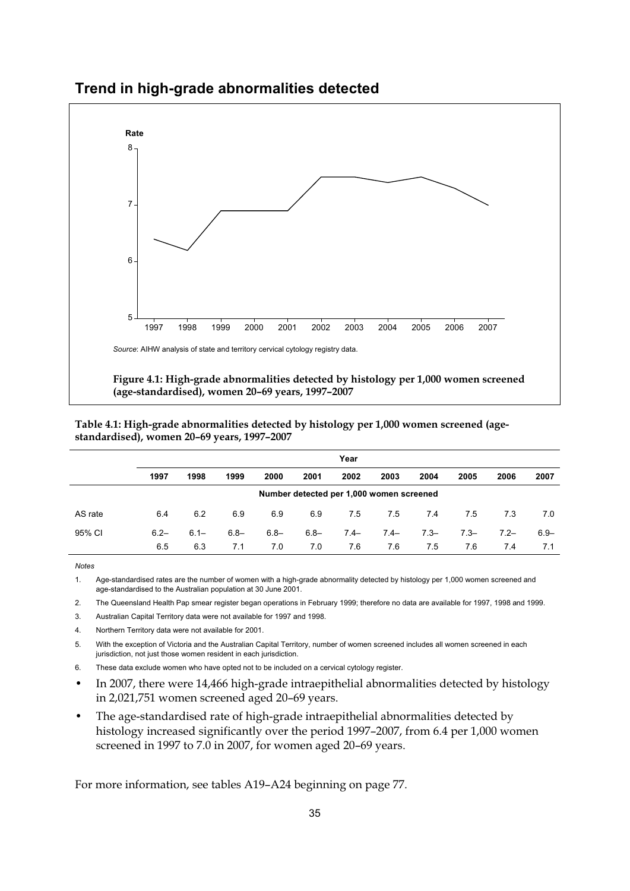## Trend in high-grade abnormalities detected

*Source*: AIHW analysis of state and territory cervical cytology registry data.

**Figure 4.1: High-grade abnormalities detected by histology per 1,000 women screened (age-standardised), women 20–69 years, 1997–2007**

**Table 4.1: High-grade abnormalities detected by histology per 1,000 women screened (age-standardised), women 20–69 years, 1997–2007**

| | Year | | | | | | | | | | |
|---|---|---|---|---|---|---|---|---|---|---|---|
| | 1997 | 1998 | 1999 | 2000 | 2001 | 2002 | 2003 | 2004 | 2005 | 2006 | 2007 |
| | Number detected per 1,000 women screened | | | | | | | | | | |
| AS rate | 6.4 | 6.2 | 6.9 | 6.9 | 6.9 | 7.5 | 7.5 | 7.4 | 7.5 | 7.3 | 7.0 |
| 95% CI | 6.2–6.5 | 6.1–6.3 | 6.8–7.1 | 6.8–7.0 | 6.8–7.0 | 7.4–7.6 | 7.4–7.6 | 7.3–7.5 | 7.3–7.6 | 7.2–7.4 | 6.9–7.1 |

*Notes*

1. Age-standardised rates are the number of women with a high-grade abnormality detected by histology per 1,000 women screened and age-standardised to the Australian population at 30 June 2001.
2. The Queensland Health Pap smear register began operations in February 1999; therefore no data are available for 1997, 1998 and 1999.
3. Australian Capital Territory data were not available for 1997 and 1998.
4. Northern Territory data were not available for 2001.
5. With the exception of Victoria and the Australian Capital Territory, number of women screened includes all women screened in each jurisdiction, not just those women resident in each jurisdiction.
6. These data exclude women who have opted not to be included on a cervical cytology register.

- In 2007, there were 14,466 high-grade intraepithelial abnormalities detected by histology in 2,021,751 women screened aged 20–69 years.
- The age-standardised rate of high-grade intraepithelial abnormalities detected by histology increased significantly over the period 1997–2007, from 6.4 per 1,000 women screened in 1997 to 7.0 in 2007, for women aged 20–69 years.

For more information, see tables A19–A24 beginning on page 77.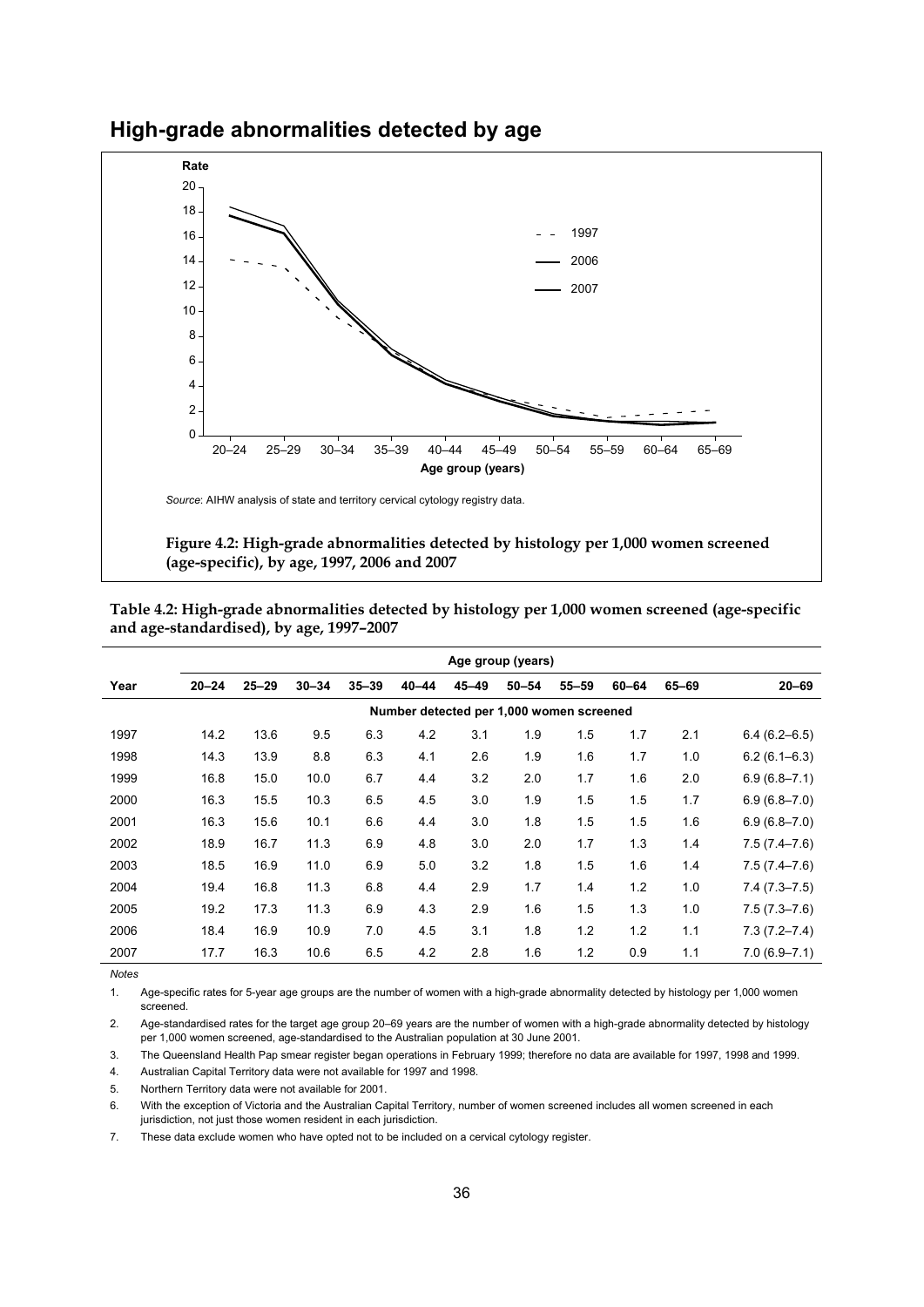## High-grade abnormalities detected by age

*Source*: AIHW analysis of state and territory cervical cytology registry data.

**Figure 4.2: High-grade abnormalities detected by histology per 1,000 women screened (age-specific), by age, 1997, 2006 and 2007**

**Table 4.2: High-grade abnormalities detected by histology per 1,000 women screened (age-specific and age-standardised), by age, 1997–2007**

| | Age group (years) | | | | | | | | | | |
|---|---|---|---|---|---|---|---|---|---|---|---|
| Year | 20–24 | 25–29 | 30–34 | 35–39 | 40–44 | 45–49 | 50–54 | 55–59 | 60–64 | 65–69 | 20–69 |
| | Number detected per 1,000 women screened | | | | | | | | | | |
| 1997 | 14.2 | 13.6 | 9.5 | 6.3 | 4.2 | 3.1 | 1.9 | 1.5 | 1.7 | 2.1 | 6.4 (6.2–6.5) |
| 1998 | 14.3 | 13.9 | 8.8 | 6.3 | 4.1 | 2.6 | 1.9 | 1.6 | 1.7 | 1.0 | 6.2 (6.1–6.3) |
| 1999 | 16.8 | 15.0 | 10.0 | 6.7 | 4.4 | 3.2 | 2.0 | 1.7 | 1.6 | 2.0 | 6.9 (6.8–7.1) |
| 2000 | 16.3 | 15.5 | 10.3 | 6.5 | 4.5 | 3.0 | 1.9 | 1.5 | 1.5 | 1.7 | 6.9 (6.8–7.0) |
| 2001 | 16.3 | 15.6 | 10.1 | 6.6 | 4.4 | 3.0 | 1.8 | 1.5 | 1.5 | 1.6 | 6.9 (6.8–7.0) |
| 2002 | 18.9 | 16.7 | 11.3 | 6.9 | 4.8 | 3.0 | 2.0 | 1.7 | 1.3 | 1.4 | 7.5 (7.4–7.6) |
| 2003 | 18.5 | 16.9 | 11.0 | 6.9 | 5.0 | 3.2 | 1.8 | 1.5 | 1.6 | 1.4 | 7.5 (7.4–7.6) |
| 2004 | 19.4 | 16.8 | 11.3 | 6.8 | 4.4 | 2.9 | 1.7 | 1.4 | 1.2 | 1.0 | 7.4 (7.3–7.5) |
| 2005 | 19.2 | 17.3 | 11.3 | 6.9 | 4.3 | 2.9 | 1.6 | 1.5 | 1.3 | 1.0 | 7.5 (7.3–7.6) |
| 2006 | 18.4 | 16.9 | 10.9 | 7.0 | 4.5 | 3.1 | 1.8 | 1.2 | 1.2 | 1.1 | 7.3 (7.2–7.4) |
| 2007 | 17.7 | 16.3 | 10.6 | 6.5 | 4.2 | 2.8 | 1.6 | 1.2 | 0.9 | 1.1 | 7.0 (6.9–7.1) |

*Notes*

1. Age-specific rates for 5-year age groups are the number of women with a high-grade abnormality detected by histology per 1,000 women screened.
2. Age-standardised rates for the target age group 20–69 years are the number of women with a high-grade abnormality detected by histology per 1,000 women screened, age-standardised to the Australian population at 30 June 2001.
3. The Queensland Health Pap smear register began operations in February 1999; therefore no data are available for 1997, 1998 and 1999.
4. Australian Capital Territory data were not available for 1997 and 1998.
5. Northern Territory data were not available for 2001.
6. With the exception of Victoria and the Australian Capital Territory, number of women screened includes all women screened in each jurisdiction, not just those women resident in each jurisdiction.
7. These data exclude women who have opted not to be included on a cervical cytology register.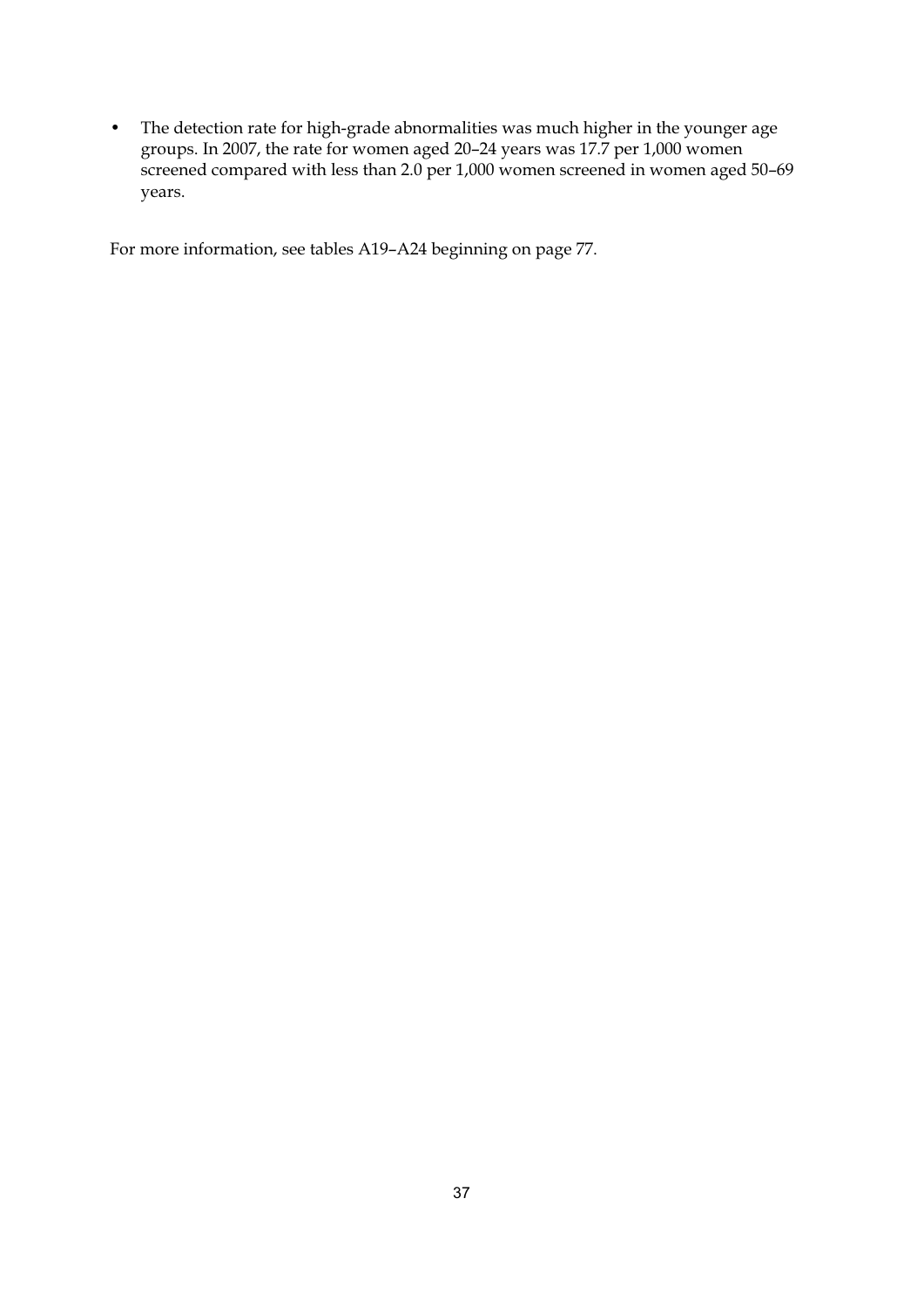- The detection rate for high-grade abnormalities was much higher in the younger age groups. In 2007, the rate for women aged 20–24 years was 17.7 per 1,000 women screened compared with less than 2.0 per 1,000 women screened in women aged 50–69 years.

For more information, see tables A19–A24 beginning on page 77.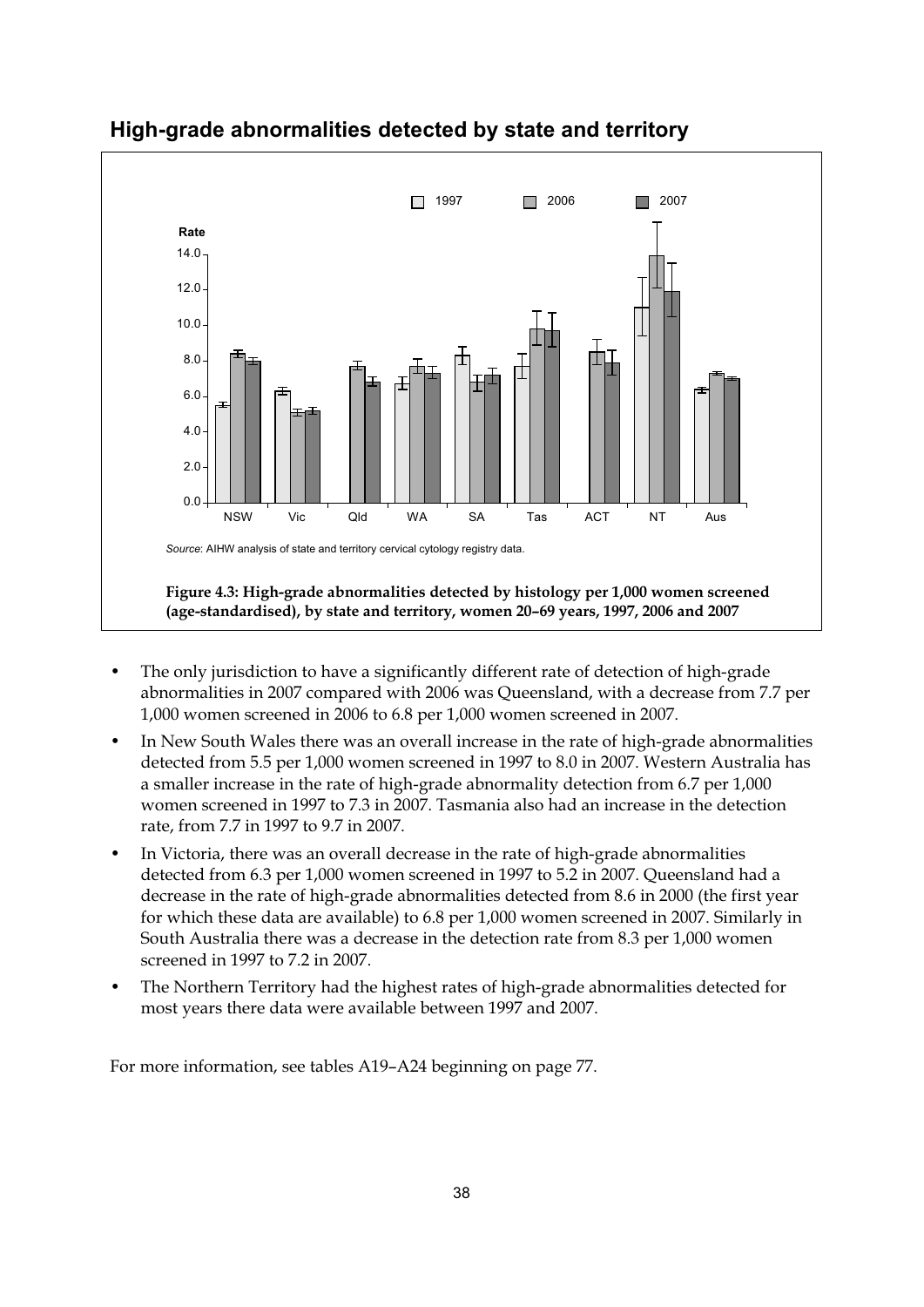## High-grade abnormalities detected by state and territory

*Source*: AIHW analysis of state and territory cervical cytology registry data.

**Figure 4.3: High-grade abnormalities detected by histology per 1,000 women screened (age-standardised), by state and territory, women 20–69 years, 1997, 2006 and 2007**

- The only jurisdiction to have a significantly different rate of detection of high-grade abnormalities in 2007 compared with 2006 was Queensland, with a decrease from 7.7 per 1,000 women screened in 2006 to 6.8 per 1,000 women screened in 2007.
- In New South Wales there was an overall increase in the rate of high-grade abnormalities detected from 5.5 per 1,000 women screened in 1997 to 8.0 in 2007. Western Australia has a smaller increase in the rate of high-grade abnormality detection from 6.7 per 1,000 women screened in 1997 to 7.3 in 2007. Tasmania also had an increase in the detection rate, from 7.7 in 1997 to 9.7 in 2007.
- In Victoria, there was an overall decrease in the rate of high-grade abnormalities detected from 6.3 per 1,000 women screened in 1997 to 5.2 in 2007. Queensland had a decrease in the rate of high-grade abnormalities detected from 8.6 in 2000 (the first year for which these data are available) to 6.8 per 1,000 women screened in 2007. Similarly in South Australia there was a decrease in the detection rate from 8.3 per 1,000 women screened in 1997 to 7.2 in 2007.
- The Northern Territory had the highest rates of high-grade abnormalities detected for most years there data were available between 1997 and 2007.

For more information, see tables A19–A24 beginning on page 77.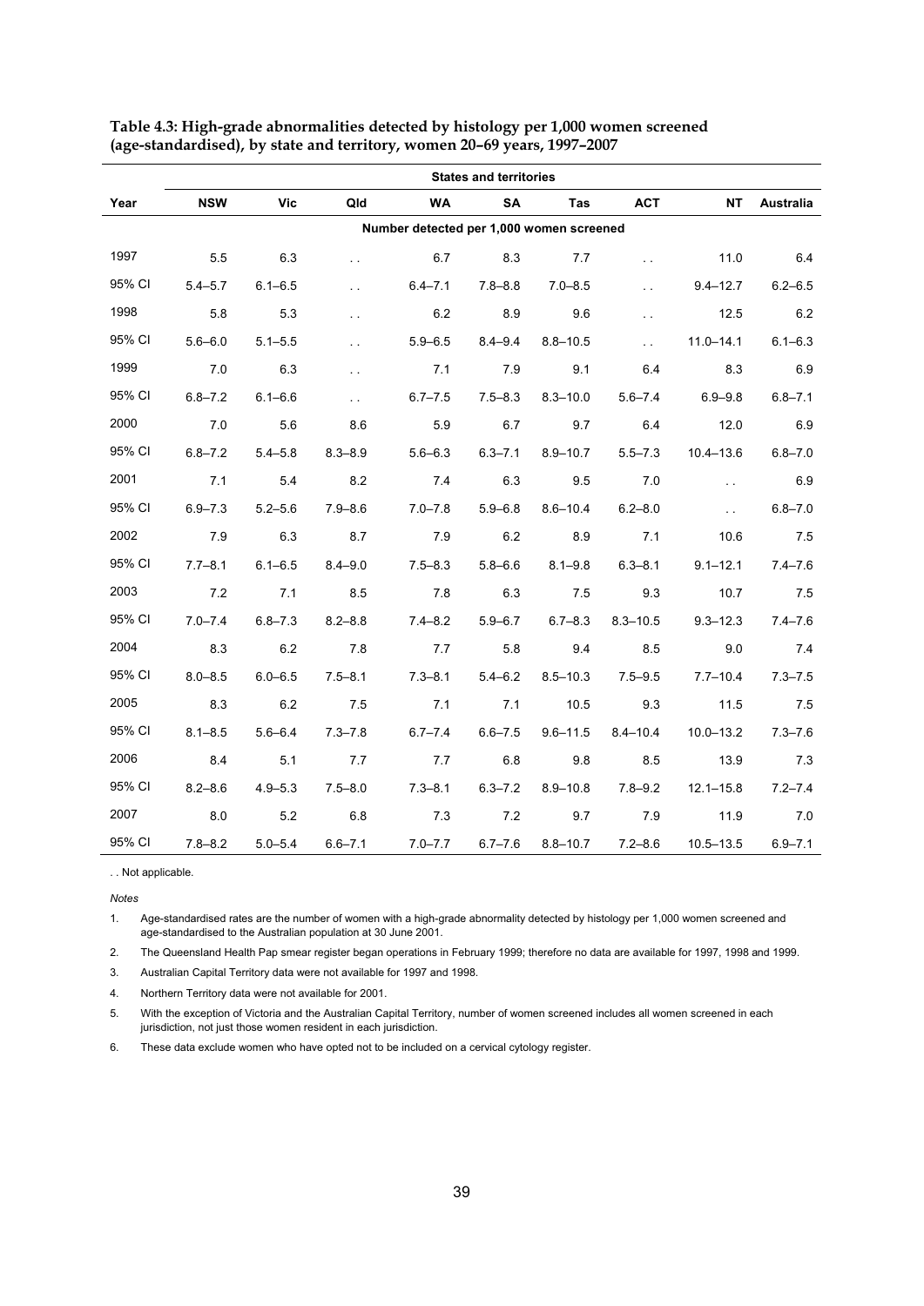**Table 4.3: High-grade abnormalities detected by histology per 1,000 women screened (age-standardised), by state and territory, women 20–69 years, 1997–2007**

| | States and territories | | | | | | | | |
|---|---|---|---|---|---|---|---|---|---|
| Year | NSW | Vic | Qld | WA | SA | Tas | ACT | NT | Australia |
| | Number detected per 1,000 women screened | | | | | | | | |
| 1997 | 5.5 | 6.3 | . . | 6.7 | 8.3 | 7.7 | . . | 11.0 | 6.4 |
| 95% CI | 5.4–5.7 | 6.1–6.5 | . . | 6.4–7.1 | 7.8–8.8 | 7.0–8.5 | . . | 9.4–12.7 | 6.2–6.5 |
| 1998 | 5.8 | 5.3 | . . | 6.2 | 8.9 | 9.6 | . . | 12.5 | 6.2 |
| 95% CI | 5.6–6.0 | 5.1–5.5 | . . | 5.9–6.5 | 8.4–9.4 | 8.8–10.5 | . . | 11.0–14.1 | 6.1–6.3 |
| 1999 | 7.0 | 6.3 | . . | 7.1 | 7.9 | 9.1 | 6.4 | 8.3 | 6.9 |
| 95% CI | 6.8–7.2 | 6.1–6.6 | . . | 6.7–7.5 | 7.5–8.3 | 8.3–10.0 | 5.6–7.4 | 6.9–9.8 | 6.8–7.1 |
| 2000 | 7.0 | 5.6 | 8.6 | 5.9 | 6.7 | 9.7 | 6.4 | 12.0 | 6.9 |
| 95% CI | 6.8–7.2 | 5.4–5.8 | 8.3–8.9 | 5.6–6.3 | 6.3–7.1 | 8.9–10.7 | 5.5–7.3 | 10.4–13.6 | 6.8–7.0 |
| 2001 | 7.1 | 5.4 | 8.2 | 7.4 | 6.3 | 9.5 | 7.0 | . . | 6.9 |
| 95% CI | 6.9–7.3 | 5.2–5.6 | 7.9–8.6 | 7.0–7.8 | 5.9–6.8 | 8.6–10.4 | 6.2–8.0 | . . | 6.8–7.0 |
| 2002 | 7.9 | 6.3 | 8.7 | 7.9 | 6.2 | 8.9 | 7.1 | 10.6 | 7.5 |
| 95% CI | 7.7–8.1 | 6.1–6.5 | 8.4–9.0 | 7.5–8.3 | 5.8–6.6 | 8.1–9.8 | 6.3–8.1 | 9.1–12.1 | 7.4–7.6 |
| 2003 | 7.2 | 7.1 | 8.5 | 7.8 | 6.3 | 7.5 | 9.3 | 10.7 | 7.5 |
| 95% CI | 7.0–7.4 | 6.8–7.3 | 8.2–8.8 | 7.4–8.2 | 5.9–6.7 | 6.7–8.3 | 8.3–10.5 | 9.3–12.3 | 7.4–7.6 |
| 2004 | 8.3 | 6.2 | 7.8 | 7.7 | 5.8 | 9.4 | 8.5 | 9.0 | 7.4 |
| 95% CI | 8.0–8.5 | 6.0–6.5 | 7.5–8.1 | 7.3–8.1 | 5.4–6.2 | 8.5–10.3 | 7.5–9.5 | 7.7–10.4 | 7.3–7.5 |
| 2005 | 8.3 | 6.2 | 7.5 | 7.1 | 7.1 | 10.5 | 9.3 | 11.5 | 7.5 |
| 95% CI | 8.1–8.5 | 5.6–6.4 | 7.3–7.8 | 6.7–7.4 | 6.6–7.5 | 9.6–11.5 | 8.4–10.4 | 10.0–13.2 | 7.3–7.6 |
| 2006 | 8.4 | 5.1 | 7.7 | 7.7 | 6.8 | 9.8 | 8.5 | 13.9 | 7.3 |
| 95% CI | 8.2–8.6 | 4.9–5.3 | 7.5–8.0 | 7.3–8.1 | 6.3–7.2 | 8.9–10.8 | 7.8–9.2 | 12.1–15.8 | 7.2–7.4 |
| 2007 | 8.0 | 5.2 | 6.8 | 7.3 | 7.2 | 9.7 | 7.9 | 11.9 | 7.0 |
| 95% CI | 7.8–8.2 | 5.0–5.4 | 6.6–7.1 | 7.0–7.7 | 6.7–7.6 | 8.8–10.7 | 7.2–8.6 | 10.5–13.5 | 6.9–7.1 |

. . Not applicable.

*Notes*

1. Age-standardised rates are the number of women with a high-grade abnormality detected by histology per 1,000 women screened and age-standardised to the Australian population at 30 June 2001.
2. The Queensland Health Pap smear register began operations in February 1999; therefore no data are available for 1997, 1998 and 1999.
3. Australian Capital Territory data were not available for 1997 and 1998.
4. Northern Territory data were not available for 2001.
5. With the exception of Victoria and the Australian Capital Territory, number of women screened includes all women screened in each jurisdiction, not just those women resident in each jurisdiction.
6. These data exclude women who have opted not to be included on a cervical cytology register.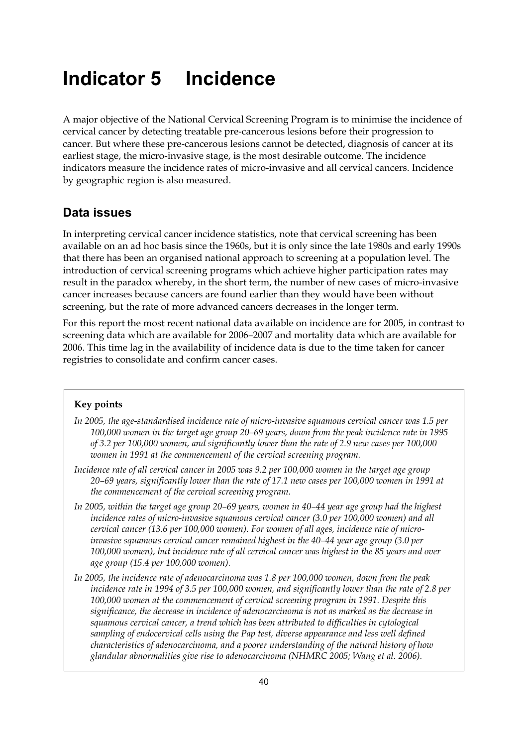# Indicator 5 Incidence

A major objective of the National Cervical Screening Program is to minimise the incidence of cervical cancer by detecting treatable pre-cancerous lesions before their progression to cancer. But where these pre-cancerous lesions cannot be detected, diagnosis of cancer at its earliest stage, the micro-invasive stage, is the most desirable outcome. The incidence indicators measure the incidence rates of micro-invasive and all cervical cancers. Incidence by geographic region is also measured.

## Data issues

In interpreting cervical cancer incidence statistics, note that cervical screening has been available on an ad hoc basis since the 1960s, but it is only since the late 1980s and early 1990s that there has been an organised national approach to screening at a population level. The introduction of cervical screening programs which achieve higher participation rates may result in the paradox whereby, in the short term, the number of new cases of micro-invasive cancer increases because cancers are found earlier than they would have been without screening, but the rate of more advanced cancers decreases in the longer term.

For this report the most recent national data available on incidence are for 2005, in contrast to screening data which are available for 2006–2007 and mortality data which are available for 2006. This time lag in the availability of incidence data is due to the time taken for cancer registries to consolidate and confirm cancer cases.

**Key points**

*In 2005, the age-standardised incidence rate of micro-invasive squamous cervical cancer was 1.5 per 100,000 women in the target age group 20–69 years, down from the peak incidence rate in 1995 of 3.2 per 100,000 women, and significantly lower than the rate of 2.9 new cases per 100,000 women in 1991 at the commencement of the cervical screening program.*

*Incidence rate of all cervical cancer in 2005 was 9.2 per 100,000 women in the target age group 20–69 years, significantly lower than the rate of 17.1 new cases per 100,000 women in 1991 at the commencement of the cervical screening program.*

*In 2005, within the target age group 20–69 years, women in 40–44 year age group had the highest incidence rates of micro-invasive squamous cervical cancer (3.0 per 100,000 women) and all cervical cancer (13.6 per 100,000 women). For women of all ages, incidence rate of micro-invasive squamous cervical cancer remained highest in the 40–44 year age group (3.0 per 100,000 women), but incidence rate of all cervical cancer was highest in the 85 years and over age group (15.4 per 100,000 women).*

*In 2005, the incidence rate of adenocarcinoma was 1.8 per 100,000 women, down from the peak incidence rate in 1994 of 3.5 per 100,000 women, and significantly lower than the rate of 2.8 per 100,000 women at the commencement of cervical screening program in 1991. Despite this significance, the decrease in incidence of adenocarcinoma is not as marked as the decrease in squamous cervical cancer, a trend which has been attributed to difficulties in cytological sampling of endocervical cells using the Pap test, diverse appearance and less well defined characteristics of adenocarcinoma, and a poorer understanding of the natural history of how glandular abnormalities give rise to adenocarcinoma (NHMRC 2005; Wang et al. 2006).*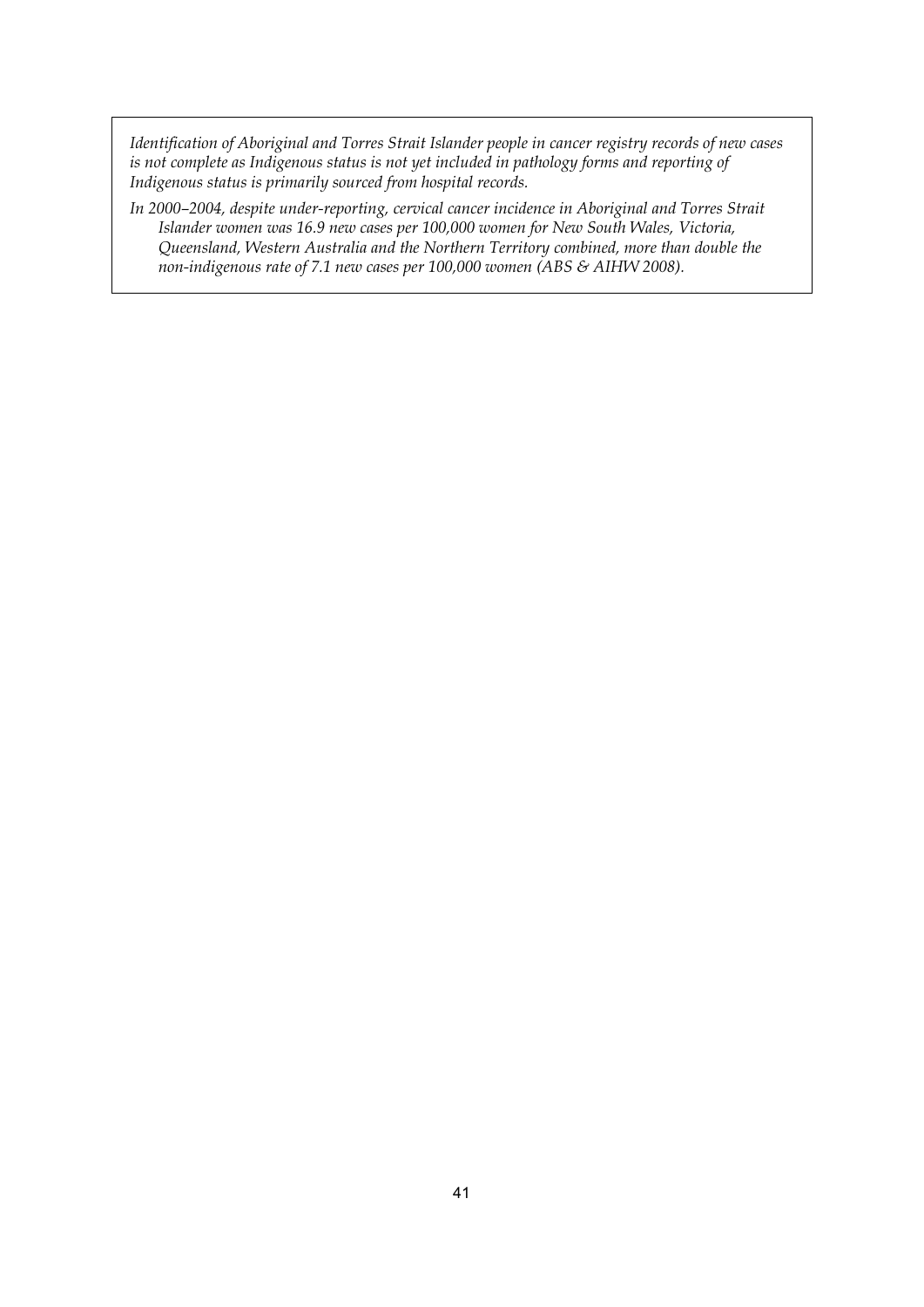*Identification of Aboriginal and Torres Strait Islander people in cancer registry records of new cases is not complete as Indigenous status is not yet included in pathology forms and reporting of Indigenous status is primarily sourced from hospital records.*

*In 2000–2004, despite under-reporting, cervical cancer incidence in Aboriginal and Torres Strait Islander women was 16.9 new cases per 100,000 women for New South Wales, Victoria, Queensland, Western Australia and the Northern Territory combined, more than double the non-indigenous rate of 7.1 new cases per 100,000 women (ABS & AIHW 2008).*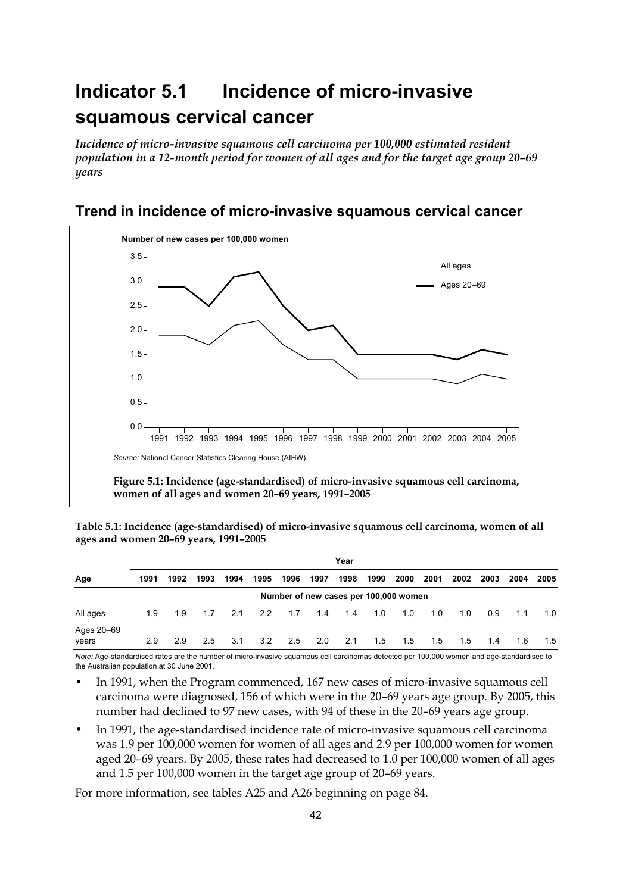# Indicator 5.1 Incidence of micro-invasive squamous cervical cancer

*Incidence of micro-invasive squamous cell carcinoma per 100,000 estimated resident population in a 12-month period for women of all ages and for the target age group 20–69 years*

## Trend in incidence of micro-invasive squamous cervical cancer

*Source:* National Cancer Statistics Clearing House (AIHW).

**Figure 5.1: Incidence (age-standardised) of micro-invasive squamous cell carcinoma, women of all ages and women 20–69 years, 1991–2005**

**Table 5.1: Incidence (age-standardised) of micro-invasive squamous cell carcinoma, women of all ages and women 20–69 years, 1991–2005**

| Age | 1991 | 1992 | 1993 | 1994 | 1995 | 1996 | 1997 | 1998 | 1999 | 2000 | 2001 | 2002 | 2003 | 2004 | 2005 |
|---|---|---|---|---|---|---|---|---|---|---|---|---|---|---|---|
| | Number of new cases per 100,000 women | | | | | | | | | | | | | | |
| All ages | 1.9 | 1.9 | 1.7 | 2.1 | 2.2 | 1.7 | 1.4 | 1.4 | 1.0 | 1.0 | 1.0 | 1.0 | 0.9 | 1.1 | 1.0 |
| Ages 20–69 years | 2.9 | 2.9 | 2.5 | 3.1 | 3.2 | 2.5 | 2.0 | 2.1 | 1.5 | 1.5 | 1.5 | 1.5 | 1.4 | 1.6 | 1.5 |

*Note:* Age-standardised rates are the number of micro-invasive squamous cell carcinomas detected per 100,000 women and age-standardised to the Australian population at 30 June 2001.

- In 1991, when the Program commenced, 167 new cases of micro-invasive squamous cell carcinoma were diagnosed, 156 of which were in the 20–69 years age group. By 2005, this number had declined to 97 new cases, with 94 of these in the 20–69 years age group.
- In 1991, the age-standardised incidence rate of micro-invasive squamous cell carcinoma was 1.9 per 100,000 women for women of all ages and 2.9 per 100,000 women for women aged 20–69 years. By 2005, these rates had decreased to 1.0 per 100,000 women of all ages and 1.5 per 100,000 women in the target age group of 20–69 years.

For more information, see tables A25 and A26 beginning on page 84.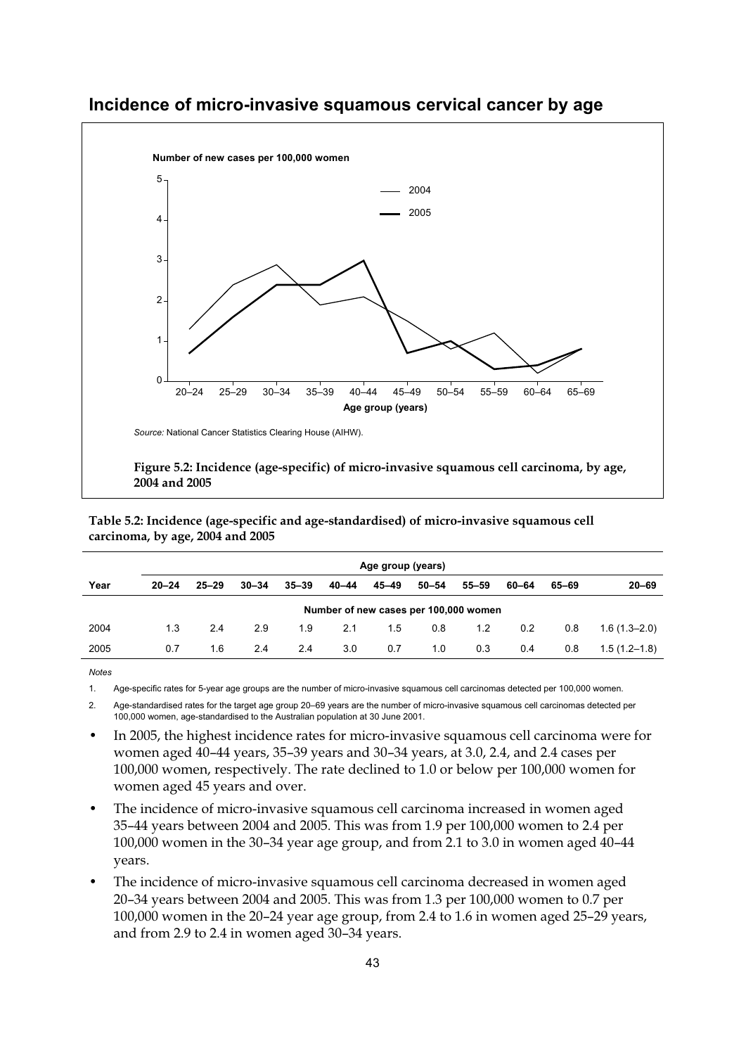## Incidence of micro-invasive squamous cervical cancer by age

Source: National Cancer Statistics Clearing House (AIHW).

**Figure 5.2: Incidence (age-specific) of micro-invasive squamous cell carcinoma, by age, 2004 and 2005**

**Table 5.2: Incidence (age-specific and age-standardised) of micro-invasive squamous cell carcinoma, by age, 2004 and 2005**

| | Age group (years) | | | | | | | | | | |
|---|---|---|---|---|---|---|---|---|---|---|---|
| Year | 20–24 | 25–29 | 30–34 | 35–39 | 40–44 | 45–49 | 50–54 | 55–59 | 60–64 | 65–69 | 20–69 |
| | Number of new cases per 100,000 women | | | | | | | | | | |
| 2004 | 1.3 | 2.4 | 2.9 | 1.9 | 2.1 | 1.5 | 0.8 | 1.2 | 0.2 | 0.8 | 1.6 (1.3–2.0) |
| 2005 | 0.7 | 1.6 | 2.4 | 2.4 | 3.0 | 0.7 | 1.0 | 0.3 | 0.4 | 0.8 | 1.5 (1.2–1.8) |

*Notes*

1. Age-specific rates for 5-year age groups are the number of micro-invasive squamous cell carcinomas detected per 100,000 women.
2. Age-standardised rates for the target age group 20–69 years are the number of micro-invasive squamous cell carcinomas detected per 100,000 women, age-standardised to the Australian population at 30 June 2001.

- In 2005, the highest incidence rates for micro-invasive squamous cell carcinoma were for women aged 40–44 years, 35–39 years and 30–34 years, at 3.0, 2.4, and 2.4 cases per 100,000 women, respectively. The rate declined to 1.0 or below per 100,000 women for women aged 45 years and over.
- The incidence of micro-invasive squamous cell carcinoma increased in women aged 35–44 years between 2004 and 2005. This was from 1.9 per 100,000 women to 2.4 per 100,000 women in the 30–34 year age group, and from 2.1 to 3.0 in women aged 40–44 years.
- The incidence of micro-invasive squamous cell carcinoma decreased in women aged 20–34 years between 2004 and 2005. This was from 1.3 per 100,000 women to 0.7 per 100,000 women in the 20–24 year age group, from 2.4 to 1.6 in women aged 25–29 years, and from 2.9 to 2.4 in women aged 30–34 years.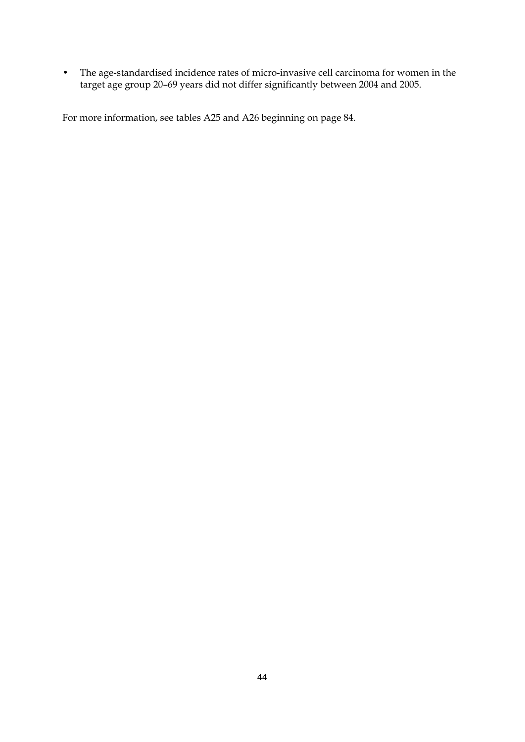- The age-standardised incidence rates of micro-invasive cell carcinoma for women in the target age group 20–69 years did not differ significantly between 2004 and 2005.

For more information, see tables A25 and A26 beginning on page 84.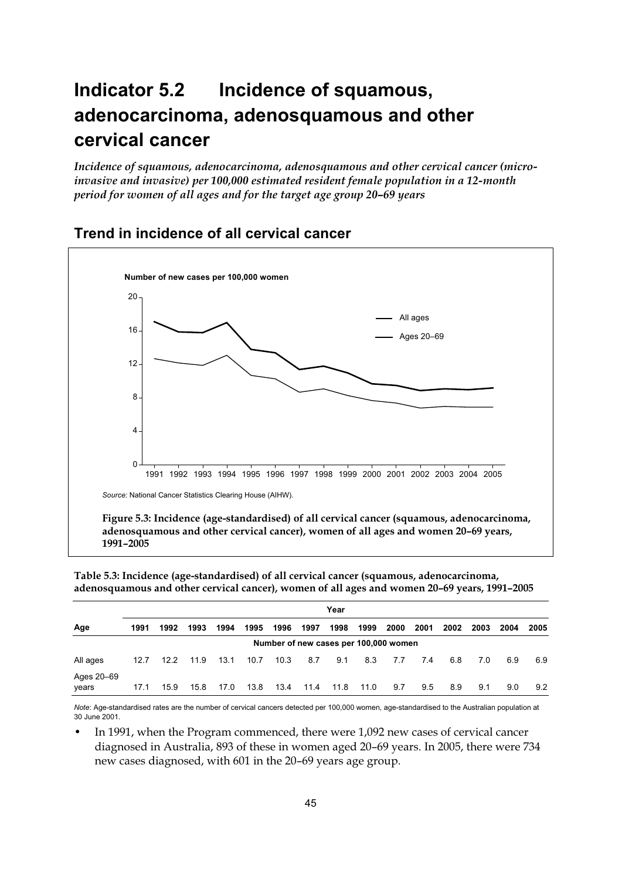# Indicator 5.2 Incidence of squamous, adenocarcinoma, adenosquamous and other cervical cancer

*Incidence of squamous, adenocarcinoma, adenosquamous and other cervical cancer (micro-invasive and invasive) per 100,000 estimated resident female population in a 12-month period for women of all ages and for the target age group 20–69 years*

## Trend in incidence of all cervical cancer

Source: National Cancer Statistics Clearing House (AIHW).

**Figure 5.3: Incidence (age-standardised) of all cervical cancer (squamous, adenocarcinoma, adenosquamous and other cervical cancer), women of all ages and women 20–69 years, 1991–2005**

**Table 5.3: Incidence (age-standardised) of all cervical cancer (squamous, adenocarcinoma, adenosquamous and other cervical cancer), women of all ages and women 20–69 years, 1991–2005**

| | Year | | | | | | | | | | | | | | |
|---|---|---|---|---|---|---|---|---|---|---|---|---|---|---|---|
| Age | 1991 | 1992 | 1993 | 1994 | 1995 | 1996 | 1997 | 1998 | 1999 | 2000 | 2001 | 2002 | 2003 | 2004 | 2005 |
| | Number of new cases per 100,000 women | | | | | | | | | | | | | | |
| All ages | 12.7 | 12.2 | 11.9 | 13.1 | 10.7 | 10.3 | 8.7 | 9.1 | 8.3 | 7.7 | 7.4 | 6.8 | 7.0 | 6.9 | 6.9 |
| Ages 20–69 years | 17.1 | 15.9 | 15.8 | 17.0 | 13.8 | 13.4 | 11.4 | 11.8 | 11.0 | 9.7 | 9.5 | 8.9 | 9.1 | 9.0 | 9.2 |

*Note*: Age-standardised rates are the number of cervical cancers detected per 100,000 women, age-standardised to the Australian population at 30 June 2001.

- In 1991, when the Program commenced, there were 1,092 new cases of cervical cancer diagnosed in Australia, 893 of these in women aged 20–69 years. In 2005, there were 734 new cases diagnosed, with 601 in the 20–69 years age group.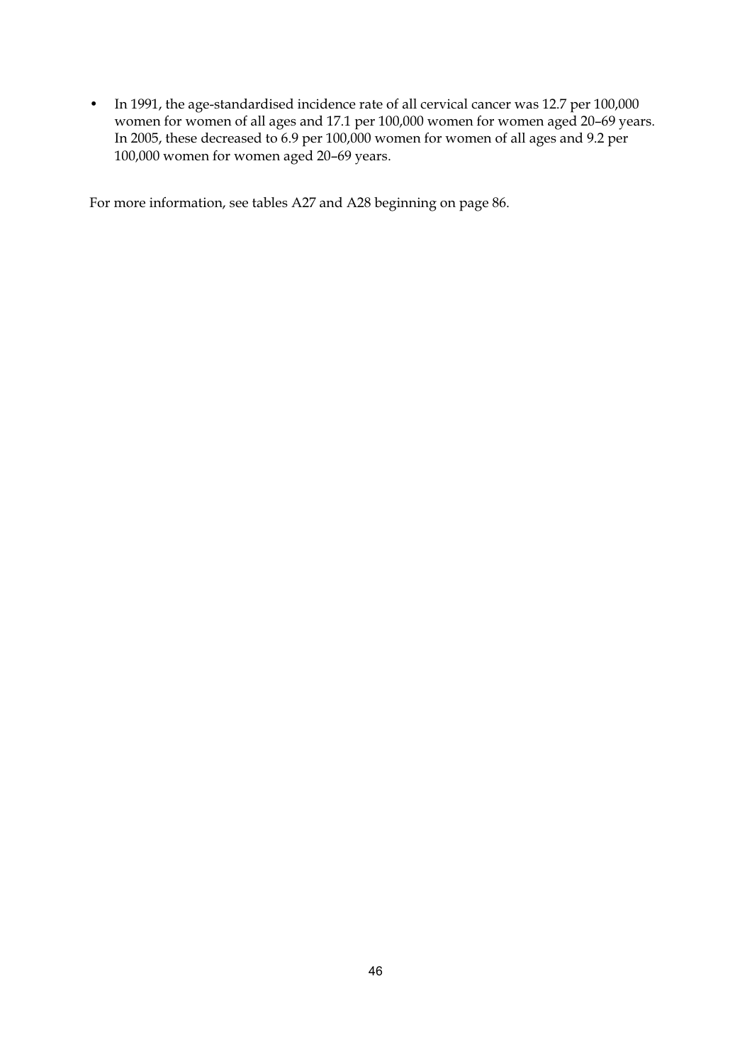- In 1991, the age-standardised incidence rate of all cervical cancer was 12.7 per 100,000 women for women of all ages and 17.1 per 100,000 women for women aged 20–69 years. In 2005, these decreased to 6.9 per 100,000 women for women of all ages and 9.2 per 100,000 women for women aged 20–69 years.

For more information, see tables A27 and A28 beginning on page 86.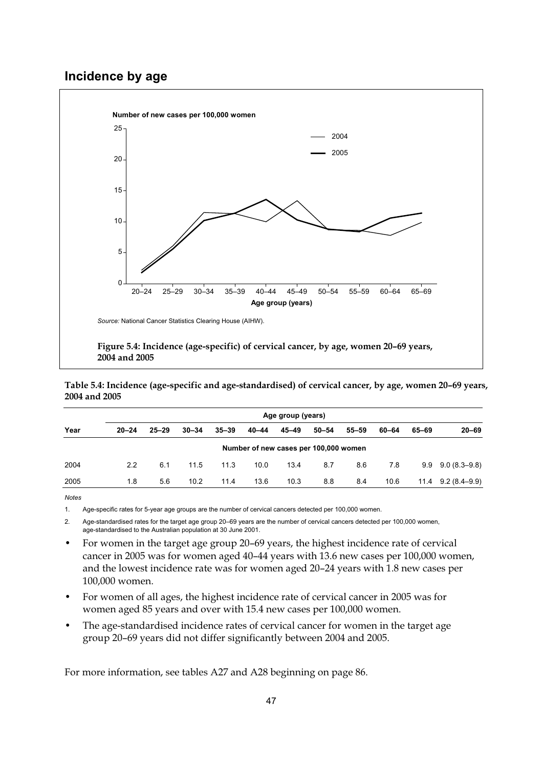## Incidence by age

*Source:* National Cancer Statistics Clearing House (AIHW).

**Figure 5.4: Incidence (age-specific) of cervical cancer, by age, women 20–69 years, 2004 and 2005**

**Table 5.4: Incidence (age-specific and age-standardised) of cervical cancer, by age, women 20–69 years, 2004 and 2005**

| Year | Age group (years) | | | | | | | | | | |
|---|---|---|---|---|---|---|---|---|---|---|---|
| | 20–24 | 25–29 | 30–34 | 35–39 | 40–44 | 45–49 | 50–54 | 55–59 | 60–64 | 65–69 | 20–69 |
| | Number of new cases per 100,000 women | | | | | | | | | | |
| 2004 | 2.2 | 6.1 | 11.5 | 11.3 | 10.0 | 13.4 | 8.7 | 8.6 | 7.8 | 9.9 | 9.0 (8.3–9.8) |
| 2005 | 1.8 | 5.6 | 10.2 | 11.4 | 13.6 | 10.3 | 8.8 | 8.4 | 10.6 | 11.4 | 9.2 (8.4–9.9) |

*Notes*

1. Age-specific rates for 5-year age groups are the number of cervical cancers detected per 100,000 women.
2. Age-standardised rates for the target age group 20–69 years are the number of cervical cancers detected per 100,000 women, age-standardised to the Australian population at 30 June 2001.

- For women in the target age group 20–69 years, the highest incidence rate of cervical cancer in 2005 was for women aged 40–44 years with 13.6 new cases per 100,000 women, and the lowest incidence rate was for women aged 20–24 years with 1.8 new cases per 100,000 women.
- For women of all ages, the highest incidence rate of cervical cancer in 2005 was for women aged 85 years and over with 15.4 new cases per 100,000 women.
- The age-standardised incidence rates of cervical cancer for women in the target age group 20–69 years did not differ significantly between 2004 and 2005.

For more information, see tables A27 and A28 beginning on page 86.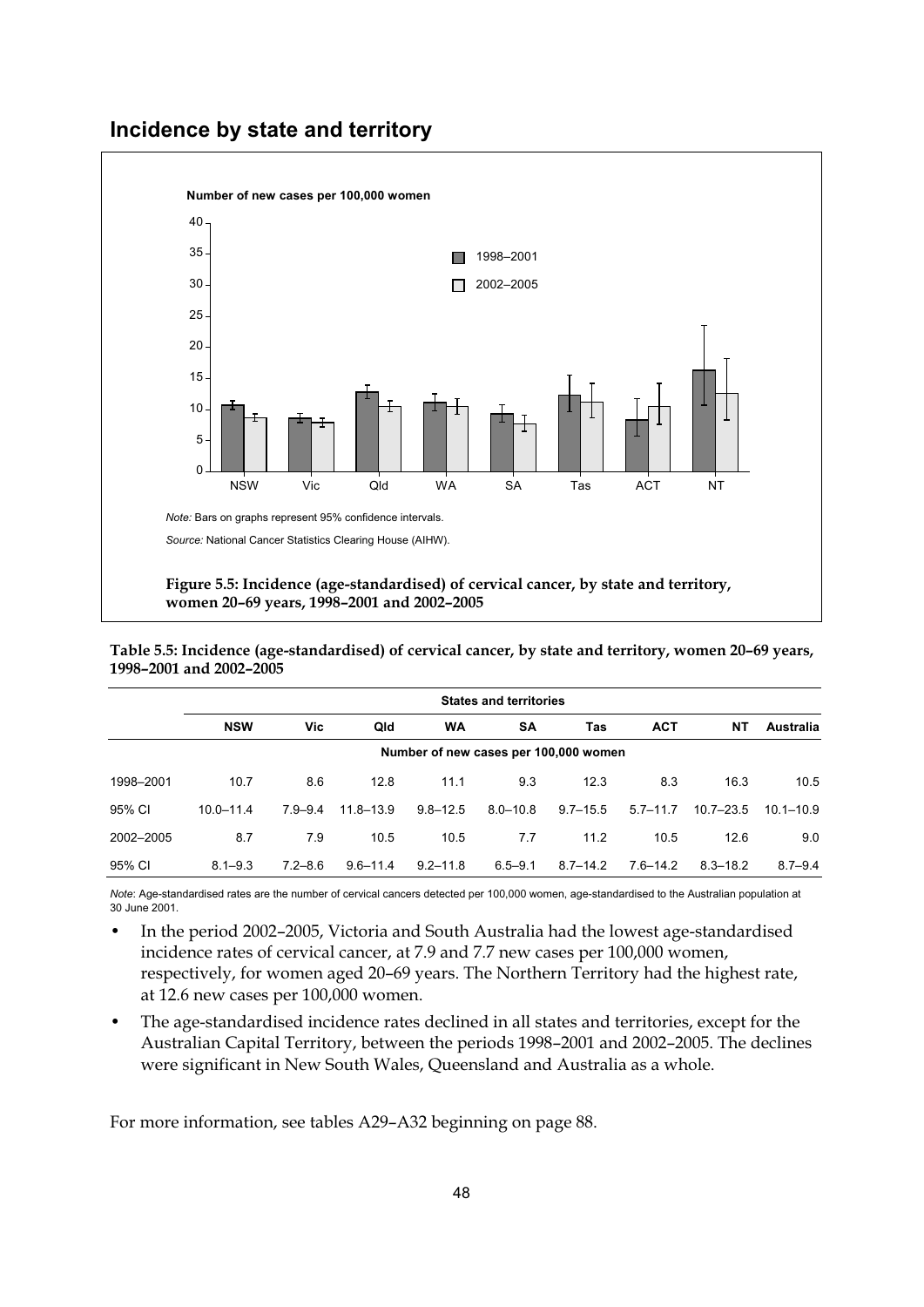## Incidence by state and territory

*Note:* Bars on graphs represent 95% confidence intervals.

*Source:* National Cancer Statistics Clearing House (AIHW).

**Figure 5.5: Incidence (age-standardised) of cervical cancer, by state and territory, women 20–69 years, 1998–2001 and 2002–2005**

**Table 5.5: Incidence (age-standardised) of cervical cancer, by state and territory, women 20–69 years, 1998–2001 and 2002–2005**

| | States and territories | | | | | | | | |
|---|---|---|---|---|---|---|---|---|---|
| | NSW | Vic | Qld | WA | SA | Tas | ACT | NT | Australia |
| | Number of new cases per 100,000 women | | | | | | | | |
| 1998–2001 | 10.7 | 8.6 | 12.8 | 11.1 | 9.3 | 12.3 | 8.3 | 16.3 | 10.5 |
| 95% CI | 10.0–11.4 | 7.9–9.4 | 11.8–13.9 | 9.8–12.5 | 8.0–10.8 | 9.7–15.5 | 5.7–11.7 | 10.7–23.5 | 10.1–10.9 |
| 2002–2005 | 8.7 | 7.9 | 10.5 | 10.5 | 7.7 | 11.2 | 10.5 | 12.6 | 9.0 |
| 95% CI | 8.1–9.3 | 7.2–8.6 | 9.6–11.4 | 9.2–11.8 | 6.5–9.1 | 8.7–14.2 | 7.6–14.2 | 8.3–18.2 | 8.7–9.4 |

*Note*: Age-standardised rates are the number of cervical cancers detected per 100,000 women, age-standardised to the Australian population at 30 June 2001.

- In the period 2002–2005, Victoria and South Australia had the lowest age-standardised incidence rates of cervical cancer, at 7.9 and 7.7 new cases per 100,000 women, respectively, for women aged 20–69 years. The Northern Territory had the highest rate, at 12.6 new cases per 100,000 women.
- The age-standardised incidence rates declined in all states and territories, except for the Australian Capital Territory, between the periods 1998–2001 and 2002–2005. The declines were significant in New South Wales, Queensland and Australia as a whole.

For more information, see tables A29–A32 beginning on page 88.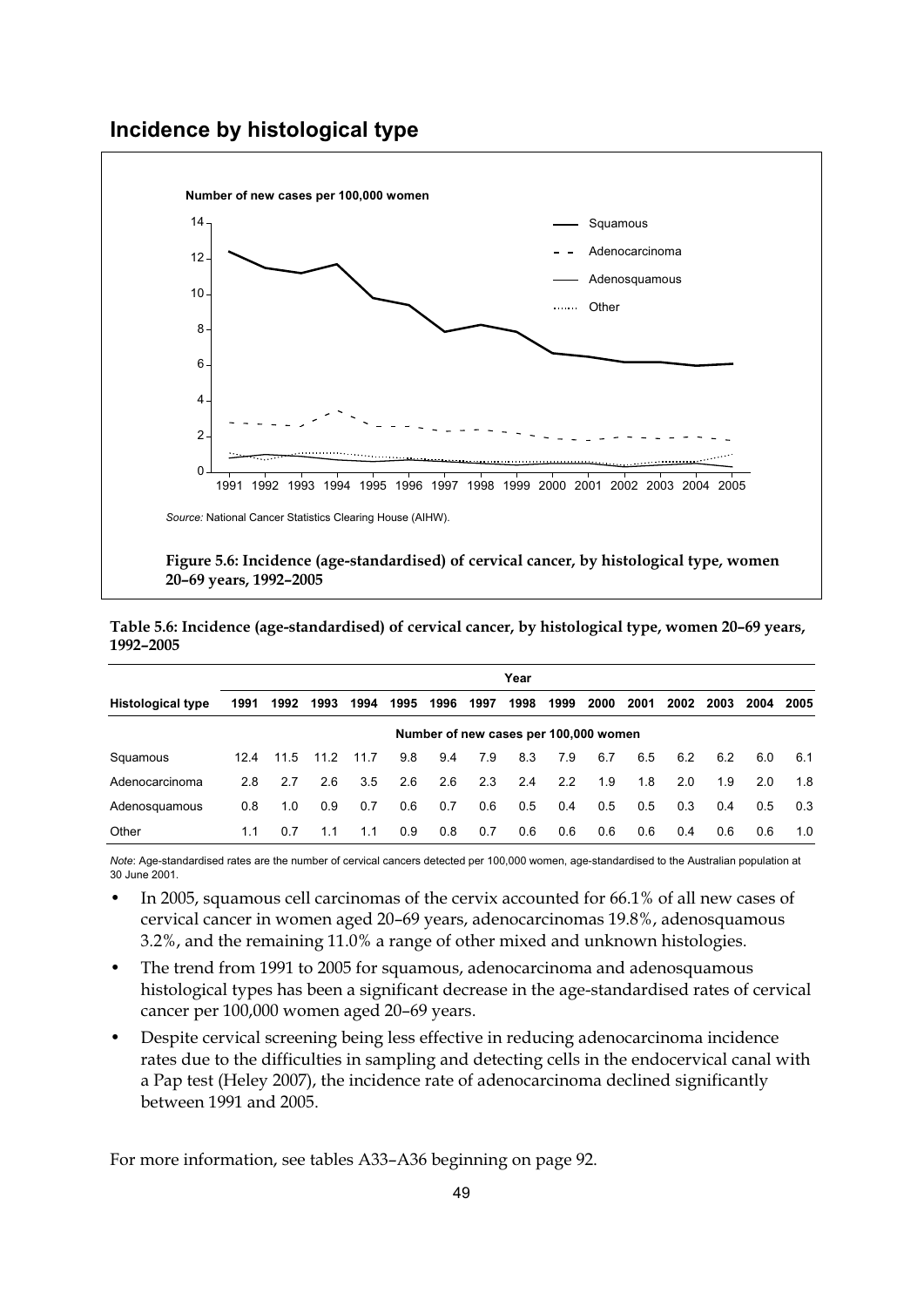## Incidence by histological type

Source: National Cancer Statistics Clearing House (AIHW).

**Figure 5.6: Incidence (age-standardised) of cervical cancer, by histological type, women 20–69 years, 1992–2005**

**Table 5.6: Incidence (age-standardised) of cervical cancer, by histological type, women 20–69 years, 1992–2005**

| | Year | | | | | | | | | | | | | | |
|---|---|---|---|---|---|---|---|---|---|---|---|---|---|---|---|
| **Histological type** | **1991** | **1992** | **1993** | **1994** | **1995** | **1996** | **1997** | **1998** | **1999** | **2000** | **2001** | **2002** | **2003** | **2004** | **2005** |
| | Number of new cases per 100,000 women | | | | | | | | | | | | | | |
| Squamous | 12.4 | 11.5 | 11.2 | 11.7 | 9.8 | 9.4 | 7.9 | 8.3 | 7.9 | 6.7 | 6.5 | 6.2 | 6.2 | 6.0 | 6.1 |
| Adenocarcinoma | 2.8 | 2.7 | 2.6 | 3.5 | 2.6 | 2.6 | 2.3 | 2.4 | 2.2 | 1.9 | 1.8 | 2.0 | 1.9 | 2.0 | 1.8 |
| Adenosquamous | 0.8 | 1.0 | 0.9 | 0.7 | 0.6 | 0.7 | 0.6 | 0.5 | 0.4 | 0.5 | 0.5 | 0.3 | 0.4 | 0.5 | 0.3 |
| Other | 1.1 | 0.7 | 1.1 | 1.1 | 0.9 | 0.8 | 0.7 | 0.6 | 0.6 | 0.6 | 0.6 | 0.4 | 0.6 | 0.6 | 1.0 |

*Note*: Age-standardised rates are the number of cervical cancers detected per 100,000 women, age-standardised to the Australian population at 30 June 2001.

- In 2005, squamous cell carcinomas of the cervix accounted for 66.1% of all new cases of cervical cancer in women aged 20–69 years, adenocarcinomas 19.8%, adenosquamous 3.2%, and the remaining 11.0% a range of other mixed and unknown histologies.
- The trend from 1991 to 2005 for squamous, adenocarcinoma and adenosquamous histological types has been a significant decrease in the age-standardised rates of cervical cancer per 100,000 women aged 20–69 years.
- Despite cervical screening being less effective in reducing adenocarcinoma incidence rates due to the difficulties in sampling and detecting cells in the endocervical canal with a Pap test (Heley 2007), the incidence rate of adenocarcinoma declined significantly between 1991 and 2005.

For more information, see tables A33–A36 beginning on page 92.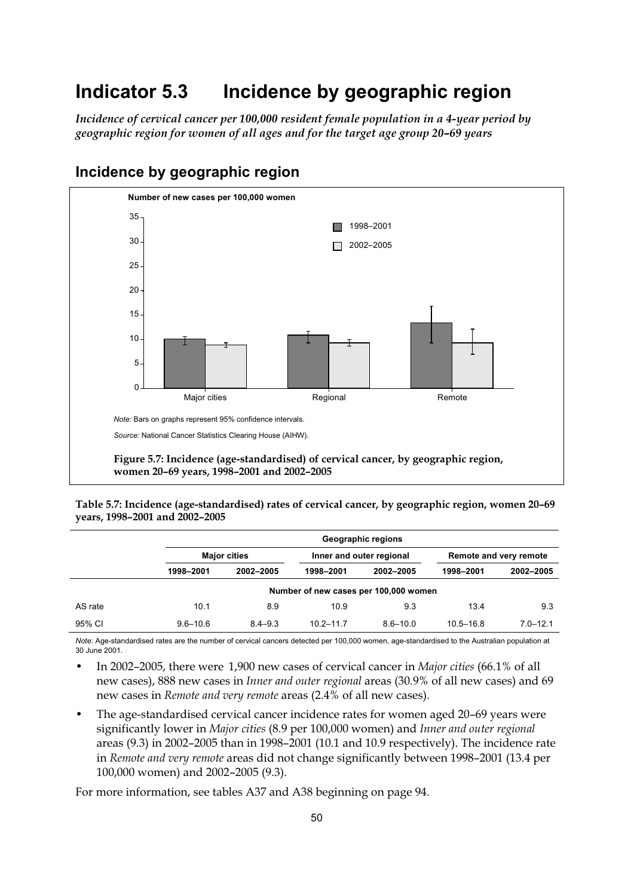# Indicator 5.3 Incidence by geographic region

*Incidence of cervical cancer per 100,000 resident female population in a 4-year period by geographic region for women of all ages and for the target age group 20–69 years*

## Incidence by geographic region

*Note:* Bars on graphs represent 95% confidence intervals.

*Source:* National Cancer Statistics Clearing House (AIHW).

**Figure 5.7: Incidence (age-standardised) of cervical cancer, by geographic region, women 20–69 years, 1998–2001 and 2002–2005**

**Table 5.7: Incidence (age-standardised) rates of cervical cancer, by geographic region, women 20–69 years, 1998–2001 and 2002–2005**

| | Geographic regions | | | | | |
|---|---|---|---|---|---|---|
| | Major cities | | Inner and outer regional | | Remote and very remote | |
| | 1998–2001 | 2002–2005 | 1998–2001 | 2002–2005 | 1998–2001 | 2002–2005 |
| | Number of new cases per 100,000 women | | | | | |
| AS rate | 10.1 | 8.9 | 10.9 | 9.3 | 13.4 | 9.3 |
| 95% CI | 9.6–10.6 | 8.4–9.3 | 10.2–11.7 | 8.6–10.0 | 10.5–16.8 | 7.0–12.1 |

*Note:* Age-standardised rates are the number of cervical cancers detected per 100,000 women, age-standardised to the Australian population at 30 June 2001.

- In 2002–2005, there were 1,900 new cases of cervical cancer in *Major cities* (66.1% of all new cases), 888 new cases in *Inner and outer regional* areas (30.9% of all new cases) and 69 new cases in *Remote and very remote* areas (2.4% of all new cases).
- The age-standardised cervical cancer incidence rates for women aged 20–69 years were significantly lower in *Major cities* (8.9 per 100,000 women) and *Inner and outer regional* areas (9.3) in 2002–2005 than in 1998–2001 (10.1 and 10.9 respectively). The incidence rate in *Remote and very remote* areas did not change significantly between 1998–2001 (13.4 per 100,000 women) and 2002–2005 (9.3).

For more information, see tables A37 and A38 beginning on page 94.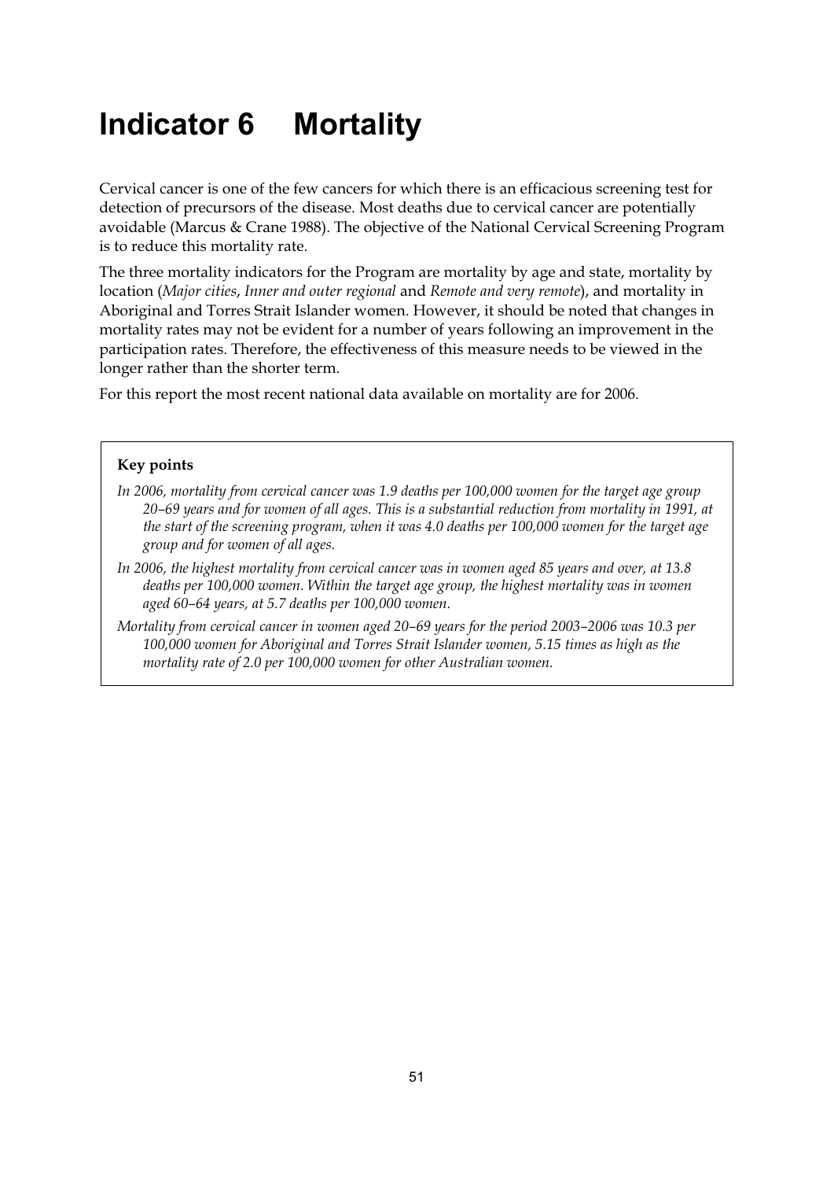# Indicator 6 Mortality

Cervical cancer is one of the few cancers for which there is an efficacious screening test for detection of precursors of the disease. Most deaths due to cervical cancer are potentially avoidable (Marcus & Crane 1988). The objective of the National Cervical Screening Program is to reduce this mortality rate.

The three mortality indicators for the Program are mortality by age and state, mortality by location (*Major cities*, *Inner and outer regional* and *Remote and very remote*), and mortality in Aboriginal and Torres Strait Islander women. However, it should be noted that changes in mortality rates may not be evident for a number of years following an improvement in the participation rates. Therefore, the effectiveness of this measure needs to be viewed in the longer rather than the shorter term.

For this report the most recent national data available on mortality are for 2006.

**Key points**

*In 2006, mortality from cervical cancer was 1.9 deaths per 100,000 women for the target age group 20–69 years and for women of all ages. This is a substantial reduction from mortality in 1991, at the start of the screening program, when it was 4.0 deaths per 100,000 women for the target age group and for women of all ages.*

*In 2006, the highest mortality from cervical cancer was in women aged 85 years and over, at 13.8 deaths per 100,000 women. Within the target age group, the highest mortality was in women aged 60–64 years, at 5.7 deaths per 100,000 women.*

*Mortality from cervical cancer in women aged 20–69 years for the period 2003–2006 was 10.3 per 100,000 women for Aboriginal and Torres Strait Islander women, 5.15 times as high as the mortality rate of 2.0 per 100,000 women for other Australian women.*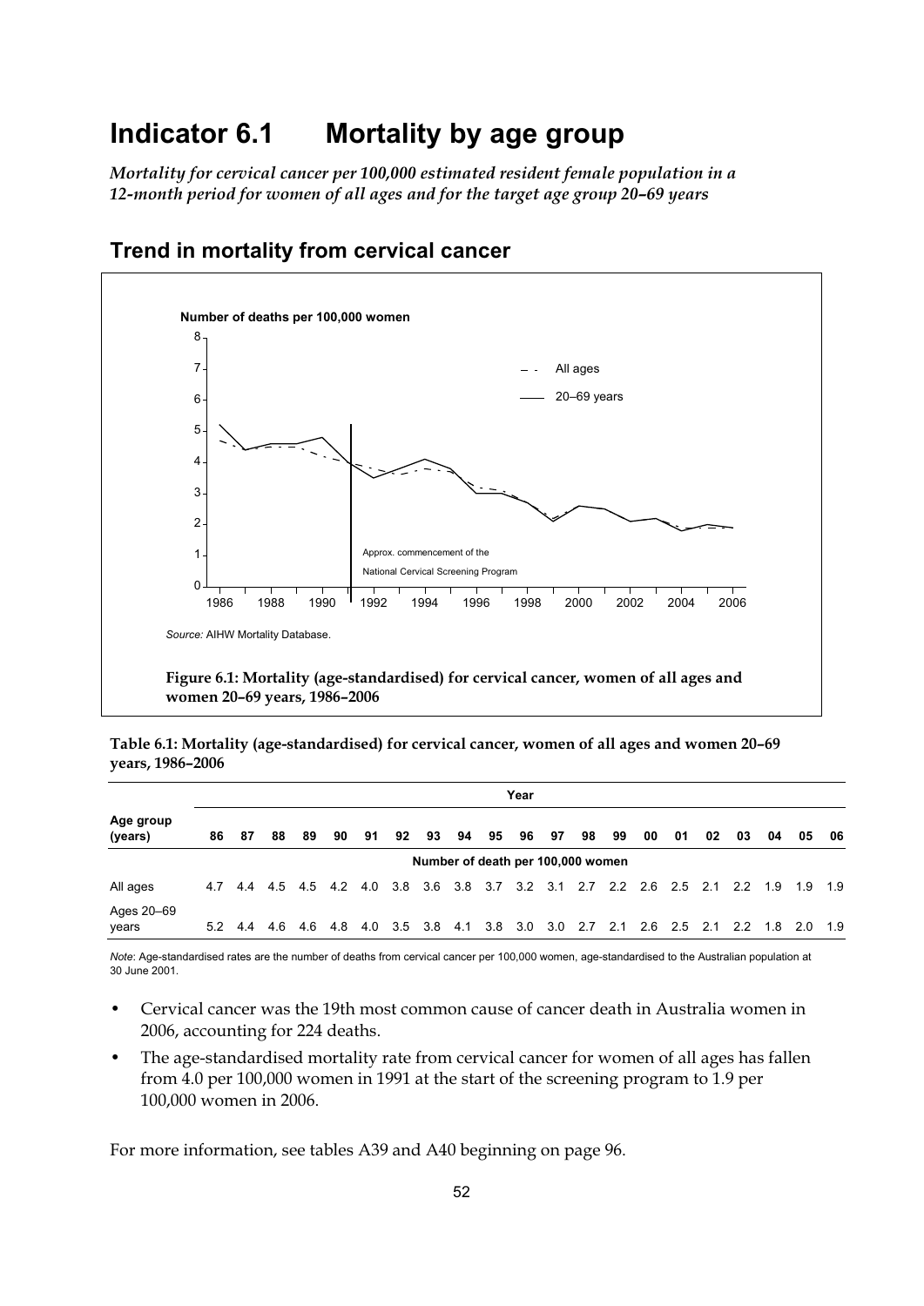# Indicator 6.1 Mortality by age group

*Mortality for cervical cancer per 100,000 estimated resident female population in a 12-month period for women of all ages and for the target age group 20–69 years*

## Trend in mortality from cervical cancer

*Source:* AIHW Mortality Database.

**Figure 6.1: Mortality (age-standardised) for cervical cancer, women of all ages and women 20–69 years, 1986–2006**

**Table 6.1: Mortality (age-standardised) for cervical cancer, women of all ages and women 20–69 years, 1986–2006**

| Age group (years) | 86 | 87 | 88 | 89 | 90 | 91 | 92 | 93 | 94 | 95 | 96 | 97 | 98 | 99 | 00 | 01 | 02 | 03 | 04 | 05 | 06 |
|---|---|---|---|---|---|---|---|---|---|---|---|---|---|---|---|---|---|---|---|---|---|
| | Number of death per 100,000 women | | | | | | | | | | | | | | | | | | | | |
| All ages | 4.7 | 4.4 | 4.5 | 4.5 | 4.2 | 4.0 | 3.8 | 3.6 | 3.8 | 3.7 | 3.2 | 3.1 | 2.7 | 2.2 | 2.6 | 2.5 | 2.1 | 2.2 | 1.9 | 1.9 | 1.9 |
| Ages 20–69 years | 5.2 | 4.4 | 4.6 | 4.6 | 4.8 | 4.0 | 3.5 | 3.8 | 4.1 | 3.8 | 3.0 | 3.0 | 2.7 | 2.1 | 2.6 | 2.5 | 2.1 | 2.2 | 1.8 | 2.0 | 1.9 |

*Note*: Age-standardised rates are the number of deaths from cervical cancer per 100,000 women, age-standardised to the Australian population at 30 June 2001.

- Cervical cancer was the 19th most common cause of cancer death in Australia women in 2006, accounting for 224 deaths.
- The age-standardised mortality rate from cervical cancer for women of all ages has fallen from 4.0 per 100,000 women in 1991 at the start of the screening program to 1.9 per 100,000 women in 2006.

For more information, see tables A39 and A40 beginning on page 96.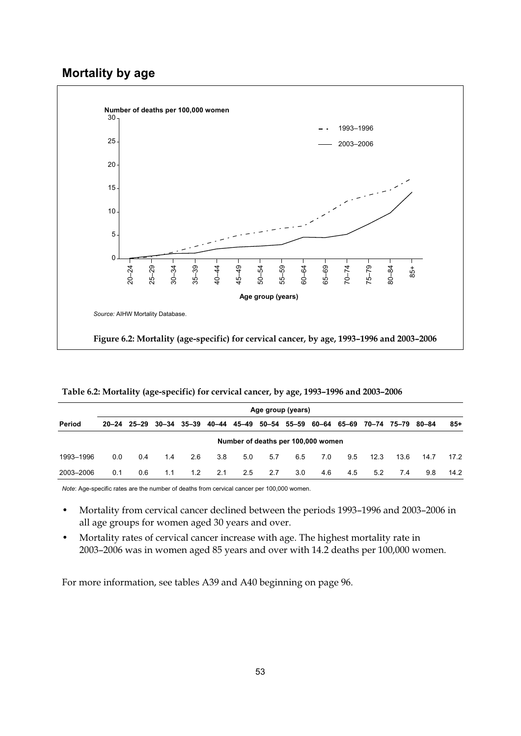## Mortality by age

Source: AIHW Mortality Database.

**Figure 6.2: Mortality (age-specific) for cervical cancer, by age, 1993–1996 and 2003–2006**

**Table 6.2: Mortality (age-specific) for cervical cancer, by age, 1993–1996 and 2003–2006**

| Period | Age group (years) | | | | | | | | | | | | | |
|---|---|---|---|---|---|---|---|---|---|---|---|---|---|---|
| | 20–24 | 25–29 | 30–34 | 35–39 | 40–44 | 45–49 | 50–54 | 55–59 | 60–64 | 65–69 | 70–74 | 75–79 | 80–84 | 85+ |
| | Number of deaths per 100,000 women | | | | | | | | | | | | | |
| 1993–1996 | 0.0 | 0.4 | 1.4 | 2.6 | 3.8 | 5.0 | 5.7 | 6.5 | 7.0 | 9.5 | 12.3 | 13.6 | 14.7 | 17.2 |
| 2003–2006 | 0.1 | 0.6 | 1.1 | 1.2 | 2.1 | 2.5 | 2.7 | 3.0 | 4.6 | 4.5 | 5.2 | 7.4 | 9.8 | 14.2 |

*Note*: Age-specific rates are the number of deaths from cervical cancer per 100,000 women.

- Mortality from cervical cancer declined between the periods 1993–1996 and 2003–2006 in all age groups for women aged 30 years and over.
- Mortality rates of cervical cancer increase with age. The highest mortality rate in 2003–2006 was in women aged 85 years and over with 14.2 deaths per 100,000 women.

For more information, see tables A39 and A40 beginning on page 96.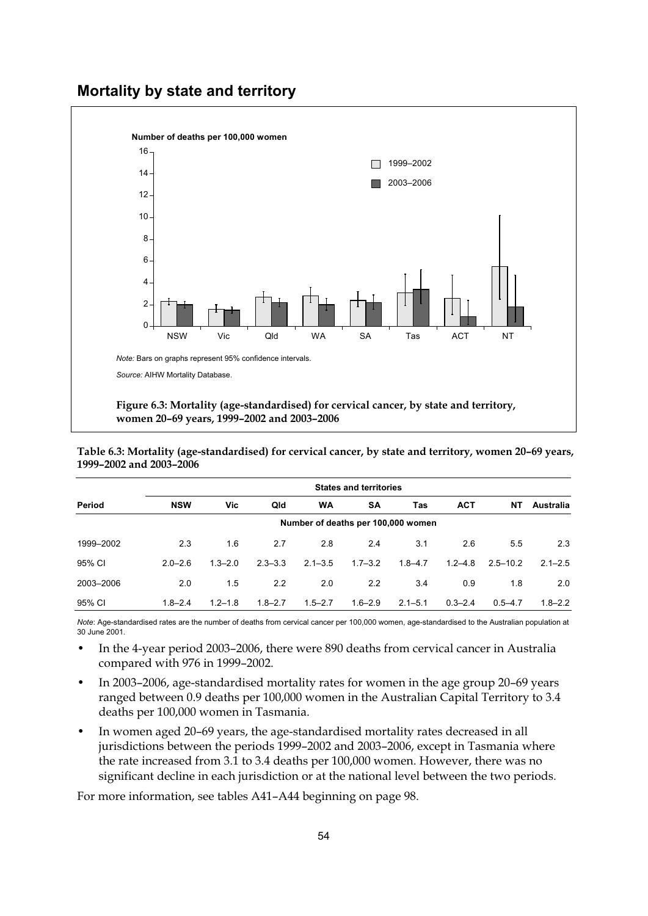## Mortality by state and territory

*Note:* Bars on graphs represent 95% confidence intervals.

*Source:* AIHW Mortality Database.

**Figure 6.3: Mortality (age-standardised) for cervical cancer, by state and territory, women 20–69 years, 1999–2002 and 2003–2006**

**Table 6.3: Mortality (age-standardised) for cervical cancer, by state and territory, women 20–69 years, 1999–2002 and 2003–2006**

| | States and territories | | | | | | | | |
|---|---|---|---|---|---|---|---|---|---|
| **Period** | **NSW** | **Vic** | **Qld** | **WA** | **SA** | **Tas** | **ACT** | **NT** | **Australia** |
| | Number of deaths per 100,000 women | | | | | | | | |
| 1999–2002 | 2.3 | 1.6 | 2.7 | 2.8 | 2.4 | 3.1 | 2.6 | 5.5 | 2.3 |
| 95% CI | 2.0–2.6 | 1.3–2.0 | 2.3–3.3 | 2.1–3.5 | 1.7–3.2 | 1.8–4.7 | 1.2–4.8 | 2.5–10.2 | 2.1–2.5 |
| 2003–2006 | 2.0 | 1.5 | 2.2 | 2.0 | 2.2 | 3.4 | 0.9 | 1.8 | 2.0 |
| 95% CI | 1.8–2.4 | 1.2–1.8 | 1.8–2.7 | 1.5–2.7 | 1.6–2.9 | 2.1–5.1 | 0.3–2.4 | 0.5–4.7 | 1.8–2.2 |

*Note*: Age-standardised rates are the number of deaths from cervical cancer per 100,000 women, age-standardised to the Australian population at 30 June 2001.

- In the 4-year period 2003–2006, there were 890 deaths from cervical cancer in Australia compared with 976 in 1999–2002.
- In 2003–2006, age-standardised mortality rates for women in the age group 20–69 years ranged between 0.9 deaths per 100,000 women in the Australian Capital Territory to 3.4 deaths per 100,000 women in Tasmania.
- In women aged 20–69 years, the age-standardised mortality rates decreased in all jurisdictions between the periods 1999–2002 and 2003–2006, except in Tasmania where the rate increased from 3.1 to 3.4 deaths per 100,000 women. However, there was no significant decline in each jurisdiction or at the national level between the two periods.

For more information, see tables A41–A44 beginning on page 98.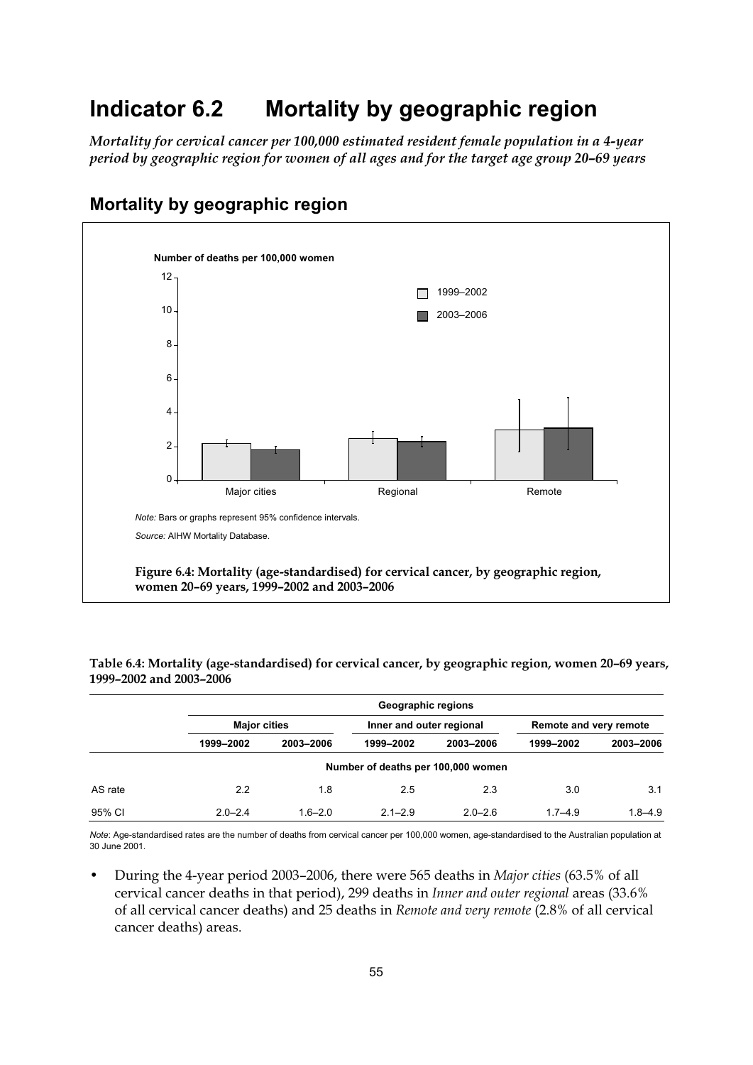# Indicator 6.2 Mortality by geographic region

*Mortality for cervical cancer per 100,000 estimated resident female population in a 4-year period by geographic region for women of all ages and for the target age group 20–69 years*

## Mortality by geographic region

*Note:* Bars or graphs represent 95% confidence intervals.

*Source:* AIHW Mortality Database.

**Figure 6.4: Mortality (age-standardised) for cervical cancer, by geographic region, women 20–69 years, 1999–2002 and 2003–2006**

**Table 6.4: Mortality (age-standardised) for cervical cancer, by geographic region, women 20–69 years, 1999–2002 and 2003–2006**

| | Geographic regions | | | | | |
|---|---|---|---|---|---|---|
| | Major cities | | Inner and outer regional | | Remote and very remote | |
| | 1999–2002 | 2003–2006 | 1999–2002 | 2003–2006 | 1999–2002 | 2003–2006 |
| | Number of deaths per 100,000 women | | | | | |
| AS rate | 2.2 | 1.8 | 2.5 | 2.3 | 3.0 | 3.1 |
| 95% CI | 2.0–2.4 | 1.6–2.0 | 2.1–2.9 | 2.0–2.6 | 1.7–4.9 | 1.8–4.9 |

*Note*: Age-standardised rates are the number of deaths from cervical cancer per 100,000 women, age-standardised to the Australian population at 30 June 2001.

- During the 4-year period 2003–2006, there were 565 deaths in *Major cities* (63.5% of all cervical cancer deaths in that period), 299 deaths in *Inner and outer regional* areas (33.6% of all cervical cancer deaths) and 25 deaths in *Remote and very remote* (2.8% of all cervical cancer deaths) areas.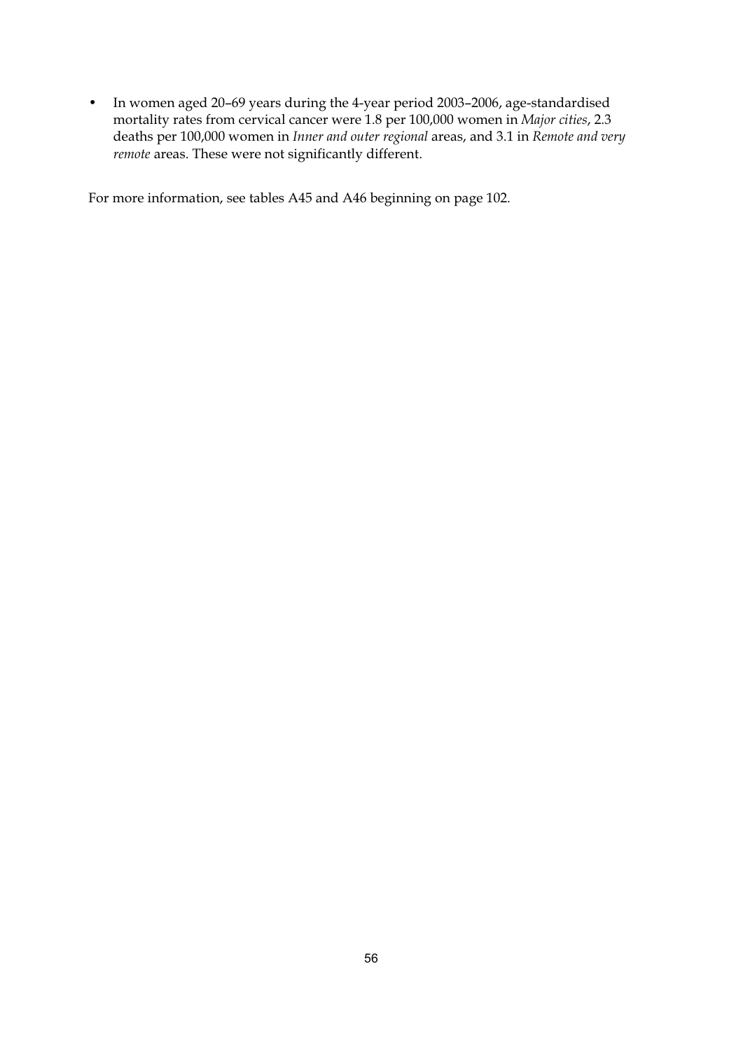- In women aged 20–69 years during the 4-year period 2003–2006, age-standardised mortality rates from cervical cancer were 1.8 per 100,000 women in *Major cities*, 2.3 deaths per 100,000 women in *Inner and outer regional* areas, and 3.1 in *Remote and very remote* areas. These were not significantly different.

For more information, see tables A45 and A46 beginning on page 102.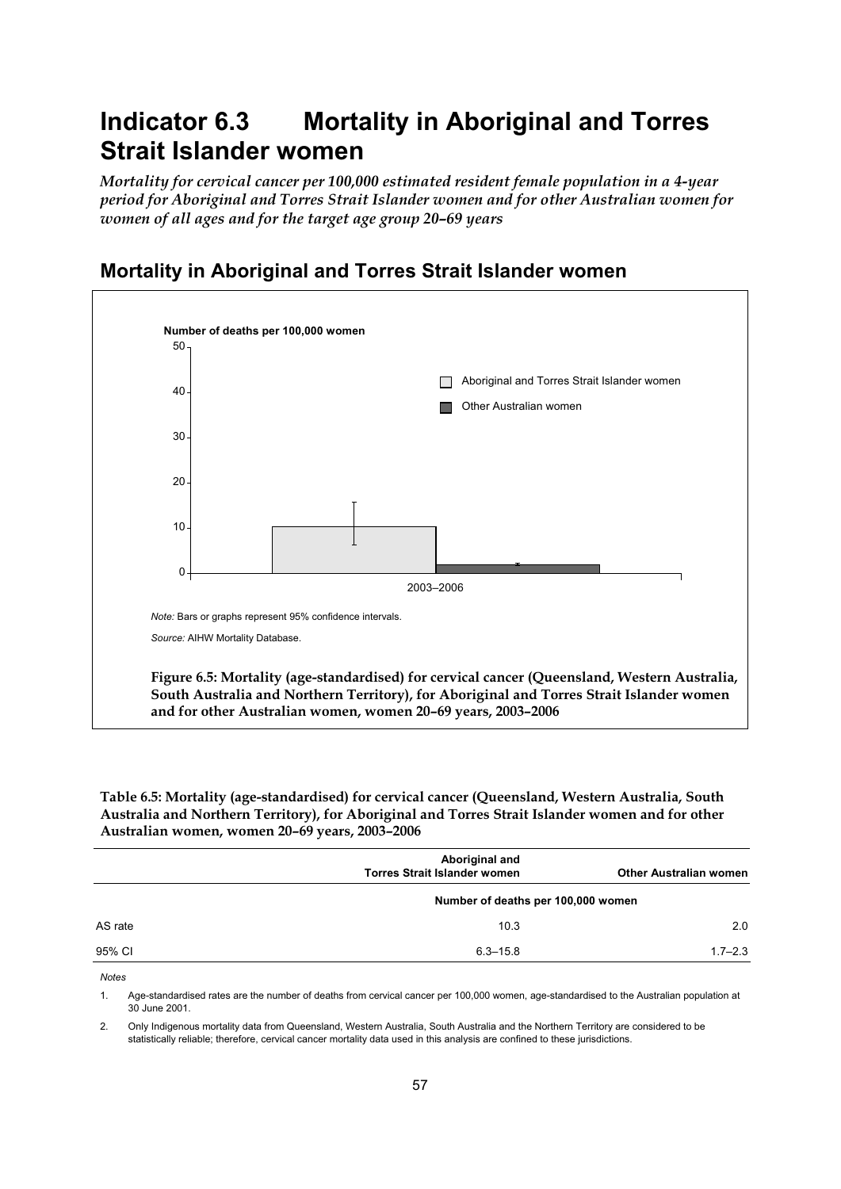# Indicator 6.3 Mortality in Aboriginal and Torres Strait Islander women

*Mortality for cervical cancer per 100,000 estimated resident female population in a 4-year period for Aboriginal and Torres Strait Islander women and for other Australian women for women of all ages and for the target age group 20–69 years*

## Mortality in Aboriginal and Torres Strait Islander women

Number of deaths per 100,000 women

Aboriginal and Torres Strait Islander women

Other Australian women

2003–2006

*Note:* Bars or graphs represent 95% confidence intervals.

*Source:* AIHW Mortality Database.

**Figure 6.5: Mortality (age-standardised) for cervical cancer (Queensland, Western Australia, South Australia and Northern Territory), for Aboriginal and Torres Strait Islander women and for other Australian women, women 20–69 years, 2003–2006**

**Table 6.5: Mortality (age-standardised) for cervical cancer (Queensland, Western Australia, South Australia and Northern Territory), for Aboriginal and Torres Strait Islander women and for other Australian women, women 20–69 years, 2003–2006**

| | Aboriginal and Torres Strait Islander women | Other Australian women |
|---|---|---|
| | Number of deaths per 100,000 women | |
| AS rate | 10.3 | 2.0 |
| 95% CI | 6.3–15.8 | 1.7–2.3 |

*Notes*

1. Age-standardised rates are the number of deaths from cervical cancer per 100,000 women, age-standardised to the Australian population at 30 June 2001.
2. Only Indigenous mortality data from Queensland, Western Australia, South Australia and the Northern Territory are considered to be statistically reliable; therefore, cervical cancer mortality data used in this analysis are confined to these jurisdictions.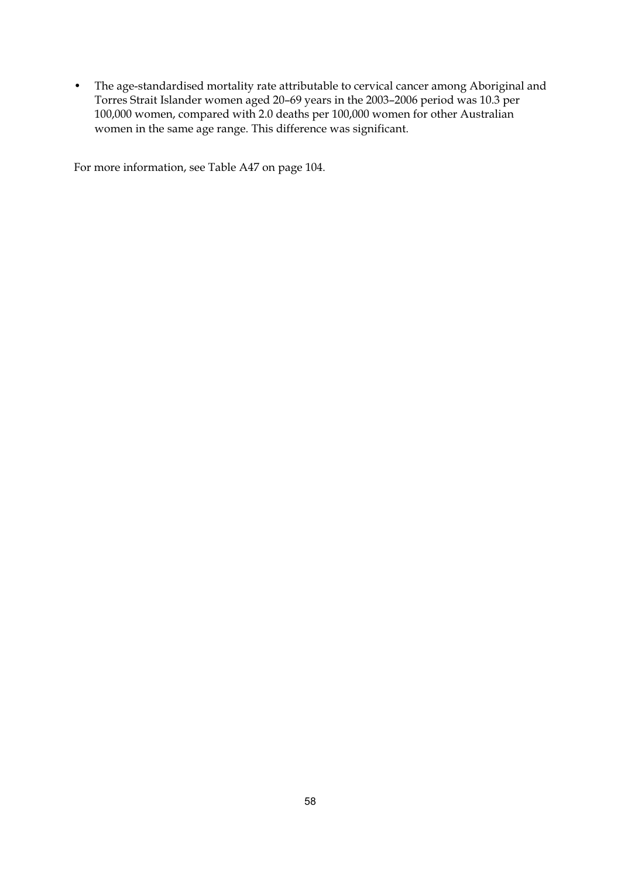- The age-standardised mortality rate attributable to cervical cancer among Aboriginal and Torres Strait Islander women aged 20–69 years in the 2003–2006 period was 10.3 per 100,000 women, compared with 2.0 deaths per 100,000 women for other Australian women in the same age range. This difference was significant.

For more information, see Table A47 on page 104.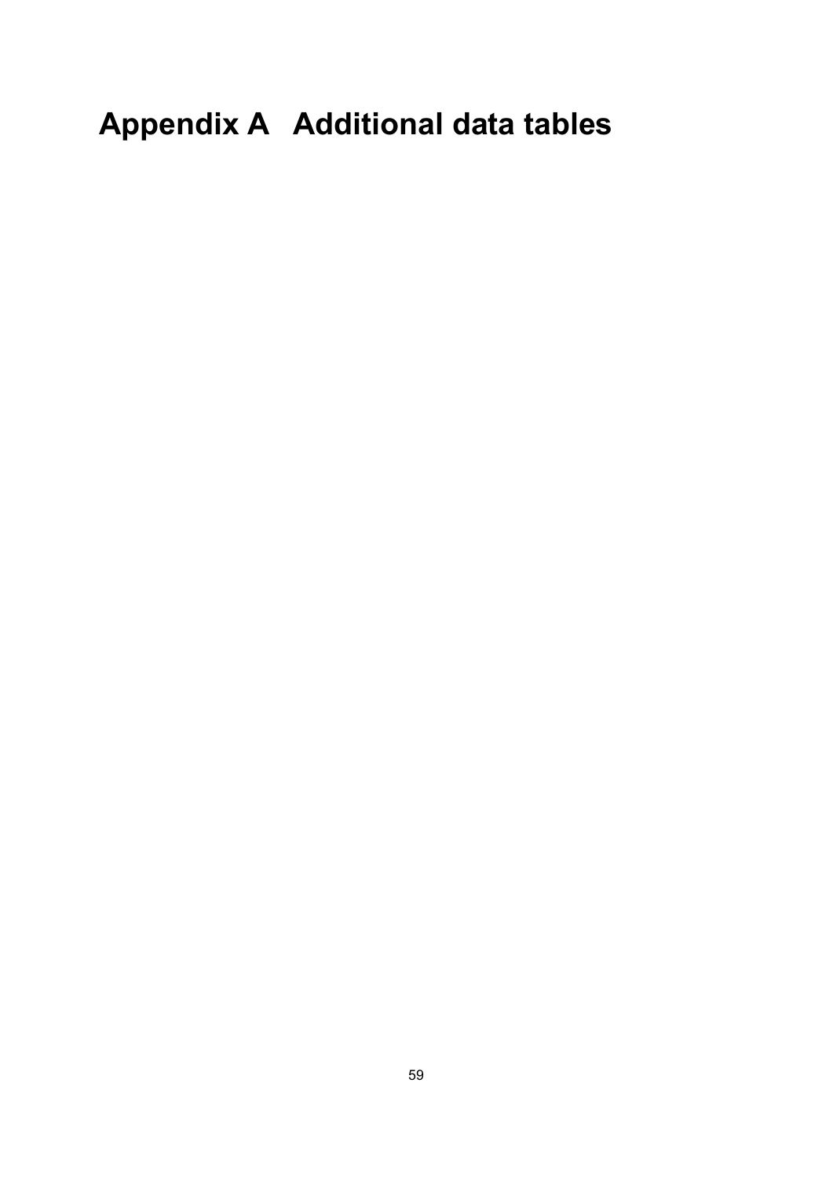# Appendix A Additional data tables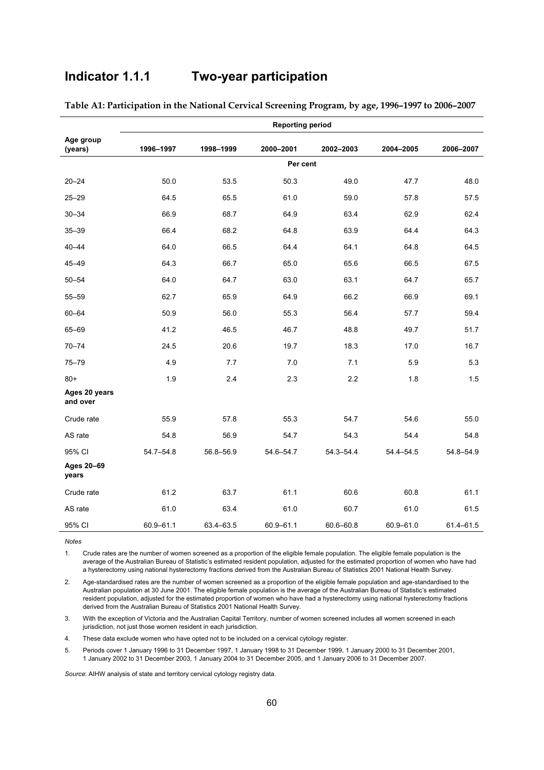# Indicator 1.1.1 Two-year participation

**Table A1: Participation in the National Cervical Screening Program, by age, 1996–1997 to 2006–2007**

| Age group (years) | Reporting period | | | | | |
|---|---|---|---|---|---|---|
| | 1996–1997 | 1998–1999 | 2000–2001 | 2002–2003 | 2004–2005 | 2006–2007 |
| | Per cent | | | | | |
| 20–24 | 50.0 | 53.5 | 50.3 | 49.0 | 47.7 | 48.0 |
| 25–29 | 64.5 | 65.5 | 61.0 | 59.0 | 57.8 | 57.5 |
| 30–34 | 66.9 | 68.7 | 64.9 | 63.4 | 62.9 | 62.4 |
| 35–39 | 66.4 | 68.2 | 64.8 | 63.9 | 64.4 | 64.3 |
| 40–44 | 64.0 | 66.5 | 64.4 | 64.1 | 64.8 | 64.5 |
| 45–49 | 64.3 | 66.7 | 65.0 | 65.6 | 66.5 | 67.5 |
| 50–54 | 64.0 | 64.7 | 63.0 | 63.1 | 64.7 | 65.7 |
| 55–59 | 62.7 | 65.9 | 64.9 | 66.2 | 66.9 | 69.1 |
| 60–64 | 50.9 | 56.0 | 55.3 | 56.4 | 57.7 | 59.4 |
| 65–69 | 41.2 | 46.5 | 46.7 | 48.8 | 49.7 | 51.7 |
| 70–74 | 24.5 | 20.6 | 19.7 | 18.3 | 17.0 | 16.7 |
| 75–79 | 4.9 | 7.7 | 7.0 | 7.1 | 5.9 | 5.3 |
| 80+ | 1.9 | 2.4 | 2.3 | 2.2 | 1.8 | 1.5 |
| **Ages 20 years and over** | | | | | | |
| Crude rate | 55.9 | 57.8 | 55.3 | 54.7 | 54.6 | 55.0 |
| AS rate | 54.8 | 56.9 | 54.7 | 54.3 | 54.4 | 54.8 |
| 95% CI | 54.7–54.8 | 56.8–56.9 | 54.6–54.7 | 54.3–54.4 | 54.4–54.5 | 54.8–54.9 |
| **Ages 20–69 years** | | | | | | |
| Crude rate | 61.2 | 63.7 | 61.1 | 60.6 | 60.8 | 61.1 |
| AS rate | 61.0 | 63.4 | 61.0 | 60.7 | 61.0 | 61.5 |
| 95% CI | 60.9–61.1 | 63.4–63.5 | 60.9–61.1 | 60.6–60.8 | 60.9–61.0 | 61.4–61.5 |

*Notes*

1. Crude rates are the number of women screened as a proportion of the eligible female population. The eligible female population is the average of the Australian Bureau of Statistic's estimated resident population, adjusted for the estimated proportion of women who have had a hysterectomy using national hysterectomy fractions derived from the Australian Bureau of Statistics 2001 National Health Survey.
2. Age-standardised rates are the number of women screened as a proportion of the eligible female population and age-standardised to the Australian population at 30 June 2001. The eligible female population is the average of the Australian Bureau of Statistic's estimated resident population, adjusted for the estimated proportion of women who have had a hysterectomy using national hysterectomy fractions derived from the Australian Bureau of Statistics 2001 National Health Survey.
3. With the exception of Victoria and the Australian Capital Territory, number of women screened includes all women screened in each jurisdiction, not just those women resident in each jurisdiction.
4. These data exclude women who have opted not to be included on a cervical cytology register.
5. Periods cover 1 January 1996 to 31 December 1997, 1 January 1998 to 31 December 1999, 1 January 2000 to 31 December 2001, 1 January 2002 to 31 December 2003, 1 January 2004 to 31 December 2005, and 1 January 2006 to 31 December 2007.

*Source*: AIHW analysis of state and territory cervical cytology registry data.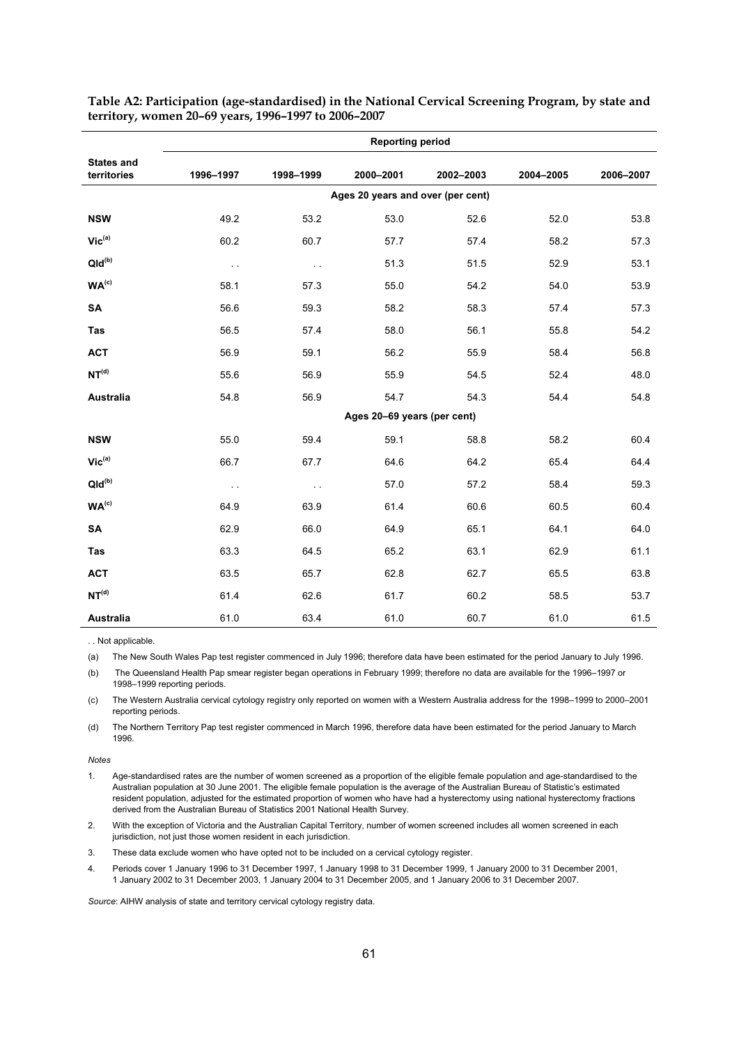**Table A2: Participation (age-standardised) in the National Cervical Screening Program, by state and territory, women 20–69 years, 1996–1997 to 2006–2007**

| States and territories | Reporting period | | | | | |
|---|---|---|---|---|---|---|
| | 1996–1997 | 1998–1999 | 2000–2001 | 2002–2003 | 2004–2005 | 2006–2007 |
| | Ages 20 years and over (per cent) | | | | | |
| **NSW** | 49.2 | 53.2 | 53.0 | 52.6 | 52.0 | 53.8 |
| **Vic**[(a)] | 60.2 | 60.7 | 57.7 | 57.4 | 58.2 | 57.3 |
| **Qld**[(b)] | . . | . . | 51.3 | 51.5 | 52.9 | 53.1 |
| **WA**[(c)] | 58.1 | 57.3 | 55.0 | 54.2 | 54.0 | 53.9 |
| **SA** | 56.6 | 59.3 | 58.2 | 58.3 | 57.4 | 57.3 |
| **Tas** | 56.5 | 57.4 | 58.0 | 56.1 | 55.8 | 54.2 |
| **ACT** | 56.9 | 59.1 | 56.2 | 55.9 | 58.4 | 56.8 |
| **NT**[(d)] | 55.6 | 56.9 | 55.9 | 54.5 | 52.4 | 48.0 |
| **Australia** | 54.8 | 56.9 | 54.7 | 54.3 | 54.4 | 54.8 |
| | Ages 20–69 years (per cent) | | | | | |
| **NSW** | 55.0 | 59.4 | 59.1 | 58.8 | 58.2 | 60.4 |
| **Vic**[(a)] | 66.7 | 67.7 | 64.6 | 64.2 | 65.4 | 64.4 |
| **Qld**[(b)] | . . | . . | 57.0 | 57.2 | 58.4 | 59.3 |
| **WA**[(c)] | 64.9 | 63.9 | 61.4 | 60.6 | 60.5 | 60.4 |
| **SA** | 62.9 | 66.0 | 64.9 | 65.1 | 64.1 | 64.0 |
| **Tas** | 63.3 | 64.5 | 65.2 | 63.1 | 62.9 | 61.1 |
| **ACT** | 63.5 | 65.7 | 62.8 | 62.7 | 65.5 | 63.8 |
| **NT**[(d)] | 61.4 | 62.6 | 61.7 | 60.2 | 58.5 | 53.7 |
| **Australia** | 61.0 | 63.4 | 61.0 | 60.7 | 61.0 | 61.5 |

. . Not applicable.

(a) The New South Wales Pap test register commenced in July 1996; therefore data have been estimated for the period January to July 1996.

(b) The Queensland Health Pap smear register began operations in February 1999; therefore no data are available for the 1996–1997 or 1998–1999 reporting periods.

(c) The Western Australia cervical cytology registry only reported on women with a Western Australia address for the 1998–1999 to 2000–2001 reporting periods.

(d) The Northern Territory Pap test register commenced in March 1996, therefore data have been estimated for the period January to March 1996.

*Notes*

1. Age-standardised rates are the number of women screened as a proportion of the eligible female population and age-standardised to the Australian population at 30 June 2001. The eligible female population is the average of the Australian Bureau of Statistic's estimated resident population, adjusted for the estimated proportion of women who have had a hysterectomy using national hysterectomy fractions derived from the Australian Bureau of Statistics 2001 National Health Survey.
2. With the exception of Victoria and the Australian Capital Territory, number of women screened includes all women screened in each jurisdiction, not just those women resident in each jurisdiction.
3. These data exclude women who have opted not to be included on a cervical cytology register.
4. Periods cover 1 January 1996 to 31 December 1997, 1 January 1998 to 31 December 1999, 1 January 2000 to 31 December 2001, 1 January 2002 to 31 December 2003, 1 January 2004 to 31 December 2005, and 1 January 2006 to 31 December 2007.

*Source*: AIHW analysis of state and territory cervical cytology registry data.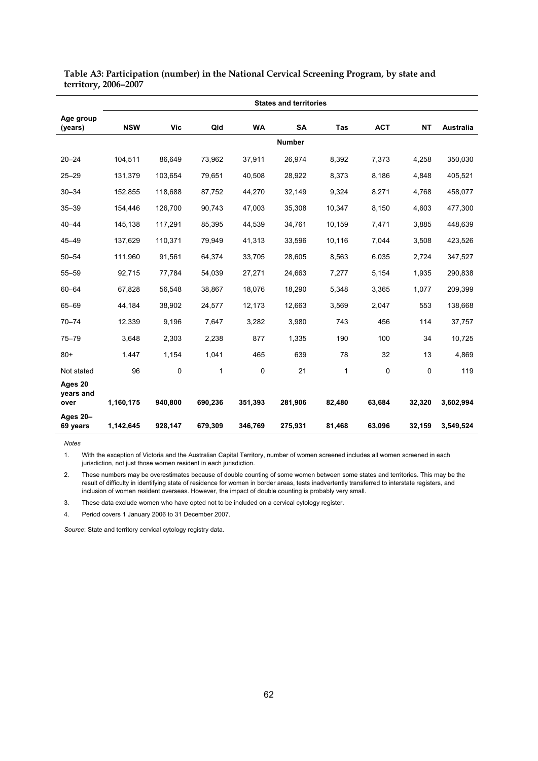**Table A3: Participation (number) in the National Cervical Screening Program, by state and territory, 2006–2007**

| | States and territories | | | | | | | | |
|---|---|---|---|---|---|---|---|---|---|
| **Age group (years)** | **NSW** | **Vic** | **Qld** | **WA** | **SA** | **Tas** | **ACT** | **NT** | **Australia** |
| | | | | | **Number** | | | | |
| 20–24 | 104,511 | 86,649 | 73,962 | 37,911 | 26,974 | 8,392 | 7,373 | 4,258 | 350,030 |
| 25–29 | 131,379 | 103,654 | 79,651 | 40,508 | 28,922 | 8,373 | 8,186 | 4,848 | 405,521 |
| 30–34 | 152,855 | 118,688 | 87,752 | 44,270 | 32,149 | 9,324 | 8,271 | 4,768 | 458,077 |
| 35–39 | 154,446 | 126,700 | 90,743 | 47,003 | 35,308 | 10,347 | 8,150 | 4,603 | 477,300 |
| 40–44 | 145,138 | 117,291 | 85,395 | 44,539 | 34,761 | 10,159 | 7,471 | 3,885 | 448,639 |
| 45–49 | 137,629 | 110,371 | 79,949 | 41,313 | 33,596 | 10,116 | 7,044 | 3,508 | 423,526 |
| 50–54 | 111,960 | 91,561 | 64,374 | 33,705 | 28,605 | 8,563 | 6,035 | 2,724 | 347,527 |
| 55–59 | 92,715 | 77,784 | 54,039 | 27,271 | 24,663 | 7,277 | 5,154 | 1,935 | 290,838 |
| 60–64 | 67,828 | 56,548 | 38,867 | 18,076 | 18,290 | 5,348 | 3,365 | 1,077 | 209,399 |
| 65–69 | 44,184 | 38,902 | 24,577 | 12,173 | 12,663 | 3,569 | 2,047 | 553 | 138,668 |
| 70–74 | 12,339 | 9,196 | 7,647 | 3,282 | 3,980 | 743 | 456 | 114 | 37,757 |
| 75–79 | 3,648 | 2,303 | 2,238 | 877 | 1,335 | 190 | 100 | 34 | 10,725 |
| 80+ | 1,447 | 1,154 | 1,041 | 465 | 639 | 78 | 32 | 13 | 4,869 |
| Not stated | 96 | 0 | 1 | 0 | 21 | 1 | 0 | 0 | 119 |
| **Ages 20 years and over** | **1,160,175** | **940,800** | **690,236** | **351,393** | **281,906** | **82,480** | **63,684** | **32,320** | **3,602,994** |
| **Ages 20–69 years** | **1,142,645** | **928,147** | **679,309** | **346,769** | **275,931** | **81,468** | **63,096** | **32,159** | **3,549,524** |

*Notes*

1. With the exception of Victoria and the Australian Capital Territory, number of women screened includes all women screened in each jurisdiction, not just those women resident in each jurisdiction.
2. These numbers may be overestimates because of double counting of some women between some states and territories. This may be the result of difficulty in identifying state of residence for women in border areas, tests inadvertently transferred to interstate registers, and inclusion of women resident overseas. However, the impact of double counting is probably very small.
3. These data exclude women who have opted not to be included on a cervical cytology register.
4. Period covers 1 January 2006 to 31 December 2007.

*Source*: State and territory cervical cytology registry data.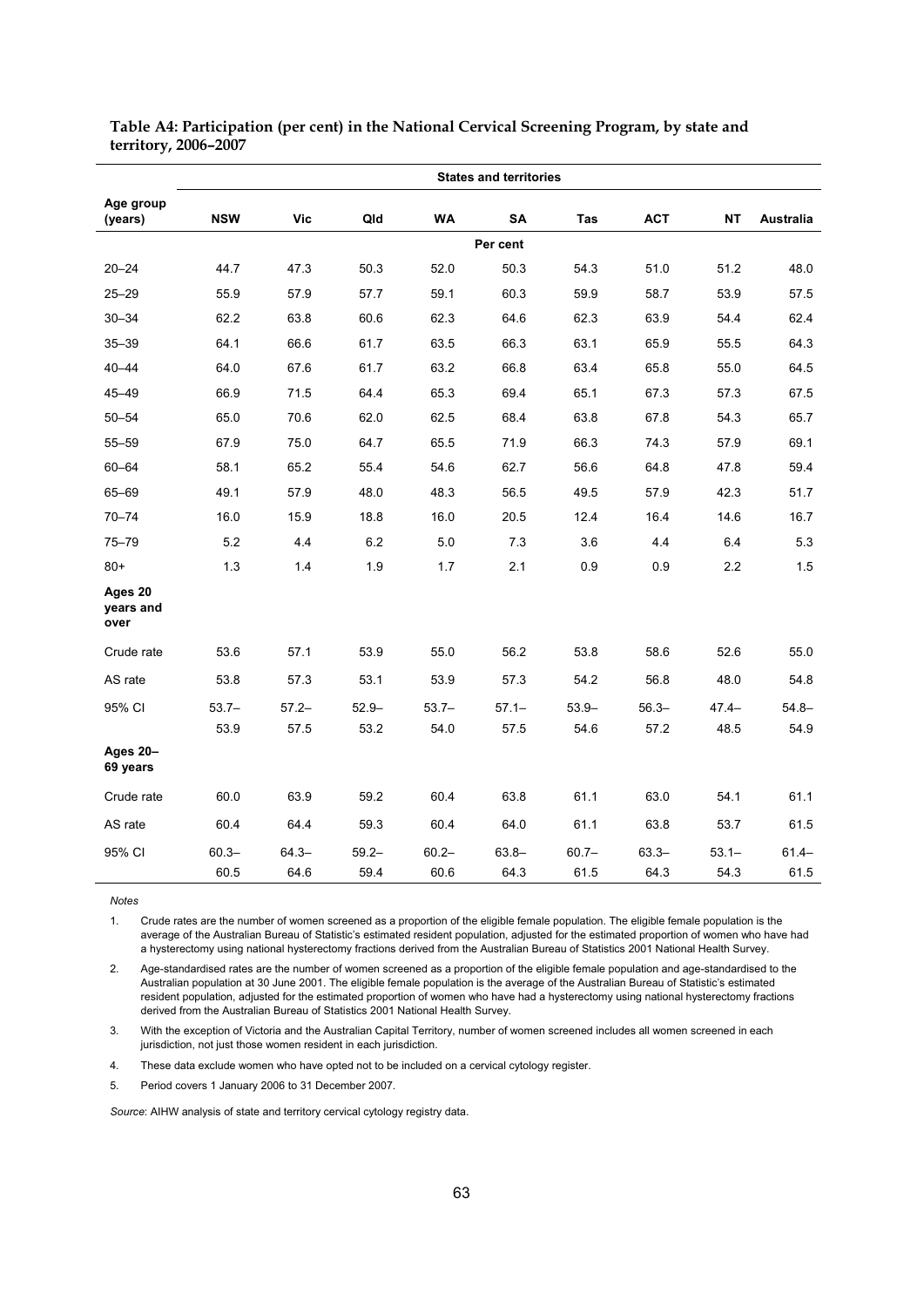**Table A4: Participation (per cent) in the National Cervical Screening Program, by state and territory, 2006–2007**

| Age group (years) | NSW | Vic | Qld | WA | SA | Tas | ACT | NT | Australia |
|---|---|---|---|---|---|---|---|---|---|
| | | | | | Per cent | | | | |
| 20–24 | 44.7 | 47.3 | 50.3 | 52.0 | 50.3 | 54.3 | 51.0 | 51.2 | 48.0 |
| 25–29 | 55.9 | 57.9 | 57.7 | 59.1 | 60.3 | 59.9 | 58.7 | 53.9 | 57.5 |
| 30–34 | 62.2 | 63.8 | 60.6 | 62.3 | 64.6 | 62.3 | 63.9 | 54.4 | 62.4 |
| 35–39 | 64.1 | 66.6 | 61.7 | 63.5 | 66.3 | 63.1 | 65.9 | 55.5 | 64.3 |
| 40–44 | 64.0 | 67.6 | 61.7 | 63.2 | 66.8 | 63.4 | 65.8 | 55.0 | 64.5 |
| 45–49 | 66.9 | 71.5 | 64.4 | 65.3 | 69.4 | 65.1 | 67.3 | 57.3 | 67.5 |
| 50–54 | 65.0 | 70.6 | 62.0 | 62.5 | 68.4 | 63.8 | 67.8 | 54.3 | 65.7 |
| 55–59 | 67.9 | 75.0 | 64.7 | 65.5 | 71.9 | 66.3 | 74.3 | 57.9 | 69.1 |
| 60–64 | 58.1 | 65.2 | 55.4 | 54.6 | 62.7 | 56.6 | 64.8 | 47.8 | 59.4 |
| 65–69 | 49.1 | 57.9 | 48.0 | 48.3 | 56.5 | 49.5 | 57.9 | 42.3 | 51.7 |
| 70–74 | 16.0 | 15.9 | 18.8 | 16.0 | 20.5 | 12.4 | 16.4 | 14.6 | 16.7 |
| 75–79 | 5.2 | 4.4 | 6.2 | 5.0 | 7.3 | 3.6 | 4.4 | 6.4 | 5.3 |
| 80+ | 1.3 | 1.4 | 1.9 | 1.7 | 2.1 | 0.9 | 0.9 | 2.2 | 1.5 |
| **Ages 20 years and over** | | | | | | | | | |
| Crude rate | 53.6 | 57.1 | 53.9 | 55.0 | 56.2 | 53.8 | 58.6 | 52.6 | 55.0 |
| AS rate | 53.8 | 57.3 | 53.1 | 53.9 | 57.3 | 54.2 | 56.8 | 48.0 | 54.8 |
| 95% CI | 53.7–53.9 | 57.2–57.5 | 52.9–53.2 | 53.7–54.0 | 57.1–57.5 | 53.9–54.6 | 56.3–57.2 | 47.4–48.5 | 54.8–54.9 |
| **Ages 20–69 years** | | | | | | | | | |
| Crude rate | 60.0 | 63.9 | 59.2 | 60.4 | 63.8 | 61.1 | 63.0 | 54.1 | 61.1 |
| AS rate | 60.4 | 64.4 | 59.3 | 60.4 | 64.0 | 61.1 | 63.8 | 53.7 | 61.5 |
| 95% CI | 60.3–60.5 | 64.3–64.6 | 59.2–59.4 | 60.2–60.6 | 63.8–64.3 | 60.7–61.5 | 63.3–64.3 | 53.1–54.3 | 61.4–61.5 |

*Notes*

1. Crude rates are the number of women screened as a proportion of the eligible female population. The eligible female population is the average of the Australian Bureau of Statistic's estimated resident population, adjusted for the estimated proportion of women who have had a hysterectomy using national hysterectomy fractions derived from the Australian Bureau of Statistics 2001 National Health Survey.

2. Age-standardised rates are the number of women screened as a proportion of the eligible female population and age-standardised to the Australian population at 30 June 2001. The eligible female population is the average of the Australian Bureau of Statistic's estimated resident population, adjusted for the estimated proportion of women who have had a hysterectomy using national hysterectomy fractions derived from the Australian Bureau of Statistics 2001 National Health Survey.

3. With the exception of Victoria and the Australian Capital Territory, number of women screened includes all women screened in each jurisdiction, not just those women resident in each jurisdiction.

4. These data exclude women who have opted not to be included on a cervical cytology register.

5. Period covers 1 January 2006 to 31 December 2007.

*Source*: AIHW analysis of state and territory cervical cytology registry data.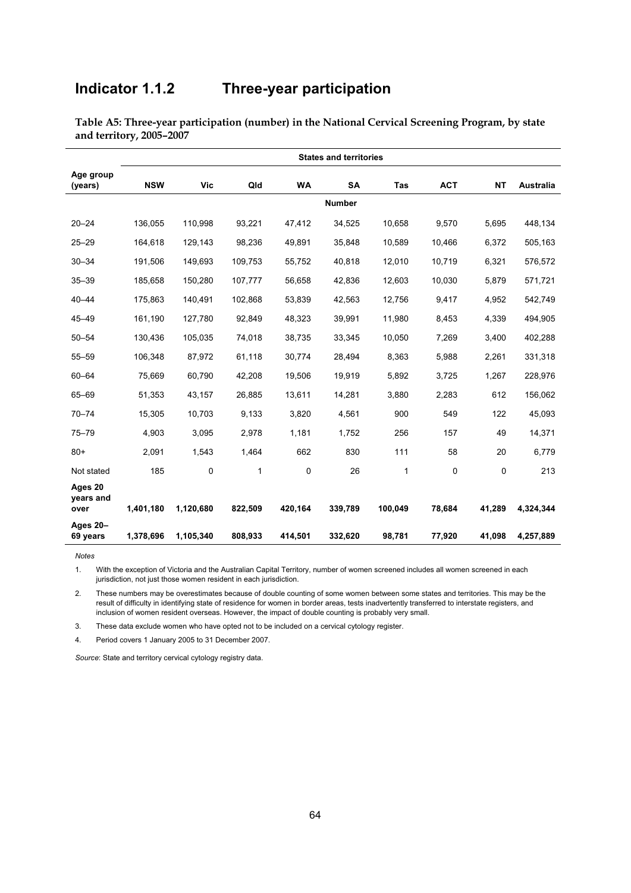## Indicator 1.1.2 Three-year participation

**Table A5: Three-year participation (number) in the National Cervical Screening Program, by state and territory, 2005–2007**

| | States and territories | | | | | | | | |
|---|---|---|---|---|---|---|---|---|---|
| Age group (years) | NSW | Vic | Qld | WA | SA | Tas | ACT | NT | Australia |
| | | | | | Number | | | | |
| 20–24 | 136,055 | 110,998 | 93,221 | 47,412 | 34,525 | 10,658 | 9,570 | 5,695 | 448,134 |
| 25–29 | 164,618 | 129,143 | 98,236 | 49,891 | 35,848 | 10,589 | 10,466 | 6,372 | 505,163 |
| 30–34 | 191,506 | 149,693 | 109,753 | 55,752 | 40,818 | 12,010 | 10,719 | 6,321 | 576,572 |
| 35–39 | 185,658 | 150,280 | 107,777 | 56,658 | 42,836 | 12,603 | 10,030 | 5,879 | 571,721 |
| 40–44 | 175,863 | 140,491 | 102,868 | 53,839 | 42,563 | 12,756 | 9,417 | 4,952 | 542,749 |
| 45–49 | 161,190 | 127,780 | 92,849 | 48,323 | 39,991 | 11,980 | 8,453 | 4,339 | 494,905 |
| 50–54 | 130,436 | 105,035 | 74,018 | 38,735 | 33,345 | 10,050 | 7,269 | 3,400 | 402,288 |
| 55–59 | 106,348 | 87,972 | 61,118 | 30,774 | 28,494 | 8,363 | 5,988 | 2,261 | 331,318 |
| 60–64 | 75,669 | 60,790 | 42,208 | 19,506 | 19,919 | 5,892 | 3,725 | 1,267 | 228,976 |
| 65–69 | 51,353 | 43,157 | 26,885 | 13,611 | 14,281 | 3,880 | 2,283 | 612 | 156,062 |
| 70–74 | 15,305 | 10,703 | 9,133 | 3,820 | 4,561 | 900 | 549 | 122 | 45,093 |
| 75–79 | 4,903 | 3,095 | 2,978 | 1,181 | 1,752 | 256 | 157 | 49 | 14,371 |
| 80+ | 2,091 | 1,543 | 1,464 | 662 | 830 | 111 | 58 | 20 | 6,779 |
| Not stated | 185 | 0 | 1 | 0 | 26 | 1 | 0 | 0 | 213 |
| **Ages 20 years and over** | **1,401,180** | **1,120,680** | **822,509** | **420,164** | **339,789** | **100,049** | **78,684** | **41,289** | **4,324,344** |
| **Ages 20–69 years** | **1,378,696** | **1,105,340** | **808,933** | **414,501** | **332,620** | **98,781** | **77,920** | **41,098** | **4,257,889** |

*Notes*

1. With the exception of Victoria and the Australian Capital Territory, number of women screened includes all women screened in each jurisdiction, not just those women resident in each jurisdiction.

2. These numbers may be overestimates because of double counting of some women between some states and territories. This may be the result of difficulty in identifying state of residence for women in border areas, tests inadvertently transferred to interstate registers, and inclusion of women resident overseas. However, the impact of double counting is probably very small.

3. These data exclude women who have opted not to be included on a cervical cytology register.

4. Period covers 1 January 2005 to 31 December 2007.

*Source*: State and territory cervical cytology registry data.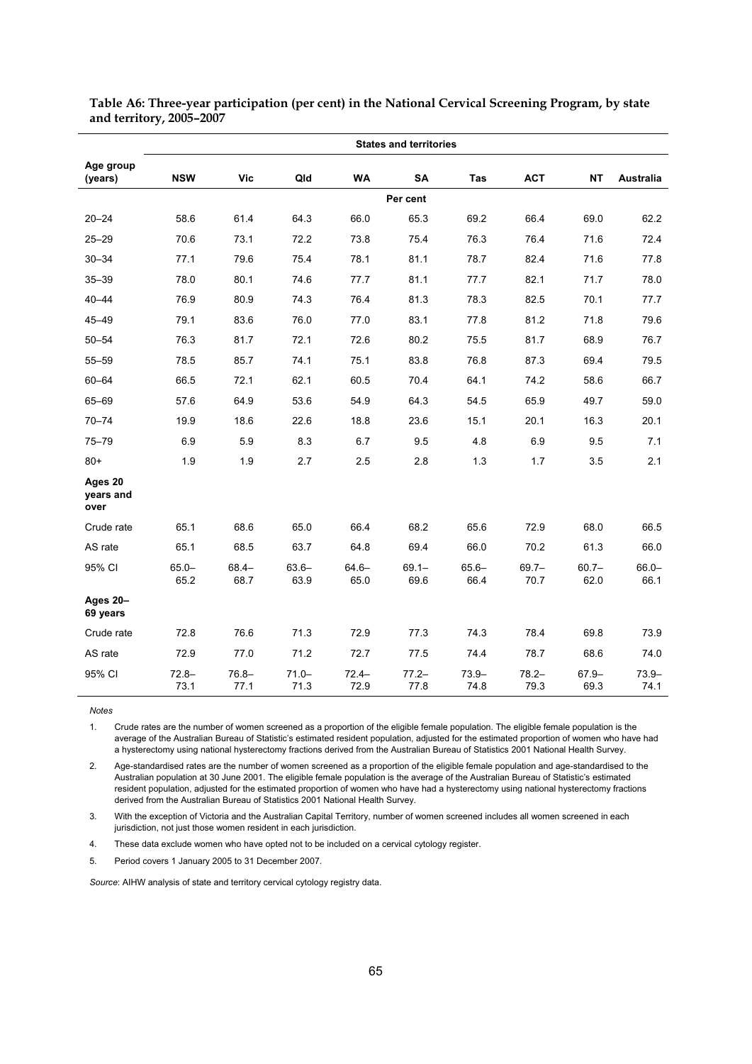**Table A6: Three-year participation (per cent) in the National Cervical Screening Program, by state and territory, 2005–2007**

| Age group (years) | States and territories | | | | | | | | |
|---|---|---|---|---|---|---|---|---|---|
| | NSW | Vic | Qld | WA | SA | Tas | ACT | NT | Australia |
| | Per cent | | | | | | | | |
| 20–24 | 58.6 | 61.4 | 64.3 | 66.0 | 65.3 | 69.2 | 66.4 | 69.0 | 62.2 |
| 25–29 | 70.6 | 73.1 | 72.2 | 73.8 | 75.4 | 76.3 | 76.4 | 71.6 | 72.4 |
| 30–34 | 77.1 | 79.6 | 75.4 | 78.1 | 81.1 | 78.7 | 82.4 | 71.6 | 77.8 |
| 35–39 | 78.0 | 80.1 | 74.6 | 77.7 | 81.1 | 77.7 | 82.1 | 71.7 | 78.0 |
| 40–44 | 76.9 | 80.9 | 74.3 | 76.4 | 81.3 | 78.3 | 82.5 | 70.1 | 77.7 |
| 45–49 | 79.1 | 83.6 | 76.0 | 77.0 | 83.1 | 77.8 | 81.2 | 71.8 | 79.6 |
| 50–54 | 76.3 | 81.7 | 72.1 | 72.6 | 80.2 | 75.5 | 81.7 | 68.9 | 76.7 |
| 55–59 | 78.5 | 85.7 | 74.1 | 75.1 | 83.8 | 76.8 | 87.3 | 69.4 | 79.5 |
| 60–64 | 66.5 | 72.1 | 62.1 | 60.5 | 70.4 | 64.1 | 74.2 | 58.6 | 66.7 |
| 65–69 | 57.6 | 64.9 | 53.6 | 54.9 | 64.3 | 54.5 | 65.9 | 49.7 | 59.0 |
| 70–74 | 19.9 | 18.6 | 22.6 | 18.8 | 23.6 | 15.1 | 20.1 | 16.3 | 20.1 |
| 75–79 | 6.9 | 5.9 | 8.3 | 6.7 | 9.5 | 4.8 | 6.9 | 9.5 | 7.1 |
| 80+ | 1.9 | 1.9 | 2.7 | 2.5 | 2.8 | 1.3 | 1.7 | 3.5 | 2.1 |
| **Ages 20 years and over** | | | | | | | | | |
| Crude rate | 65.1 | 68.6 | 65.0 | 66.4 | 68.2 | 65.6 | 72.9 | 68.0 | 66.5 |
| AS rate | 65.1 | 68.5 | 63.7 | 64.8 | 69.4 | 66.0 | 70.2 | 61.3 | 66.0 |
| 95% CI | 65.0–65.2 | 68.4–68.7 | 63.6–63.9 | 64.6–65.0 | 69.1–69.6 | 65.6–66.4 | 69.7–70.7 | 60.7–62.0 | 66.0–66.1 |
| **Ages 20–69 years** | | | | | | | | | |
| Crude rate | 72.8 | 76.6 | 71.3 | 72.9 | 77.3 | 74.3 | 78.4 | 69.8 | 73.9 |
| AS rate | 72.9 | 77.0 | 71.2 | 72.7 | 77.5 | 74.4 | 78.7 | 68.6 | 74.0 |
| 95% CI | 72.8–73.1 | 76.8–77.1 | 71.0–71.3 | 72.4–72.9 | 77.2–77.8 | 73.9–74.8 | 78.2–79.3 | 67.9–69.3 | 73.9–74.1 |

*Notes*

1. Crude rates are the number of women screened as a proportion of the eligible female population. The eligible female population is the average of the Australian Bureau of Statistic's estimated resident population, adjusted for the estimated proportion of women who have had a hysterectomy using national hysterectomy fractions derived from the Australian Bureau of Statistics 2001 National Health Survey.
2. Age-standardised rates are the number of women screened as a proportion of the eligible female population and age-standardised to the Australian population at 30 June 2001. The eligible female population is the average of the Australian Bureau of Statistic's estimated resident population, adjusted for the estimated proportion of women who have had a hysterectomy using national hysterectomy fractions derived from the Australian Bureau of Statistics 2001 National Health Survey.
3. With the exception of Victoria and the Australian Capital Territory, number of women screened includes all women screened in each jurisdiction, not just those women resident in each jurisdiction.
4. These data exclude women who have opted not to be included on a cervical cytology register.
5. Period covers 1 January 2005 to 31 December 2007.

*Source*: AIHW analysis of state and territory cervical cytology registry data.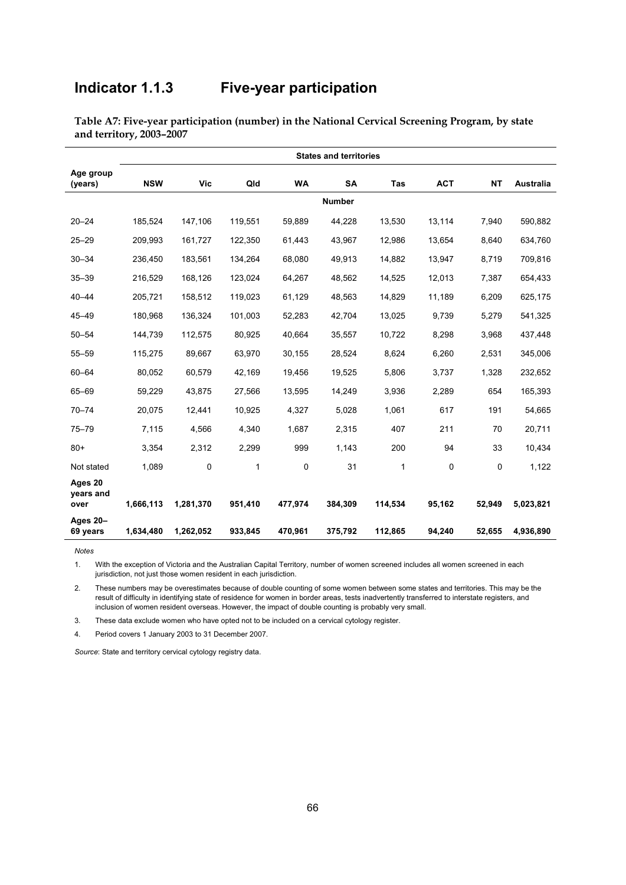# Indicator 1.1.3 Five-year participation

**Table A7: Five-year participation (number) in the National Cervical Screening Program, by state and territory, 2003–2007**

| | States and territories | | | | | | | | |
|---|---|---|---|---|---|---|---|---|---|
| Age group (years) | NSW | Vic | Qld | WA | SA | Tas | ACT | NT | Australia |
| | | | | | Number | | | | |
| 20–24 | 185,524 | 147,106 | 119,551 | 59,889 | 44,228 | 13,530 | 13,114 | 7,940 | 590,882 |
| 25–29 | 209,993 | 161,727 | 122,350 | 61,443 | 43,967 | 12,986 | 13,654 | 8,640 | 634,760 |
| 30–34 | 236,450 | 183,561 | 134,264 | 68,080 | 49,913 | 14,882 | 13,947 | 8,719 | 709,816 |
| 35–39 | 216,529 | 168,126 | 123,024 | 64,267 | 48,562 | 14,525 | 12,013 | 7,387 | 654,433 |
| 40–44 | 205,721 | 158,512 | 119,023 | 61,129 | 48,563 | 14,829 | 11,189 | 6,209 | 625,175 |
| 45–49 | 180,968 | 136,324 | 101,003 | 52,283 | 42,704 | 13,025 | 9,739 | 5,279 | 541,325 |
| 50–54 | 144,739 | 112,575 | 80,925 | 40,664 | 35,557 | 10,722 | 8,298 | 3,968 | 437,448 |
| 55–59 | 115,275 | 89,667 | 63,970 | 30,155 | 28,524 | 8,624 | 6,260 | 2,531 | 345,006 |
| 60–64 | 80,052 | 60,579 | 42,169 | 19,456 | 19,525 | 5,806 | 3,737 | 1,328 | 232,652 |
| 65–69 | 59,229 | 43,875 | 27,566 | 13,595 | 14,249 | 3,936 | 2,289 | 654 | 165,393 |
| 70–74 | 20,075 | 12,441 | 10,925 | 4,327 | 5,028 | 1,061 | 617 | 191 | 54,665 |
| 75–79 | 7,115 | 4,566 | 4,340 | 1,687 | 2,315 | 407 | 211 | 70 | 20,711 |
| 80+ | 3,354 | 2,312 | 2,299 | 999 | 1,143 | 200 | 94 | 33 | 10,434 |
| Not stated | 1,089 | 0 | 1 | 0 | 31 | 1 | 0 | 0 | 1,122 |
| **Ages 20 years and over** | **1,666,113** | **1,281,370** | **951,410** | **477,974** | **384,309** | **114,534** | **95,162** | **52,949** | **5,023,821** |
| **Ages 20–69 years** | **1,634,480** | **1,262,052** | **933,845** | **470,961** | **375,792** | **112,865** | **94,240** | **52,655** | **4,936,890** |

*Notes*

1. With the exception of Victoria and the Australian Capital Territory, number of women screened includes all women screened in each jurisdiction, not just those women resident in each jurisdiction.
2. These numbers may be overestimates because of double counting of some women between some states and territories. This may be the result of difficulty in identifying state of residence for women in border areas, tests inadvertently transferred to interstate registers, and inclusion of women resident overseas. However, the impact of double counting is probably very small.
3. These data exclude women who have opted not to be included on a cervical cytology register.
4. Period covers 1 January 2003 to 31 December 2007.

*Source*: State and territory cervical cytology registry data.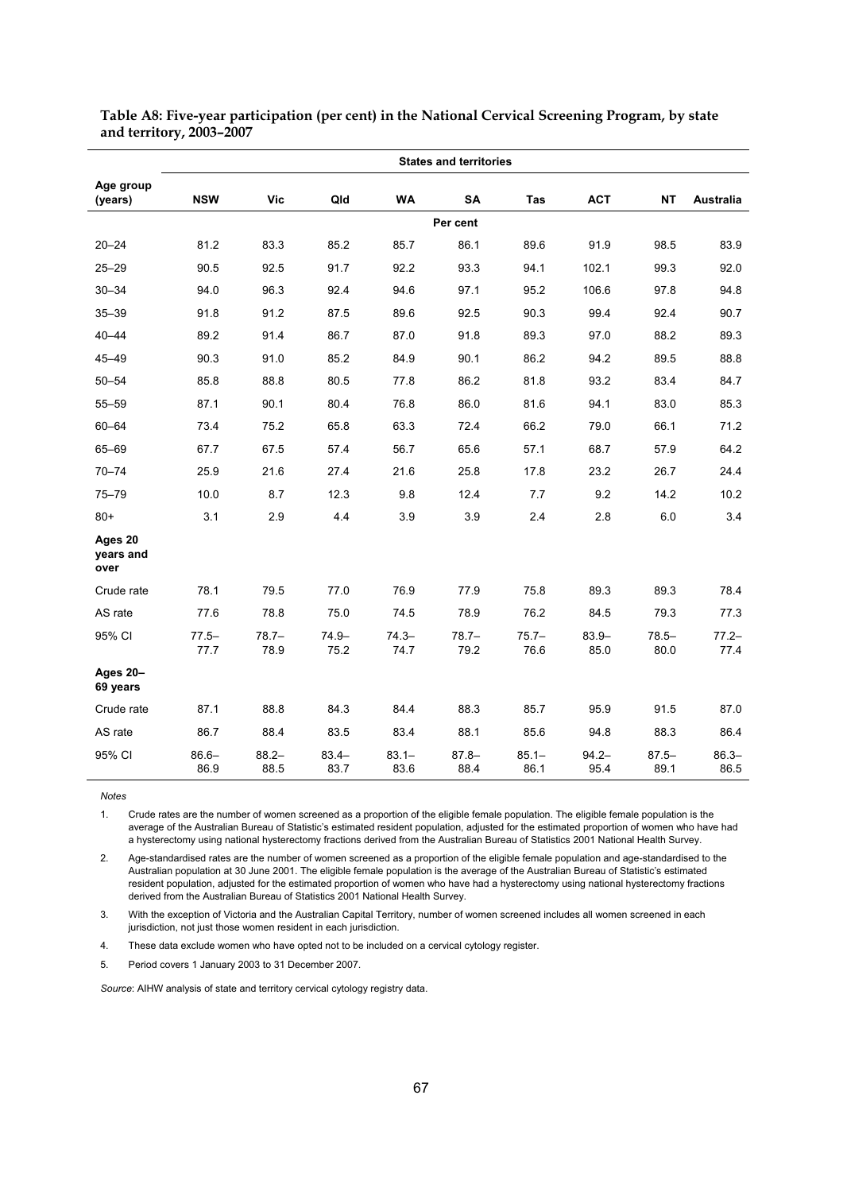**Table A8: Five-year participation (per cent) in the National Cervical Screening Program, by state and territory, 2003–2007**

| | States and territories | | | | | | | | |
|---|---|---|---|---|---|---|---|---|---|
| Age group (years) | NSW | Vic | Qld | WA | SA | Tas | ACT | NT | Australia |
| | | | | | Per cent | | | | |
| 20–24 | 81.2 | 83.3 | 85.2 | 85.7 | 86.1 | 89.6 | 91.9 | 98.5 | 83.9 |
| 25–29 | 90.5 | 92.5 | 91.7 | 92.2 | 93.3 | 94.1 | 102.1 | 99.3 | 92.0 |
| 30–34 | 94.0 | 96.3 | 92.4 | 94.6 | 97.1 | 95.2 | 106.6 | 97.8 | 94.8 |
| 35–39 | 91.8 | 91.2 | 87.5 | 89.6 | 92.5 | 90.3 | 99.4 | 92.4 | 90.7 |
| 40–44 | 89.2 | 91.4 | 86.7 | 87.0 | 91.8 | 89.3 | 97.0 | 88.2 | 89.3 |
| 45–49 | 90.3 | 91.0 | 85.2 | 84.9 | 90.1 | 86.2 | 94.2 | 89.5 | 88.8 |
| 50–54 | 85.8 | 88.8 | 80.5 | 77.8 | 86.2 | 81.8 | 93.2 | 83.4 | 84.7 |
| 55–59 | 87.1 | 90.1 | 80.4 | 76.8 | 86.0 | 81.6 | 94.1 | 83.0 | 85.3 |
| 60–64 | 73.4 | 75.2 | 65.8 | 63.3 | 72.4 | 66.2 | 79.0 | 66.1 | 71.2 |
| 65–69 | 67.7 | 67.5 | 57.4 | 56.7 | 65.6 | 57.1 | 68.7 | 57.9 | 64.2 |
| 70–74 | 25.9 | 21.6 | 27.4 | 21.6 | 25.8 | 17.8 | 23.2 | 26.7 | 24.4 |
| 75–79 | 10.0 | 8.7 | 12.3 | 9.8 | 12.4 | 7.7 | 9.2 | 14.2 | 10.2 |
| 80+ | 3.1 | 2.9 | 4.4 | 3.9 | 3.9 | 2.4 | 2.8 | 6.0 | 3.4 |
| **Ages 20 years and over** | | | | | | | | | |
| Crude rate | 78.1 | 79.5 | 77.0 | 76.9 | 77.9 | 75.8 | 89.3 | 89.3 | 78.4 |
| AS rate | 77.6 | 78.8 | 75.0 | 74.5 | 78.9 | 76.2 | 84.5 | 79.3 | 77.3 |
| 95% CI | 77.5–77.7 | 78.7–78.9 | 74.9–75.2 | 74.3–74.7 | 78.7–79.2 | 75.7–76.6 | 83.9–85.0 | 78.5–80.0 | 77.2–77.4 |
| **Ages 20–69 years** | | | | | | | | | |
| Crude rate | 87.1 | 88.8 | 84.3 | 84.4 | 88.3 | 85.7 | 95.9 | 91.5 | 87.0 |
| AS rate | 86.7 | 88.4 | 83.5 | 83.4 | 88.1 | 85.6 | 94.8 | 88.3 | 86.4 |
| 95% CI | 86.6–86.9 | 88.2–88.5 | 83.4–83.7 | 83.1–83.6 | 87.8–88.4 | 85.1–86.1 | 94.2–95.4 | 87.5–89.1 | 86.3–86.5 |

*Notes*

1. Crude rates are the number of women screened as a proportion of the eligible female population. The eligible female population is the average of the Australian Bureau of Statistic's estimated resident population, adjusted for the estimated proportion of women who have had a hysterectomy using national hysterectomy fractions derived from the Australian Bureau of Statistics 2001 National Health Survey.
2. Age-standardised rates are the number of women screened as a proportion of the eligible female population and age-standardised to the Australian population at 30 June 2001. The eligible female population is the average of the Australian Bureau of Statistic's estimated resident population, adjusted for the estimated proportion of women who have had a hysterectomy using national hysterectomy fractions derived from the Australian Bureau of Statistics 2001 National Health Survey.
3. With the exception of Victoria and the Australian Capital Territory, number of women screened includes all women screened in each jurisdiction, not just those women resident in each jurisdiction.
4. These data exclude women who have opted not to be included on a cervical cytology register.
5. Period covers 1 January 2003 to 31 December 2007.

*Source*: AIHW analysis of state and territory cervical cytology registry data.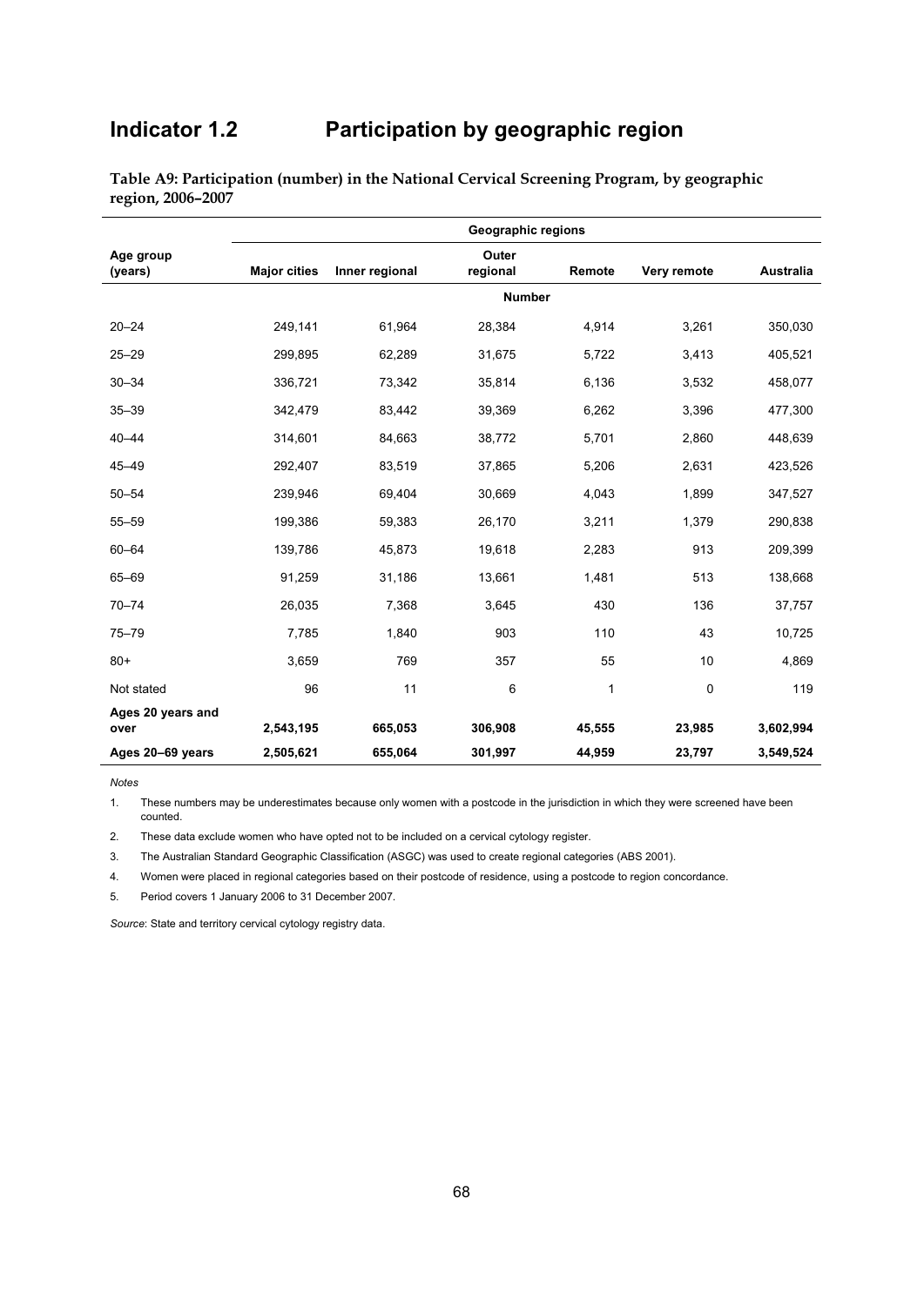# Indicator 1.2 Participation by geographic region

**Table A9: Participation (number) in the National Cervical Screening Program, by geographic region, 2006–2007**

| Age group (years) | Major cities | Inner regional | Outer regional | Remote | Very remote | Australia |
|---|---|---|---|---|---|---|
| | Geographic regions | | | | | |
| | | | Number | | | |
| 20–24 | 249,141 | 61,964 | 28,384 | 4,914 | 3,261 | 350,030 |
| 25–29 | 299,895 | 62,289 | 31,675 | 5,722 | 3,413 | 405,521 |
| 30–34 | 336,721 | 73,342 | 35,814 | 6,136 | 3,532 | 458,077 |
| 35–39 | 342,479 | 83,442 | 39,369 | 6,262 | 3,396 | 477,300 |
| 40–44 | 314,601 | 84,663 | 38,772 | 5,701 | 2,860 | 448,639 |
| 45–49 | 292,407 | 83,519 | 37,865 | 5,206 | 2,631 | 423,526 |
| 50–54 | 239,946 | 69,404 | 30,669 | 4,043 | 1,899 | 347,527 |
| 55–59 | 199,386 | 59,383 | 26,170 | 3,211 | 1,379 | 290,838 |
| 60–64 | 139,786 | 45,873 | 19,618 | 2,283 | 913 | 209,399 |
| 65–69 | 91,259 | 31,186 | 13,661 | 1,481 | 513 | 138,668 |
| 70–74 | 26,035 | 7,368 | 3,645 | 430 | 136 | 37,757 |
| 75–79 | 7,785 | 1,840 | 903 | 110 | 43 | 10,725 |
| 80+ | 3,659 | 769 | 357 | 55 | 10 | 4,869 |
| Not stated | 96 | 11 | 6 | 1 | 0 | 119 |
| **Ages 20 years and over** | **2,543,195** | **665,053** | **306,908** | **45,555** | **23,985** | **3,602,994** |
| **Ages 20–69 years** | **2,505,621** | **655,064** | **301,997** | **44,959** | **23,797** | **3,549,524** |

*Notes*

1. These numbers may be underestimates because only women with a postcode in the jurisdiction in which they were screened have been counted.
2. These data exclude women who have opted not to be included on a cervical cytology register.
3. The Australian Standard Geographic Classification (ASGC) was used to create regional categories (ABS 2001).
4. Women were placed in regional categories based on their postcode of residence, using a postcode to region concordance.
5. Period covers 1 January 2006 to 31 December 2007.

*Source*: State and territory cervical cytology registry data.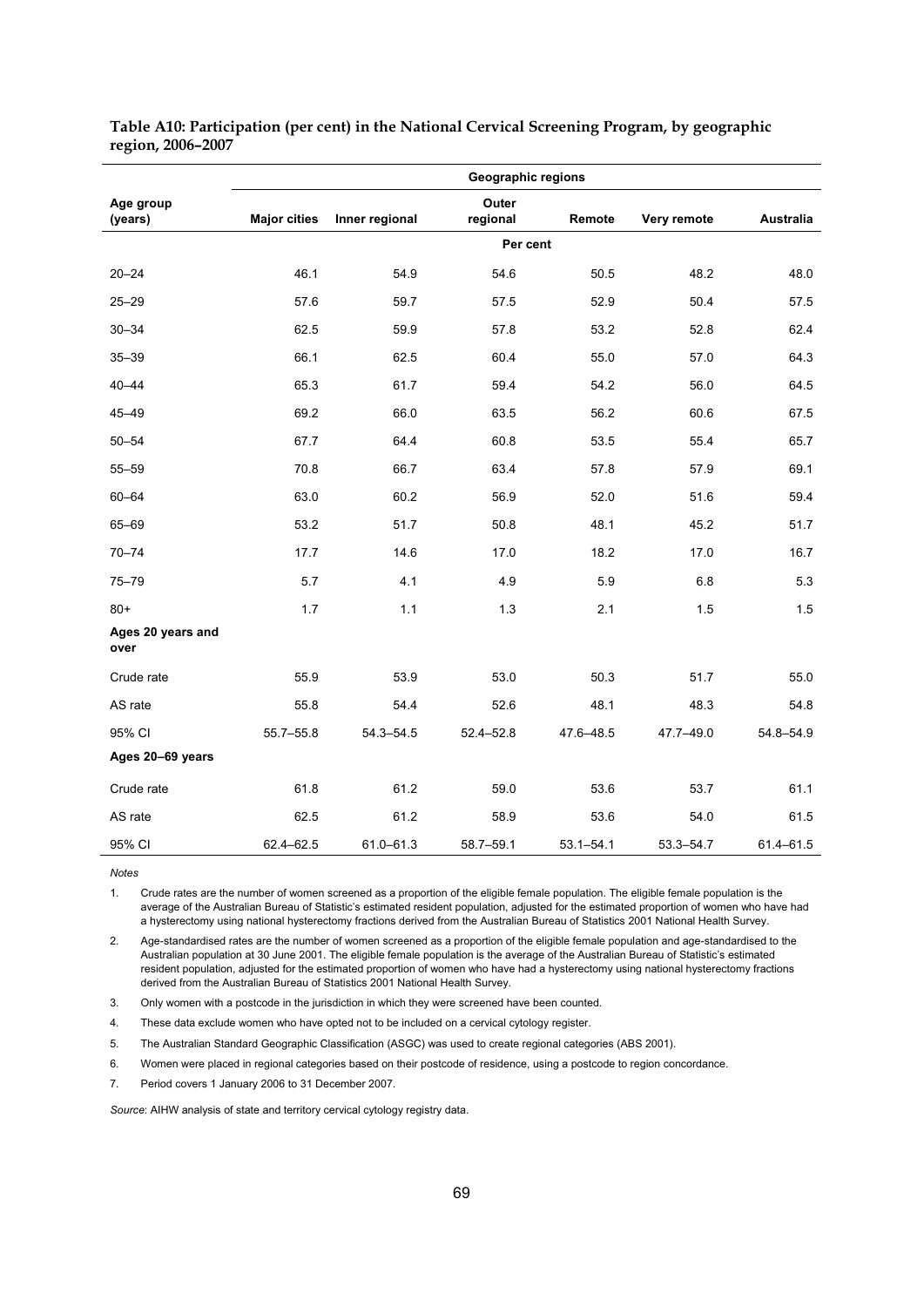**Table A10: Participation (per cent) in the National Cervical Screening Program, by geographic region, 2006–2007**

| Age group (years) | Geographic regions | | | | | |
|---|---|---|---|---|---|---|
| | Major cities | Inner regional | Outer regional | Remote | Very remote | Australia |
| | Per cent | | | | | |
| 20–24 | 46.1 | 54.9 | 54.6 | 50.5 | 48.2 | 48.0 |
| 25–29 | 57.6 | 59.7 | 57.5 | 52.9 | 50.4 | 57.5 |
| 30–34 | 62.5 | 59.9 | 57.8 | 53.2 | 52.8 | 62.4 |
| 35–39 | 66.1 | 62.5 | 60.4 | 55.0 | 57.0 | 64.3 |
| 40–44 | 65.3 | 61.7 | 59.4 | 54.2 | 56.0 | 64.5 |
| 45–49 | 69.2 | 66.0 | 63.5 | 56.2 | 60.6 | 67.5 |
| 50–54 | 67.7 | 64.4 | 60.8 | 53.5 | 55.4 | 65.7 |
| 55–59 | 70.8 | 66.7 | 63.4 | 57.8 | 57.9 | 69.1 |
| 60–64 | 63.0 | 60.2 | 56.9 | 52.0 | 51.6 | 59.4 |
| 65–69 | 53.2 | 51.7 | 50.8 | 48.1 | 45.2 | 51.7 |
| 70–74 | 17.7 | 14.6 | 17.0 | 18.2 | 17.0 | 16.7 |
| 75–79 | 5.7 | 4.1 | 4.9 | 5.9 | 6.8 | 5.3 |
| 80+ | 1.7 | 1.1 | 1.3 | 2.1 | 1.5 | 1.5 |
| **Ages 20 years and over** | | | | | | |
| Crude rate | 55.9 | 53.9 | 53.0 | 50.3 | 51.7 | 55.0 |
| AS rate | 55.8 | 54.4 | 52.6 | 48.1 | 48.3 | 54.8 |
| 95% CI | 55.7–55.8 | 54.3–54.5 | 52.4–52.8 | 47.6–48.5 | 47.7–49.0 | 54.8–54.9 |
| **Ages 20–69 years** | | | | | | |
| Crude rate | 61.8 | 61.2 | 59.0 | 53.6 | 53.7 | 61.1 |
| AS rate | 62.5 | 61.2 | 58.9 | 53.6 | 54.0 | 61.5 |
| 95% CI | 62.4–62.5 | 61.0–61.3 | 58.7–59.1 | 53.1–54.1 | 53.3–54.7 | 61.4–61.5 |

*Notes*

1. Crude rates are the number of women screened as a proportion of the eligible female population. The eligible female population is the average of the Australian Bureau of Statistic's estimated resident population, adjusted for the estimated proportion of women who have had a hysterectomy using national hysterectomy fractions derived from the Australian Bureau of Statistics 2001 National Health Survey.
2. Age-standardised rates are the number of women screened as a proportion of the eligible female population and age-standardised to the Australian population at 30 June 2001. The eligible female population is the average of the Australian Bureau of Statistic's estimated resident population, adjusted for the estimated proportion of women who have had a hysterectomy using national hysterectomy fractions derived from the Australian Bureau of Statistics 2001 National Health Survey.
3. Only women with a postcode in the jurisdiction in which they were screened have been counted.
4. These data exclude women who have opted not to be included on a cervical cytology register.
5. The Australian Standard Geographic Classification (ASGC) was used to create regional categories (ABS 2001).
6. Women were placed in regional categories based on their postcode of residence, using a postcode to region concordance.
7. Period covers 1 January 2006 to 31 December 2007.

*Source*: AIHW analysis of state and territory cervical cytology registry data.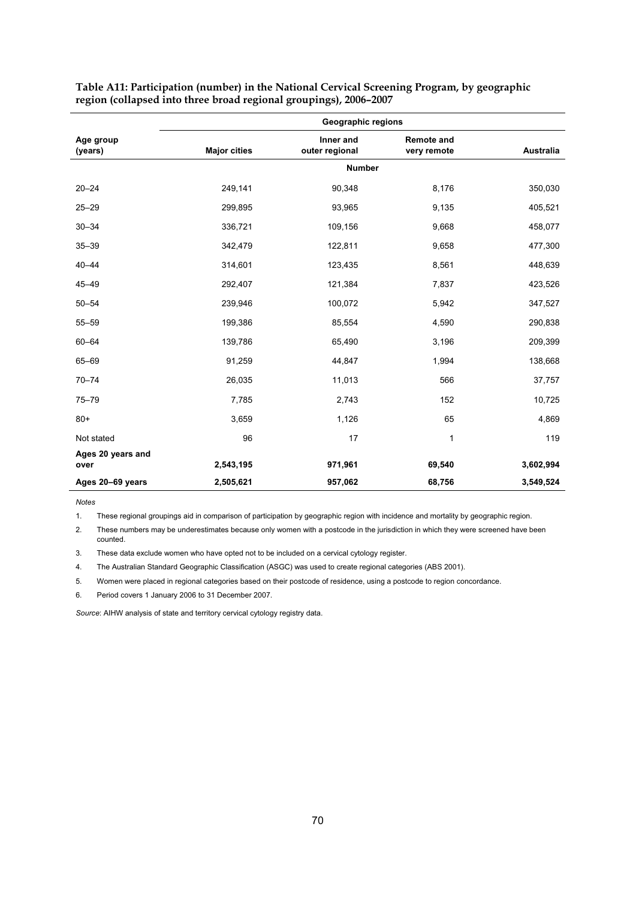**Table A11: Participation (number) in the National Cervical Screening Program, by geographic region (collapsed into three broad regional groupings), 2006–2007**

| Age group (years) | Geographic regions | | | |
|---|---|---|---|---|
| | Major cities | Inner and outer regional | Remote and very remote | Australia |
| | Number | | | |
| 20–24 | 249,141 | 90,348 | 8,176 | 350,030 |
| 25–29 | 299,895 | 93,965 | 9,135 | 405,521 |
| 30–34 | 336,721 | 109,156 | 9,668 | 458,077 |
| 35–39 | 342,479 | 122,811 | 9,658 | 477,300 |
| 40–44 | 314,601 | 123,435 | 8,561 | 448,639 |
| 45–49 | 292,407 | 121,384 | 7,837 | 423,526 |
| 50–54 | 239,946 | 100,072 | 5,942 | 347,527 |
| 55–59 | 199,386 | 85,554 | 4,590 | 290,838 |
| 60–64 | 139,786 | 65,490 | 3,196 | 209,399 |
| 65–69 | 91,259 | 44,847 | 1,994 | 138,668 |
| 70–74 | 26,035 | 11,013 | 566 | 37,757 |
| 75–79 | 7,785 | 2,743 | 152 | 10,725 |
| 80+ | 3,659 | 1,126 | 65 | 4,869 |
| Not stated | 96 | 17 | 1 | 119 |
| **Ages 20 years and over** | **2,543,195** | **971,961** | **69,540** | **3,602,994** |
| **Ages 20–69 years** | **2,505,621** | **957,062** | **68,756** | **3,549,524** |

*Notes*

1. These regional groupings aid in comparison of participation by geographic region with incidence and mortality by geographic region.
2. These numbers may be underestimates because only women with a postcode in the jurisdiction in which they were screened have been counted.
3. These data exclude women who have opted not to be included on a cervical cytology register.
4. The Australian Standard Geographic Classification (ASGC) was used to create regional categories (ABS 2001).
5. Women were placed in regional categories based on their postcode of residence, using a postcode to region concordance.
6. Period covers 1 January 2006 to 31 December 2007.

*Source*: AIHW analysis of state and territory cervical cytology registry data.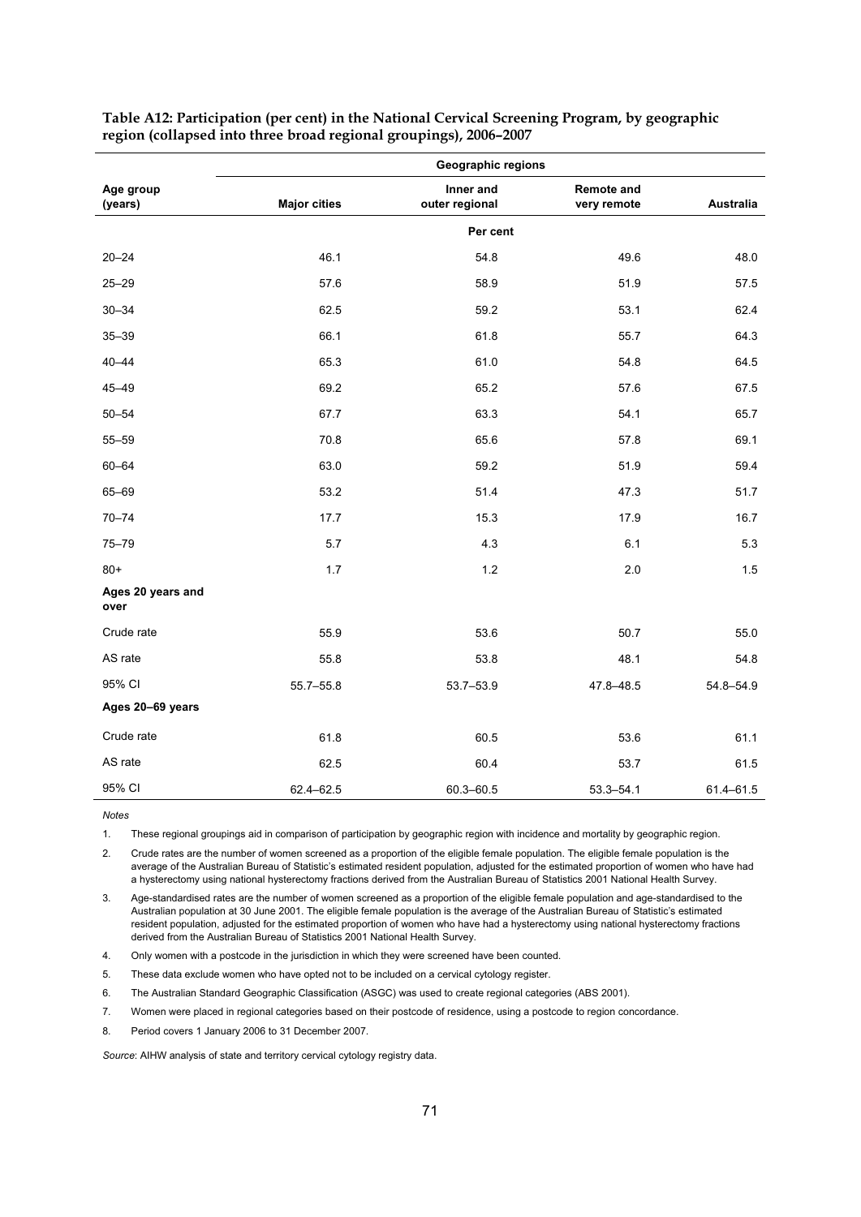**Table A12: Participation (per cent) in the National Cervical Screening Program, by geographic region (collapsed into three broad regional groupings), 2006–2007**

| Age group (years) | Geographic regions | | | |
|---|---|---|---|---|
| | Major cities | Inner and outer regional | Remote and very remote | Australia |
| | | Per cent | | |
| 20–24 | 46.1 | 54.8 | 49.6 | 48.0 |
| 25–29 | 57.6 | 58.9 | 51.9 | 57.5 |
| 30–34 | 62.5 | 59.2 | 53.1 | 62.4 |
| 35–39 | 66.1 | 61.8 | 55.7 | 64.3 |
| 40–44 | 65.3 | 61.0 | 54.8 | 64.5 |
| 45–49 | 69.2 | 65.2 | 57.6 | 67.5 |
| 50–54 | 67.7 | 63.3 | 54.1 | 65.7 |
| 55–59 | 70.8 | 65.6 | 57.8 | 69.1 |
| 60–64 | 63.0 | 59.2 | 51.9 | 59.4 |
| 65–69 | 53.2 | 51.4 | 47.3 | 51.7 |
| 70–74 | 17.7 | 15.3 | 17.9 | 16.7 |
| 75–79 | 5.7 | 4.3 | 6.1 | 5.3 |
| 80+ | 1.7 | 1.2 | 2.0 | 1.5 |
| **Ages 20 years and over** | | | | |
| Crude rate | 55.9 | 53.6 | 50.7 | 55.0 |
| AS rate | 55.8 | 53.8 | 48.1 | 54.8 |
| 95% CI | 55.7–55.8 | 53.7–53.9 | 47.8–48.5 | 54.8–54.9 |
| **Ages 20–69 years** | | | | |
| Crude rate | 61.8 | 60.5 | 53.6 | 61.1 |
| AS rate | 62.5 | 60.4 | 53.7 | 61.5 |
| 95% CI | 62.4–62.5 | 60.3–60.5 | 53.3–54.1 | 61.4–61.5 |

*Notes*

1. These regional groupings aid in comparison of participation by geographic region with incidence and mortality by geographic region.
2. Crude rates are the number of women screened as a proportion of the eligible female population. The eligible female population is the average of the Australian Bureau of Statistic's estimated resident population, adjusted for the estimated proportion of women who have had a hysterectomy using national hysterectomy fractions derived from the Australian Bureau of Statistics 2001 National Health Survey.
3. Age-standardised rates are the number of women screened as a proportion of the eligible female population and age-standardised to the Australian population at 30 June 2001. The eligible female population is the average of the Australian Bureau of Statistic's estimated resident population, adjusted for the estimated proportion of women who have had a hysterectomy using national hysterectomy fractions derived from the Australian Bureau of Statistics 2001 National Health Survey.
4. Only women with a postcode in the jurisdiction in which they were screened have been counted.
5. These data exclude women who have opted not to be included on a cervical cytology register.
6. The Australian Standard Geographic Classification (ASGC) was used to create regional categories (ABS 2001).
7. Women were placed in regional categories based on their postcode of residence, using a postcode to region concordance.
8. Period covers 1 January 2006 to 31 December 2007.

*Source*: AIHW analysis of state and territory cervical cytology registry data.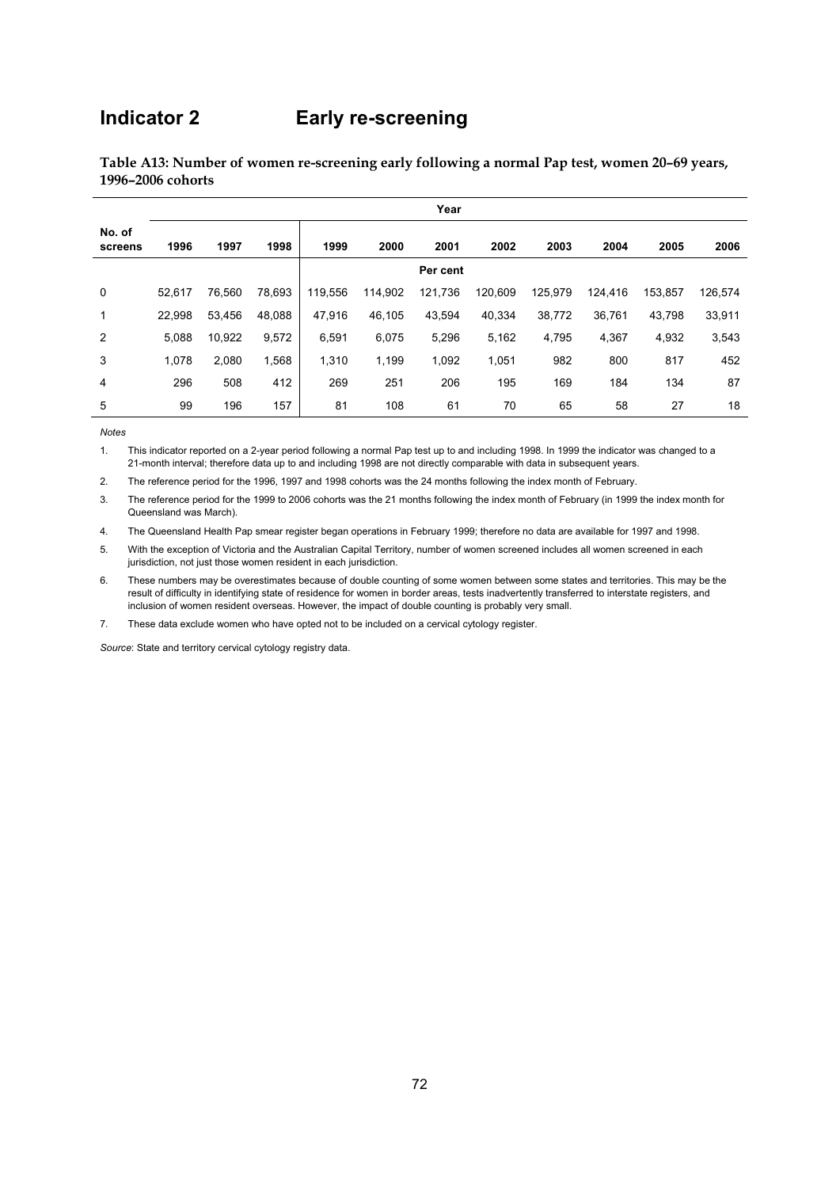# Indicator 2 Early re-screening

**Table A13: Number of women re-screening early following a normal Pap test, women 20–69 years, 1996–2006 cohorts**

| No. of screens | Year | | | | | | | | | | |
|---|---|---|---|---|---|---|---|---|---|---|---|
| | 1996 | 1997 | 1998 | 1999 | 2000 | 2001 | 2002 | 2003 | 2004 | 2005 | 2006 |
| | | | | | | Per cent | | | | | |
| 0 | 52,617 | 76,560 | 78,693 | 119,556 | 114,902 | 121,736 | 120,609 | 125,979 | 124,416 | 153,857 | 126,574 |
| 1 | 22,998 | 53,456 | 48,088 | 47,916 | 46,105 | 43,594 | 40,334 | 38,772 | 36,761 | 43,798 | 33,911 |
| 2 | 5,088 | 10,922 | 9,572 | 6,591 | 6,075 | 5,296 | 5,162 | 4,795 | 4,367 | 4,932 | 3,543 |
| 3 | 1,078 | 2,080 | 1,568 | 1,310 | 1,199 | 1,092 | 1,051 | 982 | 800 | 817 | 452 |
| 4 | 296 | 508 | 412 | 269 | 251 | 206 | 195 | 169 | 184 | 134 | 87 |
| 5 | 99 | 196 | 157 | 81 | 108 | 61 | 70 | 65 | 58 | 27 | 18 |

*Notes*

1. This indicator reported on a 2-year period following a normal Pap test up to and including 1998. In 1999 the indicator was changed to a 21-month interval; therefore data up to and including 1998 are not directly comparable with data in subsequent years.
2. The reference period for the 1996, 1997 and 1998 cohorts was the 24 months following the index month of February.
3. The reference period for the 1999 to 2006 cohorts was the 21 months following the index month of February (in 1999 the index month for Queensland was March).
4. The Queensland Health Pap smear register began operations in February 1999; therefore no data are available for 1997 and 1998.
5. With the exception of Victoria and the Australian Capital Territory, number of women screened includes all women screened in each jurisdiction, not just those women resident in each jurisdiction.
6. These numbers may be overestimates because of double counting of some women between some states and territories. This may be the result of difficulty in identifying state of residence for women in border areas, tests inadvertently transferred to interstate registers, and inclusion of women resident overseas. However, the impact of double counting is probably very small.
7. These data exclude women who have opted not to be included on a cervical cytology register.

*Source*: State and territory cervical cytology registry data.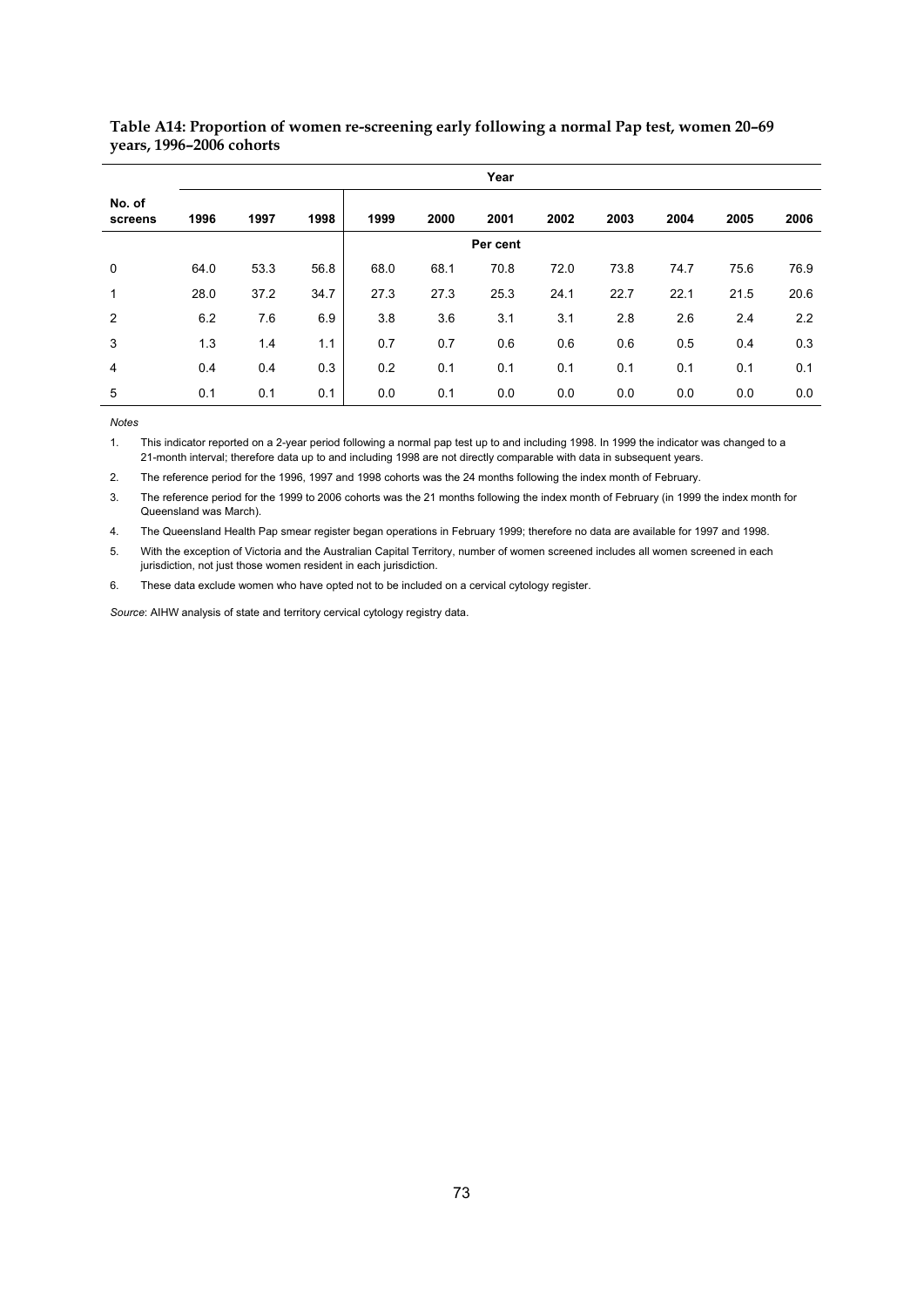**Table A14: Proportion of women re-screening early following a normal Pap test, women 20–69 years, 1996–2006 cohorts**

| No. of screens | Year | | | | | | | | | | |
|---|---|---|---|---|---|---|---|---|---|---|---|
| | 1996 | 1997 | 1998 | 1999 | 2000 | 2001 | 2002 | 2003 | 2004 | 2005 | 2006 |
| | Per cent | | | | | | | | | | |
| 0 | 64.0 | 53.3 | 56.8 | 68.0 | 68.1 | 70.8 | 72.0 | 73.8 | 74.7 | 75.6 | 76.9 |
| 1 | 28.0 | 37.2 | 34.7 | 27.3 | 27.3 | 25.3 | 24.1 | 22.7 | 22.1 | 21.5 | 20.6 |
| 2 | 6.2 | 7.6 | 6.9 | 3.8 | 3.6 | 3.1 | 3.1 | 2.8 | 2.6 | 2.4 | 2.2 |
| 3 | 1.3 | 1.4 | 1.1 | 0.7 | 0.7 | 0.6 | 0.6 | 0.6 | 0.5 | 0.4 | 0.3 |
| 4 | 0.4 | 0.4 | 0.3 | 0.2 | 0.1 | 0.1 | 0.1 | 0.1 | 0.1 | 0.1 | 0.1 |
| 5 | 0.1 | 0.1 | 0.1 | 0.0 | 0.1 | 0.0 | 0.0 | 0.0 | 0.0 | 0.0 | 0.0 |

*Notes*

1. This indicator reported on a 2-year period following a normal pap test up to and including 1998. In 1999 the indicator was changed to a 21-month interval; therefore data up to and including 1998 are not directly comparable with data in subsequent years.
2. The reference period for the 1996, 1997 and 1998 cohorts was the 24 months following the index month of February.
3. The reference period for the 1999 to 2006 cohorts was the 21 months following the index month of February (in 1999 the index month for Queensland was March).
4. The Queensland Health Pap smear register began operations in February 1999; therefore no data are available for 1997 and 1998.
5. With the exception of Victoria and the Australian Capital Territory, number of women screened includes all women screened in each jurisdiction, not just those women resident in each jurisdiction.
6. These data exclude women who have opted not to be included on a cervical cytology register.

*Source*: AIHW analysis of state and territory cervical cytology registry data.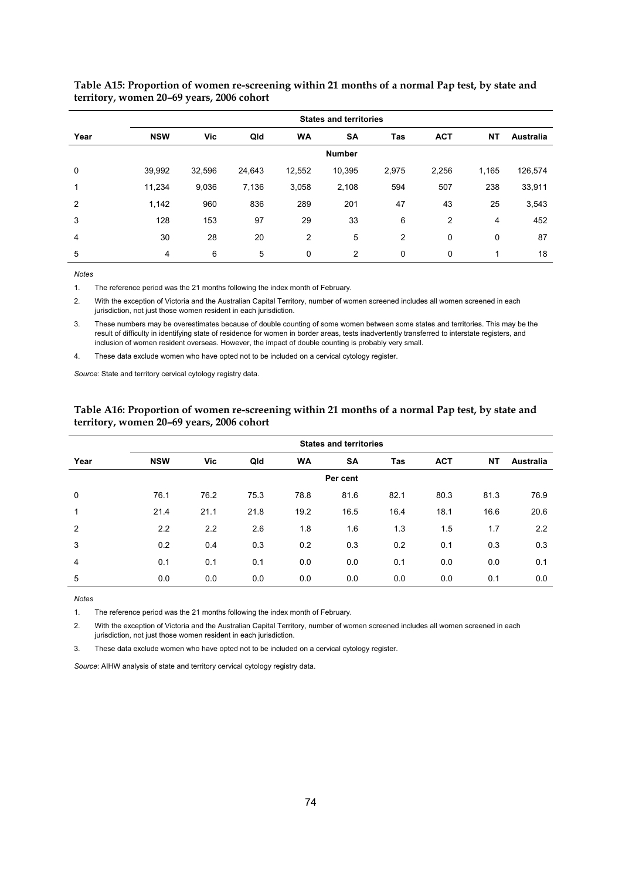**Table A15: Proportion of women re-screening within 21 months of a normal Pap test, by state and territory, women 20–69 years, 2006 cohort**

| Year | States and territories | | | | | | | | |
|---|---|---|---|---|---|---|---|---|---|
| | NSW | Vic | Qld | WA | SA | Tas | ACT | NT | Australia |
| | | | | | Number | | | | |
| 0 | 39,992 | 32,596 | 24,643 | 12,552 | 10,395 | 2,975 | 2,256 | 1,165 | 126,574 |
| 1 | 11,234 | 9,036 | 7,136 | 3,058 | 2,108 | 594 | 507 | 238 | 33,911 |
| 2 | 1,142 | 960 | 836 | 289 | 201 | 47 | 43 | 25 | 3,543 |
| 3 | 128 | 153 | 97 | 29 | 33 | 6 | 2 | 4 | 452 |
| 4 | 30 | 28 | 20 | 2 | 5 | 2 | 0 | 0 | 87 |
| 5 | 4 | 6 | 5 | 0 | 2 | 0 | 0 | 1 | 18 |

*Notes*

1. The reference period was the 21 months following the index month of February.
2. With the exception of Victoria and the Australian Capital Territory, number of women screened includes all women screened in each jurisdiction, not just those women resident in each jurisdiction.
3. These numbers may be overestimates because of double counting of some women between some states and territories. This may be the result of difficulty in identifying state of residence for women in border areas, tests inadvertently transferred to interstate registers, and inclusion of women resident overseas. However, the impact of double counting is probably very small.
4. These data exclude women who have opted not to be included on a cervical cytology register.

*Source*: State and territory cervical cytology registry data.

**Table A16: Proportion of women re-screening within 21 months of a normal Pap test, by state and territory, women 20–69 years, 2006 cohort**

| Year | States and territories | | | | | | | | |
|---|---|---|---|---|---|---|---|---|---|
| | NSW | Vic | Qld | WA | SA | Tas | ACT | NT | Australia |
| | | | | | Per cent | | | | |
| 0 | 76.1 | 76.2 | 75.3 | 78.8 | 81.6 | 82.1 | 80.3 | 81.3 | 76.9 |
| 1 | 21.4 | 21.1 | 21.8 | 19.2 | 16.5 | 16.4 | 18.1 | 16.6 | 20.6 |
| 2 | 2.2 | 2.2 | 2.6 | 1.8 | 1.6 | 1.3 | 1.5 | 1.7 | 2.2 |
| 3 | 0.2 | 0.4 | 0.3 | 0.2 | 0.3 | 0.2 | 0.1 | 0.3 | 0.3 |
| 4 | 0.1 | 0.1 | 0.1 | 0.0 | 0.0 | 0.1 | 0.0 | 0.0 | 0.1 |
| 5 | 0.0 | 0.0 | 0.0 | 0.0 | 0.0 | 0.0 | 0.0 | 0.1 | 0.0 |

*Notes*

1. The reference period was the 21 months following the index month of February.
2. With the exception of Victoria and the Australian Capital Territory, number of women screened includes all women screened in each jurisdiction, not just those women resident in each jurisdiction.
3. These data exclude women who have opted not to be included on a cervical cytology register.

*Source*: AIHW analysis of state and territory cervical cytology registry data.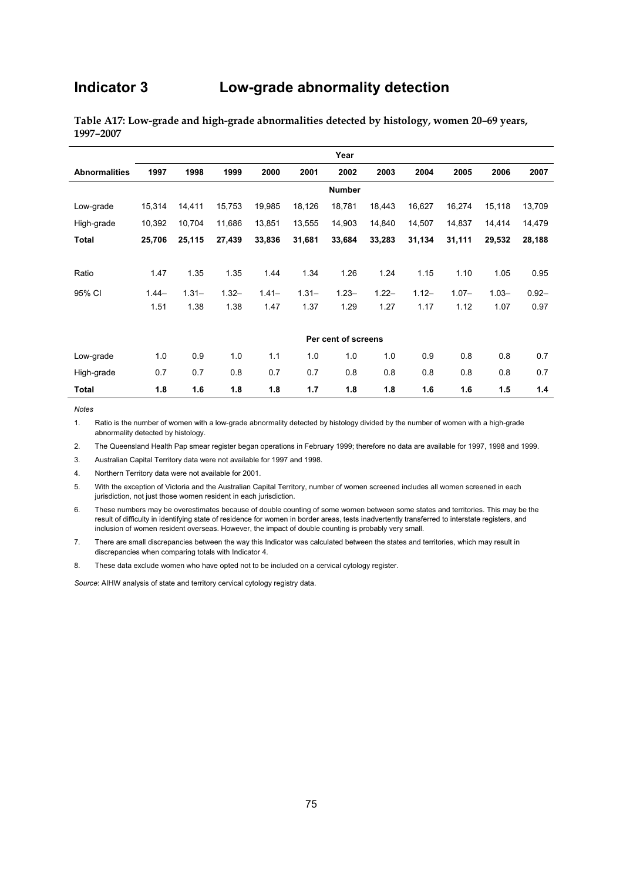# Indicator 3 Low-grade abnormality detection

**Table A17: Low-grade and high-grade abnormalities detected by histology, women 20–69 years, 1997–2007**

| | Year | | | | | | | | | | |
|---|---|---|---|---|---|---|---|---|---|---|---|
| **Abnormalities** | **1997** | **1998** | **1999** | **2000** | **2001** | **2002** | **2003** | **2004** | **2005** | **2006** | **2007** |
| | | | | | | **Number** | | | | | |
| Low-grade | 15,314 | 14,411 | 15,753 | 19,985 | 18,126 | 18,781 | 18,443 | 16,627 | 16,274 | 15,118 | 13,709 |
| High-grade | 10,392 | 10,704 | 11,686 | 13,851 | 13,555 | 14,903 | 14,840 | 14,507 | 14,837 | 14,414 | 14,479 |
| **Total** | **25,706** | **25,115** | **27,439** | **33,836** | **31,681** | **33,684** | **33,283** | **31,134** | **31,111** | **29,532** | **28,188** |
| Ratio | 1.47 | 1.35 | 1.35 | 1.44 | 1.34 | 1.26 | 1.24 | 1.15 | 1.10 | 1.05 | 0.95 |
| 95% CI | 1.44–1.51 | 1.31–1.38 | 1.32–1.38 | 1.41–1.47 | 1.31–1.37 | 1.23–1.29 | 1.22–1.27 | 1.12–1.17 | 1.07–1.12 | 1.03–1.07 | 0.92–0.97 |
| | | | | | | **Per cent of screens** | | | | | |
| Low-grade | 1.0 | 0.9 | 1.0 | 1.1 | 1.0 | 1.0 | 1.0 | 0.9 | 0.8 | 0.8 | 0.7 |
| High-grade | 0.7 | 0.7 | 0.8 | 0.7 | 0.7 | 0.8 | 0.8 | 0.8 | 0.8 | 0.8 | 0.7 |
| **Total** | **1.8** | **1.6** | **1.8** | **1.8** | **1.7** | **1.8** | **1.8** | **1.6** | **1.6** | **1.5** | **1.4** |

*Notes*

1. Ratio is the number of women with a low-grade abnormality detected by histology divided by the number of women with a high-grade abnormality detected by histology.
2. The Queensland Health Pap smear register began operations in February 1999; therefore no data are available for 1997, 1998 and 1999.
3. Australian Capital Territory data were not available for 1997 and 1998.
4. Northern Territory data were not available for 2001.
5. With the exception of Victoria and the Australian Capital Territory, number of women screened includes all women screened in each jurisdiction, not just those women resident in each jurisdiction.
6. These numbers may be overestimates because of double counting of some women between some states and territories. This may be the result of difficulty in identifying state of residence for women in border areas, tests inadvertently transferred to interstate registers, and inclusion of women resident overseas. However, the impact of double counting is probably very small.
7. There are small discrepancies between the way this Indicator was calculated between the states and territories, which may result in discrepancies when comparing totals with Indicator 4.
8. These data exclude women who have opted not to be included on a cervical cytology register.

*Source*: AIHW analysis of state and territory cervical cytology registry data.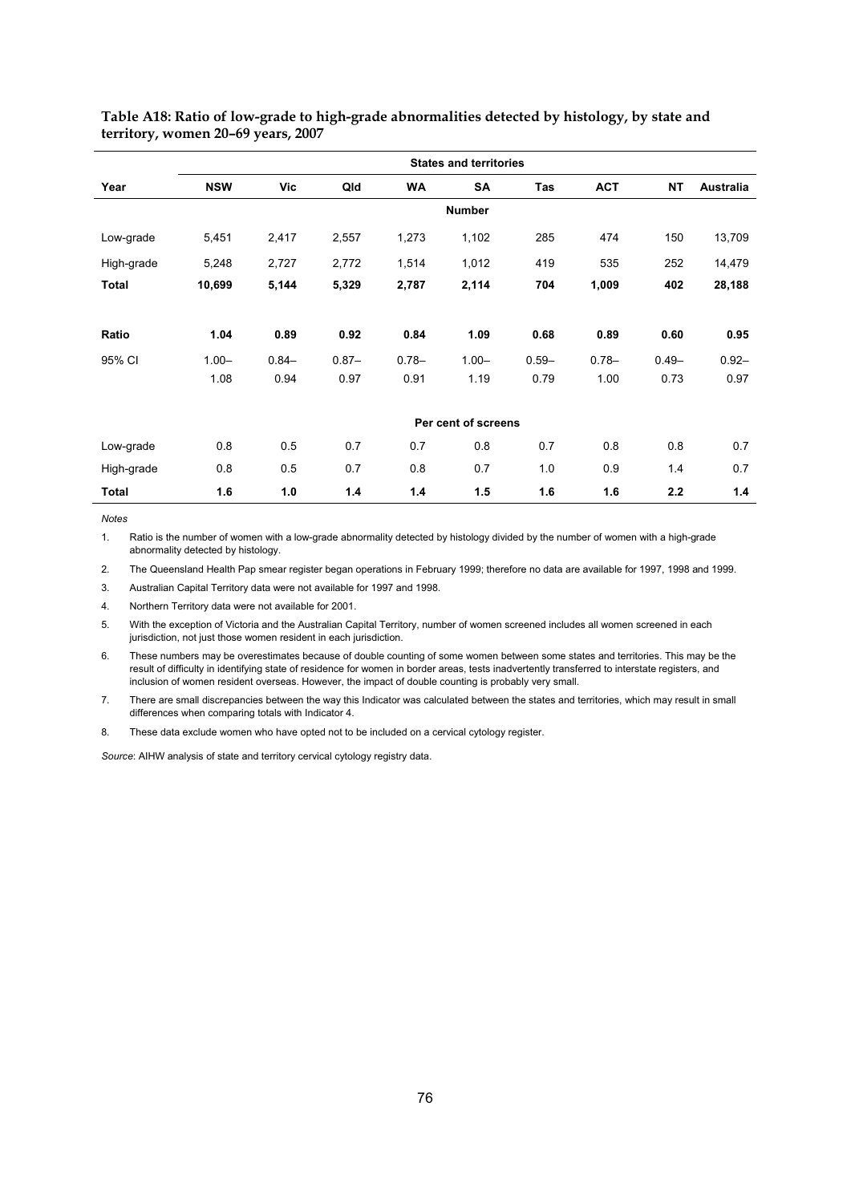**Table A18: Ratio of low-grade to high-grade abnormalities detected by histology, by state and territory, women 20–69 years, 2007**

| | States and territories | | | | | | | | |
|---|---|---|---|---|---|---|---|---|---|
| **Year** | **NSW** | **Vic** | **Qld** | **WA** | **SA** | **Tas** | **ACT** | **NT** | **Australia** |
| | | | | | **Number** | | | | |
| Low-grade | 5,451 | 2,417 | 2,557 | 1,273 | 1,102 | 285 | 474 | 150 | 13,709 |
| High-grade | 5,248 | 2,727 | 2,772 | 1,514 | 1,012 | 419 | 535 | 252 | 14,479 |
| **Total** | **10,699** | **5,144** | **5,329** | **2,787** | **2,114** | **704** | **1,009** | **402** | **28,188** |
| **Ratio** | **1.04** | **0.89** | **0.92** | **0.84** | **1.09** | **0.68** | **0.89** | **0.60** | **0.95** |
| 95% CI | 1.00–1.08 | 0.84–0.94 | 0.87–0.97 | 0.78–0.91 | 1.00–1.19 | 0.59–0.79 | 0.78–1.00 | 0.49–0.73 | 0.92–0.97 |
| | | | | | **Per cent of screens** | | | | |
| Low-grade | 0.8 | 0.5 | 0.7 | 0.7 | 0.8 | 0.7 | 0.8 | 0.8 | 0.7 |
| High-grade | 0.8 | 0.5 | 0.7 | 0.8 | 0.7 | 1.0 | 0.9 | 1.4 | 0.7 |
| **Total** | **1.6** | **1.0** | **1.4** | **1.4** | **1.5** | **1.6** | **1.6** | **2.2** | **1.4** |

*Notes*

1. Ratio is the number of women with a low-grade abnormality detected by histology divided by the number of women with a high-grade abnormality detected by histology.
2. The Queensland Health Pap smear register began operations in February 1999; therefore no data are available for 1997, 1998 and 1999.
3. Australian Capital Territory data were not available for 1997 and 1998.
4. Northern Territory data were not available for 2001.
5. With the exception of Victoria and the Australian Capital Territory, number of women screened includes all women screened in each jurisdiction, not just those women resident in each jurisdiction.
6. These numbers may be overestimates because of double counting of some women between some states and territories. This may be the result of difficulty in identifying state of residence for women in border areas, tests inadvertently transferred to interstate registers, and inclusion of women resident overseas. However, the impact of double counting is probably very small.
7. There are small discrepancies between the way this Indicator was calculated between the states and territories, which may result in small differences when comparing totals with Indicator 4.
8. These data exclude women who have opted not to be included on a cervical cytology register.

*Source*: AIHW analysis of state and territory cervical cytology registry data.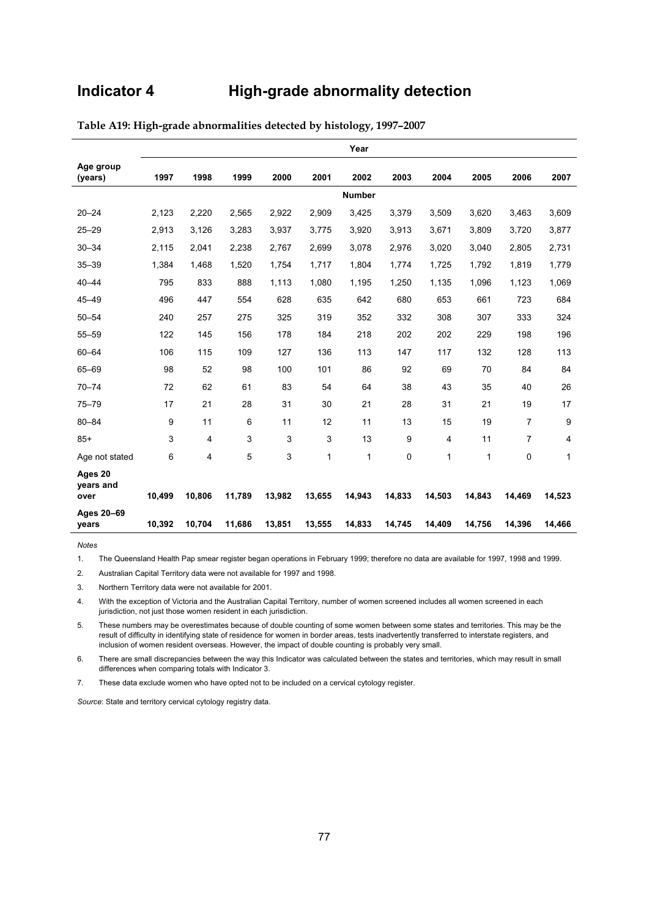# Indicator 4 High-grade abnormality detection

**Table A19: High-grade abnormalities detected by histology, 1997–2007**

| Age group (years) | 1997 | 1998 | 1999 | 2000 | 2001 | 2002 | 2003 | 2004 | 2005 | 2006 | 2007 |
|---|---|---|---|---|---|---|---|---|---|---|---|
| | | | | | | Number | | | | | |
| 20–24 | 2,123 | 2,220 | 2,565 | 2,922 | 2,909 | 3,425 | 3,379 | 3,509 | 3,620 | 3,463 | 3,609 |
| 25–29 | 2,913 | 3,126 | 3,283 | 3,937 | 3,775 | 3,920 | 3,913 | 3,671 | 3,809 | 3,720 | 3,877 |
| 30–34 | 2,115 | 2,041 | 2,238 | 2,767 | 2,699 | 3,078 | 2,976 | 3,020 | 3,040 | 2,805 | 2,731 |
| 35–39 | 1,384 | 1,468 | 1,520 | 1,754 | 1,717 | 1,804 | 1,774 | 1,725 | 1,792 | 1,819 | 1,779 |
| 40–44 | 795 | 833 | 888 | 1,113 | 1,080 | 1,195 | 1,250 | 1,135 | 1,096 | 1,123 | 1,069 |
| 45–49 | 496 | 447 | 554 | 628 | 635 | 642 | 680 | 653 | 661 | 723 | 684 |
| 50–54 | 240 | 257 | 275 | 325 | 319 | 352 | 332 | 308 | 307 | 333 | 324 |
| 55–59 | 122 | 145 | 156 | 178 | 184 | 218 | 202 | 202 | 229 | 198 | 196 |
| 60–64 | 106 | 115 | 109 | 127 | 136 | 113 | 147 | 117 | 132 | 128 | 113 |
| 65–69 | 98 | 52 | 98 | 100 | 101 | 86 | 92 | 69 | 70 | 84 | 84 |
| 70–74 | 72 | 62 | 61 | 83 | 54 | 64 | 38 | 43 | 35 | 40 | 26 |
| 75–79 | 17 | 21 | 28 | 31 | 30 | 21 | 28 | 31 | 21 | 19 | 17 |
| 80–84 | 9 | 11 | 6 | 11 | 12 | 11 | 13 | 15 | 19 | 7 | 9 |
| 85+ | 3 | 4 | 3 | 3 | 3 | 13 | 9 | 4 | 11 | 7 | 4 |
| Age not stated | 6 | 4 | 5 | 3 | 1 | 1 | 0 | 1 | 1 | 0 | 1 |
| **Ages 20 years and over** | **10,499** | **10,806** | **11,789** | **13,982** | **13,655** | **14,943** | **14,833** | **14,503** | **14,843** | **14,469** | **14,523** |
| **Ages 20–69 years** | **10,392** | **10,704** | **11,686** | **13,851** | **13,555** | **14,833** | **14,745** | **14,409** | **14,756** | **14,396** | **14,466** |

*Notes*

1. The Queensland Health Pap smear register began operations in February 1999; therefore no data are available for 1997, 1998 and 1999.
2. Australian Capital Territory data were not available for 1997 and 1998.
3. Northern Territory data were not available for 2001.
4. With the exception of Victoria and the Australian Capital Territory, number of women screened includes all women screened in each jurisdiction, not just those women resident in each jurisdiction.
5. These numbers may be overestimates because of double counting of some women between some states and territories. This may be the result of difficulty in identifying state of residence for women in border areas, tests inadvertently transferred to interstate registers, and inclusion of women resident overseas. However, the impact of double counting is probably very small.
6. There are small discrepancies between the way this Indicator was calculated between the states and territories, which may result in small differences when comparing totals with Indicator 3.
7. These data exclude women who have opted not to be included on a cervical cytology register.

*Source*: State and territory cervical cytology registry data.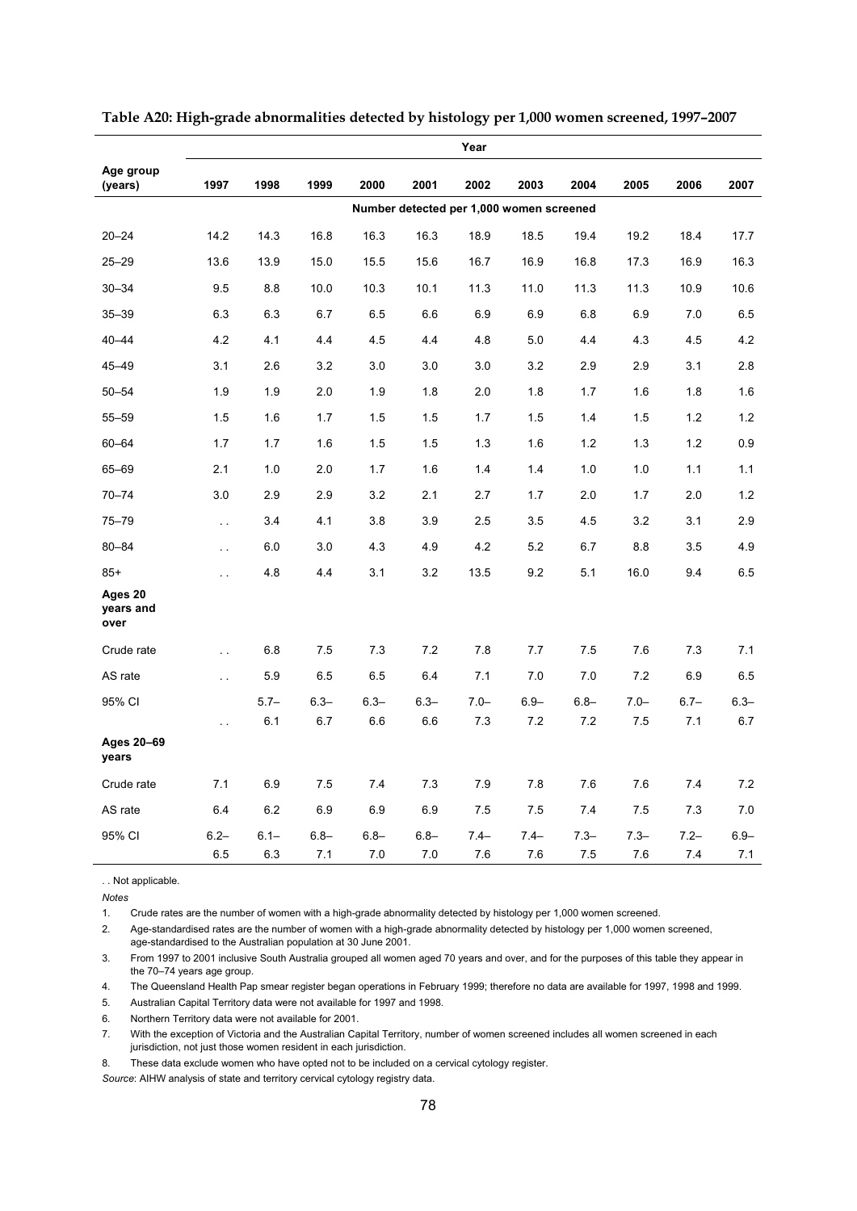**Table A20: High-grade abnormalities detected by histology per 1,000 women screened, 1997–2007**

| Age group (years) | Year | | | | | | | | | | |
|---|---|---|---|---|---|---|---|---|---|---|---|
| | 1997 | 1998 | 1999 | 2000 | 2001 | 2002 | 2003 | 2004 | 2005 | 2006 | 2007 |
| | Number detected per 1,000 women screened | | | | | | | | | | |
| 20–24 | 14.2 | 14.3 | 16.8 | 16.3 | 16.3 | 18.9 | 18.5 | 19.4 | 19.2 | 18.4 | 17.7 |
| 25–29 | 13.6 | 13.9 | 15.0 | 15.5 | 15.6 | 16.7 | 16.9 | 16.8 | 17.3 | 16.9 | 16.3 |
| 30–34 | 9.5 | 8.8 | 10.0 | 10.3 | 10.1 | 11.3 | 11.0 | 11.3 | 11.3 | 10.9 | 10.6 |
| 35–39 | 6.3 | 6.3 | 6.7 | 6.5 | 6.6 | 6.9 | 6.9 | 6.8 | 6.9 | 7.0 | 6.5 |
| 40–44 | 4.2 | 4.1 | 4.4 | 4.5 | 4.4 | 4.8 | 5.0 | 4.4 | 4.3 | 4.5 | 4.2 |
| 45–49 | 3.1 | 2.6 | 3.2 | 3.0 | 3.0 | 3.0 | 3.2 | 2.9 | 2.9 | 3.1 | 2.8 |
| 50–54 | 1.9 | 1.9 | 2.0 | 1.9 | 1.8 | 2.0 | 1.8 | 1.7 | 1.6 | 1.8 | 1.6 |
| 55–59 | 1.5 | 1.6 | 1.7 | 1.5 | 1.5 | 1.7 | 1.5 | 1.4 | 1.5 | 1.2 | 1.2 |
| 60–64 | 1.7 | 1.7 | 1.6 | 1.5 | 1.5 | 1.3 | 1.6 | 1.2 | 1.3 | 1.2 | 0.9 |
| 65–69 | 2.1 | 1.0 | 2.0 | 1.7 | 1.6 | 1.4 | 1.4 | 1.0 | 1.0 | 1.1 | 1.1 |
| 70–74 | 3.0 | 2.9 | 2.9 | 3.2 | 2.1 | 2.7 | 1.7 | 2.0 | 1.7 | 2.0 | 1.2 |
| 75–79 | . . | 3.4 | 4.1 | 3.8 | 3.9 | 2.5 | 3.5 | 4.5 | 3.2 | 3.1 | 2.9 |
| 80–84 | . . | 6.0 | 3.0 | 4.3 | 4.9 | 4.2 | 5.2 | 6.7 | 8.8 | 3.5 | 4.9 |
| 85+ | . . | 4.8 | 4.4 | 3.1 | 3.2 | 13.5 | 9.2 | 5.1 | 16.0 | 9.4 | 6.5 |
| **Ages 20 years and over** | | | | | | | | | | | |
| Crude rate | . . | 6.8 | 7.5 | 7.3 | 7.2 | 7.8 | 7.7 | 7.5 | 7.6 | 7.3 | 7.1 |
| AS rate | . . | 5.9 | 6.5 | 6.5 | 6.4 | 7.1 | 7.0 | 7.0 | 7.2 | 6.9 | 6.5 |
| 95% CI | . . | 5.7–6.1 | 6.3–6.7 | 6.3–6.6 | 6.3–6.6 | 7.0–7.3 | 6.9–7.2 | 6.8–7.2 | 7.0–7.5 | 6.7–7.1 | 6.3–6.7 |
| **Ages 20–69 years** | | | | | | | | | | | |
| Crude rate | 7.1 | 6.9 | 7.5 | 7.4 | 7.3 | 7.9 | 7.8 | 7.6 | 7.6 | 7.4 | 7.2 |
| AS rate | 6.4 | 6.2 | 6.9 | 6.9 | 6.9 | 7.5 | 7.5 | 7.4 | 7.5 | 7.3 | 7.0 |
| 95% CI | 6.2–6.5 | 6.1–6.3 | 6.8–7.1 | 6.8–7.0 | 6.8–7.0 | 7.4–7.6 | 7.4–7.6 | 7.3–7.5 | 7.3–7.6 | 7.2–7.4 | 6.9–7.1 |

. . Not applicable.

*Notes*

1. Crude rates are the number of women with a high-grade abnormality detected by histology per 1,000 women screened.
2. Age-standardised rates are the number of women with a high-grade abnormality detected by histology per 1,000 women screened, age-standardised to the Australian population at 30 June 2001.
3. From 1997 to 2001 inclusive South Australia grouped all women aged 70 years and over, and for the purposes of this table they appear in the 70–74 years age group.
4. The Queensland Health Pap smear register began operations in February 1999; therefore no data are available for 1997, 1998 and 1999.
5. Australian Capital Territory data were not available for 1997 and 1998.
6. Northern Territory data were not available for 2001.
7. With the exception of Victoria and the Australian Capital Territory, number of women screened includes all women screened in each jurisdiction, not just those women resident in each jurisdiction.
8. These data exclude women who have opted not to be included on a cervical cytology register.

*Source*: AIHW analysis of state and territory cervical cytology registry data.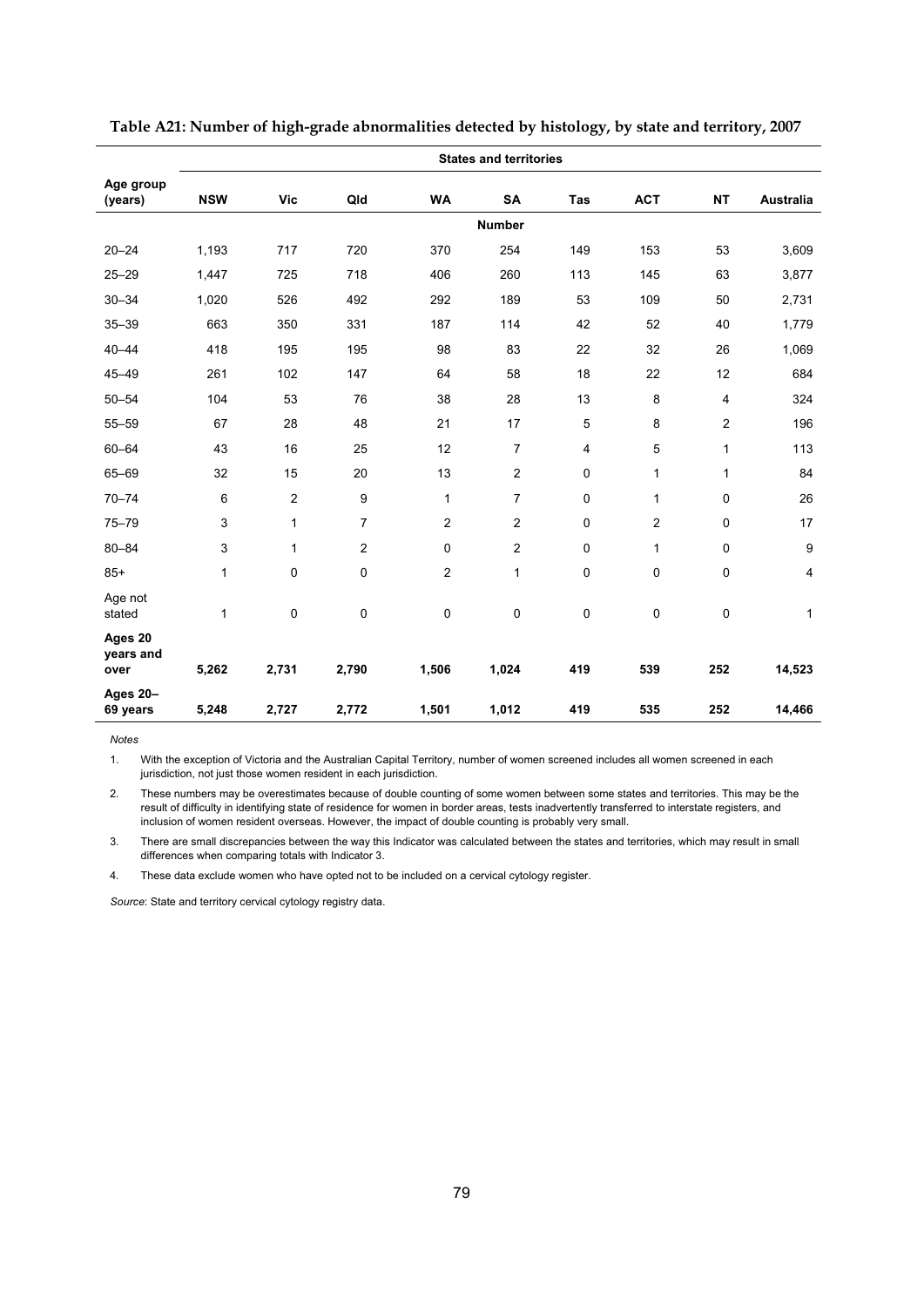**Table A21: Number of high-grade abnormalities detected by histology, by state and territory, 2007**

| Age group (years) | States and territories | | | | | | | | |
|---|---|---|---|---|---|---|---|---|---|
| | NSW | Vic | Qld | WA | SA | Tas | ACT | NT | Australia |
| | | | | | Number | | | | |
| 20–24 | 1,193 | 717 | 720 | 370 | 254 | 149 | 153 | 53 | 3,609 |
| 25–29 | 1,447 | 725 | 718 | 406 | 260 | 113 | 145 | 63 | 3,877 |
| 30–34 | 1,020 | 526 | 492 | 292 | 189 | 53 | 109 | 50 | 2,731 |
| 35–39 | 663 | 350 | 331 | 187 | 114 | 42 | 52 | 40 | 1,779 |
| 40–44 | 418 | 195 | 195 | 98 | 83 | 22 | 32 | 26 | 1,069 |
| 45–49 | 261 | 102 | 147 | 64 | 58 | 18 | 22 | 12 | 684 |
| 50–54 | 104 | 53 | 76 | 38 | 28 | 13 | 8 | 4 | 324 |
| 55–59 | 67 | 28 | 48 | 21 | 17 | 5 | 8 | 2 | 196 |
| 60–64 | 43 | 16 | 25 | 12 | 7 | 4 | 5 | 1 | 113 |
| 65–69 | 32 | 15 | 20 | 13 | 2 | 0 | 1 | 1 | 84 |
| 70–74 | 6 | 2 | 9 | 1 | 7 | 0 | 1 | 0 | 26 |
| 75–79 | 3 | 1 | 7 | 2 | 2 | 0 | 2 | 0 | 17 |
| 80–84 | 3 | 1 | 2 | 0 | 2 | 0 | 1 | 0 | 9 |
| 85+ | 1 | 0 | 0 | 2 | 1 | 0 | 0 | 0 | 4 |
| Age not stated | 1 | 0 | 0 | 0 | 0 | 0 | 0 | 0 | 1 |
| **Ages 20 years and over** | **5,262** | **2,731** | **2,790** | **1,506** | **1,024** | **419** | **539** | **252** | **14,523** |
| **Ages 20–69 years** | **5,248** | **2,727** | **2,772** | **1,501** | **1,012** | **419** | **535** | **252** | **14,466** |

*Notes*

1. With the exception of Victoria and the Australian Capital Territory, number of women screened includes all women screened in each jurisdiction, not just those women resident in each jurisdiction.

2. These numbers may be overestimates because of double counting of some women between some states and territories. This may be the result of difficulty in identifying state of residence for women in border areas, tests inadvertently transferred to interstate registers, and inclusion of women resident overseas. However, the impact of double counting is probably very small.

3. There are small discrepancies between the way this Indicator was calculated between the states and territories, which may result in small differences when comparing totals with Indicator 3.

4. These data exclude women who have opted not to be included on a cervical cytology register.

*Source*: State and territory cervical cytology registry data.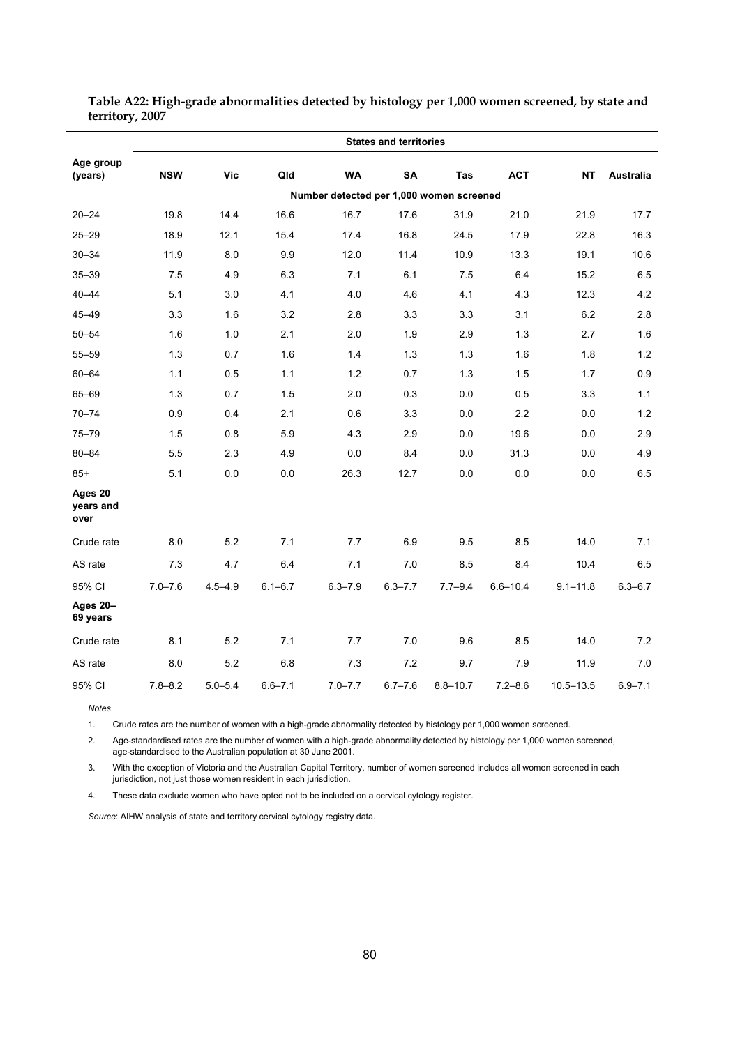**Table A22: High-grade abnormalities detected by histology per 1,000 women screened, by state and territory, 2007**

| Age group (years) | States and territories | | | | | | | | |
|---|---|---|---|---|---|---|---|---|---|
| | NSW | Vic | Qld | WA | SA | Tas | ACT | NT | Australia |
| | Number detected per 1,000 women screened | | | | | | | | |
| 20–24 | 19.8 | 14.4 | 16.6 | 16.7 | 17.6 | 31.9 | 21.0 | 21.9 | 17.7 |
| 25–29 | 18.9 | 12.1 | 15.4 | 17.4 | 16.8 | 24.5 | 17.9 | 22.8 | 16.3 |
| 30–34 | 11.9 | 8.0 | 9.9 | 12.0 | 11.4 | 10.9 | 13.3 | 19.1 | 10.6 |
| 35–39 | 7.5 | 4.9 | 6.3 | 7.1 | 6.1 | 7.5 | 6.4 | 15.2 | 6.5 |
| 40–44 | 5.1 | 3.0 | 4.1 | 4.0 | 4.6 | 4.1 | 4.3 | 12.3 | 4.2 |
| 45–49 | 3.3 | 1.6 | 3.2 | 2.8 | 3.3 | 3.3 | 3.1 | 6.2 | 2.8 |
| 50–54 | 1.6 | 1.0 | 2.1 | 2.0 | 1.9 | 2.9 | 1.3 | 2.7 | 1.6 |
| 55–59 | 1.3 | 0.7 | 1.6 | 1.4 | 1.3 | 1.3 | 1.6 | 1.8 | 1.2 |
| 60–64 | 1.1 | 0.5 | 1.1 | 1.2 | 0.7 | 1.3 | 1.5 | 1.7 | 0.9 |
| 65–69 | 1.3 | 0.7 | 1.5 | 2.0 | 0.3 | 0.0 | 0.5 | 3.3 | 1.1 |
| 70–74 | 0.9 | 0.4 | 2.1 | 0.6 | 3.3 | 0.0 | 2.2 | 0.0 | 1.2 |
| 75–79 | 1.5 | 0.8 | 5.9 | 4.3 | 2.9 | 0.0 | 19.6 | 0.0 | 2.9 |
| 80–84 | 5.5 | 2.3 | 4.9 | 0.0 | 8.4 | 0.0 | 31.3 | 0.0 | 4.9 |
| 85+ | 5.1 | 0.0 | 0.0 | 26.3 | 12.7 | 0.0 | 0.0 | 0.0 | 6.5 |
| **Ages 20 years and over** | | | | | | | | | |
| Crude rate | 8.0 | 5.2 | 7.1 | 7.7 | 6.9 | 9.5 | 8.5 | 14.0 | 7.1 |
| AS rate | 7.3 | 4.7 | 6.4 | 7.1 | 7.0 | 8.5 | 8.4 | 10.4 | 6.5 |
| 95% CI | 7.0–7.6 | 4.5–4.9 | 6.1–6.7 | 6.3–7.9 | 6.3–7.7 | 7.7–9.4 | 6.6–10.4 | 9.1–11.8 | 6.3–6.7 |
| **Ages 20–69 years** | | | | | | | | | |
| Crude rate | 8.1 | 5.2 | 7.1 | 7.7 | 7.0 | 9.6 | 8.5 | 14.0 | 7.2 |
| AS rate | 8.0 | 5.2 | 6.8 | 7.3 | 7.2 | 9.7 | 7.9 | 11.9 | 7.0 |
| 95% CI | 7.8–8.2 | 5.0–5.4 | 6.6–7.1 | 7.0–7.7 | 6.7–7.6 | 8.8–10.7 | 7.2–8.6 | 10.5–13.5 | 6.9–7.1 |

*Notes*

1. Crude rates are the number of women with a high-grade abnormality detected by histology per 1,000 women screened.
2. Age-standardised rates are the number of women with a high-grade abnormality detected by histology per 1,000 women screened, age-standardised to the Australian population at 30 June 2001.
3. With the exception of Victoria and the Australian Capital Territory, number of women screened includes all women screened in each jurisdiction, not just those women resident in each jurisdiction.
4. These data exclude women who have opted not to be included on a cervical cytology register.

*Source*: AIHW analysis of state and territory cervical cytology registry data.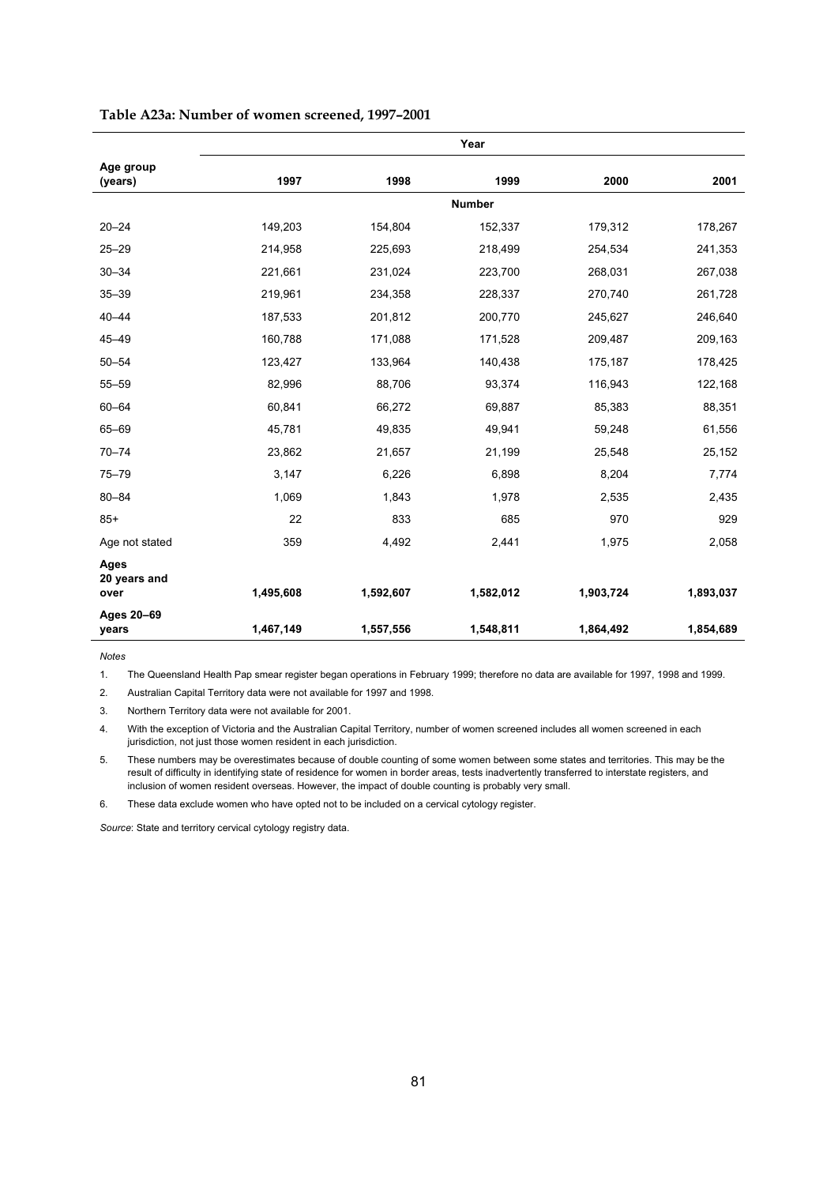**Table A23a: Number of women screened, 1997–2001**

| Age group (years) | Year | | | | |
|---|---|---|---|---|---|
| | 1997 | 1998 | 1999 | 2000 | 2001 |
| | Number | | | | |
| 20–24 | 149,203 | 154,804 | 152,337 | 179,312 | 178,267 |
| 25–29 | 214,958 | 225,693 | 218,499 | 254,534 | 241,353 |
| 30–34 | 221,661 | 231,024 | 223,700 | 268,031 | 267,038 |
| 35–39 | 219,961 | 234,358 | 228,337 | 270,740 | 261,728 |
| 40–44 | 187,533 | 201,812 | 200,770 | 245,627 | 246,640 |
| 45–49 | 160,788 | 171,088 | 171,528 | 209,487 | 209,163 |
| 50–54 | 123,427 | 133,964 | 140,438 | 175,187 | 178,425 |
| 55–59 | 82,996 | 88,706 | 93,374 | 116,943 | 122,168 |
| 60–64 | 60,841 | 66,272 | 69,887 | 85,383 | 88,351 |
| 65–69 | 45,781 | 49,835 | 49,941 | 59,248 | 61,556 |
| 70–74 | 23,862 | 21,657 | 21,199 | 25,548 | 25,152 |
| 75–79 | 3,147 | 6,226 | 6,898 | 8,204 | 7,774 |
| 80–84 | 1,069 | 1,843 | 1,978 | 2,535 | 2,435 |
| 85+ | 22 | 833 | 685 | 970 | 929 |
| Age not stated | 359 | 4,492 | 2,441 | 1,975 | 2,058 |
| **Ages 20 years and over** | **1,495,608** | **1,592,607** | **1,582,012** | **1,903,724** | **1,893,037** |
| **Ages 20–69 years** | **1,467,149** | **1,557,556** | **1,548,811** | **1,864,492** | **1,854,689** |

*Notes*

1. The Queensland Health Pap smear register began operations in February 1999; therefore no data are available for 1997, 1998 and 1999.
2. Australian Capital Territory data were not available for 1997 and 1998.
3. Northern Territory data were not available for 2001.
4. With the exception of Victoria and the Australian Capital Territory, number of women screened includes all women screened in each jurisdiction, not just those women resident in each jurisdiction.
5. These numbers may be overestimates because of double counting of some women between some states and territories. This may be the result of difficulty in identifying state of residence for women in border areas, tests inadvertently transferred to interstate registers, and inclusion of women resident overseas. However, the impact of double counting is probably very small.
6. These data exclude women who have opted not to be included on a cervical cytology register.

*Source*: State and territory cervical cytology registry data.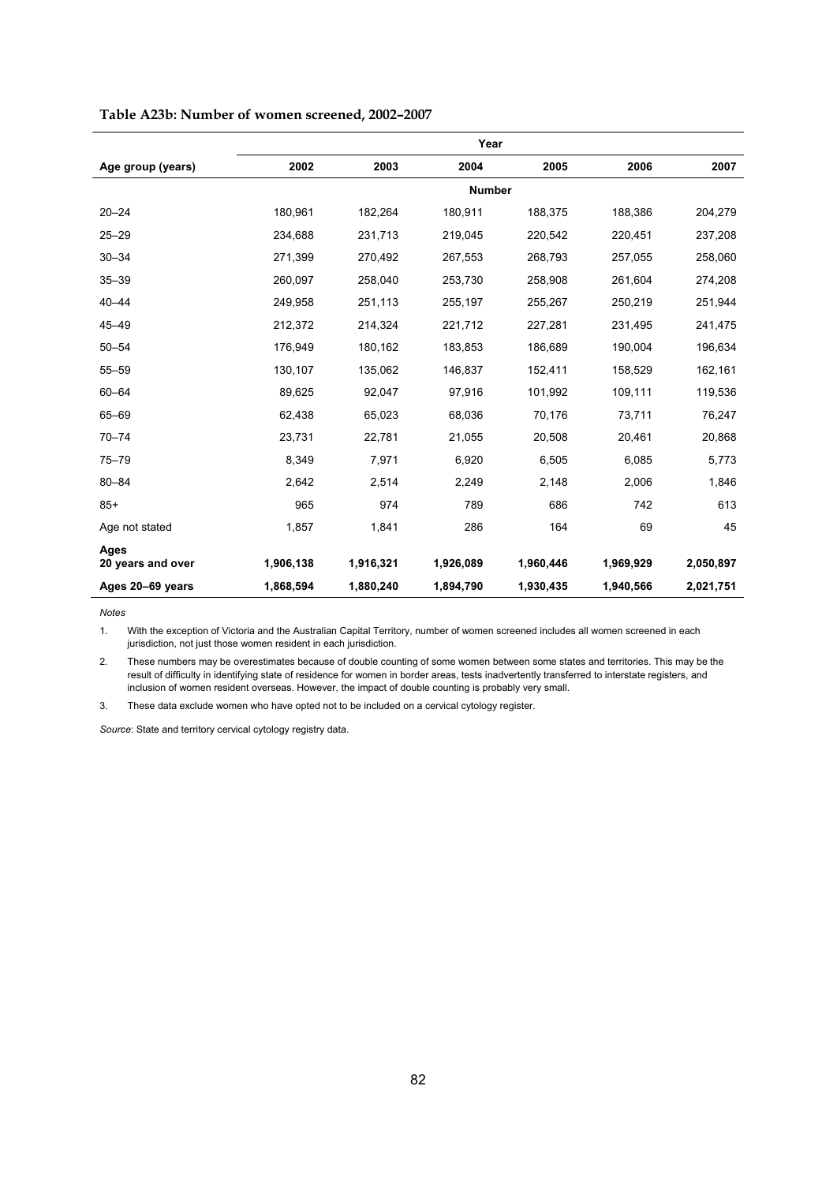**Table A23b: Number of women screened, 2002–2007**

| Age group (years) | Year | | | | | |
|---|---|---|---|---|---|---|
| | 2002 | 2003 | 2004 | 2005 | 2006 | 2007 |
| | | | Number | | | |
| 20–24 | 180,961 | 182,264 | 180,911 | 188,375 | 188,386 | 204,279 |
| 25–29 | 234,688 | 231,713 | 219,045 | 220,542 | 220,451 | 237,208 |
| 30–34 | 271,399 | 270,492 | 267,553 | 268,793 | 257,055 | 258,060 |
| 35–39 | 260,097 | 258,040 | 253,730 | 258,908 | 261,604 | 274,208 |
| 40–44 | 249,958 | 251,113 | 255,197 | 255,267 | 250,219 | 251,944 |
| 45–49 | 212,372 | 214,324 | 221,712 | 227,281 | 231,495 | 241,475 |
| 50–54 | 176,949 | 180,162 | 183,853 | 186,689 | 190,004 | 196,634 |
| 55–59 | 130,107 | 135,062 | 146,837 | 152,411 | 158,529 | 162,161 |
| 60–64 | 89,625 | 92,047 | 97,916 | 101,992 | 109,111 | 119,536 |
| 65–69 | 62,438 | 65,023 | 68,036 | 70,176 | 73,711 | 76,247 |
| 70–74 | 23,731 | 22,781 | 21,055 | 20,508 | 20,461 | 20,868 |
| 75–79 | 8,349 | 7,971 | 6,920 | 6,505 | 6,085 | 5,773 |
| 80–84 | 2,642 | 2,514 | 2,249 | 2,148 | 2,006 | 1,846 |
| 85+ | 965 | 974 | 789 | 686 | 742 | 613 |
| Age not stated | 1,857 | 1,841 | 286 | 164 | 69 | 45 |
| **Ages 20 years and over** | **1,906,138** | **1,916,321** | **1,926,089** | **1,960,446** | **1,969,929** | **2,050,897** |
| **Ages 20–69 years** | **1,868,594** | **1,880,240** | **1,894,790** | **1,930,435** | **1,940,566** | **2,021,751** |

*Notes*

1. With the exception of Victoria and the Australian Capital Territory, number of women screened includes all women screened in each jurisdiction, not just those women resident in each jurisdiction.
2. These numbers may be overestimates because of double counting of some women between some states and territories. This may be the result of difficulty in identifying state of residence for women in border areas, tests inadvertently transferred to interstate registers, and inclusion of women resident overseas. However, the impact of double counting is probably very small.
3. These data exclude women who have opted not to be included on a cervical cytology register.

*Source*: State and territory cervical cytology registry data.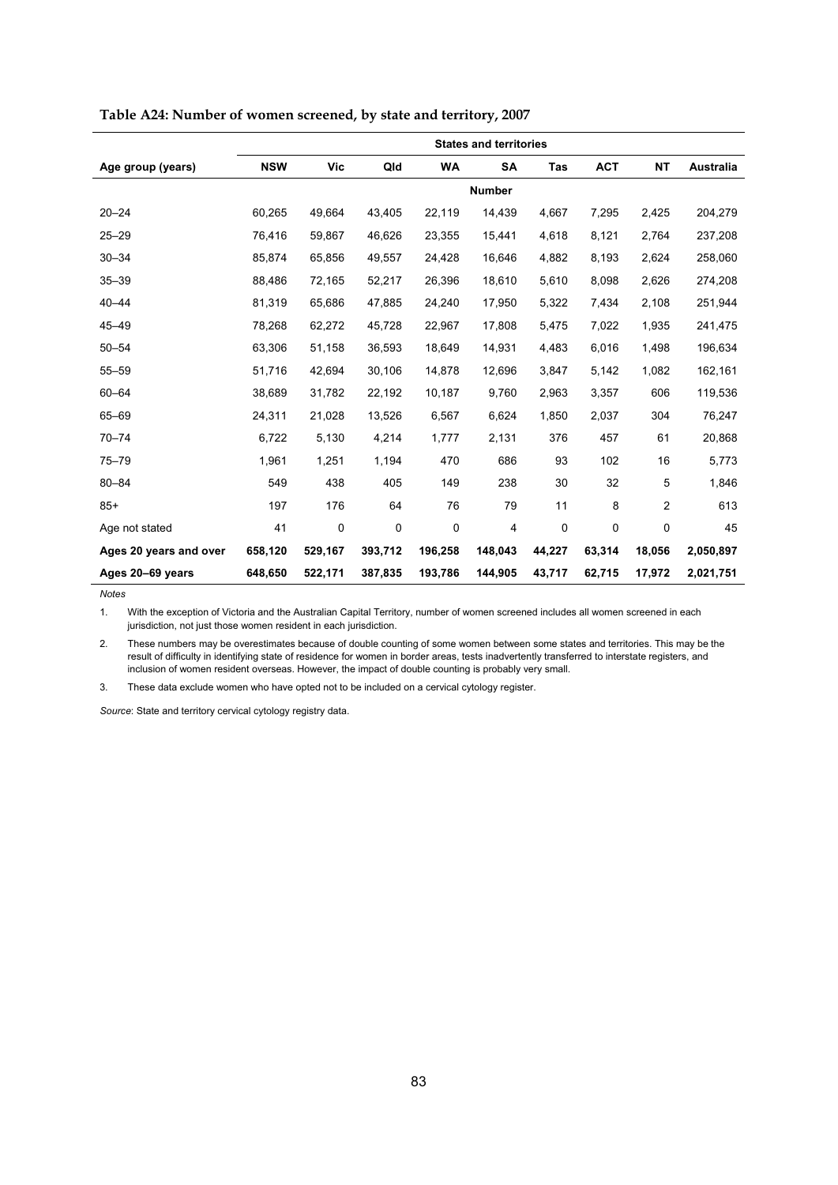**Table A24: Number of women screened, by state and territory, 2007**

| | States and territories | | | | | | | | |
|---|---|---|---|---|---|---|---|---|---|
| **Age group (years)** | **NSW** | **Vic** | **Qld** | **WA** | **SA** | **Tas** | **ACT** | **NT** | **Australia** |
| | | | | | **Number** | | | | |
| 20–24 | 60,265 | 49,664 | 43,405 | 22,119 | 14,439 | 4,667 | 7,295 | 2,425 | 204,279 |
| 25–29 | 76,416 | 59,867 | 46,626 | 23,355 | 15,441 | 4,618 | 8,121 | 2,764 | 237,208 |
| 30–34 | 85,874 | 65,856 | 49,557 | 24,428 | 16,646 | 4,882 | 8,193 | 2,624 | 258,060 |
| 35–39 | 88,486 | 72,165 | 52,217 | 26,396 | 18,610 | 5,610 | 8,098 | 2,626 | 274,208 |
| 40–44 | 81,319 | 65,686 | 47,885 | 24,240 | 17,950 | 5,322 | 7,434 | 2,108 | 251,944 |
| 45–49 | 78,268 | 62,272 | 45,728 | 22,967 | 17,808 | 5,475 | 7,022 | 1,935 | 241,475 |
| 50–54 | 63,306 | 51,158 | 36,593 | 18,649 | 14,931 | 4,483 | 6,016 | 1,498 | 196,634 |
| 55–59 | 51,716 | 42,694 | 30,106 | 14,878 | 12,696 | 3,847 | 5,142 | 1,082 | 162,161 |
| 60–64 | 38,689 | 31,782 | 22,192 | 10,187 | 9,760 | 2,963 | 3,357 | 606 | 119,536 |
| 65–69 | 24,311 | 21,028 | 13,526 | 6,567 | 6,624 | 1,850 | 2,037 | 304 | 76,247 |
| 70–74 | 6,722 | 5,130 | 4,214 | 1,777 | 2,131 | 376 | 457 | 61 | 20,868 |
| 75–79 | 1,961 | 1,251 | 1,194 | 470 | 686 | 93 | 102 | 16 | 5,773 |
| 80–84 | 549 | 438 | 405 | 149 | 238 | 30 | 32 | 5 | 1,846 |
| 85+ | 197 | 176 | 64 | 76 | 79 | 11 | 8 | 2 | 613 |
| Age not stated | 41 | 0 | 0 | 0 | 4 | 0 | 0 | 0 | 45 |
| **Ages 20 years and over** | **658,120** | **529,167** | **393,712** | **196,258** | **148,043** | **44,227** | **63,314** | **18,056** | **2,050,897** |
| **Ages 20–69 years** | **648,650** | **522,171** | **387,835** | **193,786** | **144,905** | **43,717** | **62,715** | **17,972** | **2,021,751** |

*Notes*

1. With the exception of Victoria and the Australian Capital Territory, number of women screened includes all women screened in each jurisdiction, not just those women resident in each jurisdiction.
2. These numbers may be overestimates because of double counting of some women between some states and territories. This may be the result of difficulty in identifying state of residence for women in border areas, tests inadvertently transferred to interstate registers, and inclusion of women resident overseas. However, the impact of double counting is probably very small.
3. These data exclude women who have opted not to be included on a cervical cytology register.

*Source*: State and territory cervical cytology registry data.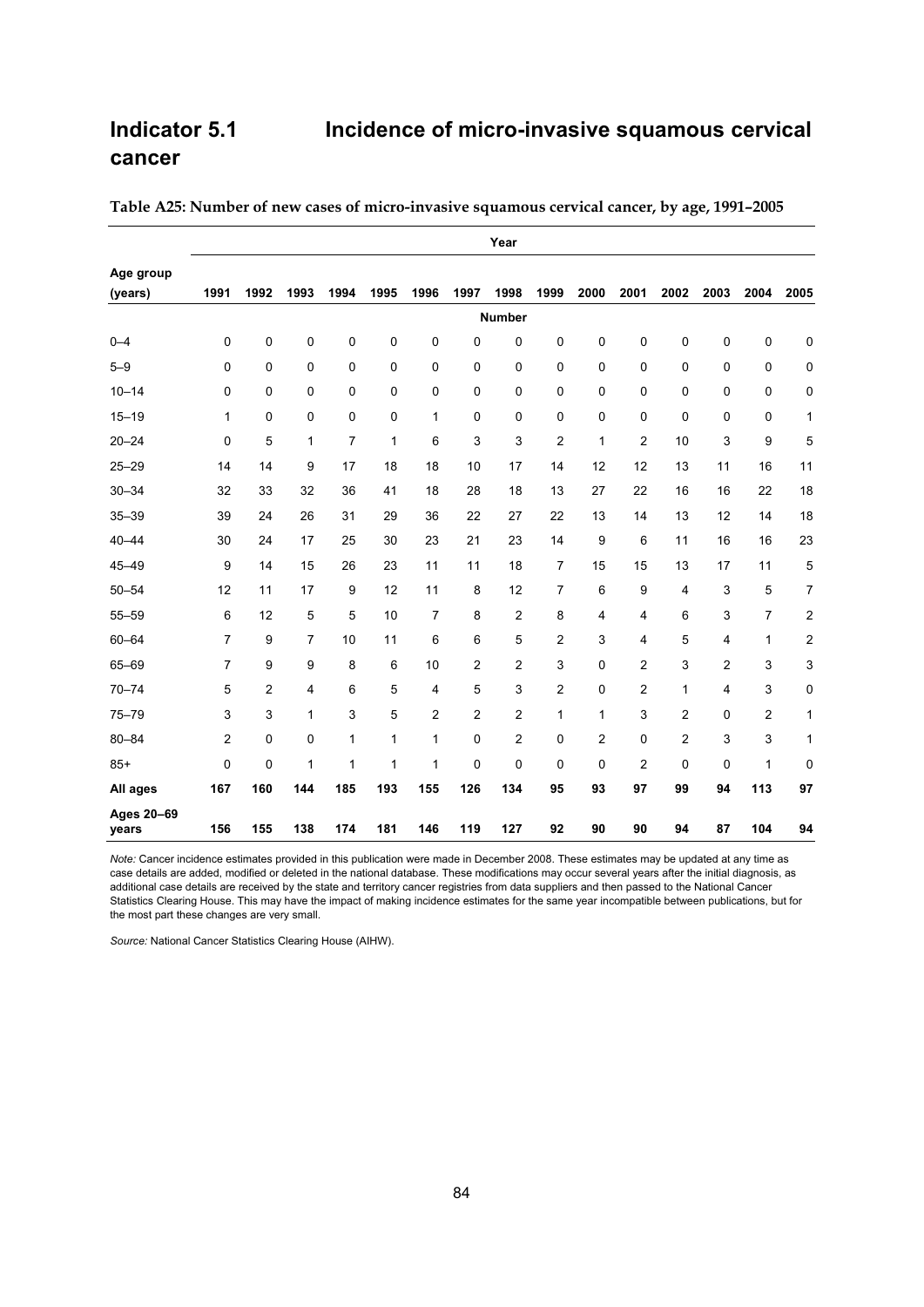# Indicator 5.1 Incidence of micro-invasive squamous cervical cancer

**Table A25: Number of new cases of micro-invasive squamous cervical cancer, by age, 1991–2005**

| Age group (years) | 1991 | 1992 | 1993 | 1994 | 1995 | 1996 | 1997 | 1998 | 1999 | 2000 | 2001 | 2002 | 2003 | 2004 | 2005 |
|---|---|---|---|---|---|---|---|---|---|---|---|---|---|---|---|
| | | | | | | | | Number | | | | | | | |
| 0–4 | 0 | 0 | 0 | 0 | 0 | 0 | 0 | 0 | 0 | 0 | 0 | 0 | 0 | 0 | 0 |
| 5–9 | 0 | 0 | 0 | 0 | 0 | 0 | 0 | 0 | 0 | 0 | 0 | 0 | 0 | 0 | 0 |
| 10–14 | 0 | 0 | 0 | 0 | 0 | 0 | 0 | 0 | 0 | 0 | 0 | 0 | 0 | 0 | 0 |
| 15–19 | 1 | 0 | 0 | 0 | 0 | 1 | 0 | 0 | 0 | 0 | 0 | 0 | 0 | 0 | 1 |
| 20–24 | 0 | 5 | 1 | 7 | 1 | 6 | 3 | 3 | 2 | 1 | 2 | 10 | 3 | 9 | 5 |
| 25–29 | 14 | 14 | 9 | 17 | 18 | 18 | 10 | 17 | 14 | 12 | 12 | 13 | 11 | 16 | 11 |
| 30–34 | 32 | 33 | 32 | 36 | 41 | 18 | 28 | 18 | 13 | 27 | 22 | 16 | 16 | 22 | 18 |
| 35–39 | 39 | 24 | 26 | 31 | 29 | 36 | 22 | 27 | 22 | 13 | 14 | 13 | 12 | 14 | 18 |
| 40–44 | 30 | 24 | 17 | 25 | 30 | 23 | 21 | 23 | 14 | 9 | 6 | 11 | 16 | 16 | 23 |
| 45–49 | 9 | 14 | 15 | 26 | 23 | 11 | 11 | 18 | 7 | 15 | 15 | 13 | 17 | 11 | 5 |
| 50–54 | 12 | 11 | 17 | 9 | 12 | 11 | 8 | 12 | 7 | 6 | 9 | 4 | 3 | 5 | 7 |
| 55–59 | 6 | 12 | 5 | 5 | 10 | 7 | 8 | 2 | 8 | 4 | 4 | 6 | 3 | 7 | 2 |
| 60–64 | 7 | 9 | 7 | 10 | 11 | 6 | 6 | 5 | 2 | 3 | 4 | 5 | 4 | 1 | 2 |
| 65–69 | 7 | 9 | 9 | 8 | 6 | 10 | 2 | 2 | 3 | 0 | 2 | 3 | 2 | 3 | 3 |
| 70–74 | 5 | 2 | 4 | 6 | 5 | 4 | 5 | 3 | 2 | 0 | 2 | 1 | 4 | 3 | 0 |
| 75–79 | 3 | 3 | 1 | 3 | 5 | 2 | 2 | 2 | 1 | 1 | 3 | 2 | 0 | 2 | 1 |
| 80–84 | 2 | 0 | 0 | 1 | 1 | 1 | 0 | 2 | 0 | 2 | 0 | 2 | 3 | 3 | 1 |
| 85+ | 0 | 0 | 1 | 1 | 1 | 1 | 0 | 0 | 0 | 0 | 2 | 0 | 0 | 1 | 0 |
| **All ages** | **167** | **160** | **144** | **185** | **193** | **155** | **126** | **134** | **95** | **93** | **97** | **99** | **94** | **113** | **97** |
| **Ages 20–69 years** | **156** | **155** | **138** | **174** | **181** | **146** | **119** | **127** | **92** | **90** | **90** | **94** | **87** | **104** | **94** |

*Note:* Cancer incidence estimates provided in this publication were made in December 2008. These estimates may be updated at any time as case details are added, modified or deleted in the national database. These modifications may occur several years after the initial diagnosis, as additional case details are received by the state and territory cancer registries from data suppliers and then passed to the National Cancer Statistics Clearing House. This may have the impact of making incidence estimates for the same year incompatible between publications, but for the most part these changes are very small.

*Source:* National Cancer Statistics Clearing House (AIHW).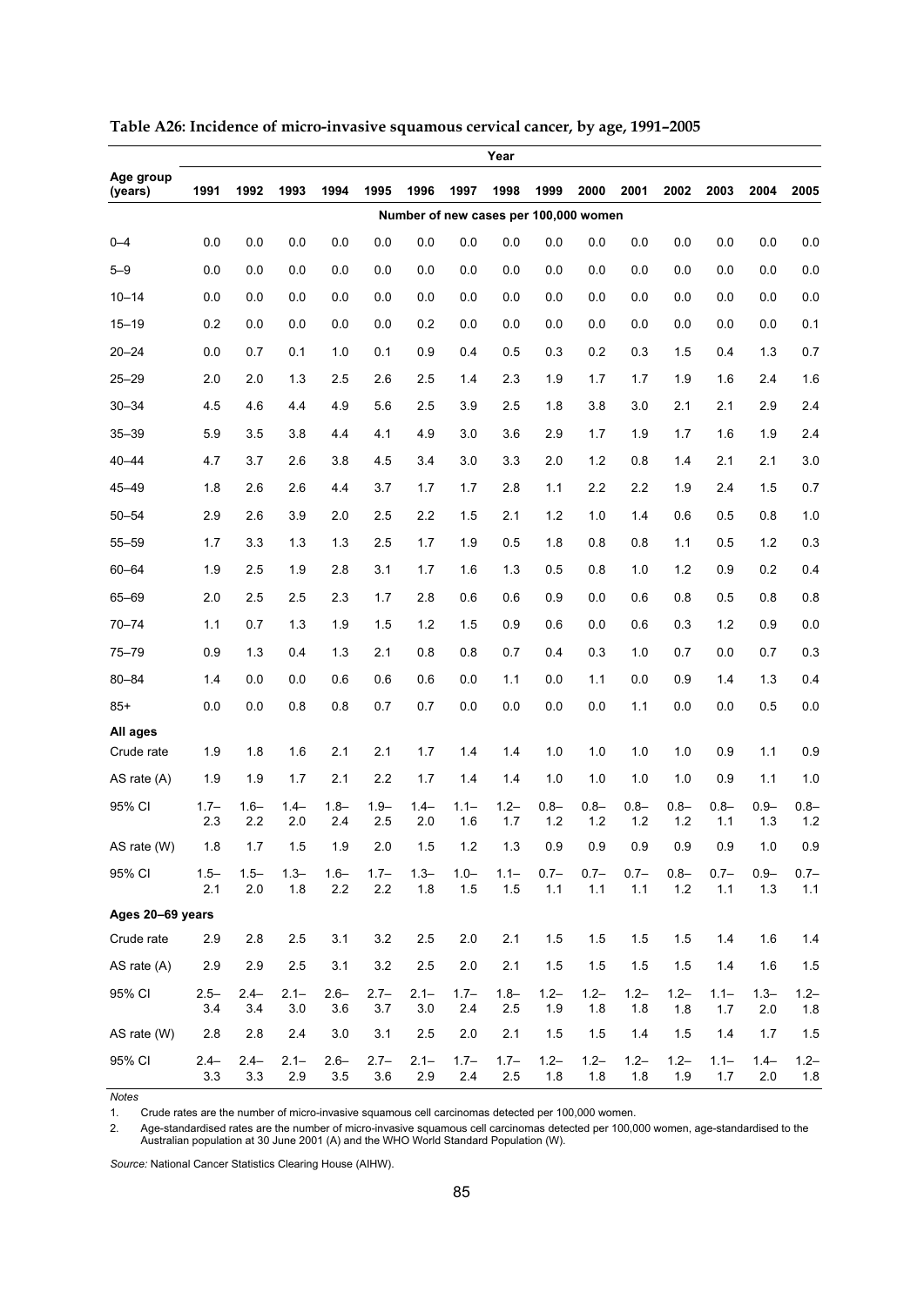**Table A26: Incidence of micro-invasive squamous cervical cancer, by age, 1991–2005**

| Age group (years) | Year | | | | | | | | | | | | | | |
|---|---|---|---|---|---|---|---|---|---|---|---|---|---|---|---|
| | 1991 | 1992 | 1993 | 1994 | 1995 | 1996 | 1997 | 1998 | 1999 | 2000 | 2001 | 2002 | 2003 | 2004 | 2005 |
| | Number of new cases per 100,000 women | | | | | | | | | | | | | | |
| 0–4 | 0.0 | 0.0 | 0.0 | 0.0 | 0.0 | 0.0 | 0.0 | 0.0 | 0.0 | 0.0 | 0.0 | 0.0 | 0.0 | 0.0 | 0.0 |
| 5–9 | 0.0 | 0.0 | 0.0 | 0.0 | 0.0 | 0.0 | 0.0 | 0.0 | 0.0 | 0.0 | 0.0 | 0.0 | 0.0 | 0.0 | 0.0 |
| 10–14 | 0.0 | 0.0 | 0.0 | 0.0 | 0.0 | 0.0 | 0.0 | 0.0 | 0.0 | 0.0 | 0.0 | 0.0 | 0.0 | 0.0 | 0.0 |
| 15–19 | 0.2 | 0.0 | 0.0 | 0.0 | 0.0 | 0.2 | 0.0 | 0.0 | 0.0 | 0.0 | 0.0 | 0.0 | 0.0 | 0.0 | 0.1 |
| 20–24 | 0.0 | 0.7 | 0.1 | 1.0 | 0.1 | 0.9 | 0.4 | 0.5 | 0.3 | 0.2 | 0.3 | 1.5 | 0.4 | 1.3 | 0.7 |
| 25–29 | 2.0 | 2.0 | 1.3 | 2.5 | 2.6 | 2.5 | 1.4 | 2.3 | 1.9 | 1.7 | 1.7 | 1.9 | 1.6 | 2.4 | 1.6 |
| 30–34 | 4.5 | 4.6 | 4.4 | 4.9 | 5.6 | 2.5 | 3.9 | 2.5 | 1.8 | 3.8 | 3.0 | 2.1 | 2.1 | 2.9 | 2.4 |
| 35–39 | 5.9 | 3.5 | 3.8 | 4.4 | 4.1 | 4.9 | 3.0 | 3.6 | 2.9 | 1.7 | 1.9 | 1.7 | 1.6 | 1.9 | 2.4 |
| 40–44 | 4.7 | 3.7 | 2.6 | 3.8 | 4.5 | 3.4 | 3.0 | 3.3 | 2.0 | 1.2 | 0.8 | 1.4 | 2.1 | 2.1 | 3.0 |
| 45–49 | 1.8 | 2.6 | 2.6 | 4.4 | 3.7 | 1.7 | 1.7 | 2.8 | 1.1 | 2.2 | 2.2 | 1.9 | 2.4 | 1.5 | 0.7 |
| 50–54 | 2.9 | 2.6 | 3.9 | 2.0 | 2.5 | 2.2 | 1.5 | 2.1 | 1.2 | 1.0 | 1.4 | 0.6 | 0.5 | 0.8 | 1.0 |
| 55–59 | 1.7 | 3.3 | 1.3 | 1.3 | 2.5 | 1.7 | 1.9 | 0.5 | 1.8 | 0.8 | 0.8 | 1.1 | 0.5 | 1.2 | 0.3 |
| 60–64 | 1.9 | 2.5 | 1.9 | 2.8 | 3.1 | 1.7 | 1.6 | 1.3 | 0.5 | 0.8 | 1.0 | 1.2 | 0.9 | 0.2 | 0.4 |
| 65–69 | 2.0 | 2.5 | 2.5 | 2.3 | 1.7 | 2.8 | 0.6 | 0.6 | 0.9 | 0.0 | 0.6 | 0.8 | 0.5 | 0.8 | 0.8 |
| 70–74 | 1.1 | 0.7 | 1.3 | 1.9 | 1.5 | 1.2 | 1.5 | 0.9 | 0.6 | 0.0 | 0.6 | 0.3 | 1.2 | 0.9 | 0.0 |
| 75–79 | 0.9 | 1.3 | 0.4 | 1.3 | 2.1 | 0.8 | 0.8 | 0.7 | 0.4 | 0.3 | 1.0 | 0.7 | 0.0 | 0.7 | 0.3 |
| 80–84 | 1.4 | 0.0 | 0.0 | 0.6 | 0.6 | 0.6 | 0.0 | 1.1 | 0.0 | 1.1 | 0.0 | 0.9 | 1.4 | 1.3 | 0.4 |
| 85+ | 0.0 | 0.0 | 0.8 | 0.8 | 0.7 | 0.7 | 0.0 | 0.0 | 0.0 | 0.0 | 1.1 | 0.0 | 0.0 | 0.5 | 0.0 |
| **All ages** | | | | | | | | | | | | | | | |
| Crude rate | 1.9 | 1.8 | 1.6 | 2.1 | 2.1 | 1.7 | 1.4 | 1.4 | 1.0 | 1.0 | 1.0 | 1.0 | 0.9 | 1.1 | 0.9 |
| AS rate (A) | 1.9 | 1.9 | 1.7 | 2.1 | 2.2 | 1.7 | 1.4 | 1.4 | 1.0 | 1.0 | 1.0 | 1.0 | 0.9 | 1.1 | 1.0 |
| 95% CI | 1.7–2.3 | 1.6–2.2 | 1.4–2.0 | 1.8–2.4 | 1.9–2.5 | 1.4–2.0 | 1.1–1.6 | 1.2–1.7 | 0.8–1.2 | 0.8–1.2 | 0.8–1.2 | 0.8–1.2 | 0.8–1.1 | 0.9–1.3 | 0.8–1.2 |
| AS rate (W) | 1.8 | 1.7 | 1.5 | 1.9 | 2.0 | 1.5 | 1.2 | 1.3 | 0.9 | 0.9 | 0.9 | 0.9 | 0.9 | 1.0 | 0.9 |
| 95% CI | 1.5–2.1 | 1.5–2.0 | 1.3–1.8 | 1.6–2.2 | 1.7–2.2 | 1.3–1.8 | 1.0–1.5 | 1.1–1.5 | 0.7–1.1 | 0.7–1.1 | 0.7–1.1 | 0.8–1.2 | 0.7–1.1 | 0.9–1.3 | 0.7–1.1 |
| **Ages 20–69 years** | | | | | | | | | | | | | | | |
| Crude rate | 2.9 | 2.8 | 2.5 | 3.1 | 3.2 | 2.5 | 2.0 | 2.1 | 1.5 | 1.5 | 1.5 | 1.5 | 1.4 | 1.6 | 1.4 |
| AS rate (A) | 2.9 | 2.9 | 2.5 | 3.1 | 3.2 | 2.5 | 2.0 | 2.1 | 1.5 | 1.5 | 1.5 | 1.5 | 1.4 | 1.6 | 1.5 |
| 95% CI | 2.5–3.4 | 2.4–3.4 | 2.1–3.0 | 2.6–3.6 | 2.7–3.7 | 2.1–3.0 | 1.7–2.4 | 1.8–2.5 | 1.2–1.9 | 1.2–1.8 | 1.2–1.8 | 1.2–1.8 | 1.1–1.7 | 1.3–2.0 | 1.2–1.8 |
| AS rate (W) | 2.8 | 2.8 | 2.4 | 3.0 | 3.1 | 2.5 | 2.0 | 2.1 | 1.5 | 1.5 | 1.4 | 1.5 | 1.4 | 1.7 | 1.5 |
| 95% CI | 2.4–3.3 | 2.4–3.3 | 2.1–2.9 | 2.6–3.5 | 2.7–3.6 | 2.1–2.9 | 1.7–2.4 | 1.7–2.5 | 1.2–1.8 | 1.2–1.8 | 1.2–1.8 | 1.2–1.9 | 1.1–1.7 | 1.4–2.0 | 1.2–1.8 |

*Notes*

1. Crude rates are the number of micro-invasive squamous cell carcinomas detected per 100,000 women.
2. Age-standardised rates are the number of micro-invasive squamous cell carcinomas detected per 100,000 women, age-standardised to the Australian population at 30 June 2001 (A) and the WHO World Standard Population (W).

*Source:* National Cancer Statistics Clearing House (AIHW).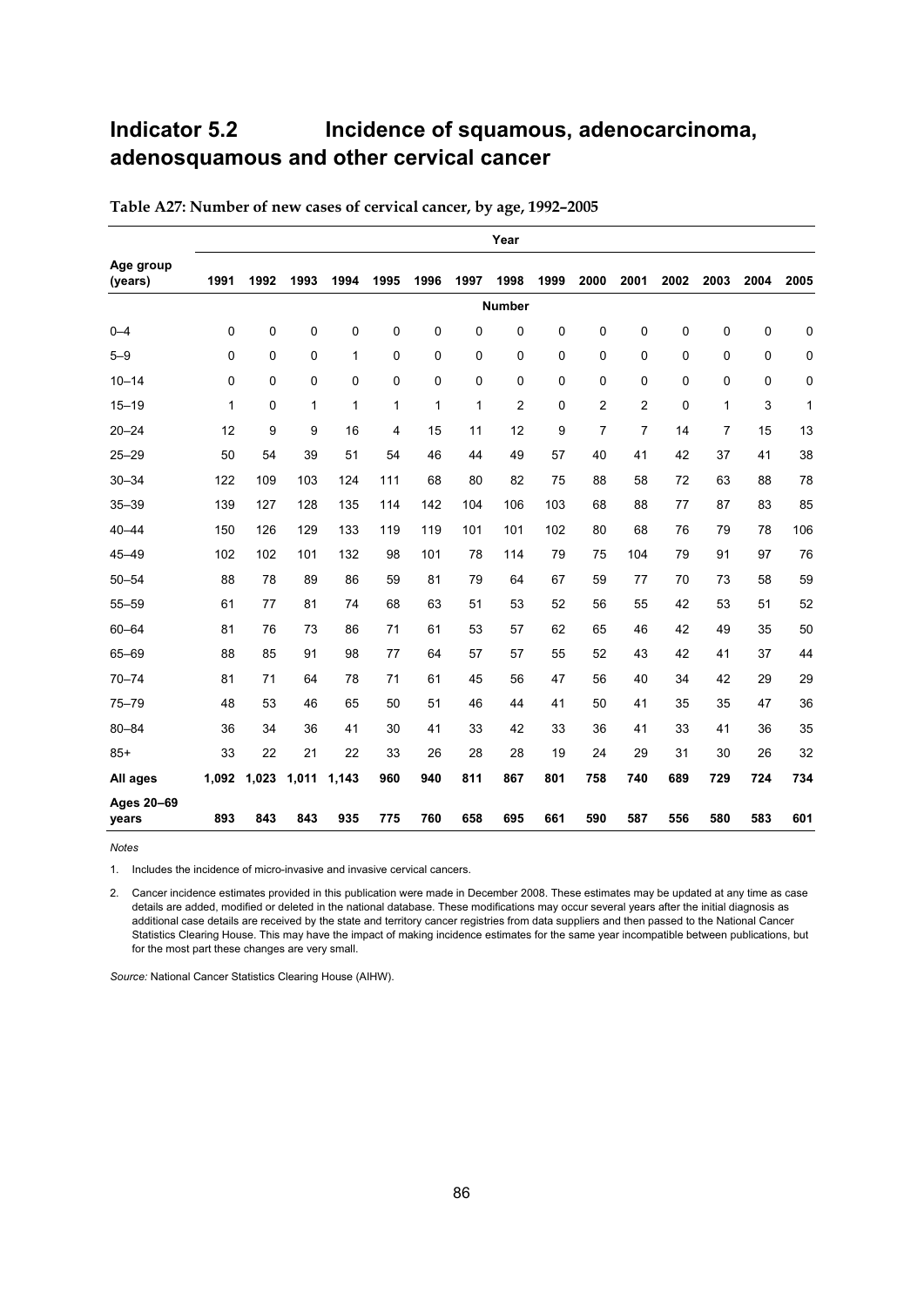# Indicator 5.2 Incidence of squamous, adenocarcinoma, adenosquamous and other cervical cancer

**Table A27: Number of new cases of cervical cancer, by age, 1992–2005**

| Age group (years) | Year | | | | | | | | | | | | | | |
|---|---|---|---|---|---|---|---|---|---|---|---|---|---|---|---|
| | 1991 | 1992 | 1993 | 1994 | 1995 | 1996 | 1997 | 1998 | 1999 | 2000 | 2001 | 2002 | 2003 | 2004 | 2005 |
| | Number | | | | | | | | | | | | | | |
| 0–4 | 0 | 0 | 0 | 0 | 0 | 0 | 0 | 0 | 0 | 0 | 0 | 0 | 0 | 0 | 0 |
| 5–9 | 0 | 0 | 0 | 1 | 0 | 0 | 0 | 0 | 0 | 0 | 0 | 0 | 0 | 0 | 0 |
| 10–14 | 0 | 0 | 0 | 0 | 0 | 0 | 0 | 0 | 0 | 0 | 0 | 0 | 0 | 0 | 0 |
| 15–19 | 1 | 0 | 1 | 1 | 1 | 1 | 1 | 2 | 0 | 2 | 2 | 0 | 1 | 3 | 1 |
| 20–24 | 12 | 9 | 9 | 16 | 4 | 15 | 11 | 12 | 9 | 7 | 7 | 14 | 7 | 15 | 13 |
| 25–29 | 50 | 54 | 39 | 51 | 54 | 46 | 44 | 49 | 57 | 40 | 41 | 42 | 37 | 41 | 38 |
| 30–34 | 122 | 109 | 103 | 124 | 111 | 68 | 80 | 82 | 75 | 88 | 58 | 72 | 63 | 88 | 78 |
| 35–39 | 139 | 127 | 128 | 135 | 114 | 142 | 104 | 106 | 103 | 68 | 88 | 77 | 87 | 83 | 85 |
| 40–44 | 150 | 126 | 129 | 133 | 119 | 119 | 101 | 101 | 102 | 80 | 68 | 76 | 79 | 78 | 106 |
| 45–49 | 102 | 102 | 101 | 132 | 98 | 101 | 78 | 114 | 79 | 75 | 104 | 79 | 91 | 97 | 76 |
| 50–54 | 88 | 78 | 89 | 86 | 59 | 81 | 79 | 64 | 67 | 59 | 77 | 70 | 73 | 58 | 59 |
| 55–59 | 61 | 77 | 81 | 74 | 68 | 63 | 51 | 53 | 52 | 56 | 55 | 42 | 53 | 51 | 52 |
| 60–64 | 81 | 76 | 73 | 86 | 71 | 61 | 53 | 57 | 62 | 65 | 46 | 42 | 49 | 35 | 50 |
| 65–69 | 88 | 85 | 91 | 98 | 77 | 64 | 57 | 57 | 55 | 52 | 43 | 42 | 41 | 37 | 44 |
| 70–74 | 81 | 71 | 64 | 78 | 71 | 61 | 45 | 56 | 47 | 56 | 40 | 34 | 42 | 29 | 29 |
| 75–79 | 48 | 53 | 46 | 65 | 50 | 51 | 46 | 44 | 41 | 50 | 41 | 35 | 35 | 47 | 36 |
| 80–84 | 36 | 34 | 36 | 41 | 30 | 41 | 33 | 42 | 33 | 36 | 41 | 33 | 41 | 36 | 35 |
| 85+ | 33 | 22 | 21 | 22 | 33 | 26 | 28 | 28 | 19 | 24 | 29 | 31 | 30 | 26 | 32 |
| **All ages** | **1,092** | **1,023** | **1,011** | **1,143** | **960** | **940** | **811** | **867** | **801** | **758** | **740** | **689** | **729** | **724** | **734** |
| **Ages 20–69 years** | **893** | **843** | **843** | **935** | **775** | **760** | **658** | **695** | **661** | **590** | **587** | **556** | **580** | **583** | **601** |

*Notes*

1. Includes the incidence of micro-invasive and invasive cervical cancers.

2. Cancer incidence estimates provided in this publication were made in December 2008. These estimates may be updated at any time as case details are added, modified or deleted in the national database. These modifications may occur several years after the initial diagnosis as additional case details are received by the state and territory cancer registries from data suppliers and then passed to the National Cancer Statistics Clearing House. This may have the impact of making incidence estimates for the same year incompatible between publications, but for the most part these changes are very small.

*Source:* National Cancer Statistics Clearing House (AIHW).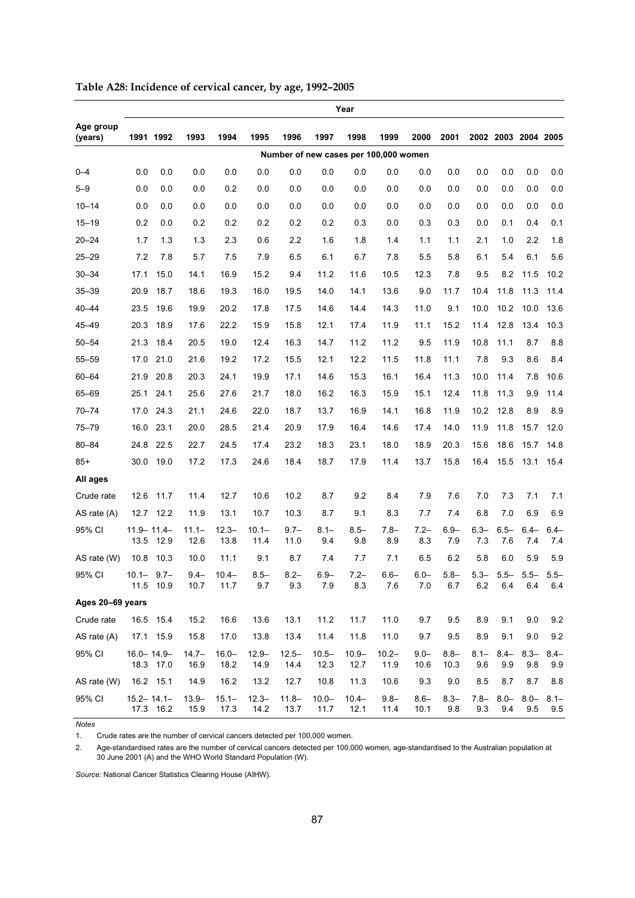**Table A28: Incidence of cervical cancer, by age, 1992–2005**

| Age group (years) | Year | | | | | | | | | | | | | | |
|---|---|---|---|---|---|---|---|---|---|---|---|---|---|---|---|
| | 1991 | 1992 | 1993 | 1994 | 1995 | 1996 | 1997 | 1998 | 1999 | 2000 | 2001 | 2002 | 2003 | 2004 | 2005 |
| | Number of new cases per 100,000 women | | | | | | | | | | | | | | |
| 0–4 | 0.0 | 0.0 | 0.0 | 0.0 | 0.0 | 0.0 | 0.0 | 0.0 | 0.0 | 0.0 | 0.0 | 0.0 | 0.0 | 0.0 | 0.0 |
| 5–9 | 0.0 | 0.0 | 0.0 | 0.2 | 0.0 | 0.0 | 0.0 | 0.0 | 0.0 | 0.0 | 0.0 | 0.0 | 0.0 | 0.0 | 0.0 |
| 10–14 | 0.0 | 0.0 | 0.0 | 0.0 | 0.0 | 0.0 | 0.0 | 0.0 | 0.0 | 0.0 | 0.0 | 0.0 | 0.0 | 0.0 | 0.0 |
| 15–19 | 0.2 | 0.0 | 0.2 | 0.2 | 0.2 | 0.2 | 0.2 | 0.3 | 0.0 | 0.3 | 0.3 | 0.0 | 0.1 | 0.4 | 0.1 |
| 20–24 | 1.7 | 1.3 | 1.3 | 2.3 | 0.6 | 2.2 | 1.6 | 1.8 | 1.4 | 1.1 | 1.1 | 2.1 | 1.0 | 2.2 | 1.8 |
| 25–29 | 7.2 | 7.8 | 5.7 | 7.5 | 7.9 | 6.5 | 6.1 | 6.7 | 7.8 | 5.5 | 5.8 | 6.1 | 5.4 | 6.1 | 5.6 |
| 30–34 | 17.1 | 15.0 | 14.1 | 16.9 | 15.2 | 9.4 | 11.2 | 11.6 | 10.5 | 12.3 | 7.8 | 9.5 | 8.2 | 11.5 | 10.2 |
| 35–39 | 20.9 | 18.7 | 18.6 | 19.3 | 16.0 | 19.5 | 14.0 | 14.1 | 13.6 | 9.0 | 11.7 | 10.4 | 11.8 | 11.3 | 11.4 |
| 40–44 | 23.5 | 19.6 | 19.9 | 20.2 | 17.8 | 17.5 | 14.6 | 14.4 | 14.3 | 11.0 | 9.1 | 10.0 | 10.2 | 10.0 | 13.6 |
| 45–49 | 20.3 | 18.9 | 17.6 | 22.2 | 15.9 | 15.8 | 12.1 | 17.4 | 11.9 | 11.1 | 15.2 | 11.4 | 12.8 | 13.4 | 10.3 |
| 50–54 | 21.3 | 18.4 | 20.5 | 19.0 | 12.4 | 16.3 | 14.7 | 11.2 | 11.2 | 9.5 | 11.9 | 10.8 | 11.1 | 8.7 | 8.8 |
| 55–59 | 17.0 | 21.0 | 21.6 | 19.2 | 17.2 | 15.5 | 12.1 | 12.2 | 11.5 | 11.8 | 11.1 | 7.8 | 9.3 | 8.6 | 8.4 |
| 60–64 | 21.9 | 20.8 | 20.3 | 24.1 | 19.9 | 17.1 | 14.6 | 15.3 | 16.1 | 16.4 | 11.3 | 10.0 | 11.4 | 7.8 | 10.6 |
| 65–69 | 25.1 | 24.1 | 25.6 | 27.6 | 21.7 | 18.0 | 16.2 | 16.3 | 15.9 | 15.1 | 12.4 | 11.8 | 11.3 | 9.9 | 11.4 |
| 70–74 | 17.0 | 24.3 | 21.1 | 24.6 | 22.0 | 18.7 | 13.7 | 16.9 | 14.1 | 16.8 | 11.9 | 10.2 | 12.8 | 8.9 | 8.9 |
| 75–79 | 16.0 | 23.1 | 20.0 | 28.5 | 21.4 | 20.9 | 17.9 | 16.4 | 14.6 | 17.4 | 14.0 | 11.9 | 11.8 | 15.7 | 12.0 |
| 80–84 | 24.8 | 22.5 | 22.7 | 24.5 | 17.4 | 23.2 | 18.3 | 23.1 | 18.0 | 18.9 | 20.3 | 15.6 | 18.6 | 15.7 | 14.8 |
| 85+ | 30.0 | 19.0 | 17.2 | 17.3 | 24.6 | 18.4 | 18.7 | 17.9 | 11.4 | 13.7 | 15.8 | 16.4 | 15.5 | 13.1 | 15.4 |
| **All ages** | | | | | | | | | | | | | | | |
| Crude rate | 12.6 | 11.7 | 11.4 | 12.7 | 10.6 | 10.2 | 8.7 | 9.2 | 8.4 | 7.9 | 7.6 | 7.0 | 7.3 | 7.1 | 7.1 |
| AS rate (A) | 12.7 | 12.2 | 11.9 | 13.1 | 10.7 | 10.3 | 8.7 | 9.1 | 8.3 | 7.7 | 7.4 | 6.8 | 7.0 | 6.9 | 6.9 |
| 95% CI | 11.9–13.5 | 11.4–12.9 | 11.1–12.6 | 12.3–13.8 | 10.1–11.4 | 9.7–11.0 | 8.1–9.4 | 8.5–9.8 | 7.8–8.9 | 7.2–8.3 | 6.9–7.9 | 6.3–7.3 | 6.5–7.6 | 6.4–7.4 | 6.4–7.4 |
| AS rate (W) | 10.8 | 10.3 | 10.0 | 11.1 | 9.1 | 8.7 | 7.4 | 7.7 | 7.1 | 6.5 | 6.2 | 5.8 | 6.0 | 5.9 | 5.9 |
| 95% CI | 10.1–11.5 | 9.7–10.9 | 9.4–10.7 | 10.4–11.7 | 8.5–9.7 | 8.2–9.3 | 6.9–7.9 | 7.2–8.3 | 6.6–7.6 | 6.0–7.0 | 5.8–6.7 | 5.3–6.2 | 5.5–6.4 | 5.5–6.4 | 5.5–6.4 |
| **Ages 20–69 years** | | | | | | | | | | | | | | | |
| Crude rate | 16.5 | 15.4 | 15.2 | 16.6 | 13.6 | 13.1 | 11.2 | 11.7 | 11.0 | 9.7 | 9.5 | 8.9 | 9.1 | 9.0 | 9.2 |
| AS rate (A) | 17.1 | 15.9 | 15.8 | 17.0 | 13.8 | 13.4 | 11.4 | 11.8 | 11.0 | 9.7 | 9.5 | 8.9 | 9.1 | 9.0 | 9.2 |
| 95% CI | 16.0–18.3 | 14.9–17.0 | 14.7–16.9 | 16.0–18.2 | 12.9–14.9 | 12.5–14.4 | 10.5–12.3 | 10.9–12.7 | 10.2–11.9 | 9.0–10.6 | 8.8–10.3 | 8.1–9.6 | 8.4–9.9 | 8.3–9.8 | 8.4–9.9 |
| AS rate (W) | 16.2 | 15.1 | 14.9 | 16.2 | 13.2 | 12.7 | 10.8 | 11.3 | 10.6 | 9.3 | 9.0 | 8.5 | 8.7 | 8.7 | 8.8 |
| 95% CI | 15.2–17.3 | 14.1–16.2 | 13.9–15.9 | 15.1–17.3 | 12.3–14.2 | 11.8–13.7 | 10.0–11.7 | 10.4–12.1 | 9.8–11.4 | 8.6–10.1 | 8.3–9.8 | 7.8–9.3 | 8.0–9.4 | 8.0–9.5 | 8.1–9.5 |

*Notes*

1. Crude rates are the number of cervical cancers detected per 100,000 women.
2. Age-standardised rates are the number of cervical cancers detected per 100,000 women, age-standardised to the Australian population at 30 June 2001 (A) and the WHO World Standard Population (W).

*Source:* National Cancer Statistics Clearing House (AIHW).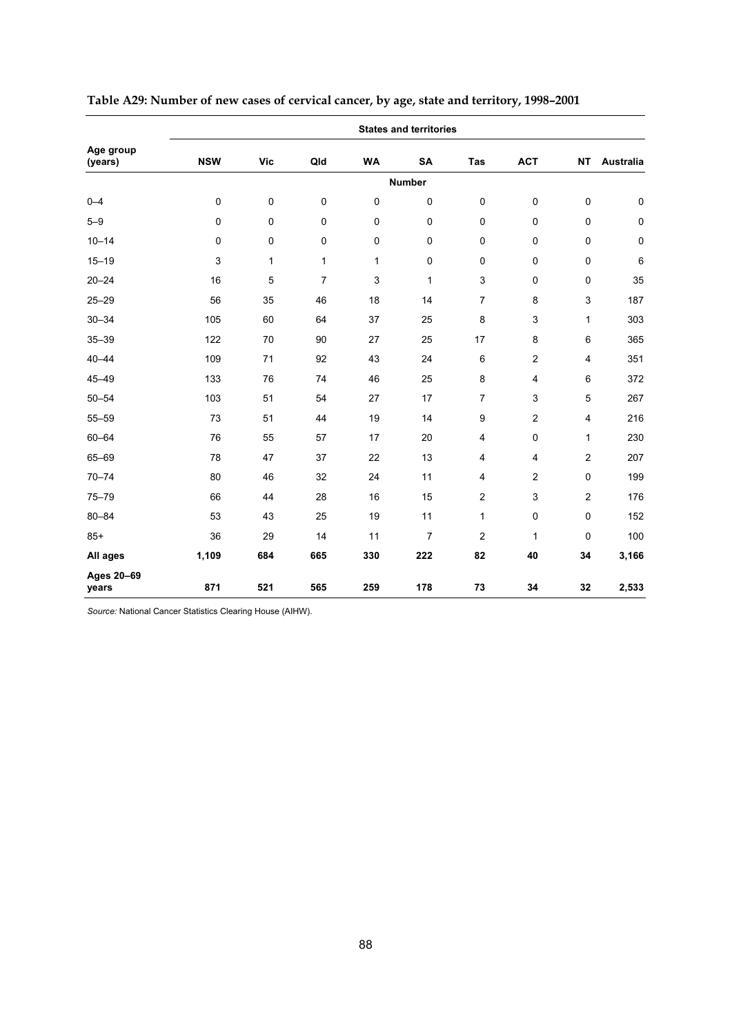**Table A29: Number of new cases of cervical cancer, by age, state and territory, 1998–2001**

| Age group (years) | States and territories | | | | | | | | |
|---|---|---|---|---|---|---|---|---|---|
| | **NSW** | **Vic** | **Qld** | **WA** | **SA** | **Tas** | **ACT** | **NT** | **Australia** |
| | | | | | **Number** | | | | |
| 0–4 | 0 | 0 | 0 | 0 | 0 | 0 | 0 | 0 | 0 |
| 5–9 | 0 | 0 | 0 | 0 | 0 | 0 | 0 | 0 | 0 |
| 10–14 | 0 | 0 | 0 | 0 | 0 | 0 | 0 | 0 | 0 |
| 15–19 | 3 | 1 | 1 | 1 | 0 | 0 | 0 | 0 | 6 |
| 20–24 | 16 | 5 | 7 | 3 | 1 | 3 | 0 | 0 | 35 |
| 25–29 | 56 | 35 | 46 | 18 | 14 | 7 | 8 | 3 | 187 |
| 30–34 | 105 | 60 | 64 | 37 | 25 | 8 | 3 | 1 | 303 |
| 35–39 | 122 | 70 | 90 | 27 | 25 | 17 | 8 | 6 | 365 |
| 40–44 | 109 | 71 | 92 | 43 | 24 | 6 | 2 | 4 | 351 |
| 45–49 | 133 | 76 | 74 | 46 | 25 | 8 | 4 | 6 | 372 |
| 50–54 | 103 | 51 | 54 | 27 | 17 | 7 | 3 | 5 | 267 |
| 55–59 | 73 | 51 | 44 | 19 | 14 | 9 | 2 | 4 | 216 |
| 60–64 | 76 | 55 | 57 | 17 | 20 | 4 | 0 | 1 | 230 |
| 65–69 | 78 | 47 | 37 | 22 | 13 | 4 | 4 | 2 | 207 |
| 70–74 | 80 | 46 | 32 | 24 | 11 | 4 | 2 | 0 | 199 |
| 75–79 | 66 | 44 | 28 | 16 | 15 | 2 | 3 | 2 | 176 |
| 80–84 | 53 | 43 | 25 | 19 | 11 | 1 | 0 | 0 | 152 |
| 85+ | 36 | 29 | 14 | 11 | 7 | 2 | 1 | 0 | 100 |
| **All ages** | **1,109** | **684** | **665** | **330** | **222** | **82** | **40** | **34** | **3,166** |
| **Ages 20–69 years** | **871** | **521** | **565** | **259** | **178** | **73** | **34** | **32** | **2,533** |

*Source:* National Cancer Statistics Clearing House (AIHW).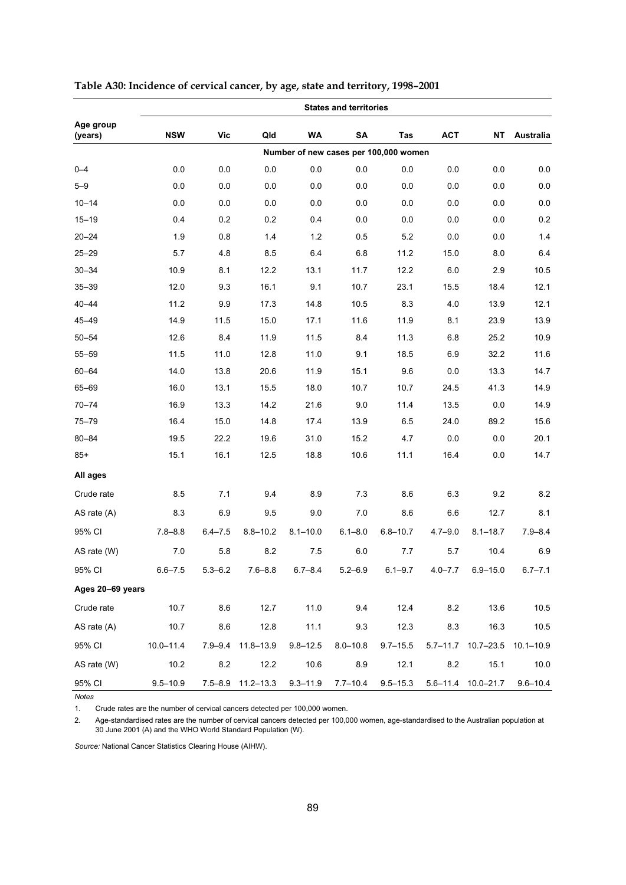**Table A30: Incidence of cervical cancer, by age, state and territory, 1998–2001**

| Age group (years) | States and territories | | | | | | | | |
|---|---|---|---|---|---|---|---|---|---|
| | NSW | Vic | Qld | WA | SA | Tas | ACT | NT | Australia |
| | Number of new cases per 100,000 women | | | | | | | | |
| 0–4 | 0.0 | 0.0 | 0.0 | 0.0 | 0.0 | 0.0 | 0.0 | 0.0 | 0.0 |
| 5–9 | 0.0 | 0.0 | 0.0 | 0.0 | 0.0 | 0.0 | 0.0 | 0.0 | 0.0 |
| 10–14 | 0.0 | 0.0 | 0.0 | 0.0 | 0.0 | 0.0 | 0.0 | 0.0 | 0.0 |
| 15–19 | 0.4 | 0.2 | 0.2 | 0.4 | 0.0 | 0.0 | 0.0 | 0.0 | 0.2 |
| 20–24 | 1.9 | 0.8 | 1.4 | 1.2 | 0.5 | 5.2 | 0.0 | 0.0 | 1.4 |
| 25–29 | 5.7 | 4.8 | 8.5 | 6.4 | 6.8 | 11.2 | 15.0 | 8.0 | 6.4 |
| 30–34 | 10.9 | 8.1 | 12.2 | 13.1 | 11.7 | 12.2 | 6.0 | 2.9 | 10.5 |
| 35–39 | 12.0 | 9.3 | 16.1 | 9.1 | 10.7 | 23.1 | 15.5 | 18.4 | 12.1 |
| 40–44 | 11.2 | 9.9 | 17.3 | 14.8 | 10.5 | 8.3 | 4.0 | 13.9 | 12.1 |
| 45–49 | 14.9 | 11.5 | 15.0 | 17.1 | 11.6 | 11.9 | 8.1 | 23.9 | 13.9 |
| 50–54 | 12.6 | 8.4 | 11.9 | 11.5 | 8.4 | 11.3 | 6.8 | 25.2 | 10.9 |
| 55–59 | 11.5 | 11.0 | 12.8 | 11.0 | 9.1 | 18.5 | 6.9 | 32.2 | 11.6 |
| 60–64 | 14.0 | 13.8 | 20.6 | 11.9 | 15.1 | 9.6 | 0.0 | 13.3 | 14.7 |
| 65–69 | 16.0 | 13.1 | 15.5 | 18.0 | 10.7 | 10.7 | 24.5 | 41.3 | 14.9 |
| 70–74 | 16.9 | 13.3 | 14.2 | 21.6 | 9.0 | 11.4 | 13.5 | 0.0 | 14.9 |
| 75–79 | 16.4 | 15.0 | 14.8 | 17.4 | 13.9 | 6.5 | 24.0 | 89.2 | 15.6 |
| 80–84 | 19.5 | 22.2 | 19.6 | 31.0 | 15.2 | 4.7 | 0.0 | 0.0 | 20.1 |
| 85+ | 15.1 | 16.1 | 12.5 | 18.8 | 10.6 | 11.1 | 16.4 | 0.0 | 14.7 |
| **All ages** | | | | | | | | | |
| Crude rate | 8.5 | 7.1 | 9.4 | 8.9 | 7.3 | 8.6 | 6.3 | 9.2 | 8.2 |
| AS rate (A) | 8.3 | 6.9 | 9.5 | 9.0 | 7.0 | 8.6 | 6.6 | 12.7 | 8.1 |
| 95% CI | 7.8–8.8 | 6.4–7.5 | 8.8–10.2 | 8.1–10.0 | 6.1–8.0 | 6.8–10.7 | 4.7–9.0 | 8.1–18.7 | 7.9–8.4 |
| AS rate (W) | 7.0 | 5.8 | 8.2 | 7.5 | 6.0 | 7.7 | 5.7 | 10.4 | 6.9 |
| 95% CI | 6.6–7.5 | 5.3–6.2 | 7.6–8.8 | 6.7–8.4 | 5.2–6.9 | 6.1–9.7 | 4.0–7.7 | 6.9–15.0 | 6.7–7.1 |
| **Ages 20–69 years** | | | | | | | | | |
| Crude rate | 10.7 | 8.6 | 12.7 | 11.0 | 9.4 | 12.4 | 8.2 | 13.6 | 10.5 |
| AS rate (A) | 10.7 | 8.6 | 12.8 | 11.1 | 9.3 | 12.3 | 8.3 | 16.3 | 10.5 |
| 95% CI | 10.0–11.4 | 7.9–9.4 | 11.8–13.9 | 9.8–12.5 | 8.0–10.8 | 9.7–15.5 | 5.7–11.7 | 10.7–23.5 | 10.1–10.9 |
| AS rate (W) | 10.2 | 8.2 | 12.2 | 10.6 | 8.9 | 12.1 | 8.2 | 15.1 | 10.0 |
| 95% CI | 9.5–10.9 | 7.5–8.9 | 11.2–13.3 | 9.3–11.9 | 7.7–10.4 | 9.5–15.3 | 5.6–11.4 | 10.0–21.7 | 9.6–10.4 |

*Notes*

1. Crude rates are the number of cervical cancers detected per 100,000 women.
2. Age-standardised rates are the number of cervical cancers detected per 100,000 women, age-standardised to the Australian population at 30 June 2001 (A) and the WHO World Standard Population (W).

*Source:* National Cancer Statistics Clearing House (AIHW).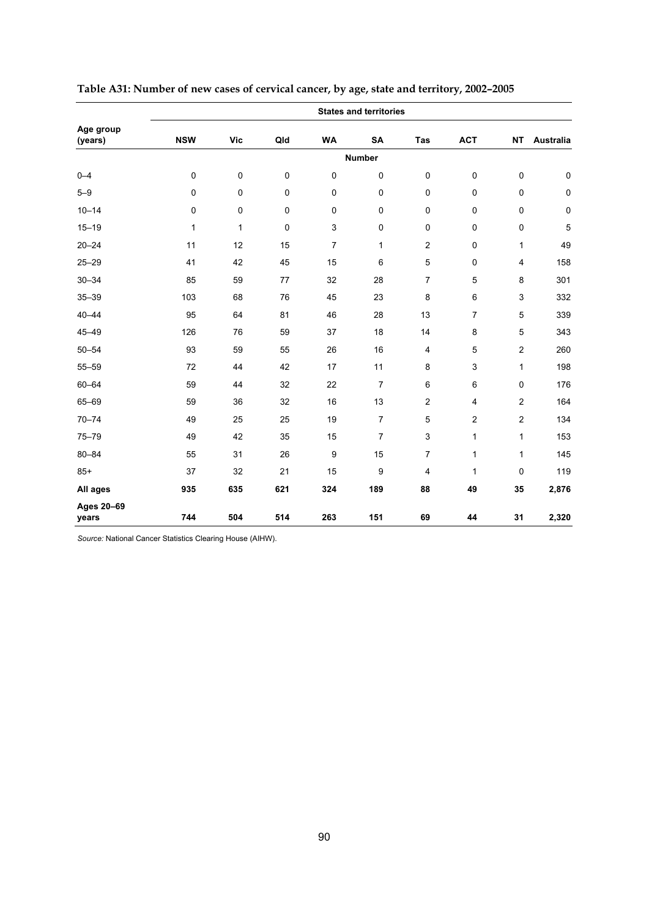**Table A31: Number of new cases of cervical cancer, by age, state and territory, 2002–2005**

| Age group (years) | States and territories | | | | | | | | |
|---|---|---|---|---|---|---|---|---|---|
| | **NSW** | **Vic** | **Qld** | **WA** | **SA** | **Tas** | **ACT** | **NT** | **Australia** |
| | | | | | **Number** | | | | |
| 0–4 | 0 | 0 | 0 | 0 | 0 | 0 | 0 | 0 | 0 |
| 5–9 | 0 | 0 | 0 | 0 | 0 | 0 | 0 | 0 | 0 |
| 10–14 | 0 | 0 | 0 | 0 | 0 | 0 | 0 | 0 | 0 |
| 15–19 | 1 | 1 | 0 | 3 | 0 | 0 | 0 | 0 | 5 |
| 20–24 | 11 | 12 | 15 | 7 | 1 | 2 | 0 | 1 | 49 |
| 25–29 | 41 | 42 | 45 | 15 | 6 | 5 | 0 | 4 | 158 |
| 30–34 | 85 | 59 | 77 | 32 | 28 | 7 | 5 | 8 | 301 |
| 35–39 | 103 | 68 | 76 | 45 | 23 | 8 | 6 | 3 | 332 |
| 40–44 | 95 | 64 | 81 | 46 | 28 | 13 | 7 | 5 | 339 |
| 45–49 | 126 | 76 | 59 | 37 | 18 | 14 | 8 | 5 | 343 |
| 50–54 | 93 | 59 | 55 | 26 | 16 | 4 | 5 | 2 | 260 |
| 55–59 | 72 | 44 | 42 | 17 | 11 | 8 | 3 | 1 | 198 |
| 60–64 | 59 | 44 | 32 | 22 | 7 | 6 | 6 | 0 | 176 |
| 65–69 | 59 | 36 | 32 | 16 | 13 | 2 | 4 | 2 | 164 |
| 70–74 | 49 | 25 | 25 | 19 | 7 | 5 | 2 | 2 | 134 |
| 75–79 | 49 | 42 | 35 | 15 | 7 | 3 | 1 | 1 | 153 |
| 80–84 | 55 | 31 | 26 | 9 | 15 | 7 | 1 | 1 | 145 |
| 85+ | 37 | 32 | 21 | 15 | 9 | 4 | 1 | 0 | 119 |
| **All ages** | **935** | **635** | **621** | **324** | **189** | **88** | **49** | **35** | **2,876** |
| **Ages 20–69 years** | **744** | **504** | **514** | **263** | **151** | **69** | **44** | **31** | **2,320** |

*Source:* National Cancer Statistics Clearing House (AIHW).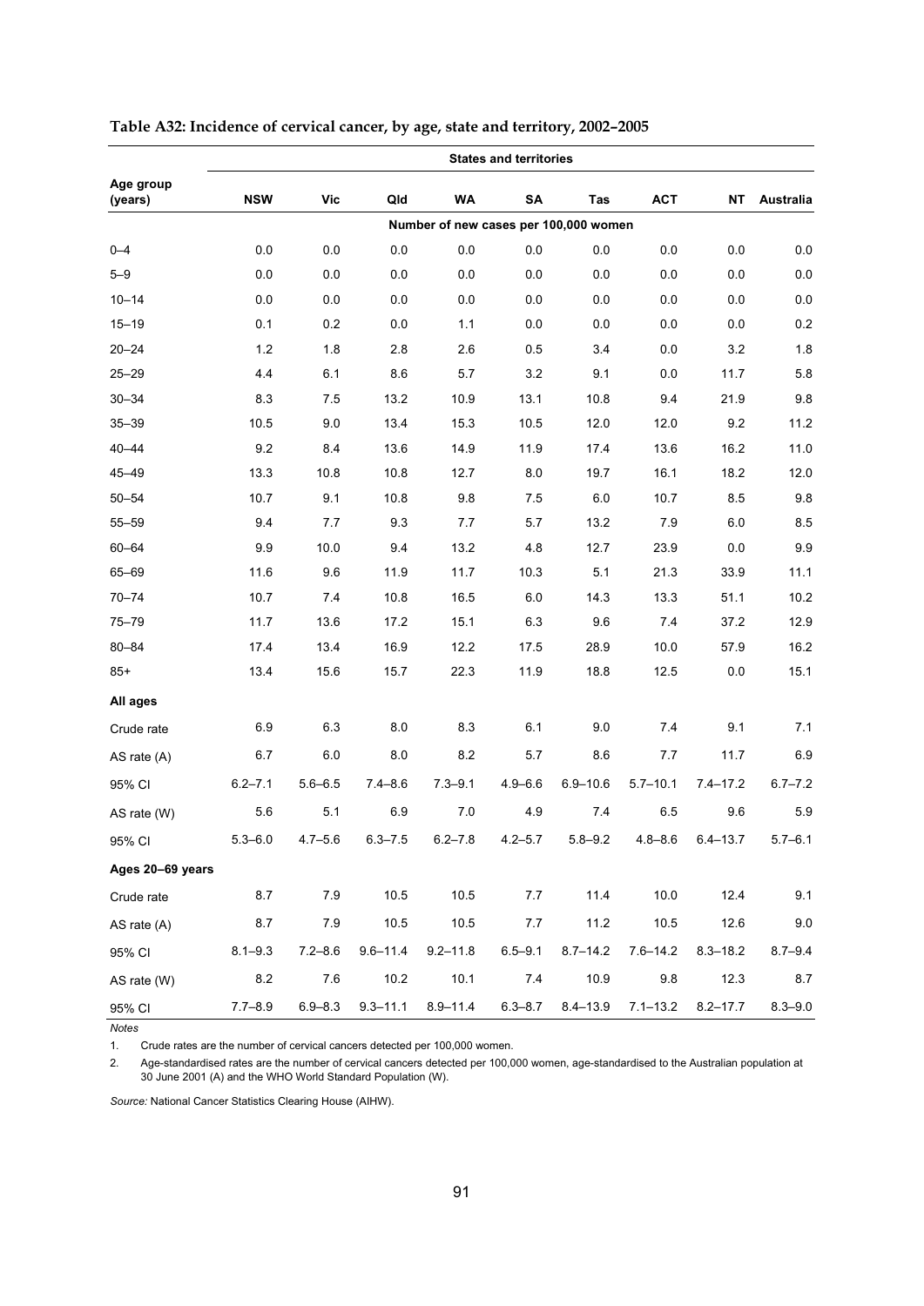**Table A32: Incidence of cervical cancer, by age, state and territory, 2002–2005**

| Age group (years) | States and territories | | | | | | | | |
|---|---|---|---|---|---|---|---|---|---|
| | NSW | Vic | Qld | WA | SA | Tas | ACT | NT | Australia |
| | Number of new cases per 100,000 women | | | | | | | | |
| 0–4 | 0.0 | 0.0 | 0.0 | 0.0 | 0.0 | 0.0 | 0.0 | 0.0 | 0.0 |
| 5–9 | 0.0 | 0.0 | 0.0 | 0.0 | 0.0 | 0.0 | 0.0 | 0.0 | 0.0 |
| 10–14 | 0.0 | 0.0 | 0.0 | 0.0 | 0.0 | 0.0 | 0.0 | 0.0 | 0.0 |
| 15–19 | 0.1 | 0.2 | 0.0 | 1.1 | 0.0 | 0.0 | 0.0 | 0.0 | 0.2 |
| 20–24 | 1.2 | 1.8 | 2.8 | 2.6 | 0.5 | 3.4 | 0.0 | 3.2 | 1.8 |
| 25–29 | 4.4 | 6.1 | 8.6 | 5.7 | 3.2 | 9.1 | 0.0 | 11.7 | 5.8 |
| 30–34 | 8.3 | 7.5 | 13.2 | 10.9 | 13.1 | 10.8 | 9.4 | 21.9 | 9.8 |
| 35–39 | 10.5 | 9.0 | 13.4 | 15.3 | 10.5 | 12.0 | 12.0 | 9.2 | 11.2 |
| 40–44 | 9.2 | 8.4 | 13.6 | 14.9 | 11.9 | 17.4 | 13.6 | 16.2 | 11.0 |
| 45–49 | 13.3 | 10.8 | 10.8 | 12.7 | 8.0 | 19.7 | 16.1 | 18.2 | 12.0 |
| 50–54 | 10.7 | 9.1 | 10.8 | 9.8 | 7.5 | 6.0 | 10.7 | 8.5 | 9.8 |
| 55–59 | 9.4 | 7.7 | 9.3 | 7.7 | 5.7 | 13.2 | 7.9 | 6.0 | 8.5 |
| 60–64 | 9.9 | 10.0 | 9.4 | 13.2 | 4.8 | 12.7 | 23.9 | 0.0 | 9.9 |
| 65–69 | 11.6 | 9.6 | 11.9 | 11.7 | 10.3 | 5.1 | 21.3 | 33.9 | 11.1 |
| 70–74 | 10.7 | 7.4 | 10.8 | 16.5 | 6.0 | 14.3 | 13.3 | 51.1 | 10.2 |
| 75–79 | 11.7 | 13.6 | 17.2 | 15.1 | 6.3 | 9.6 | 7.4 | 37.2 | 12.9 |
| 80–84 | 17.4 | 13.4 | 16.9 | 12.2 | 17.5 | 28.9 | 10.0 | 57.9 | 16.2 |
| 85+ | 13.4 | 15.6 | 15.7 | 22.3 | 11.9 | 18.8 | 12.5 | 0.0 | 15.1 |
| **All ages** | | | | | | | | | |
| Crude rate | 6.9 | 6.3 | 8.0 | 8.3 | 6.1 | 9.0 | 7.4 | 9.1 | 7.1 |
| AS rate (A) | 6.7 | 6.0 | 8.0 | 8.2 | 5.7 | 8.6 | 7.7 | 11.7 | 6.9 |
| 95% CI | 6.2–7.1 | 5.6–6.5 | 7.4–8.6 | 7.3–9.1 | 4.9–6.6 | 6.9–10.6 | 5.7–10.1 | 7.4–17.2 | 6.7–7.2 |
| AS rate (W) | 5.6 | 5.1 | 6.9 | 7.0 | 4.9 | 7.4 | 6.5 | 9.6 | 5.9 |
| 95% CI | 5.3–6.0 | 4.7–5.6 | 6.3–7.5 | 6.2–7.8 | 4.2–5.7 | 5.8–9.2 | 4.8–8.6 | 6.4–13.7 | 5.7–6.1 |
| **Ages 20–69 years** | | | | | | | | | |
| Crude rate | 8.7 | 7.9 | 10.5 | 10.5 | 7.7 | 11.4 | 10.0 | 12.4 | 9.1 |
| AS rate (A) | 8.7 | 7.9 | 10.5 | 10.5 | 7.7 | 11.2 | 10.5 | 12.6 | 9.0 |
| 95% CI | 8.1–9.3 | 7.2–8.6 | 9.6–11.4 | 9.2–11.8 | 6.5–9.1 | 8.7–14.2 | 7.6–14.2 | 8.3–18.2 | 8.7–9.4 |
| AS rate (W) | 8.2 | 7.6 | 10.2 | 10.1 | 7.4 | 10.9 | 9.8 | 12.3 | 8.7 |
| 95% CI | 7.7–8.9 | 6.9–8.3 | 9.3–11.1 | 8.9–11.4 | 6.3–8.7 | 8.4–13.9 | 7.1–13.2 | 8.2–17.7 | 8.3–9.0 |

*Notes*

1. Crude rates are the number of cervical cancers detected per 100,000 women.
2. Age-standardised rates are the number of cervical cancers detected per 100,000 women, age-standardised to the Australian population at 30 June 2001 (A) and the WHO World Standard Population (W).

*Source:* National Cancer Statistics Clearing House (AIHW).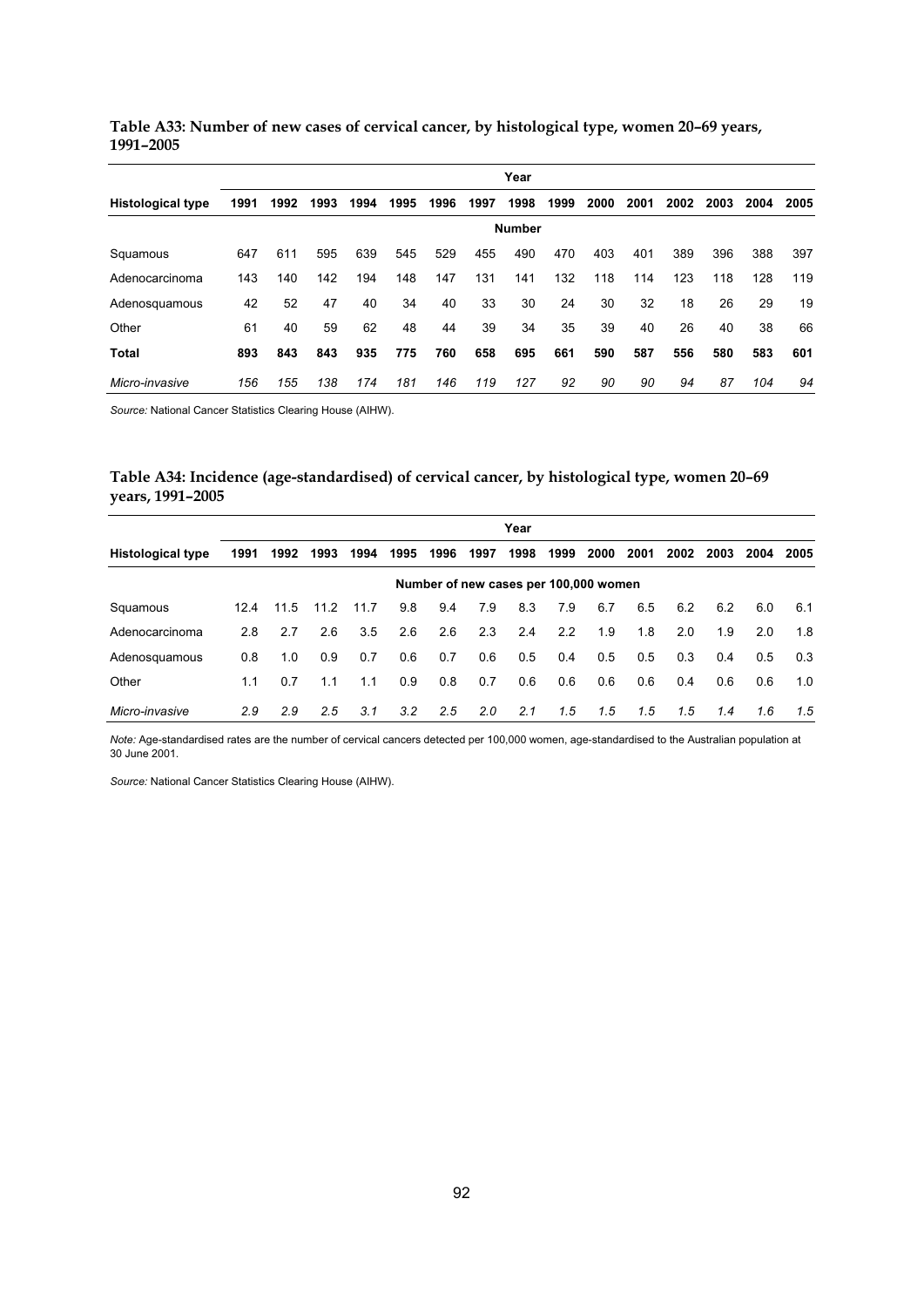**Table A33: Number of new cases of cervical cancer, by histological type, women 20–69 years, 1991–2005**

| | Year | | | | | | | | | | | | | | |
|---|---|---|---|---|---|---|---|---|---|---|---|---|---|---|---|
| **Histological type** | **1991** | **1992** | **1993** | **1994** | **1995** | **1996** | **1997** | **1998** | **1999** | **2000** | **2001** | **2002** | **2003** | **2004** | **2005** |
| | Number | | | | | | | | | | | | | | |
| Squamous | 647 | 611 | 595 | 639 | 545 | 529 | 455 | 490 | 470 | 403 | 401 | 389 | 396 | 388 | 397 |
| Adenocarcinoma | 143 | 140 | 142 | 194 | 148 | 147 | 131 | 141 | 132 | 118 | 114 | 123 | 118 | 128 | 119 |
| Adenosquamous | 42 | 52 | 47 | 40 | 34 | 40 | 33 | 30 | 24 | 30 | 32 | 18 | 26 | 29 | 19 |
| Other | 61 | 40 | 59 | 62 | 48 | 44 | 39 | 34 | 35 | 39 | 40 | 26 | 40 | 38 | 66 |
| **Total** | **893** | **843** | **843** | **935** | **775** | **760** | **658** | **695** | **661** | **590** | **587** | **556** | **580** | **583** | **601** |
| *Micro-invasive* | *156* | *155* | *138* | *174* | *181* | *146* | *119* | *127* | *92* | *90* | *90* | *94* | *87* | *104* | *94* |

*Source:* National Cancer Statistics Clearing House (AIHW).

**Table A34: Incidence (age-standardised) of cervical cancer, by histological type, women 20–69 years, 1991–2005**

| | Year | | | | | | | | | | | | | | |
|---|---|---|---|---|---|---|---|---|---|---|---|---|---|---|---|
| **Histological type** | **1991** | **1992** | **1993** | **1994** | **1995** | **1996** | **1997** | **1998** | **1999** | **2000** | **2001** | **2002** | **2003** | **2004** | **2005** |
| | Number of new cases per 100,000 women | | | | | | | | | | | | | | |
| Squamous | 12.4 | 11.5 | 11.2 | 11.7 | 9.8 | 9.4 | 7.9 | 8.3 | 7.9 | 6.7 | 6.5 | 6.2 | 6.2 | 6.0 | 6.1 |
| Adenocarcinoma | 2.8 | 2.7 | 2.6 | 3.5 | 2.6 | 2.6 | 2.3 | 2.4 | 2.2 | 1.9 | 1.8 | 2.0 | 1.9 | 2.0 | 1.8 |
| Adenosquamous | 0.8 | 1.0 | 0.9 | 0.7 | 0.6 | 0.7 | 0.6 | 0.5 | 0.4 | 0.5 | 0.5 | 0.3 | 0.4 | 0.5 | 0.3 |
| Other | 1.1 | 0.7 | 1.1 | 1.1 | 0.9 | 0.8 | 0.7 | 0.6 | 0.6 | 0.6 | 0.6 | 0.4 | 0.6 | 0.6 | 1.0 |
| *Micro-invasive* | *2.9* | *2.9* | *2.5* | *3.1* | *3.2* | *2.5* | *2.0* | *2.1* | *1.5* | *1.5* | *1.5* | *1.5* | *1.4* | *1.6* | *1.5* |

*Note:* Age-standardised rates are the number of cervical cancers detected per 100,000 women, age-standardised to the Australian population at 30 June 2001.

*Source:* National Cancer Statistics Clearing House (AIHW).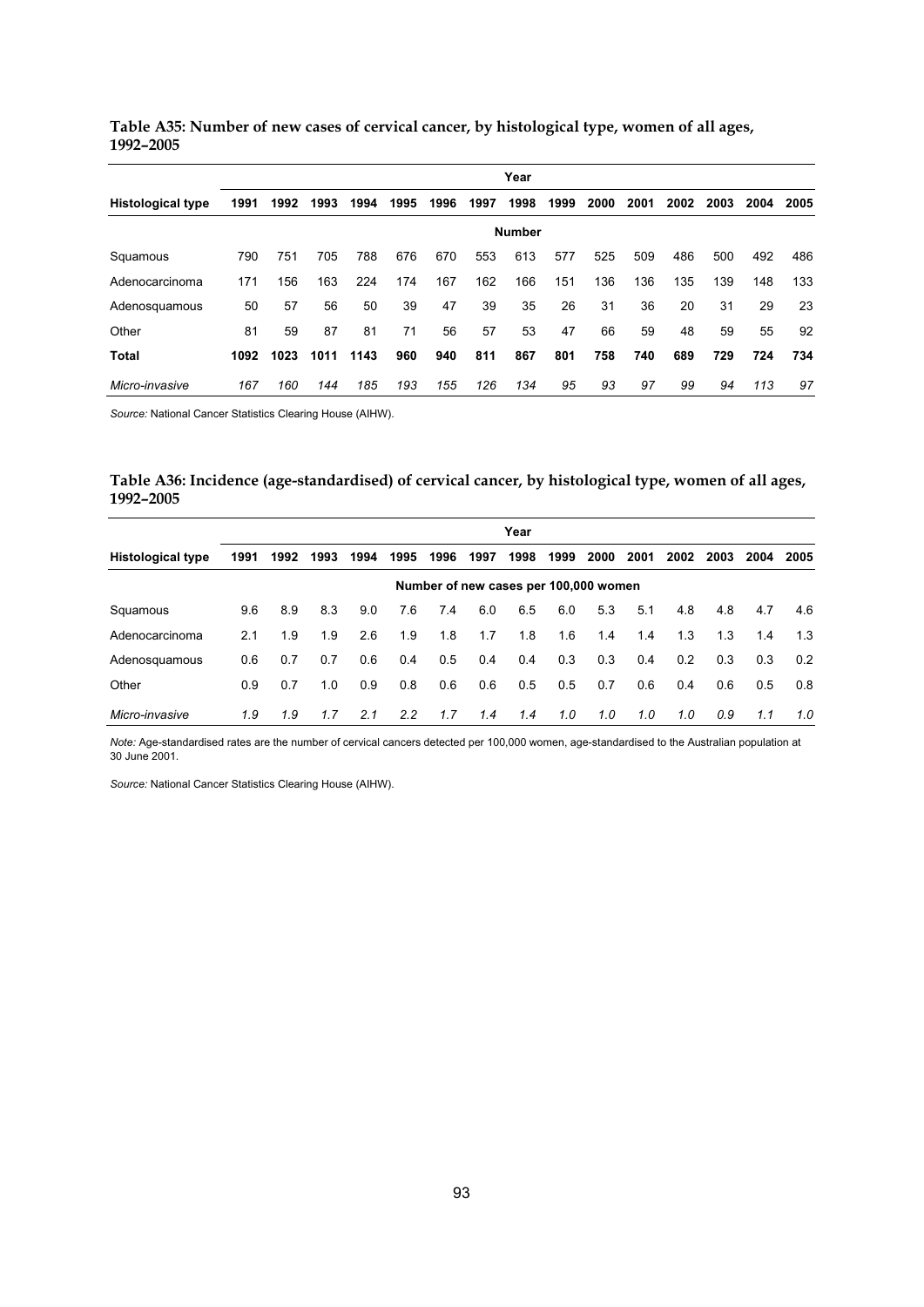**Table A35: Number of new cases of cervical cancer, by histological type, women of all ages, 1992–2005**

| | Year | | | | | | | | | | | | | | |
|---|---|---|---|---|---|---|---|---|---|---|---|---|---|---|---|
| **Histological type** | **1991** | **1992** | **1993** | **1994** | **1995** | **1996** | **1997** | **1998** | **1999** | **2000** | **2001** | **2002** | **2003** | **2004** | **2005** |
| | **Number** | | | | | | | | | | | | | | |
| Squamous | 790 | 751 | 705 | 788 | 676 | 670 | 553 | 613 | 577 | 525 | 509 | 486 | 500 | 492 | 486 |
| Adenocarcinoma | 171 | 156 | 163 | 224 | 174 | 167 | 162 | 166 | 151 | 136 | 136 | 135 | 139 | 148 | 133 |
| Adenosquamous | 50 | 57 | 56 | 50 | 39 | 47 | 39 | 35 | 26 | 31 | 36 | 20 | 31 | 29 | 23 |
| Other | 81 | 59 | 87 | 81 | 71 | 56 | 57 | 53 | 47 | 66 | 59 | 48 | 59 | 55 | 92 |
| **Total** | **1092** | **1023** | **1011** | **1143** | **960** | **940** | **811** | **867** | **801** | **758** | **740** | **689** | **729** | **724** | **734** |
| *Micro-invasive* | *167* | *160* | *144* | *185* | *193* | *155* | *126* | *134* | *95* | *93* | *97* | *99* | *94* | *113* | *97* |

*Source:* National Cancer Statistics Clearing House (AIHW).

**Table A36: Incidence (age-standardised) of cervical cancer, by histological type, women of all ages, 1992–2005**

| | Year | | | | | | | | | | | | | | |
|---|---|---|---|---|---|---|---|---|---|---|---|---|---|---|---|
| **Histological type** | **1991** | **1992** | **1993** | **1994** | **1995** | **1996** | **1997** | **1998** | **1999** | **2000** | **2001** | **2002** | **2003** | **2004** | **2005** |
| | **Number of new cases per 100,000 women** | | | | | | | | | | | | | | |
| Squamous | 9.6 | 8.9 | 8.3 | 9.0 | 7.6 | 7.4 | 6.0 | 6.5 | 6.0 | 5.3 | 5.1 | 4.8 | 4.8 | 4.7 | 4.6 |
| Adenocarcinoma | 2.1 | 1.9 | 1.9 | 2.6 | 1.9 | 1.8 | 1.7 | 1.8 | 1.6 | 1.4 | 1.4 | 1.3 | 1.3 | 1.4 | 1.3 |
| Adenosquamous | 0.6 | 0.7 | 0.7 | 0.6 | 0.4 | 0.5 | 0.4 | 0.4 | 0.3 | 0.3 | 0.4 | 0.2 | 0.3 | 0.3 | 0.2 |
| Other | 0.9 | 0.7 | 1.0 | 0.9 | 0.8 | 0.6 | 0.6 | 0.5 | 0.5 | 0.7 | 0.6 | 0.4 | 0.6 | 0.5 | 0.8 |
| *Micro-invasive* | *1.9* | *1.9* | *1.7* | *2.1* | *2.2* | *1.7* | *1.4* | *1.4* | *1.0* | *1.0* | *1.0* | *1.0* | *0.9* | *1.1* | *1.0* |

*Note:* Age-standardised rates are the number of cervical cancers detected per 100,000 women, age-standardised to the Australian population at 30 June 2001.

*Source:* National Cancer Statistics Clearing House (AIHW).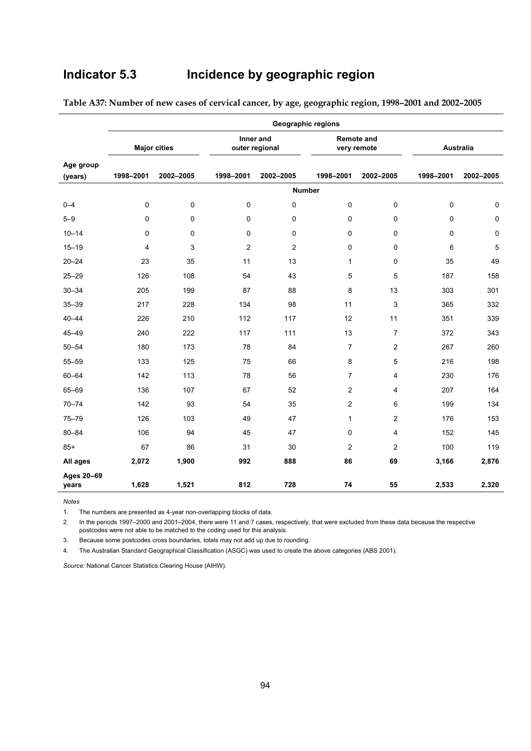# Indicator 5.3 Incidence by geographic region

**Table A37: Number of new cases of cervical cancer, by age, geographic region, 1998–2001 and 2002–2005**

| | Geographic regions | | | | | | | |
|---|---|---|---|---|---|---|---|---|
| | Major cities | | Inner and outer regional | | Remote and very remote | | Australia | |
| Age group (years) | 1998–2001 | 2002–2005 | 1998–2001 | 2002–2005 | 1998–2001 | 2002–2005 | 1998–2001 | 2002–2005 |
| | Number | | | | | | | |
| 0–4 | 0 | 0 | 0 | 0 | 0 | 0 | 0 | 0 |
| 5–9 | 0 | 0 | 0 | 0 | 0 | 0 | 0 | 0 |
| 10–14 | 0 | 0 | 0 | 0 | 0 | 0 | 0 | 0 |
| 15–19 | 4 | 3 | 2 | 2 | 0 | 0 | 6 | 5 |
| 20–24 | 23 | 35 | 11 | 13 | 1 | 0 | 35 | 49 |
| 25–29 | 126 | 108 | 54 | 43 | 5 | 5 | 187 | 158 |
| 30–34 | 205 | 199 | 87 | 88 | 8 | 13 | 303 | 301 |
| 35–39 | 217 | 228 | 134 | 98 | 11 | 3 | 365 | 332 |
| 40–44 | 226 | 210 | 112 | 117 | 12 | 11 | 351 | 339 |
| 45–49 | 240 | 222 | 117 | 111 | 13 | 7 | 372 | 343 |
| 50–54 | 180 | 173 | 78 | 84 | 7 | 2 | 267 | 260 |
| 55–59 | 133 | 125 | 75 | 66 | 8 | 5 | 216 | 198 |
| 60–64 | 142 | 113 | 78 | 56 | 7 | 4 | 230 | 176 |
| 65–69 | 136 | 107 | 67 | 52 | 2 | 4 | 207 | 164 |
| 70–74 | 142 | 93 | 54 | 35 | 2 | 6 | 199 | 134 |
| 75–79 | 126 | 103 | 49 | 47 | 1 | 2 | 176 | 153 |
| 80–84 | 106 | 94 | 45 | 47 | 0 | 4 | 152 | 145 |
| 85+ | 67 | 86 | 31 | 30 | 2 | 2 | 100 | 119 |
| **All ages** | **2,072** | **1,900** | **992** | **888** | **86** | **69** | **3,166** | **2,876** |
| **Ages 20–69 years** | **1,628** | **1,521** | **812** | **728** | **74** | **55** | **2,533** | **2,320** |

*Notes*

1. The numbers are presented as 4-year non-overlapping blocks of data.
2. In the periods 1997–2000 and 2001–2004, there were 11 and 7 cases, respectively, that were excluded from these data because the respective postcodes were not able to be matched to the coding used for this analysis.
3. Because some postcodes cross boundaries, totals may not add up due to rounding.
4. The Australian Standard Geographical Classification (ASGC) was used to create the above categories (ABS 2001).

*Source:* National Cancer Statistics Clearing House (AIHW).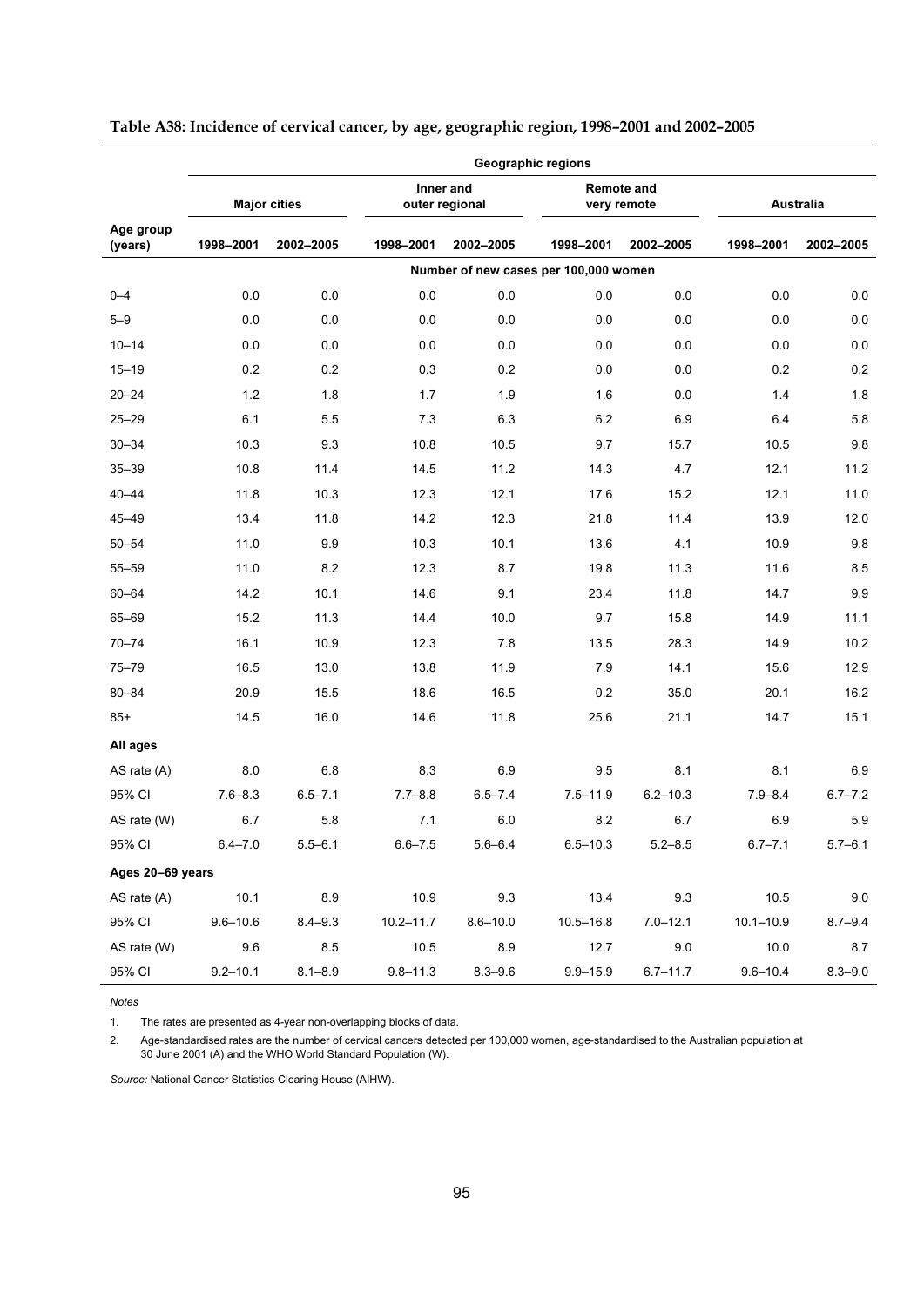**Table A38: Incidence of cervical cancer, by age, geographic region, 1998–2001 and 2002–2005**

| | Geographic regions | | | | | | | |
|---|---|---|---|---|---|---|---|---|
| | Major cities | | Inner and outer regional | | Remote and very remote | | Australia | |
| Age group (years) | 1998–2001 | 2002–2005 | 1998–2001 | 2002–2005 | 1998–2001 | 2002–2005 | 1998–2001 | 2002–2005 |
| | Number of new cases per 100,000 women | | | | | | | |
| 0–4 | 0.0 | 0.0 | 0.0 | 0.0 | 0.0 | 0.0 | 0.0 | 0.0 |
| 5–9 | 0.0 | 0.0 | 0.0 | 0.0 | 0.0 | 0.0 | 0.0 | 0.0 |
| 10–14 | 0.0 | 0.0 | 0.0 | 0.0 | 0.0 | 0.0 | 0.0 | 0.0 |
| 15–19 | 0.2 | 0.2 | 0.3 | 0.2 | 0.0 | 0.0 | 0.2 | 0.2 |
| 20–24 | 1.2 | 1.8 | 1.7 | 1.9 | 1.6 | 0.0 | 1.4 | 1.8 |
| 25–29 | 6.1 | 5.5 | 7.3 | 6.3 | 6.2 | 6.9 | 6.4 | 5.8 |
| 30–34 | 10.3 | 9.3 | 10.8 | 10.5 | 9.7 | 15.7 | 10.5 | 9.8 |
| 35–39 | 10.8 | 11.4 | 14.5 | 11.2 | 14.3 | 4.7 | 12.1 | 11.2 |
| 40–44 | 11.8 | 10.3 | 12.3 | 12.1 | 17.6 | 15.2 | 12.1 | 11.0 |
| 45–49 | 13.4 | 11.8 | 14.2 | 12.3 | 21.8 | 11.4 | 13.9 | 12.0 |
| 50–54 | 11.0 | 9.9 | 10.3 | 10.1 | 13.6 | 4.1 | 10.9 | 9.8 |
| 55–59 | 11.0 | 8.2 | 12.3 | 8.7 | 19.8 | 11.3 | 11.6 | 8.5 |
| 60–64 | 14.2 | 10.1 | 14.6 | 9.1 | 23.4 | 11.8 | 14.7 | 9.9 |
| 65–69 | 15.2 | 11.3 | 14.4 | 10.0 | 9.7 | 15.8 | 14.9 | 11.1 |
| 70–74 | 16.1 | 10.9 | 12.3 | 7.8 | 13.5 | 28.3 | 14.9 | 10.2 |
| 75–79 | 16.5 | 13.0 | 13.8 | 11.9 | 7.9 | 14.1 | 15.6 | 12.9 |
| 80–84 | 20.9 | 15.5 | 18.6 | 16.5 | 0.2 | 35.0 | 20.1 | 16.2 |
| 85+ | 14.5 | 16.0 | 14.6 | 11.8 | 25.6 | 21.1 | 14.7 | 15.1 |
| **All ages** | | | | | | | | |
| AS rate (A) | 8.0 | 6.8 | 8.3 | 6.9 | 9.5 | 8.1 | 8.1 | 6.9 |
| 95% CI | 7.6–8.3 | 6.5–7.1 | 7.7–8.8 | 6.5–7.4 | 7.5–11.9 | 6.2–10.3 | 7.9–8.4 | 6.7–7.2 |
| AS rate (W) | 6.7 | 5.8 | 7.1 | 6.0 | 8.2 | 6.7 | 6.9 | 5.9 |
| 95% CI | 6.4–7.0 | 5.5–6.1 | 6.6–7.5 | 5.6–6.4 | 6.5–10.3 | 5.2–8.5 | 6.7–7.1 | 5.7–6.1 |
| **Ages 20–69 years** | | | | | | | | |
| AS rate (A) | 10.1 | 8.9 | 10.9 | 9.3 | 13.4 | 9.3 | 10.5 | 9.0 |
| 95% CI | 9.6–10.6 | 8.4–9.3 | 10.2–11.7 | 8.6–10.0 | 10.5–16.8 | 7.0–12.1 | 10.1–10.9 | 8.7–9.4 |
| AS rate (W) | 9.6 | 8.5 | 10.5 | 8.9 | 12.7 | 9.0 | 10.0 | 8.7 |
| 95% CI | 9.2–10.1 | 8.1–8.9 | 9.8–11.3 | 8.3–9.6 | 9.9–15.9 | 6.7–11.7 | 9.6–10.4 | 8.3–9.0 |

*Notes*

1. The rates are presented as 4-year non-overlapping blocks of data.
2. Age-standardised rates are the number of cervical cancers detected per 100,000 women, age-standardised to the Australian population at 30 June 2001 (A) and the WHO World Standard Population (W).

*Source:* National Cancer Statistics Clearing House (AIHW).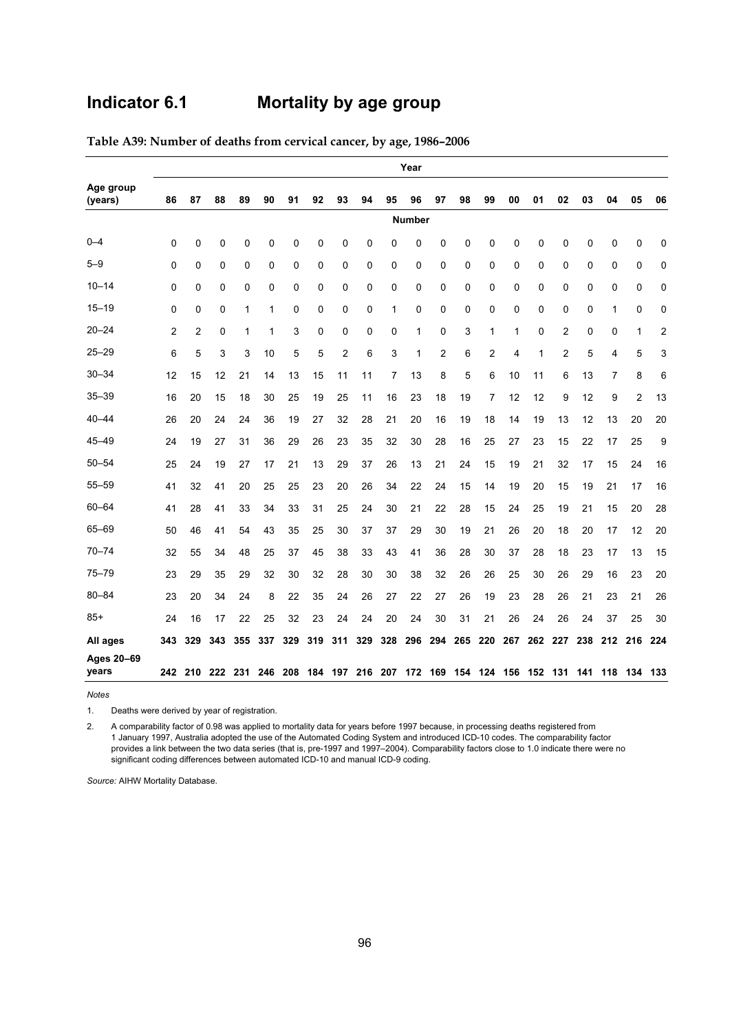# Indicator 6.1 Mortality by age group

**Table A39: Number of deaths from cervical cancer, by age, 1986–2006**

| Age group (years) | 86 | 87 | 88 | 89 | 90 | 91 | 92 | 93 | 94 | 95 | 96 | 97 | 98 | 99 | 00 | 01 | 02 | 03 | 04 | 05 | 06 |
|---|---|---|---|---|---|---|---|---|---|---|---|---|---|---|---|---|---|---|---|---|---|
| | | | | | | | | | | | Number | | | | | | | | | | |
| 0–4 | 0 | 0 | 0 | 0 | 0 | 0 | 0 | 0 | 0 | 0 | 0 | 0 | 0 | 0 | 0 | 0 | 0 | 0 | 0 | 0 | 0 |
| 5–9 | 0 | 0 | 0 | 0 | 0 | 0 | 0 | 0 | 0 | 0 | 0 | 0 | 0 | 0 | 0 | 0 | 0 | 0 | 0 | 0 | 0 |
| 10–14 | 0 | 0 | 0 | 0 | 0 | 0 | 0 | 0 | 0 | 0 | 0 | 0 | 0 | 0 | 0 | 0 | 0 | 0 | 0 | 0 | 0 |
| 15–19 | 0 | 0 | 0 | 1 | 1 | 0 | 0 | 0 | 0 | 1 | 0 | 0 | 0 | 0 | 0 | 0 | 0 | 0 | 1 | 0 | 0 |
| 20–24 | 2 | 2 | 0 | 1 | 1 | 3 | 0 | 0 | 0 | 0 | 1 | 0 | 3 | 1 | 1 | 0 | 2 | 0 | 0 | 1 | 2 |
| 25–29 | 6 | 5 | 3 | 3 | 10 | 5 | 5 | 2 | 6 | 3 | 1 | 2 | 6 | 2 | 4 | 1 | 2 | 5 | 4 | 5 | 3 |
| 30–34 | 12 | 15 | 12 | 21 | 14 | 13 | 15 | 11 | 11 | 7 | 13 | 8 | 5 | 6 | 10 | 11 | 6 | 13 | 7 | 8 | 6 |
| 35–39 | 16 | 20 | 15 | 18 | 30 | 25 | 19 | 25 | 11 | 16 | 23 | 18 | 19 | 7 | 12 | 12 | 9 | 12 | 9 | 2 | 13 |
| 40–44 | 26 | 20 | 24 | 24 | 36 | 19 | 27 | 32 | 28 | 21 | 20 | 16 | 19 | 18 | 14 | 19 | 13 | 12 | 13 | 20 | 20 |
| 45–49 | 24 | 19 | 27 | 31 | 36 | 29 | 26 | 23 | 35 | 32 | 30 | 28 | 16 | 25 | 27 | 23 | 15 | 22 | 17 | 25 | 9 |
| 50–54 | 25 | 24 | 19 | 27 | 17 | 21 | 13 | 29 | 37 | 26 | 13 | 21 | 24 | 15 | 19 | 21 | 32 | 17 | 15 | 24 | 16 |
| 55–59 | 41 | 32 | 41 | 20 | 25 | 25 | 23 | 20 | 26 | 34 | 22 | 24 | 15 | 14 | 19 | 20 | 15 | 19 | 21 | 17 | 16 |
| 60–64 | 41 | 28 | 41 | 33 | 34 | 33 | 31 | 25 | 24 | 30 | 21 | 22 | 28 | 15 | 24 | 25 | 19 | 21 | 15 | 20 | 28 |
| 65–69 | 50 | 46 | 41 | 54 | 43 | 35 | 25 | 30 | 37 | 37 | 29 | 30 | 19 | 21 | 26 | 20 | 18 | 20 | 17 | 12 | 20 |
| 70–74 | 32 | 55 | 34 | 48 | 25 | 37 | 45 | 38 | 33 | 43 | 41 | 36 | 28 | 30 | 37 | 28 | 18 | 23 | 17 | 13 | 15 |
| 75–79 | 23 | 29 | 35 | 29 | 32 | 30 | 32 | 28 | 30 | 30 | 38 | 32 | 26 | 26 | 25 | 30 | 26 | 29 | 16 | 23 | 20 |
| 80–84 | 23 | 20 | 34 | 24 | 8 | 22 | 35 | 24 | 26 | 27 | 22 | 27 | 26 | 19 | 23 | 28 | 26 | 21 | 23 | 21 | 26 |
| 85+ | 24 | 16 | 17 | 22 | 25 | 32 | 23 | 24 | 24 | 20 | 24 | 30 | 31 | 21 | 26 | 24 | 26 | 24 | 37 | 25 | 30 |
| **All ages** | **343** | **329** | **343** | **355** | **337** | **329** | **319** | **311** | **329** | **328** | **296** | **294** | **265** | **220** | **267** | **262** | **227** | **238** | **212** | **216** | **224** |
| **Ages 20–69 years** | **242** | **210** | **222** | **231** | **246** | **208** | **184** | **197** | **216** | **207** | **172** | **169** | **154** | **124** | **156** | **152** | **131** | **141** | **118** | **134** | **133** |

*Notes*

1. Deaths were derived by year of registration.
2. A comparability factor of 0.98 was applied to mortality data for years before 1997 because, in processing deaths registered from 1 January 1997, Australia adopted the use of the Automated Coding System and introduced ICD-10 codes. The comparability factor provides a link between the two data series (that is, pre-1997 and 1997–2004). Comparability factors close to 1.0 indicate there were no significant coding differences between automated ICD-10 and manual ICD-9 coding.

*Source:* AIHW Mortality Database.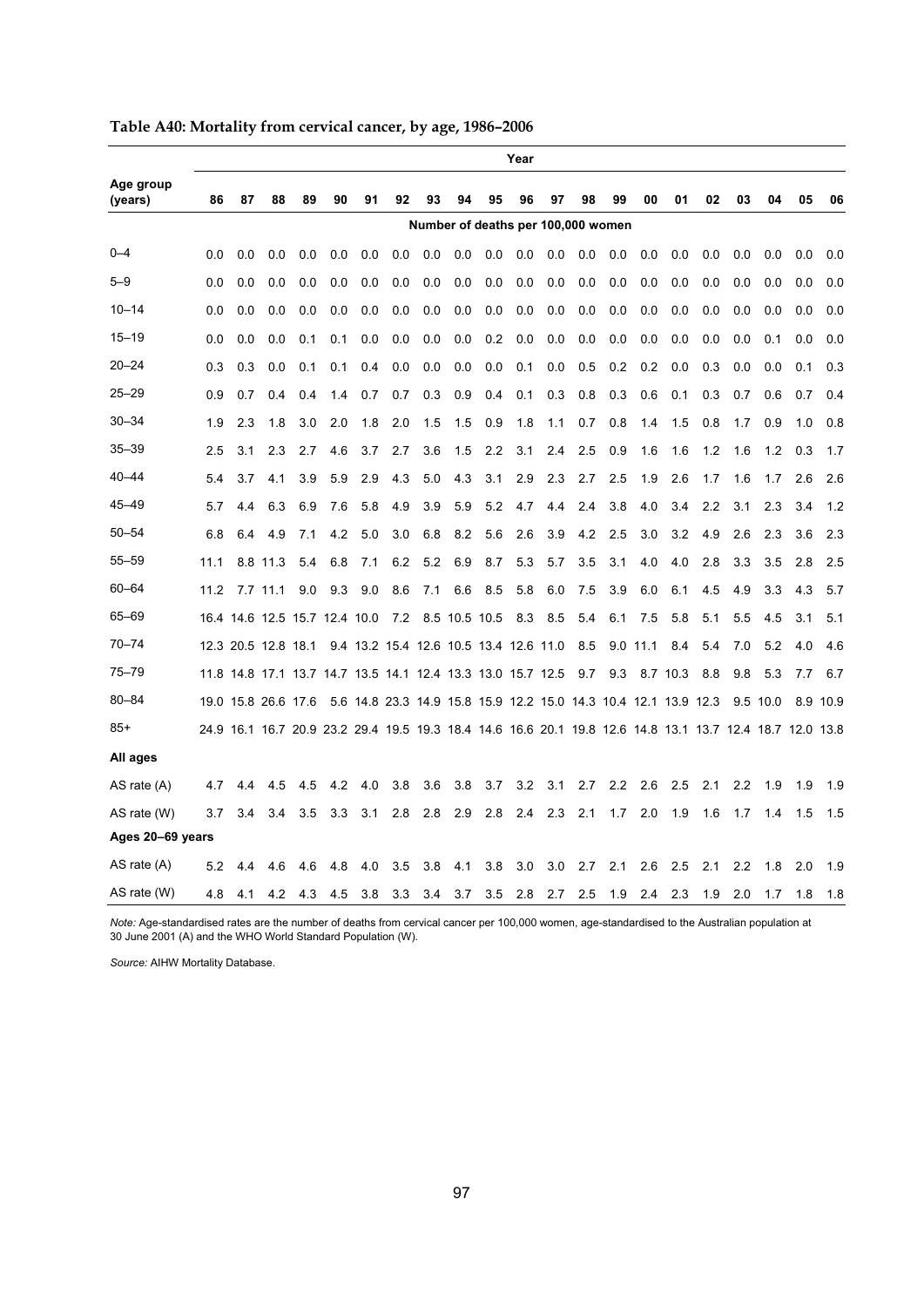**Table A40: Mortality from cervical cancer, by age, 1986–2006**

| Age group (years) | 86 | 87 | 88 | 89 | 90 | 91 | 92 | 93 | 94 | 95 | 96 | 97 | 98 | 99 | 00 | 01 | 02 | 03 | 04 | 05 | 06 |
|---|---|---|---|---|---|---|---|---|---|---|---|---|---|---|---|---|---|---|---|---|---|
| | Number of deaths per 100,000 women | | | | | | | | | | | | | | | | | | | | |
| 0–4 | 0.0 | 0.0 | 0.0 | 0.0 | 0.0 | 0.0 | 0.0 | 0.0 | 0.0 | 0.0 | 0.0 | 0.0 | 0.0 | 0.0 | 0.0 | 0.0 | 0.0 | 0.0 | 0.0 | 0.0 | 0.0 |
| 5–9 | 0.0 | 0.0 | 0.0 | 0.0 | 0.0 | 0.0 | 0.0 | 0.0 | 0.0 | 0.0 | 0.0 | 0.0 | 0.0 | 0.0 | 0.0 | 0.0 | 0.0 | 0.0 | 0.0 | 0.0 | 0.0 |
| 10–14 | 0.0 | 0.0 | 0.0 | 0.0 | 0.0 | 0.0 | 0.0 | 0.0 | 0.0 | 0.0 | 0.0 | 0.0 | 0.0 | 0.0 | 0.0 | 0.0 | 0.0 | 0.0 | 0.0 | 0.0 | 0.0 |
| 15–19 | 0.0 | 0.0 | 0.0 | 0.1 | 0.1 | 0.0 | 0.0 | 0.0 | 0.0 | 0.2 | 0.0 | 0.0 | 0.0 | 0.0 | 0.0 | 0.0 | 0.0 | 0.0 | 0.1 | 0.0 | 0.0 |
| 20–24 | 0.3 | 0.3 | 0.0 | 0.1 | 0.1 | 0.4 | 0.0 | 0.0 | 0.0 | 0.0 | 0.1 | 0.0 | 0.5 | 0.2 | 0.2 | 0.0 | 0.3 | 0.0 | 0.0 | 0.1 | 0.3 |
| 25–29 | 0.9 | 0.7 | 0.4 | 0.4 | 1.4 | 0.7 | 0.7 | 0.3 | 0.9 | 0.4 | 0.1 | 0.3 | 0.8 | 0.3 | 0.6 | 0.1 | 0.3 | 0.7 | 0.6 | 0.7 | 0.4 |
| 30–34 | 1.9 | 2.3 | 1.8 | 3.0 | 2.0 | 1.8 | 2.0 | 1.5 | 1.5 | 0.9 | 1.8 | 1.1 | 0.7 | 0.8 | 1.4 | 1.5 | 0.8 | 1.7 | 0.9 | 1.0 | 0.8 |
| 35–39 | 2.5 | 3.1 | 2.3 | 2.7 | 4.6 | 3.7 | 2.7 | 3.6 | 1.5 | 2.2 | 3.1 | 2.4 | 2.5 | 0.9 | 1.6 | 1.6 | 1.2 | 1.6 | 1.2 | 0.3 | 1.7 |
| 40–44 | 5.4 | 3.7 | 4.1 | 3.9 | 5.9 | 2.9 | 4.3 | 5.0 | 4.3 | 3.1 | 2.9 | 2.3 | 2.7 | 2.5 | 1.9 | 2.6 | 1.7 | 1.6 | 1.7 | 2.6 | 2.6 |
| 45–49 | 5.7 | 4.4 | 6.3 | 6.9 | 7.6 | 5.8 | 4.9 | 3.9 | 5.9 | 5.2 | 4.7 | 4.4 | 2.4 | 3.8 | 4.0 | 3.4 | 2.2 | 3.1 | 2.3 | 3.4 | 1.2 |
| 50–54 | 6.8 | 6.4 | 4.9 | 7.1 | 4.2 | 5.0 | 3.0 | 6.8 | 8.2 | 5.6 | 2.6 | 3.9 | 4.2 | 2.5 | 3.0 | 3.2 | 4.9 | 2.6 | 2.3 | 3.6 | 2.3 |
| 55–59 | 11.1 | 8.8 | 11.3 | 5.4 | 6.8 | 7.1 | 6.2 | 5.2 | 6.9 | 8.7 | 5.3 | 5.7 | 3.5 | 3.1 | 4.0 | 4.0 | 2.8 | 3.3 | 3.5 | 2.8 | 2.5 |
| 60–64 | 11.2 | 7.7 | 11.1 | 9.0 | 9.3 | 9.0 | 8.6 | 7.1 | 6.6 | 8.5 | 5.8 | 6.0 | 7.5 | 3.9 | 6.0 | 6.1 | 4.5 | 4.9 | 3.3 | 4.3 | 5.7 |
| 65–69 | 16.4 | 14.6 | 12.5 | 15.7 | 12.4 | 10.0 | 7.2 | 8.5 | 10.5 | 10.5 | 8.3 | 8.5 | 5.4 | 6.1 | 7.5 | 5.8 | 5.1 | 5.5 | 4.5 | 3.1 | 5.1 |
| 70–74 | 12.3 | 20.5 | 12.8 | 18.1 | 9.4 | 13.2 | 15.4 | 12.6 | 10.5 | 13.4 | 12.6 | 11.0 | 8.5 | 9.0 | 11.1 | 8.4 | 5.4 | 7.0 | 5.2 | 4.0 | 4.6 |
| 75–79 | 11.8 | 14.8 | 17.1 | 13.7 | 14.7 | 13.5 | 14.1 | 12.4 | 13.3 | 13.0 | 15.7 | 12.5 | 9.7 | 9.3 | 8.7 | 10.3 | 8.8 | 9.8 | 5.3 | 7.7 | 6.7 |
| 80–84 | 19.0 | 15.8 | 26.6 | 17.6 | 5.6 | 14.8 | 23.3 | 14.9 | 15.8 | 15.9 | 12.2 | 15.0 | 14.3 | 10.4 | 12.1 | 13.9 | 12.3 | 9.5 | 10.0 | 8.9 | 10.9 |
| 85+ | 24.9 | 16.1 | 16.7 | 20.9 | 23.2 | 29.4 | 19.5 | 19.3 | 18.4 | 14.6 | 16.6 | 20.1 | 19.8 | 12.6 | 14.8 | 13.1 | 13.7 | 12.4 | 18.7 | 12.0 | 13.8 |
| **All ages** | | | | | | | | | | | | | | | | | | | | | |
| AS rate (A) | 4.7 | 4.4 | 4.5 | 4.5 | 4.2 | 4.0 | 3.8 | 3.6 | 3.8 | 3.7 | 3.2 | 3.1 | 2.7 | 2.2 | 2.6 | 2.5 | 2.1 | 2.2 | 1.9 | 1.9 | 1.9 |
| AS rate (W) | 3.7 | 3.4 | 3.4 | 3.5 | 3.3 | 3.1 | 2.8 | 2.8 | 2.9 | 2.8 | 2.4 | 2.3 | 2.1 | 1.7 | 2.0 | 1.9 | 1.6 | 1.7 | 1.4 | 1.5 | 1.5 |
| **Ages 20–69 years** | | | | | | | | | | | | | | | | | | | | | |
| AS rate (A) | 5.2 | 4.4 | 4.6 | 4.6 | 4.8 | 4.0 | 3.5 | 3.8 | 4.1 | 3.8 | 3.0 | 3.0 | 2.7 | 2.1 | 2.6 | 2.5 | 2.1 | 2.2 | 1.8 | 2.0 | 1.9 |
| AS rate (W) | 4.8 | 4.1 | 4.2 | 4.3 | 4.5 | 3.8 | 3.3 | 3.4 | 3.7 | 3.5 | 2.8 | 2.7 | 2.5 | 1.9 | 2.4 | 2.3 | 1.9 | 2.0 | 1.7 | 1.8 | 1.8 |

*Note:* Age-standardised rates are the number of deaths from cervical cancer per 100,000 women, age-standardised to the Australian population at 30 June 2001 (A) and the WHO World Standard Population (W).

*Source:* AIHW Mortality Database.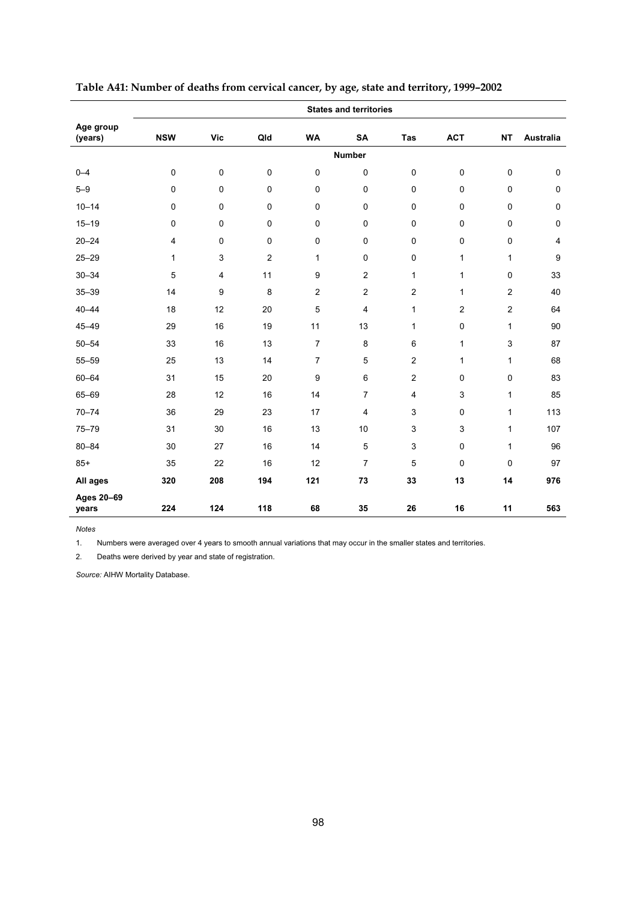**Table A41: Number of deaths from cervical cancer, by age, state and territory, 1999–2002**

| Age group (years) | States and territories | | | | | | | | |
|---|---|---|---|---|---|---|---|---|---|
| | NSW | Vic | Qld | WA | SA | Tas | ACT | NT | Australia |
| | Number | | | | | | | | |
| 0–4 | 0 | 0 | 0 | 0 | 0 | 0 | 0 | 0 | 0 |
| 5–9 | 0 | 0 | 0 | 0 | 0 | 0 | 0 | 0 | 0 |
| 10–14 | 0 | 0 | 0 | 0 | 0 | 0 | 0 | 0 | 0 |
| 15–19 | 0 | 0 | 0 | 0 | 0 | 0 | 0 | 0 | 0 |
| 20–24 | 4 | 0 | 0 | 0 | 0 | 0 | 0 | 0 | 4 |
| 25–29 | 1 | 3 | 2 | 1 | 0 | 0 | 1 | 1 | 9 |
| 30–34 | 5 | 4 | 11 | 9 | 2 | 1 | 1 | 0 | 33 |
| 35–39 | 14 | 9 | 8 | 2 | 2 | 2 | 1 | 2 | 40 |
| 40–44 | 18 | 12 | 20 | 5 | 4 | 1 | 2 | 2 | 64 |
| 45–49 | 29 | 16 | 19 | 11 | 13 | 1 | 0 | 1 | 90 |
| 50–54 | 33 | 16 | 13 | 7 | 8 | 6 | 1 | 3 | 87 |
| 55–59 | 25 | 13 | 14 | 7 | 5 | 2 | 1 | 1 | 68 |
| 60–64 | 31 | 15 | 20 | 9 | 6 | 2 | 0 | 0 | 83 |
| 65–69 | 28 | 12 | 16 | 14 | 7 | 4 | 3 | 1 | 85 |
| 70–74 | 36 | 29 | 23 | 17 | 4 | 3 | 0 | 1 | 113 |
| 75–79 | 31 | 30 | 16 | 13 | 10 | 3 | 3 | 1 | 107 |
| 80–84 | 30 | 27 | 16 | 14 | 5 | 3 | 0 | 1 | 96 |
| 85+ | 35 | 22 | 16 | 12 | 7 | 5 | 0 | 0 | 97 |
| **All ages** | **320** | **208** | **194** | **121** | **73** | **33** | **13** | **14** | **976** |
| **Ages 20–69 years** | **224** | **124** | **118** | **68** | **35** | **26** | **16** | **11** | **563** |

*Notes*

1. Numbers were averaged over 4 years to smooth annual variations that may occur in the smaller states and territories.
2. Deaths were derived by year and state of registration.

*Source:* AIHW Mortality Database.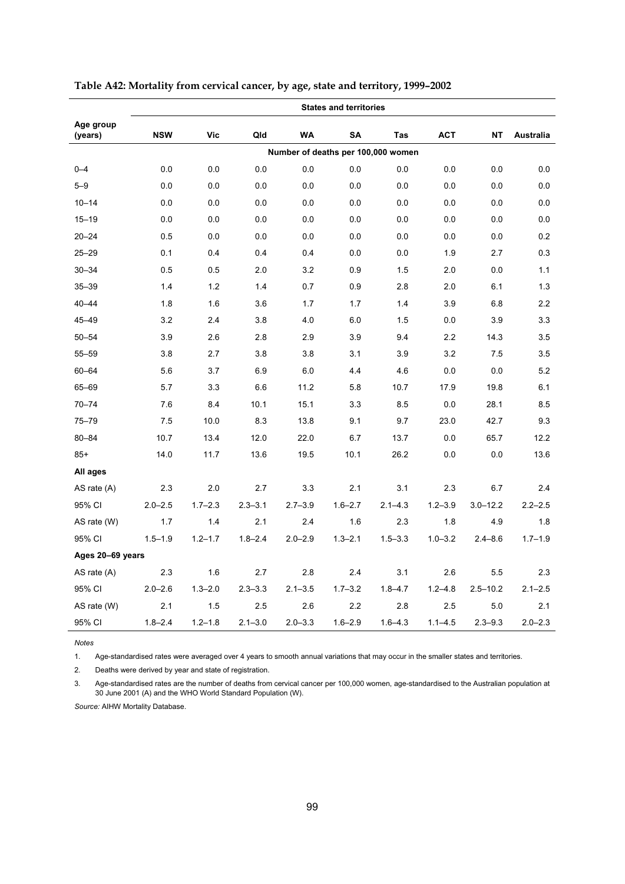**Table A42: Mortality from cervical cancer, by age, state and territory, 1999–2002**

| | States and territories | | | | | | | | |
|---|---|---|---|---|---|---|---|---|---|
| Age group (years) | NSW | Vic | Qld | WA | SA | Tas | ACT | NT | Australia |
| | Number of deaths per 100,000 women | | | | | | | | |
| 0–4 | 0.0 | 0.0 | 0.0 | 0.0 | 0.0 | 0.0 | 0.0 | 0.0 | 0.0 |
| 5–9 | 0.0 | 0.0 | 0.0 | 0.0 | 0.0 | 0.0 | 0.0 | 0.0 | 0.0 |
| 10–14 | 0.0 | 0.0 | 0.0 | 0.0 | 0.0 | 0.0 | 0.0 | 0.0 | 0.0 |
| 15–19 | 0.0 | 0.0 | 0.0 | 0.0 | 0.0 | 0.0 | 0.0 | 0.0 | 0.0 |
| 20–24 | 0.5 | 0.0 | 0.0 | 0.0 | 0.0 | 0.0 | 0.0 | 0.0 | 0.2 |
| 25–29 | 0.1 | 0.4 | 0.4 | 0.4 | 0.0 | 0.0 | 1.9 | 2.7 | 0.3 |
| 30–34 | 0.5 | 0.5 | 2.0 | 3.2 | 0.9 | 1.5 | 2.0 | 0.0 | 1.1 |
| 35–39 | 1.4 | 1.2 | 1.4 | 0.7 | 0.9 | 2.8 | 2.0 | 6.1 | 1.3 |
| 40–44 | 1.8 | 1.6 | 3.6 | 1.7 | 1.7 | 1.4 | 3.9 | 6.8 | 2.2 |
| 45–49 | 3.2 | 2.4 | 3.8 | 4.0 | 6.0 | 1.5 | 0.0 | 3.9 | 3.3 |
| 50–54 | 3.9 | 2.6 | 2.8 | 2.9 | 3.9 | 9.4 | 2.2 | 14.3 | 3.5 |
| 55–59 | 3.8 | 2.7 | 3.8 | 3.8 | 3.1 | 3.9 | 3.2 | 7.5 | 3.5 |
| 60–64 | 5.6 | 3.7 | 6.9 | 6.0 | 4.4 | 4.6 | 0.0 | 0.0 | 5.2 |
| 65–69 | 5.7 | 3.3 | 6.6 | 11.2 | 5.8 | 10.7 | 17.9 | 19.8 | 6.1 |
| 70–74 | 7.6 | 8.4 | 10.1 | 15.1 | 3.3 | 8.5 | 0.0 | 28.1 | 8.5 |
| 75–79 | 7.5 | 10.0 | 8.3 | 13.8 | 9.1 | 9.7 | 23.0 | 42.7 | 9.3 |
| 80–84 | 10.7 | 13.4 | 12.0 | 22.0 | 6.7 | 13.7 | 0.0 | 65.7 | 12.2 |
| 85+ | 14.0 | 11.7 | 13.6 | 19.5 | 10.1 | 26.2 | 0.0 | 0.0 | 13.6 |
| **All ages** | | | | | | | | | |
| AS rate (A) | 2.3 | 2.0 | 2.7 | 3.3 | 2.1 | 3.1 | 2.3 | 6.7 | 2.4 |
| 95% CI | 2.0–2.5 | 1.7–2.3 | 2.3–3.1 | 2.7–3.9 | 1.6–2.7 | 2.1–4.3 | 1.2–3.9 | 3.0–12.2 | 2.2–2.5 |
| AS rate (W) | 1.7 | 1.4 | 2.1 | 2.4 | 1.6 | 2.3 | 1.8 | 4.9 | 1.8 |
| 95% CI | 1.5–1.9 | 1.2–1.7 | 1.8–2.4 | 2.0–2.9 | 1.3–2.1 | 1.5–3.3 | 1.0–3.2 | 2.4–8.6 | 1.7–1.9 |
| **Ages 20–69 years** | | | | | | | | | |
| AS rate (A) | 2.3 | 1.6 | 2.7 | 2.8 | 2.4 | 3.1 | 2.6 | 5.5 | 2.3 |
| 95% CI | 2.0–2.6 | 1.3–2.0 | 2.3–3.3 | 2.1–3.5 | 1.7–3.2 | 1.8–4.7 | 1.2–4.8 | 2.5–10.2 | 2.1–2.5 |
| AS rate (W) | 2.1 | 1.5 | 2.5 | 2.6 | 2.2 | 2.8 | 2.5 | 5.0 | 2.1 |
| 95% CI | 1.8–2.4 | 1.2–1.8 | 2.1–3.0 | 2.0–3.3 | 1.6–2.9 | 1.6–4.3 | 1.1–4.5 | 2.3–9.3 | 2.0–2.3 |

*Notes*

1. Age-standardised rates were averaged over 4 years to smooth annual variations that may occur in the smaller states and territories.
2. Deaths were derived by year and state of registration.
3. Age-standardised rates are the number of deaths from cervical cancer per 100,000 women, age-standardised to the Australian population at 30 June 2001 (A) and the WHO World Standard Population (W).

*Source:* AIHW Mortality Database.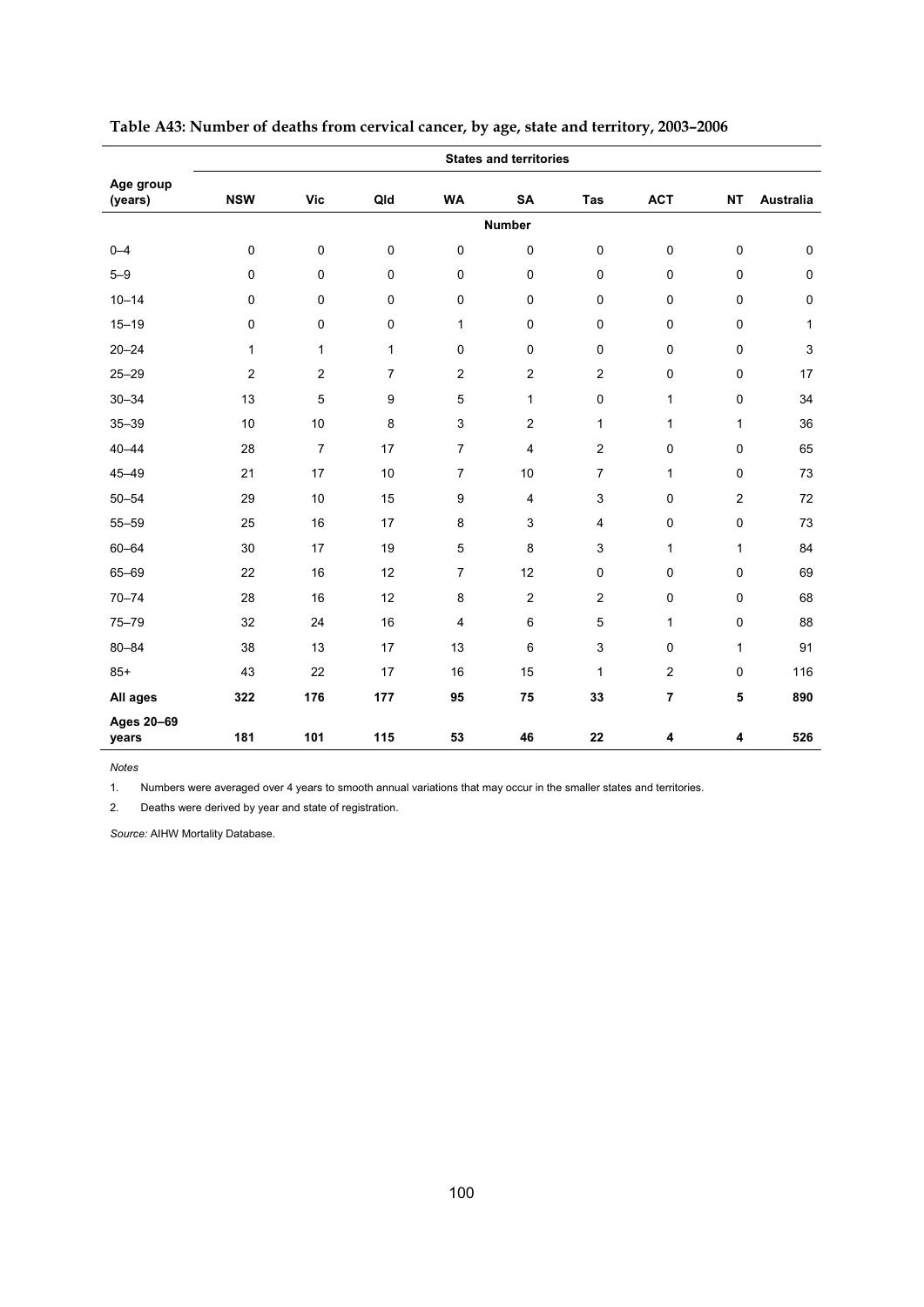**Table A43: Number of deaths from cervical cancer, by age, state and territory, 2003–2006**

| Age group (years) | States and territories | | | | | | | | |
|---|---|---|---|---|---|---|---|---|---|
| | NSW | Vic | Qld | WA | SA | Tas | ACT | NT | Australia |
| | Number | | | | | | | | |
| 0–4 | 0 | 0 | 0 | 0 | 0 | 0 | 0 | 0 | 0 |
| 5–9 | 0 | 0 | 0 | 0 | 0 | 0 | 0 | 0 | 0 |
| 10–14 | 0 | 0 | 0 | 0 | 0 | 0 | 0 | 0 | 0 |
| 15–19 | 0 | 0 | 0 | 1 | 0 | 0 | 0 | 0 | 1 |
| 20–24 | 1 | 1 | 1 | 0 | 0 | 0 | 0 | 0 | 3 |
| 25–29 | 2 | 2 | 7 | 2 | 2 | 2 | 0 | 0 | 17 |
| 30–34 | 13 | 5 | 9 | 5 | 1 | 0 | 1 | 0 | 34 |
| 35–39 | 10 | 10 | 8 | 3 | 2 | 1 | 1 | 1 | 36 |
| 40–44 | 28 | 7 | 17 | 7 | 4 | 2 | 0 | 0 | 65 |
| 45–49 | 21 | 17 | 10 | 7 | 10 | 7 | 1 | 0 | 73 |
| 50–54 | 29 | 10 | 15 | 9 | 4 | 3 | 0 | 2 | 72 |
| 55–59 | 25 | 16 | 17 | 8 | 3 | 4 | 0 | 0 | 73 |
| 60–64 | 30 | 17 | 19 | 5 | 8 | 3 | 1 | 1 | 84 |
| 65–69 | 22 | 16 | 12 | 7 | 12 | 0 | 0 | 0 | 69 |
| 70–74 | 28 | 16 | 12 | 8 | 2 | 2 | 0 | 0 | 68 |
| 75–79 | 32 | 24 | 16 | 4 | 6 | 5 | 1 | 0 | 88 |
| 80–84 | 38 | 13 | 17 | 13 | 6 | 3 | 0 | 1 | 91 |
| 85+ | 43 | 22 | 17 | 16 | 15 | 1 | 2 | 0 | 116 |
| **All ages** | **322** | **176** | **177** | **95** | **75** | **33** | **7** | **5** | **890** |
| **Ages 20–69 years** | **181** | **101** | **115** | **53** | **46** | **22** | **4** | **4** | **526** |

*Notes*

1. Numbers were averaged over 4 years to smooth annual variations that may occur in the smaller states and territories.
2. Deaths were derived by year and state of registration.

*Source:* AIHW Mortality Database.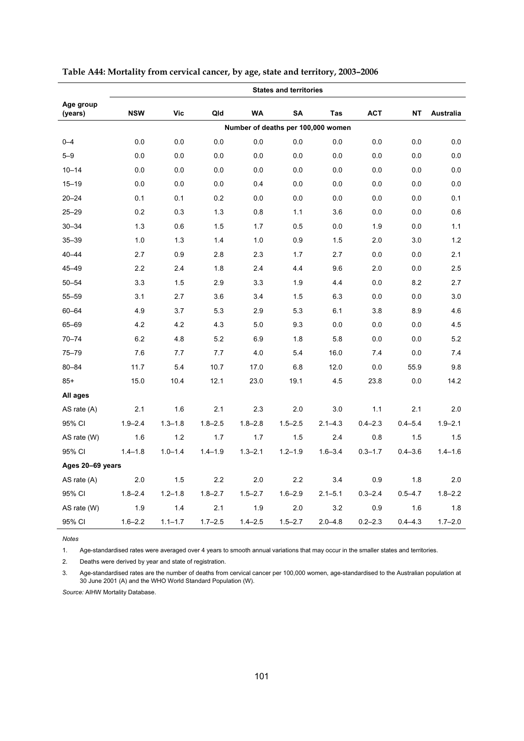**Table A44: Mortality from cervical cancer, by age, state and territory, 2003–2006**

| Age group (years) | States and territories | | | | | | | | |
|---|---|---|---|---|---|---|---|---|---|
| | NSW | Vic | Qld | WA | SA | Tas | ACT | NT | Australia |
| | Number of deaths per 100,000 women | | | | | | | | |
| 0–4 | 0.0 | 0.0 | 0.0 | 0.0 | 0.0 | 0.0 | 0.0 | 0.0 | 0.0 |
| 5–9 | 0.0 | 0.0 | 0.0 | 0.0 | 0.0 | 0.0 | 0.0 | 0.0 | 0.0 |
| 10–14 | 0.0 | 0.0 | 0.0 | 0.0 | 0.0 | 0.0 | 0.0 | 0.0 | 0.0 |
| 15–19 | 0.0 | 0.0 | 0.0 | 0.4 | 0.0 | 0.0 | 0.0 | 0.0 | 0.0 |
| 20–24 | 0.1 | 0.1 | 0.2 | 0.0 | 0.0 | 0.0 | 0.0 | 0.0 | 0.1 |
| 25–29 | 0.2 | 0.3 | 1.3 | 0.8 | 1.1 | 3.6 | 0.0 | 0.0 | 0.6 |
| 30–34 | 1.3 | 0.6 | 1.5 | 1.7 | 0.5 | 0.0 | 1.9 | 0.0 | 1.1 |
| 35–39 | 1.0 | 1.3 | 1.4 | 1.0 | 0.9 | 1.5 | 2.0 | 3.0 | 1.2 |
| 40–44 | 2.7 | 0.9 | 2.8 | 2.3 | 1.7 | 2.7 | 0.0 | 0.0 | 2.1 |
| 45–49 | 2.2 | 2.4 | 1.8 | 2.4 | 4.4 | 9.6 | 2.0 | 0.0 | 2.5 |
| 50–54 | 3.3 | 1.5 | 2.9 | 3.3 | 1.9 | 4.4 | 0.0 | 8.2 | 2.7 |
| 55–59 | 3.1 | 2.7 | 3.6 | 3.4 | 1.5 | 6.3 | 0.0 | 0.0 | 3.0 |
| 60–64 | 4.9 | 3.7 | 5.3 | 2.9 | 5.3 | 6.1 | 3.8 | 8.9 | 4.6 |
| 65–69 | 4.2 | 4.2 | 4.3 | 5.0 | 9.3 | 0.0 | 0.0 | 0.0 | 4.5 |
| 70–74 | 6.2 | 4.8 | 5.2 | 6.9 | 1.8 | 5.8 | 0.0 | 0.0 | 5.2 |
| 75–79 | 7.6 | 7.7 | 7.7 | 4.0 | 5.4 | 16.0 | 7.4 | 0.0 | 7.4 |
| 80–84 | 11.7 | 5.4 | 10.7 | 17.0 | 6.8 | 12.0 | 0.0 | 55.9 | 9.8 |
| 85+ | 15.0 | 10.4 | 12.1 | 23.0 | 19.1 | 4.5 | 23.8 | 0.0 | 14.2 |
| **All ages** | | | | | | | | | |
| AS rate (A) | 2.1 | 1.6 | 2.1 | 2.3 | 2.0 | 3.0 | 1.1 | 2.1 | 2.0 |
| 95% CI | 1.9–2.4 | 1.3–1.8 | 1.8–2.5 | 1.8–2.8 | 1.5–2.5 | 2.1–4.3 | 0.4–2.3 | 0.4–5.4 | 1.9–2.1 |
| AS rate (W) | 1.6 | 1.2 | 1.7 | 1.7 | 1.5 | 2.4 | 0.8 | 1.5 | 1.5 |
| 95% CI | 1.4–1.8 | 1.0–1.4 | 1.4–1.9 | 1.3–2.1 | 1.2–1.9 | 1.6–3.4 | 0.3–1.7 | 0.4–3.6 | 1.4–1.6 |
| **Ages 20–69 years** | | | | | | | | | |
| AS rate (A) | 2.0 | 1.5 | 2.2 | 2.0 | 2.2 | 3.4 | 0.9 | 1.8 | 2.0 |
| 95% CI | 1.8–2.4 | 1.2–1.8 | 1.8–2.7 | 1.5–2.7 | 1.6–2.9 | 2.1–5.1 | 0.3–2.4 | 0.5–4.7 | 1.8–2.2 |
| AS rate (W) | 1.9 | 1.4 | 2.1 | 1.9 | 2.0 | 3.2 | 0.9 | 1.6 | 1.8 |
| 95% CI | 1.6–2.2 | 1.1–1.7 | 1.7–2.5 | 1.4–2.5 | 1.5–2.7 | 2.0–4.8 | 0.2–2.3 | 0.4–4.3 | 1.7–2.0 |

*Notes*

1. Age-standardised rates were averaged over 4 years to smooth annual variations that may occur in the smaller states and territories.
2. Deaths were derived by year and state of registration.
3. Age-standardised rates are the number of deaths from cervical cancer per 100,000 women, age-standardised to the Australian population at 30 June 2001 (A) and the WHO World Standard Population (W).

*Source:* AIHW Mortality Database.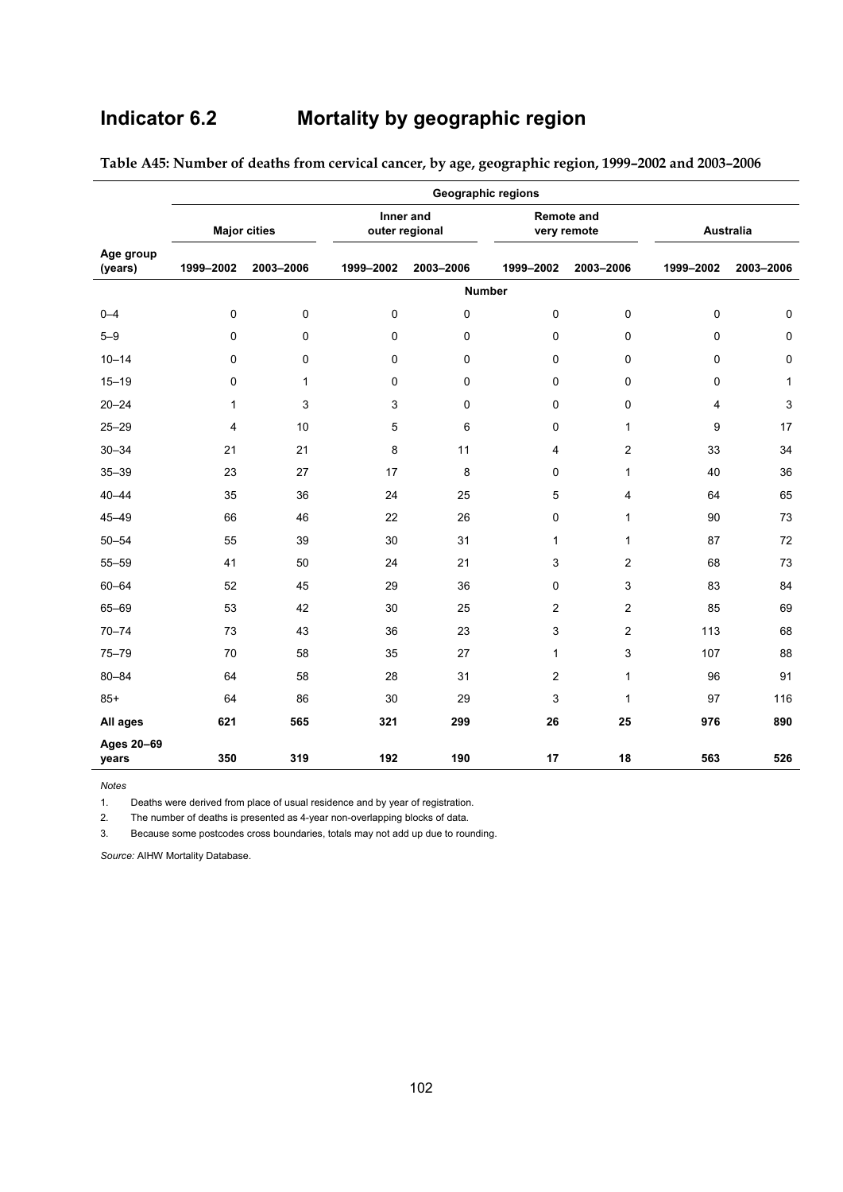# Indicator 6.2 Mortality by geographic region

**Table A45: Number of deaths from cervical cancer, by age, geographic region, 1999–2002 and 2003–2006**

| | Geographic regions | | | | | | | |
|---|---|---|---|---|---|---|---|---|
| | Major cities | | Inner and outer regional | | Remote and very remote | | Australia | |
| Age group (years) | 1999–2002 | 2003–2006 | 1999–2002 | 2003–2006 | 1999–2002 | 2003–2006 | 1999–2002 | 2003–2006 |
| | Number | | | | | | | |
| 0–4 | 0 | 0 | 0 | 0 | 0 | 0 | 0 | 0 |
| 5–9 | 0 | 0 | 0 | 0 | 0 | 0 | 0 | 0 |
| 10–14 | 0 | 0 | 0 | 0 | 0 | 0 | 0 | 0 |
| 15–19 | 0 | 1 | 0 | 0 | 0 | 0 | 0 | 1 |
| 20–24 | 1 | 3 | 3 | 0 | 0 | 0 | 4 | 3 |
| 25–29 | 4 | 10 | 5 | 6 | 0 | 1 | 9 | 17 |
| 30–34 | 21 | 21 | 8 | 11 | 4 | 2 | 33 | 34 |
| 35–39 | 23 | 27 | 17 | 8 | 0 | 1 | 40 | 36 |
| 40–44 | 35 | 36 | 24 | 25 | 5 | 4 | 64 | 65 |
| 45–49 | 66 | 46 | 22 | 26 | 0 | 1 | 90 | 73 |
| 50–54 | 55 | 39 | 30 | 31 | 1 | 1 | 87 | 72 |
| 55–59 | 41 | 50 | 24 | 21 | 3 | 2 | 68 | 73 |
| 60–64 | 52 | 45 | 29 | 36 | 0 | 3 | 83 | 84 |
| 65–69 | 53 | 42 | 30 | 25 | 2 | 2 | 85 | 69 |
| 70–74 | 73 | 43 | 36 | 23 | 3 | 2 | 113 | 68 |
| 75–79 | 70 | 58 | 35 | 27 | 1 | 3 | 107 | 88 |
| 80–84 | 64 | 58 | 28 | 31 | 2 | 1 | 96 | 91 |
| 85+ | 64 | 86 | 30 | 29 | 3 | 1 | 97 | 116 |
| **All ages** | **621** | **565** | **321** | **299** | **26** | **25** | **976** | **890** |
| **Ages 20–69 years** | **350** | **319** | **192** | **190** | **17** | **18** | **563** | **526** |

*Notes*

1. Deaths were derived from place of usual residence and by year of registration.
2. The number of deaths is presented as 4-year non-overlapping blocks of data.
3. Because some postcodes cross boundaries, totals may not add up due to rounding.

*Source:* AIHW Mortality Database.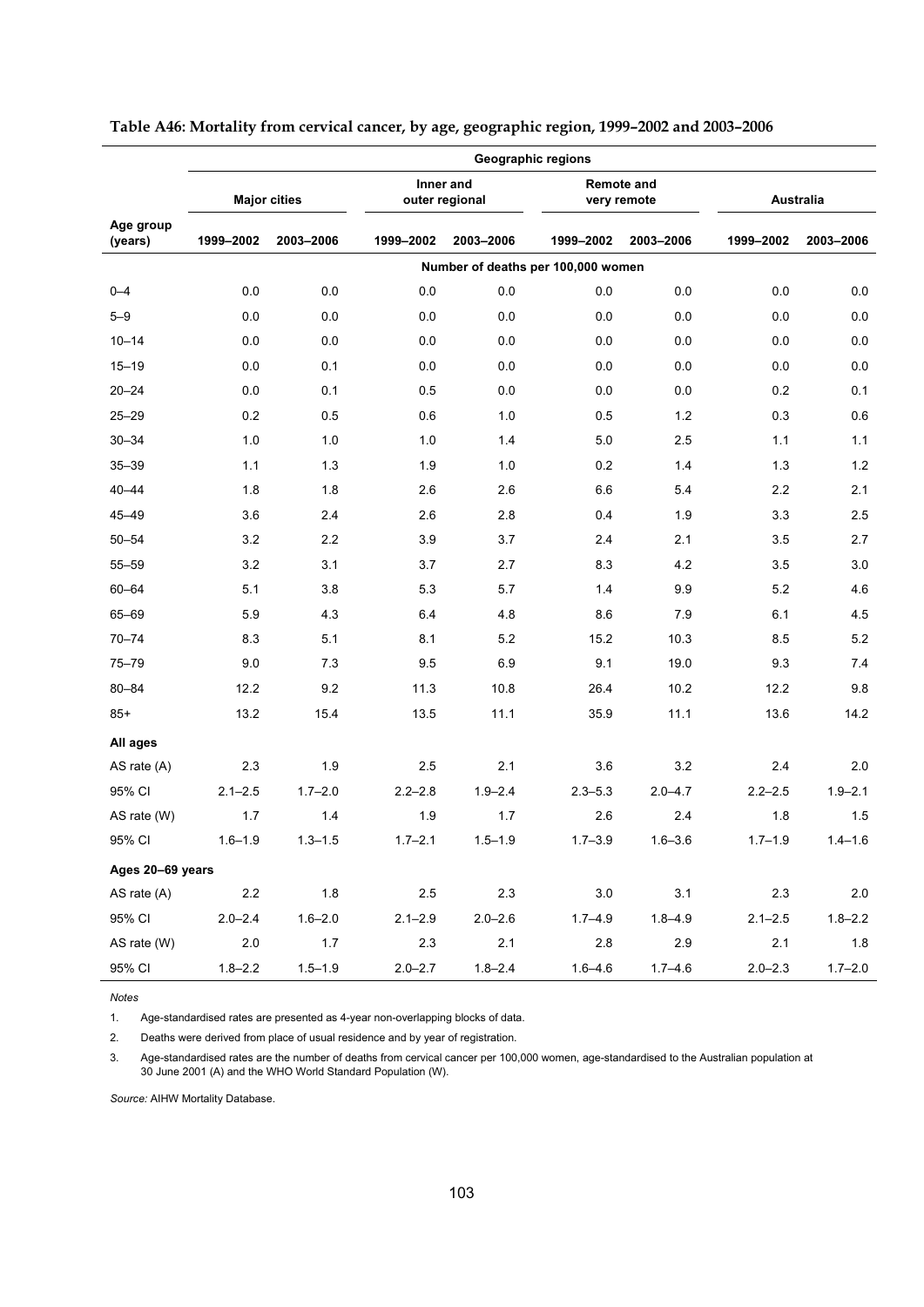**Table A46: Mortality from cervical cancer, by age, geographic region, 1999–2002 and 2003–2006**

| | Geographic regions | | | | | | | |
|---|---|---|---|---|---|---|---|---|
| | Major cities | | Inner and outer regional | | Remote and very remote | | Australia | |
| Age group (years) | 1999–2002 | 2003–2006 | 1999–2002 | 2003–2006 | 1999–2002 | 2003–2006 | 1999–2002 | 2003–2006 |
| | Number of deaths per 100,000 women | | | | | | | |
| 0–4 | 0.0 | 0.0 | 0.0 | 0.0 | 0.0 | 0.0 | 0.0 | 0.0 |
| 5–9 | 0.0 | 0.0 | 0.0 | 0.0 | 0.0 | 0.0 | 0.0 | 0.0 |
| 10–14 | 0.0 | 0.0 | 0.0 | 0.0 | 0.0 | 0.0 | 0.0 | 0.0 |
| 15–19 | 0.0 | 0.1 | 0.0 | 0.0 | 0.0 | 0.0 | 0.0 | 0.0 |
| 20–24 | 0.0 | 0.1 | 0.5 | 0.0 | 0.0 | 0.0 | 0.2 | 0.1 |
| 25–29 | 0.2 | 0.5 | 0.6 | 1.0 | 0.5 | 1.2 | 0.3 | 0.6 |
| 30–34 | 1.0 | 1.0 | 1.0 | 1.4 | 5.0 | 2.5 | 1.1 | 1.1 |
| 35–39 | 1.1 | 1.3 | 1.9 | 1.0 | 0.2 | 1.4 | 1.3 | 1.2 |
| 40–44 | 1.8 | 1.8 | 2.6 | 2.6 | 6.6 | 5.4 | 2.2 | 2.1 |
| 45–49 | 3.6 | 2.4 | 2.6 | 2.8 | 0.4 | 1.9 | 3.3 | 2.5 |
| 50–54 | 3.2 | 2.2 | 3.9 | 3.7 | 2.4 | 2.1 | 3.5 | 2.7 |
| 55–59 | 3.2 | 3.1 | 3.7 | 2.7 | 8.3 | 4.2 | 3.5 | 3.0 |
| 60–64 | 5.1 | 3.8 | 5.3 | 5.7 | 1.4 | 9.9 | 5.2 | 4.6 |
| 65–69 | 5.9 | 4.3 | 6.4 | 4.8 | 8.6 | 7.9 | 6.1 | 4.5 |
| 70–74 | 8.3 | 5.1 | 8.1 | 5.2 | 15.2 | 10.3 | 8.5 | 5.2 |
| 75–79 | 9.0 | 7.3 | 9.5 | 6.9 | 9.1 | 19.0 | 9.3 | 7.4 |
| 80–84 | 12.2 | 9.2 | 11.3 | 10.8 | 26.4 | 10.2 | 12.2 | 9.8 |
| 85+ | 13.2 | 15.4 | 13.5 | 11.1 | 35.9 | 11.1 | 13.6 | 14.2 |
| **All ages** | | | | | | | | |
| AS rate (A) | 2.3 | 1.9 | 2.5 | 2.1 | 3.6 | 3.2 | 2.4 | 2.0 |
| 95% CI | 2.1–2.5 | 1.7–2.0 | 2.2–2.8 | 1.9–2.4 | 2.3–5.3 | 2.0–4.7 | 2.2–2.5 | 1.9–2.1 |
| AS rate (W) | 1.7 | 1.4 | 1.9 | 1.7 | 2.6 | 2.4 | 1.8 | 1.5 |
| 95% CI | 1.6–1.9 | 1.3–1.5 | 1.7–2.1 | 1.5–1.9 | 1.7–3.9 | 1.6–3.6 | 1.7–1.9 | 1.4–1.6 |
| **Ages 20–69 years** | | | | | | | | |
| AS rate (A) | 2.2 | 1.8 | 2.5 | 2.3 | 3.0 | 3.1 | 2.3 | 2.0 |
| 95% CI | 2.0–2.4 | 1.6–2.0 | 2.1–2.9 | 2.0–2.6 | 1.7–4.9 | 1.8–4.9 | 2.1–2.5 | 1.8–2.2 |
| AS rate (W) | 2.0 | 1.7 | 2.3 | 2.1 | 2.8 | 2.9 | 2.1 | 1.8 |
| 95% CI | 1.8–2.2 | 1.5–1.9 | 2.0–2.7 | 1.8–2.4 | 1.6–4.6 | 1.7–4.6 | 2.0–2.3 | 1.7–2.0 |

*Notes*

1. Age-standardised rates are presented as 4-year non-overlapping blocks of data.
2. Deaths were derived from place of usual residence and by year of registration.
3. Age-standardised rates are the number of deaths from cervical cancer per 100,000 women, age-standardised to the Australian population at 30 June 2001 (A) and the WHO World Standard Population (W).

*Source:* AIHW Mortality Database.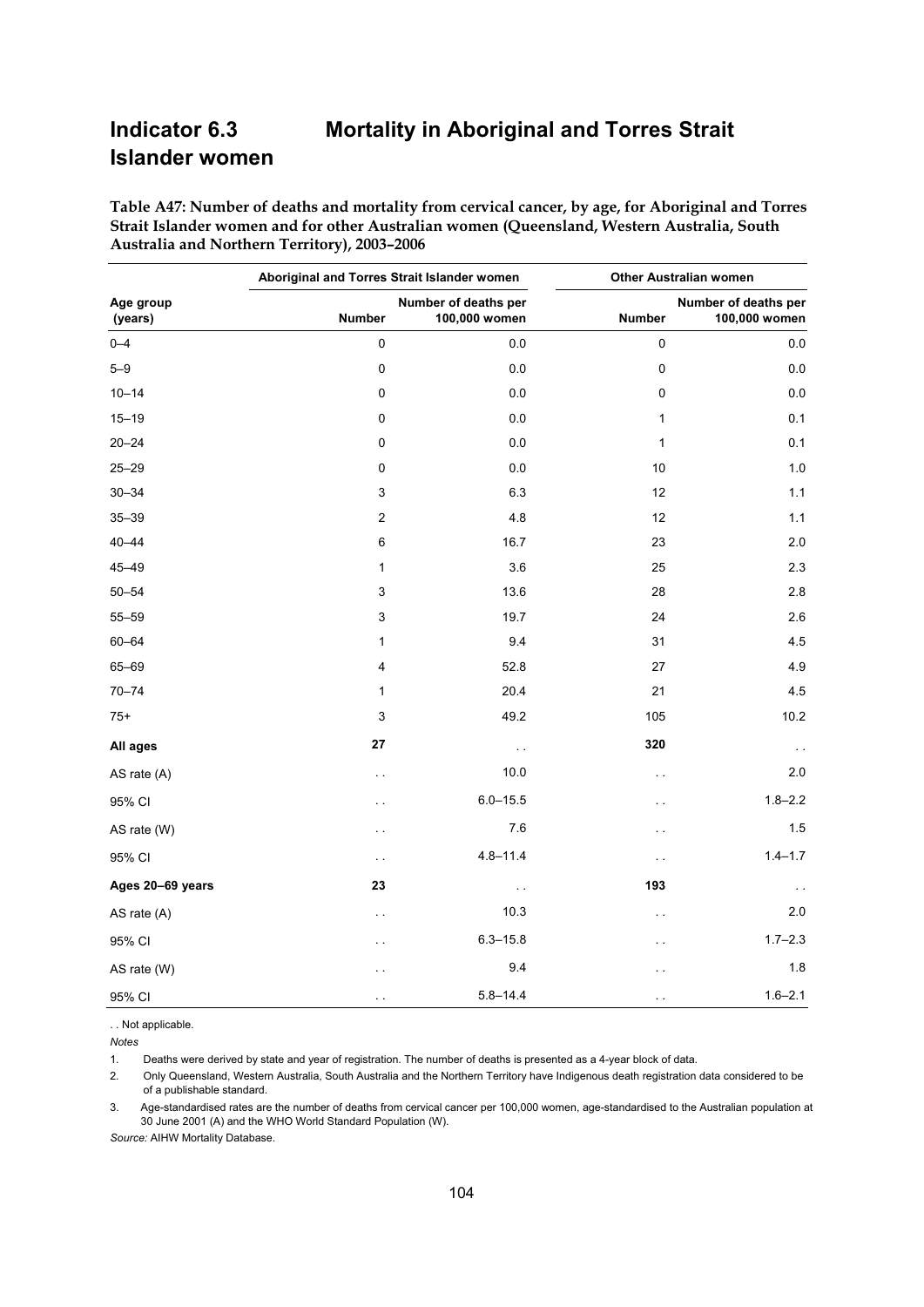# Indicator 6.3 Mortality in Aboriginal and Torres Strait Islander women

**Table A47: Number of deaths and mortality from cervical cancer, by age, for Aboriginal and Torres Strait Islander women and for other Australian women (Queensland, Western Australia, South Australia and Northern Territory), 2003–2006**

| | Aboriginal and Torres Strait Islander women | | Other Australian women | |
|---|---|---|---|---|
| **Age group (years)** | **Number** | **Number of deaths per 100,000 women** | **Number** | **Number of deaths per 100,000 women** |
| 0–4 | 0 | 0.0 | 0 | 0.0 |
| 5–9 | 0 | 0.0 | 0 | 0.0 |
| 10–14 | 0 | 0.0 | 0 | 0.0 |
| 15–19 | 0 | 0.0 | 1 | 0.1 |
| 20–24 | 0 | 0.0 | 1 | 0.1 |
| 25–29 | 0 | 0.0 | 10 | 1.0 |
| 30–34 | 3 | 6.3 | 12 | 1.1 |
| 35–39 | 2 | 4.8 | 12 | 1.1 |
| 40–44 | 6 | 16.7 | 23 | 2.0 |
| 45–49 | 1 | 3.6 | 25 | 2.3 |
| 50–54 | 3 | 13.6 | 28 | 2.8 |
| 55–59 | 3 | 19.7 | 24 | 2.6 |
| 60–64 | 1 | 9.4 | 31 | 4.5 |
| 65–69 | 4 | 52.8 | 27 | 4.9 |
| 70–74 | 1 | 20.4 | 21 | 4.5 |
| 75+ | 3 | 49.2 | 105 | 10.2 |
| **All ages** | **27** | . . | **320** | . . |
| AS rate (A) | . . | 10.0 | . . | 2.0 |
| 95% CI | . . | 6.0–15.5 | . . | 1.8–2.2 |
| AS rate (W) | . . | 7.6 | . . | 1.5 |
| 95% CI | . . | 4.8–11.4 | . . | 1.4–1.7 |
| **Ages 20–69 years** | **23** | . . | **193** | . . |
| AS rate (A) | . . | 10.3 | . . | 2.0 |
| 95% CI | . . | 6.3–15.8 | . . | 1.7–2.3 |
| AS rate (W) | . . | 9.4 | . . | 1.8 |
| 95% CI | . . | 5.8–14.4 | . . | 1.6–2.1 |

. . Not applicable.

*Notes*

1. Deaths were derived by state and year of registration. The number of deaths is presented as a 4-year block of data.
2. Only Queensland, Western Australia, South Australia and the Northern Territory have Indigenous death registration data considered to be of a publishable standard.
3. Age-standardised rates are the number of deaths from cervical cancer per 100,000 women, age-standardised to the Australian population at 30 June 2001 (A) and the WHO World Standard Population (W).

*Source:* AIHW Mortality Database.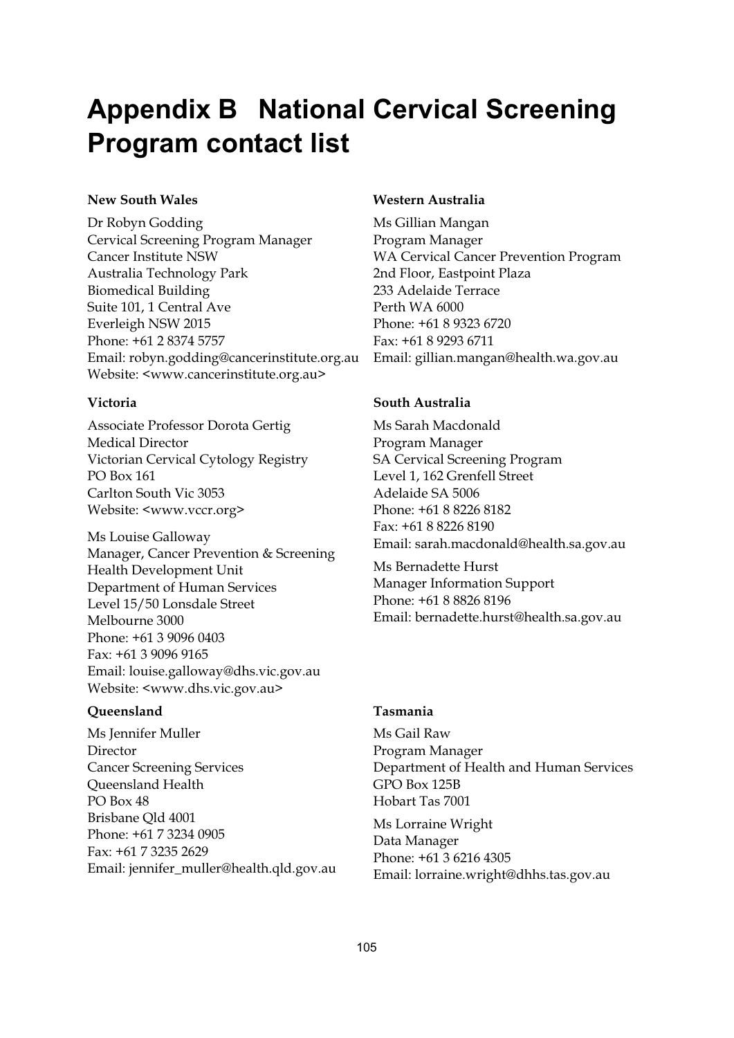# Appendix B National Cervical Screening Program contact list

**New South Wales**

Dr Robyn Godding
Cervical Screening Program Manager
Cancer Institute NSW
Australia Technology Park
Biomedical Building
Suite 101, 1 Central Ave
Everleigh NSW 2015
Phone: +61 2 8374 5757
Email: robyn.godding@cancerinstitute.org.au
Website: <www.cancerinstitute.org.au>

**Victoria**

Associate Professor Dorota Gertig
Medical Director
Victorian Cervical Cytology Registry
PO Box 161
Carlton South Vic 3053
Website: <www.vccr.org>

Ms Louise Galloway
Manager, Cancer Prevention & Screening
Health Development Unit
Department of Human Services
Level 15/50 Lonsdale Street
Melbourne 3000
Phone: +61 3 9096 0403
Fax: +61 3 9096 9165
Email: louise.galloway@dhs.vic.gov.au
Website: <www.dhs.vic.gov.au>

**Queensland**

Ms Jennifer Muller
Director
Cancer Screening Services
Queensland Health
PO Box 48
Brisbane Qld 4001
Phone: +61 7 3234 0905
Fax: +61 7 3235 2629
Email: jennifer_muller@health.qld.gov.au

**Western Australia**

Ms Gillian Mangan
Program Manager
WA Cervical Cancer Prevention Program
2nd Floor, Eastpoint Plaza
233 Adelaide Terrace
Perth WA 6000
Phone: +61 8 9323 6720
Fax: +61 8 9293 6711
Email: gillian.mangan@health.wa.gov.au

**South Australia**

Ms Sarah Macdonald
Program Manager
SA Cervical Screening Program
Level 1, 162 Grenfell Street
Adelaide SA 5006
Phone: +61 8 8226 8182
Fax: +61 8 8226 8190
Email: sarah.macdonald@health.sa.gov.au

Ms Bernadette Hurst
Manager Information Support
Phone: +61 8 8826 8196
Email: bernadette.hurst@health.sa.gov.au

**Tasmania**

Ms Gail Raw
Program Manager
Department of Health and Human Services
GPO Box 125B
Hobart Tas 7001

Ms Lorraine Wright
Data Manager
Phone: +61 3 6216 4305
Email: lorraine.wright@dhhs.tas.gov.au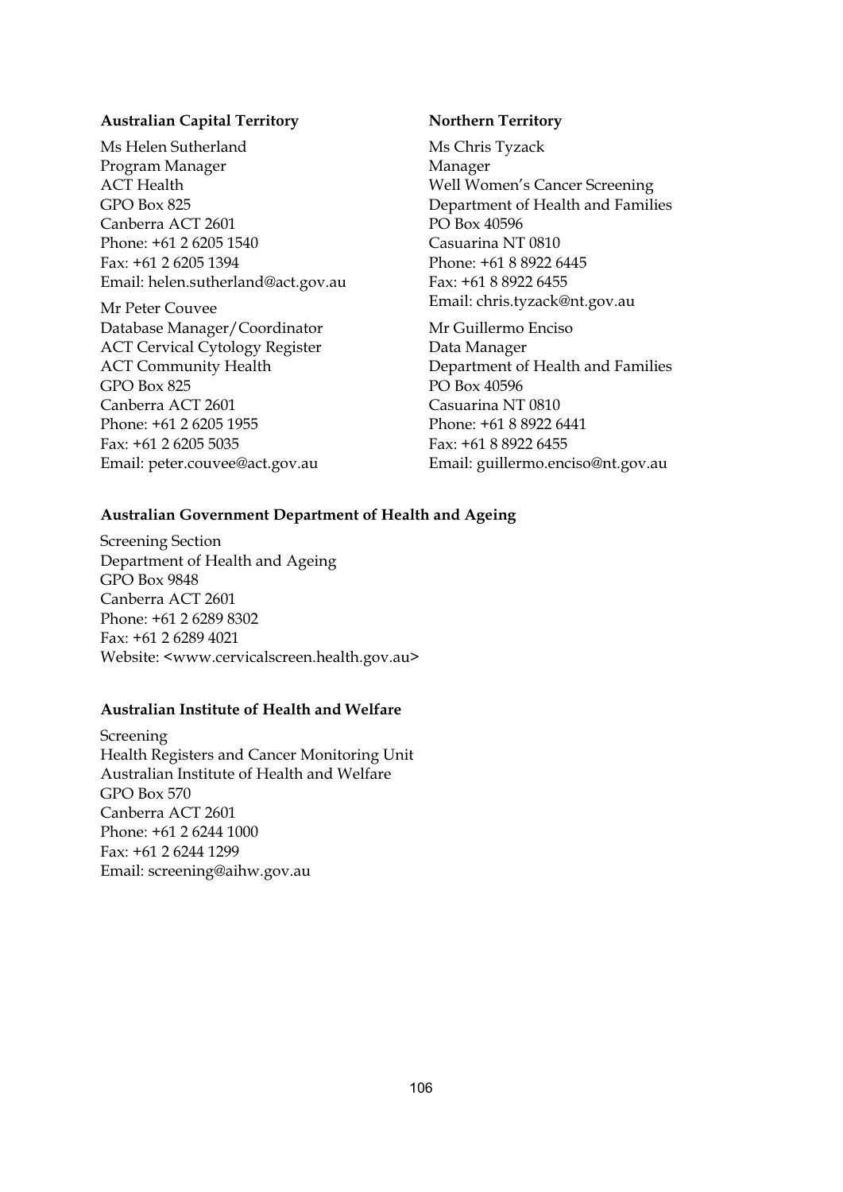**Australian Capital Territory**

Ms Helen Sutherland
Program Manager
ACT Health
GPO Box 825
Canberra ACT 2601
Phone: +61 2 6205 1540
Fax: +61 2 6205 1394
Email: helen.sutherland@act.gov.au

Mr Peter Couvee
Database Manager/Coordinator
ACT Cervical Cytology Register
ACT Community Health
GPO Box 825
Canberra ACT 2601
Phone: +61 2 6205 1955
Fax: +61 2 6205 5035
Email: peter.couvee@act.gov.au

**Northern Territory**

Ms Chris Tyzack
Manager
Well Women's Cancer Screening
Department of Health and Families
PO Box 40596
Casuarina NT 0810
Phone: +61 8 8922 6445
Fax: +61 8 8922 6455
Email: chris.tyzack@nt.gov.au

Mr Guillermo Enciso
Data Manager
Department of Health and Families
PO Box 40596
Casuarina NT 0810
Phone: +61 8 8922 6441
Fax: +61 8 8922 6455
Email: guillermo.enciso@nt.gov.au

**Australian Government Department of Health and Ageing**

Screening Section
Department of Health and Ageing
GPO Box 9848
Canberra ACT 2601
Phone: +61 2 6289 8302
Fax: +61 2 6289 4021
Website: <www.cervicalscreen.health.gov.au>

**Australian Institute of Health and Welfare**

Screening
Health Registers and Cancer Monitoring Unit
Australian Institute of Health and Welfare
GPO Box 570
Canberra ACT 2601
Phone: +61 2 6244 1000
Fax: +61 2 6244 1299
Email: screening@aihw.gov.au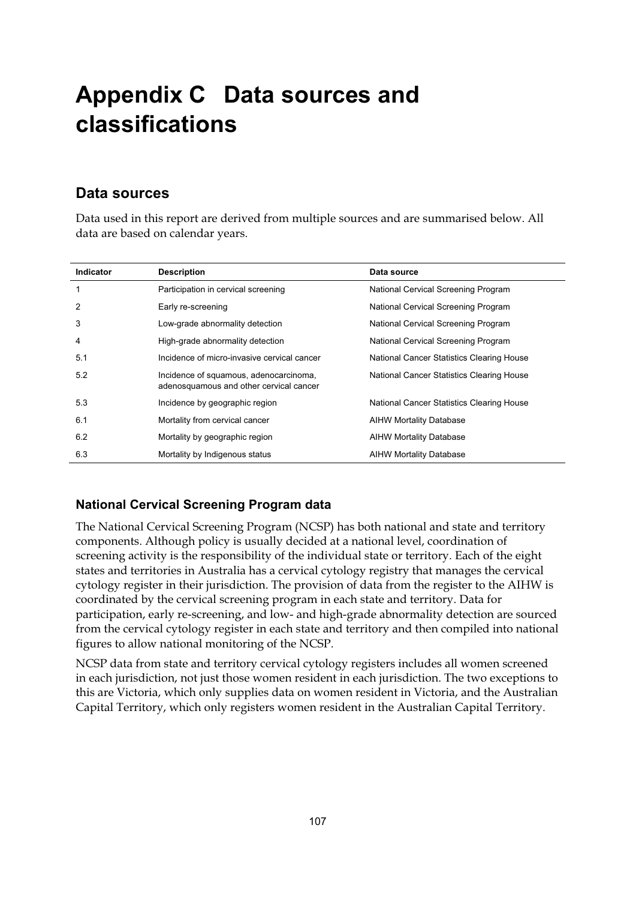# Appendix C Data sources and classifications

## Data sources

Data used in this report are derived from multiple sources and are summarised below. All data are based on calendar years.

| Indicator | Description | Data source |
|---|---|---|
| 1 | Participation in cervical screening | National Cervical Screening Program |
| 2 | Early re-screening | National Cervical Screening Program |
| 3 | Low-grade abnormality detection | National Cervical Screening Program |
| 4 | High-grade abnormality detection | National Cervical Screening Program |
| 5.1 | Incidence of micro-invasive cervical cancer | National Cancer Statistics Clearing House |
| 5.2 | Incidence of squamous, adenocarcinoma, adenosquamous and other cervical cancer | National Cancer Statistics Clearing House |
| 5.3 | Incidence by geographic region | National Cancer Statistics Clearing House |
| 6.1 | Mortality from cervical cancer | AIHW Mortality Database |
| 6.2 | Mortality by geographic region | AIHW Mortality Database |
| 6.3 | Mortality by Indigenous status | AIHW Mortality Database |

### National Cervical Screening Program data

The National Cervical Screening Program (NCSP) has both national and state and territory components. Although policy is usually decided at a national level, coordination of screening activity is the responsibility of the individual state or territory. Each of the eight states and territories in Australia has a cervical cytology registry that manages the cervical cytology register in their jurisdiction. The provision of data from the register to the AIHW is coordinated by the cervical screening program in each state and territory. Data for participation, early re-screening, and low- and high-grade abnormality detection are sourced from the cervical cytology register in each state and territory and then compiled into national figures to allow national monitoring of the NCSP.

NCSP data from state and territory cervical cytology registers includes all women screened in each jurisdiction, not just those women resident in each jurisdiction. The two exceptions to this are Victoria, which only supplies data on women resident in Victoria, and the Australian Capital Territory, which only registers women resident in the Australian Capital Territory.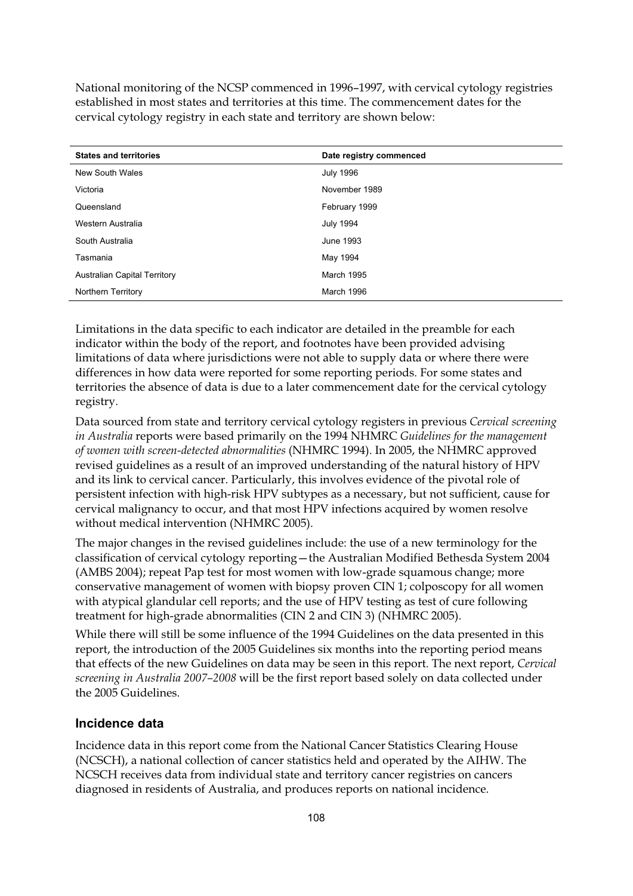National monitoring of the NCSP commenced in 1996–1997, with cervical cytology registries established in most states and territories at this time. The commencement dates for the cervical cytology registry in each state and territory are shown below:

| States and territories | Date registry commenced |
| --- | --- |
| New South Wales | July 1996 |
| Victoria | November 1989 |
| Queensland | February 1999 |
| Western Australia | July 1994 |
| South Australia | June 1993 |
| Tasmania | May 1994 |
| Australian Capital Territory | March 1995 |
| Northern Territory | March 1996 |

Limitations in the data specific to each indicator are detailed in the preamble for each indicator within the body of the report, and footnotes have been provided advising limitations of data where jurisdictions were not able to supply data or where there were differences in how data were reported for some reporting periods. For some states and territories the absence of data is due to a later commencement date for the cervical cytology registry.

Data sourced from state and territory cervical cytology registers in previous *Cervical screening in Australia* reports were based primarily on the 1994 NHMRC *Guidelines for the management of women with screen-detected abnormalities* (NHMRC 1994). In 2005, the NHMRC approved revised guidelines as a result of an improved understanding of the natural history of HPV and its link to cervical cancer. Particularly, this involves evidence of the pivotal role of persistent infection with high-risk HPV subtypes as a necessary, but not sufficient, cause for cervical malignancy to occur, and that most HPV infections acquired by women resolve without medical intervention (NHMRC 2005).

The major changes in the revised guidelines include: the use of a new terminology for the classification of cervical cytology reporting—the Australian Modified Bethesda System 2004 (AMBS 2004); repeat Pap test for most women with low-grade squamous change; more conservative management of women with biopsy proven CIN 1; colposcopy for all women with atypical glandular cell reports; and the use of HPV testing as test of cure following treatment for high-grade abnormalities (CIN 2 and CIN 3) (NHMRC 2005).

While there will still be some influence of the 1994 Guidelines on the data presented in this report, the introduction of the 2005 Guidelines six months into the reporting period means that effects of the new Guidelines on data may be seen in this report. The next report, *Cervical screening in Australia 2007–2008* will be the first report based solely on data collected under the 2005 Guidelines.

### Incidence data

Incidence data in this report come from the National Cancer Statistics Clearing House (NCSCH), a national collection of cancer statistics held and operated by the AIHW. The NCSCH receives data from individual state and territory cancer registries on cancers diagnosed in residents of Australia, and produces reports on national incidence.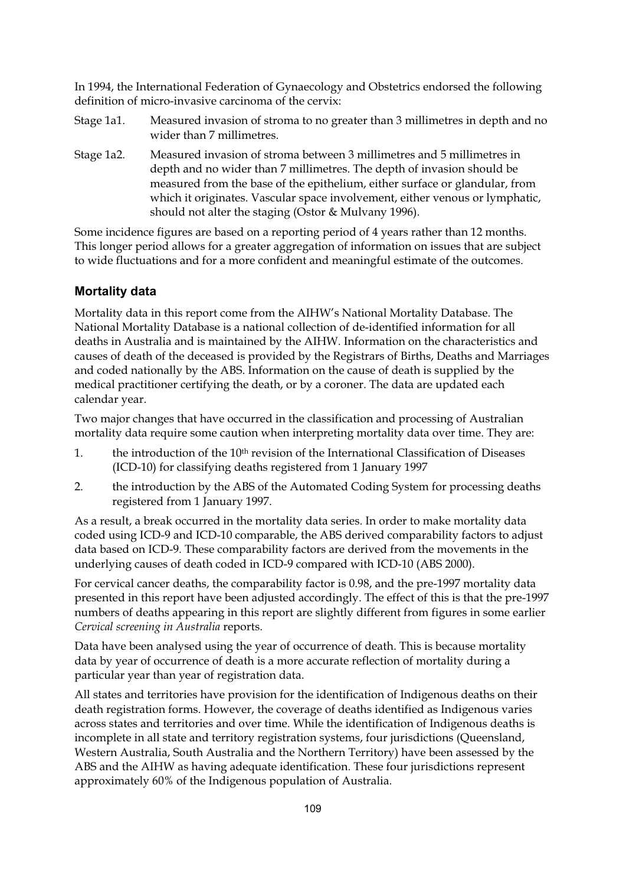In 1994, the International Federation of Gynaecology and Obstetrics endorsed the following definition of micro-invasive carcinoma of the cervix:

Stage 1a1. Measured invasion of stroma to no greater than 3 millimetres in depth and no wider than 7 millimetres.

Stage 1a2. Measured invasion of stroma between 3 millimetres and 5 millimetres in depth and no wider than 7 millimetres. The depth of invasion should be measured from the base of the epithelium, either surface or glandular, from which it originates. Vascular space involvement, either venous or lymphatic, should not alter the staging (Ostor & Mulvany 1996).

Some incidence figures are based on a reporting period of 4 years rather than 12 months. This longer period allows for a greater aggregation of information on issues that are subject to wide fluctuations and for a more confident and meaningful estimate of the outcomes.

### Mortality data

Mortality data in this report come from the AIHW's National Mortality Database. The National Mortality Database is a national collection of de-identified information for all deaths in Australia and is maintained by the AIHW. Information on the characteristics and causes of death of the deceased is provided by the Registrars of Births, Deaths and Marriages and coded nationally by the ABS. Information on the cause of death is supplied by the medical practitioner certifying the death, or by a coroner. The data are updated each calendar year.

Two major changes that have occurred in the classification and processing of Australian mortality data require some caution when interpreting mortality data over time. They are:

1. the introduction of the 10th revision of the International Classification of Diseases (ICD-10) for classifying deaths registered from 1 January 1997
2. the introduction by the ABS of the Automated Coding System for processing deaths registered from 1 January 1997.

As a result, a break occurred in the mortality data series. In order to make mortality data coded using ICD-9 and ICD-10 comparable, the ABS derived comparability factors to adjust data based on ICD-9. These comparability factors are derived from the movements in the underlying causes of death coded in ICD-9 compared with ICD-10 (ABS 2000).

For cervical cancer deaths, the comparability factor is 0.98, and the pre-1997 mortality data presented in this report have been adjusted accordingly. The effect of this is that the pre-1997 numbers of deaths appearing in this report are slightly different from figures in some earlier *Cervical screening in Australia* reports.

Data have been analysed using the year of occurrence of death. This is because mortality data by year of occurrence of death is a more accurate reflection of mortality during a particular year than year of registration data.

All states and territories have provision for the identification of Indigenous deaths on their death registration forms. However, the coverage of deaths identified as Indigenous varies across states and territories and over time. While the identification of Indigenous deaths is incomplete in all state and territory registration systems, four jurisdictions (Queensland, Western Australia, South Australia and the Northern Territory) have been assessed by the ABS and the AIHW as having adequate identification. These four jurisdictions represent approximately 60% of the Indigenous population of Australia.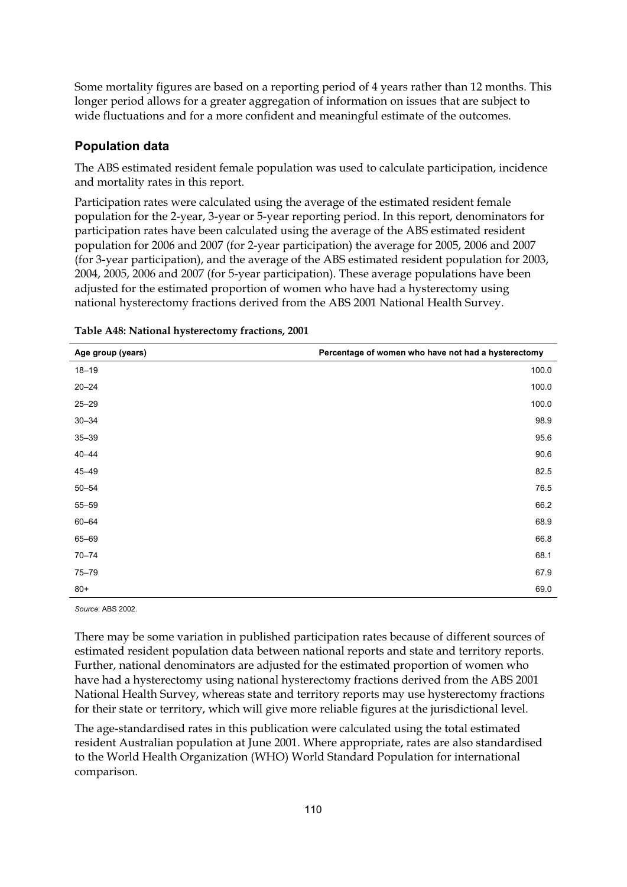Some mortality figures are based on a reporting period of 4 years rather than 12 months. This longer period allows for a greater aggregation of information on issues that are subject to wide fluctuations and for a more confident and meaningful estimate of the outcomes.

## Population data

The ABS estimated resident female population was used to calculate participation, incidence and mortality rates in this report.

Participation rates were calculated using the average of the estimated resident female population for the 2-year, 3-year or 5-year reporting period. In this report, denominators for participation rates have been calculated using the average of the ABS estimated resident population for 2006 and 2007 (for 2-year participation) the average for 2005, 2006 and 2007 (for 3-year participation), and the average of the ABS estimated resident population for 2003, 2004, 2005, 2006 and 2007 (for 5-year participation). These average populations have been adjusted for the estimated proportion of women who have had a hysterectomy using national hysterectomy fractions derived from the ABS 2001 National Health Survey.

**Table A48: National hysterectomy fractions, 2001**

| Age group (years) | Percentage of women who have not had a hysterectomy |
|---|---|
| 18–19 | 100.0 |
| 20–24 | 100.0 |
| 25–29 | 100.0 |
| 30–34 | 98.9 |
| 35–39 | 95.6 |
| 40–44 | 90.6 |
| 45–49 | 82.5 |
| 50–54 | 76.5 |
| 55–59 | 66.2 |
| 60–64 | 68.9 |
| 65–69 | 66.8 |
| 70–74 | 68.1 |
| 75–79 | 67.9 |
| 80+ | 69.0 |

*Source*: ABS 2002.

There may be some variation in published participation rates because of different sources of estimated resident population data between national reports and state and territory reports. Further, national denominators are adjusted for the estimated proportion of women who have had a hysterectomy using national hysterectomy fractions derived from the ABS 2001 National Health Survey, whereas state and territory reports may use hysterectomy fractions for their state or territory, which will give more reliable figures at the jurisdictional level.

The age-standardised rates in this publication were calculated using the total estimated resident Australian population at June 2001. Where appropriate, rates are also standardised to the World Health Organization (WHO) World Standard Population for international comparison.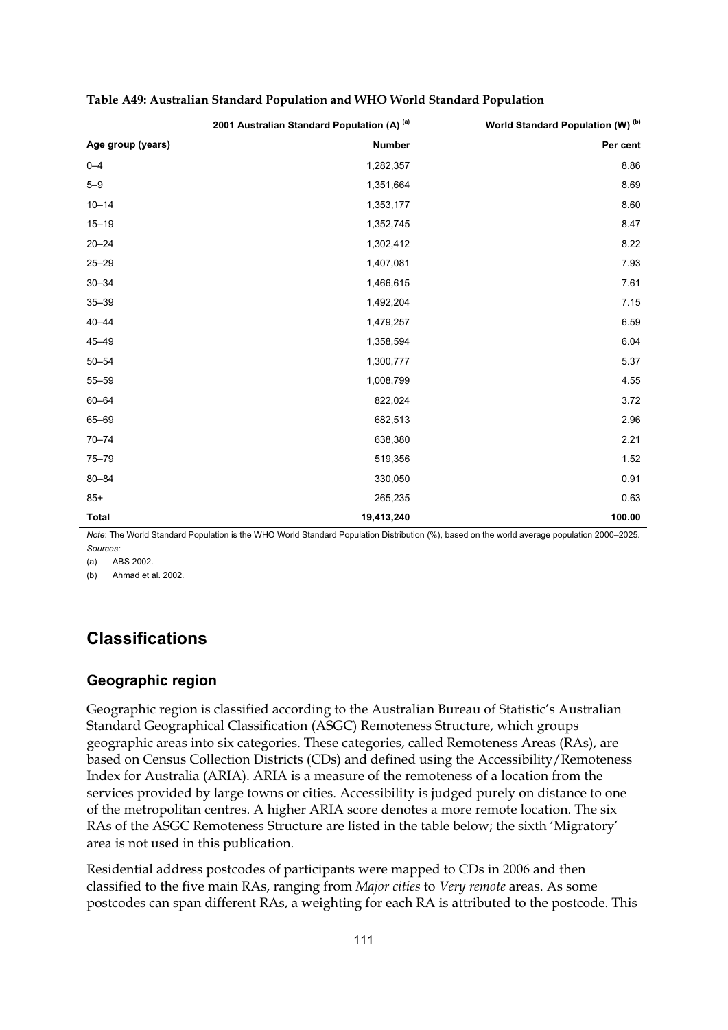**Table A49: Australian Standard Population and WHO World Standard Population**

| | 2001 Australian Standard Population (A) [(a)] | World Standard Population (W) [(b)] |
|---|---|---|
| Age group (years) | Number | Per cent |
| 0–4 | 1,282,357 | 8.86 |
| 5–9 | 1,351,664 | 8.69 |
| 10–14 | 1,353,177 | 8.60 |
| 15–19 | 1,352,745 | 8.47 |
| 20–24 | 1,302,412 | 8.22 |
| 25–29 | 1,407,081 | 7.93 |
| 30–34 | 1,466,615 | 7.61 |
| 35–39 | 1,492,204 | 7.15 |
| 40–44 | 1,479,257 | 6.59 |
| 45–49 | 1,358,594 | 6.04 |
| 50–54 | 1,300,777 | 5.37 |
| 55–59 | 1,008,799 | 4.55 |
| 60–64 | 822,024 | 3.72 |
| 65–69 | 682,513 | 2.96 |
| 70–74 | 638,380 | 2.21 |
| 75–79 | 519,356 | 1.52 |
| 80–84 | 330,050 | 0.91 |
| 85+ | 265,235 | 0.63 |
| **Total** | **19,413,240** | **100.00** |

*Note*: The World Standard Population is the WHO World Standard Population Distribution (%), based on the world average population 2000–2025.

*Sources:*

(a) ABS 2002.

(b) Ahmad et al. 2002.

## Classifications

### Geographic region

Geographic region is classified according to the Australian Bureau of Statistic's Australian Standard Geographical Classification (ASGC) Remoteness Structure, which groups geographic areas into six categories. These categories, called Remoteness Areas (RAs), are based on Census Collection Districts (CDs) and defined using the Accessibility/Remoteness Index for Australia (ARIA). ARIA is a measure of the remoteness of a location from the services provided by large towns or cities. Accessibility is judged purely on distance to one of the metropolitan centres. A higher ARIA score denotes a more remote location. The six RAs of the ASGC Remoteness Structure are listed in the table below; the sixth 'Migratory' area is not used in this publication.

Residential address postcodes of participants were mapped to CDs in 2006 and then classified to the five main RAs, ranging from *Major cities* to *Very remote* areas. As some postcodes can span different RAs, a weighting for each RA is attributed to the postcode. This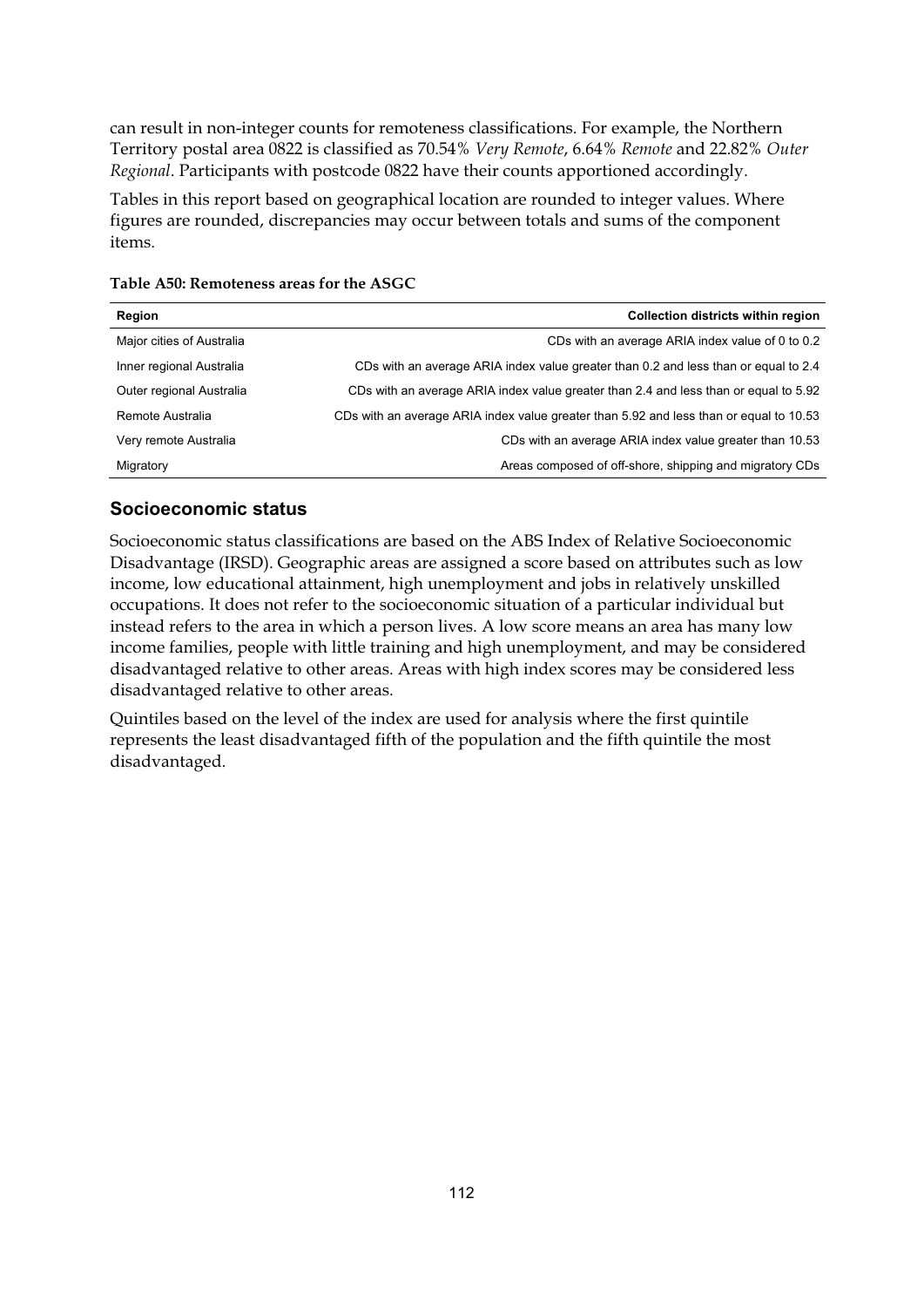can result in non-integer counts for remoteness classifications. For example, the Northern Territory postal area 0822 is classified as 70.54% *Very Remote*, 6.64% *Remote* and 22.82% *Outer Regional*. Participants with postcode 0822 have their counts apportioned accordingly.

Tables in this report based on geographical location are rounded to integer values. Where figures are rounded, discrepancies may occur between totals and sums of the component items.

**Table A50: Remoteness areas for the ASGC**

| Region | Collection districts within region |
|---|---|
| Major cities of Australia | CDs with an average ARIA index value of 0 to 0.2 |
| Inner regional Australia | CDs with an average ARIA index value greater than 0.2 and less than or equal to 2.4 |
| Outer regional Australia | CDs with an average ARIA index value greater than 2.4 and less than or equal to 5.92 |
| Remote Australia | CDs with an average ARIA index value greater than 5.92 and less than or equal to 10.53 |
| Very remote Australia | CDs with an average ARIA index value greater than 10.53 |
| Migratory | Areas composed of off-shore, shipping and migratory CDs |

## Socioeconomic status

Socioeconomic status classifications are based on the ABS Index of Relative Socioeconomic Disadvantage (IRSD). Geographic areas are assigned a score based on attributes such as low income, low educational attainment, high unemployment and jobs in relatively unskilled occupations. It does not refer to the socioeconomic situation of a particular individual but instead refers to the area in which a person lives. A low score means an area has many low income families, people with little training and high unemployment, and may be considered disadvantaged relative to other areas. Areas with high index scores may be considered less disadvantaged relative to other areas.

Quintiles based on the level of the index are used for analysis where the first quintile represents the least disadvantaged fifth of the population and the fifth quintile the most disadvantaged.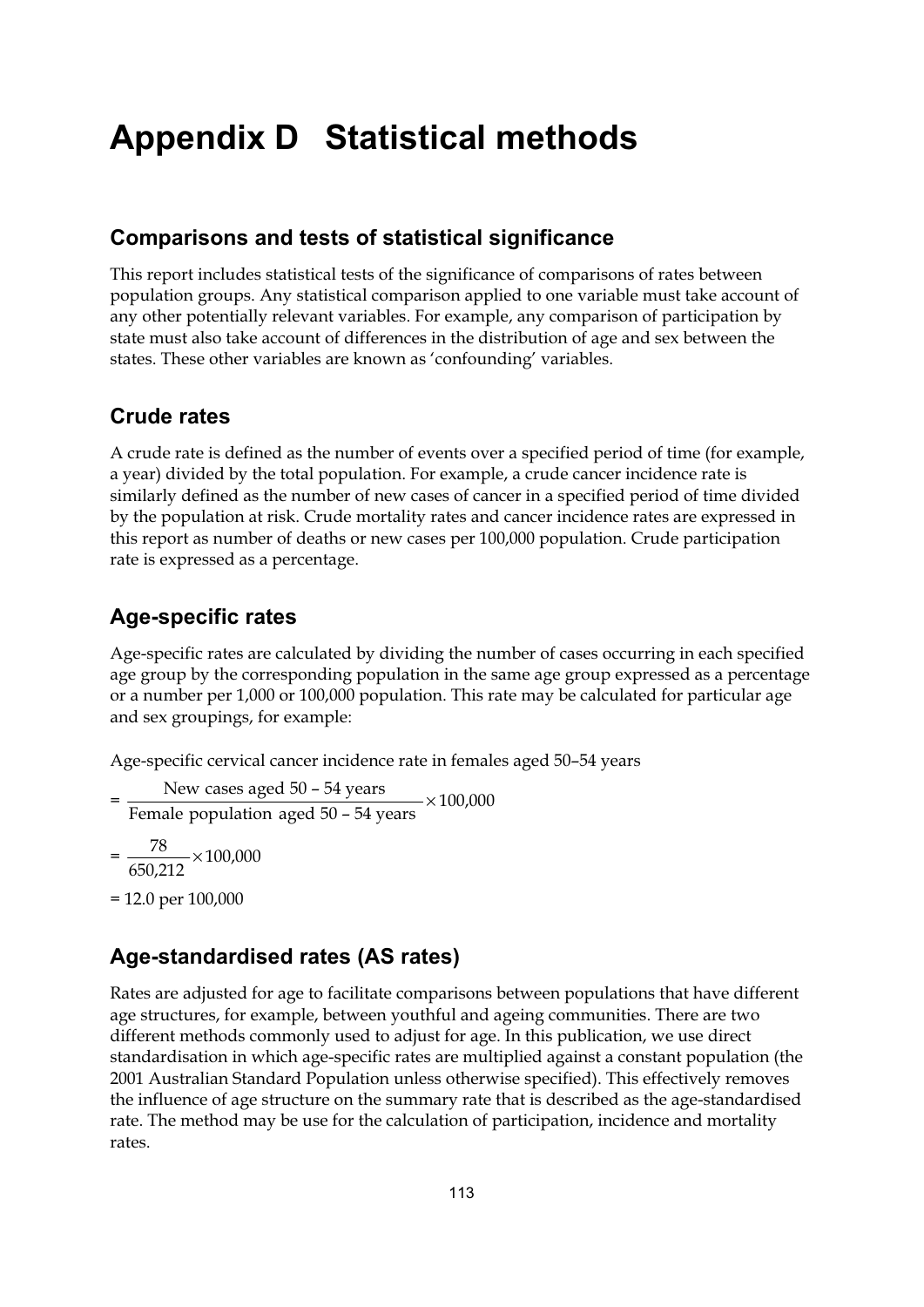# Appendix D Statistical methods

## Comparisons and tests of statistical significance

This report includes statistical tests of the significance of comparisons of rates between population groups. Any statistical comparison applied to one variable must take account of any other potentially relevant variables. For example, any comparison of participation by state must also take account of differences in the distribution of age and sex between the states. These other variables are known as 'confounding' variables.

## Crude rates

A crude rate is defined as the number of events over a specified period of time (for example, a year) divided by the total population. For example, a crude cancer incidence rate is similarly defined as the number of new cases of cancer in a specified period of time divided by the population at risk. Crude mortality rates and cancer incidence rates are expressed in this report as number of deaths or new cases per 100,000 population. Crude participation rate is expressed as a percentage.

## Age-specific rates

Age-specific rates are calculated by dividing the number of cases occurring in each specified age group by the corresponding population in the same age group expressed as a percentage or a number per 1,000 or 100,000 population. This rate may be calculated for particular age and sex groupings, for example:

Age-specific cervical cancer incidence rate in females aged 50–54 years

$$= \frac{\text{New cases aged 50 – 54 years}}{\text{Female population aged 50 – 54 years}} \times 100{,}000$$

$$= \frac{78}{650{,}212} \times 100{,}000$$

= 12.0 per 100,000

## Age-standardised rates (AS rates)

Rates are adjusted for age to facilitate comparisons between populations that have different age structures, for example, between youthful and ageing communities. There are two different methods commonly used to adjust for age. In this publication, we use direct standardisation in which age-specific rates are multiplied against a constant population (the 2001 Australian Standard Population unless otherwise specified). This effectively removes the influence of age structure on the summary rate that is described as the age-standardised rate. The method may be use for the calculation of participation, incidence and mortality rates.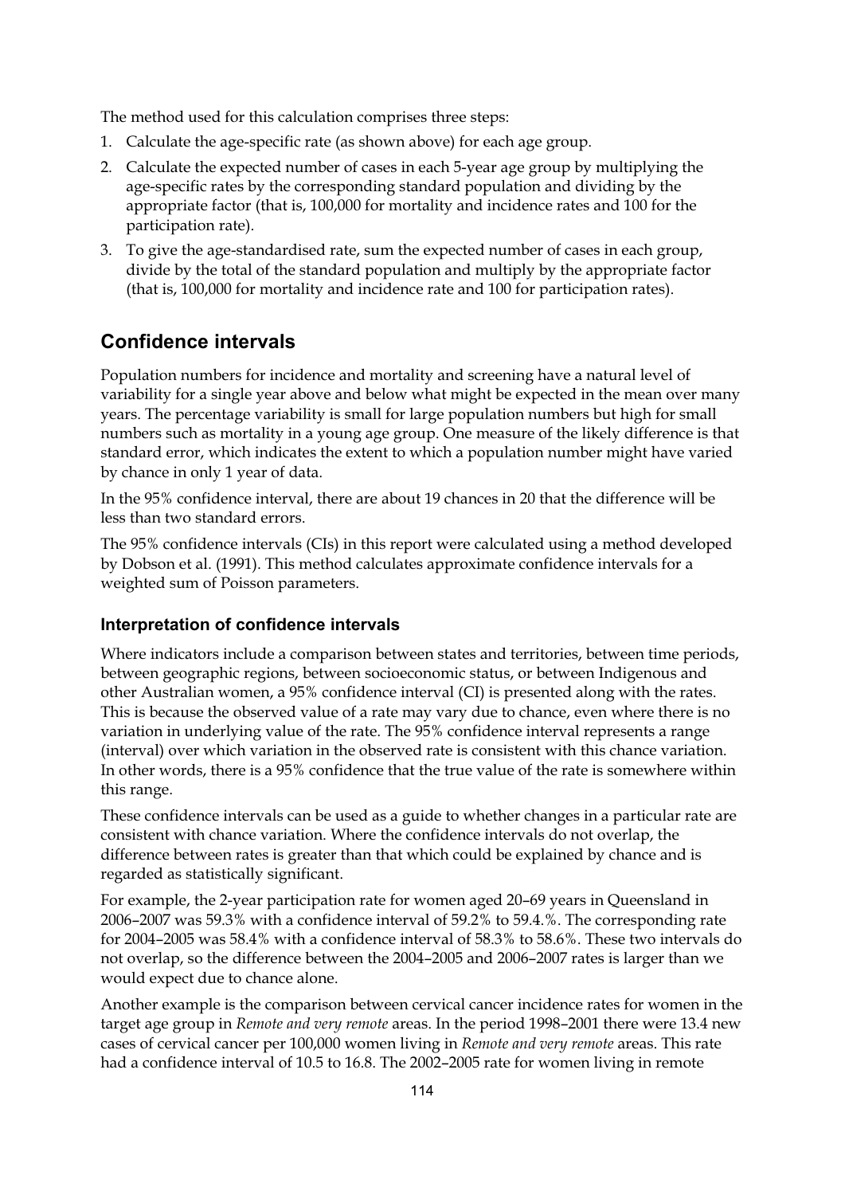The method used for this calculation comprises three steps:

1. Calculate the age-specific rate (as shown above) for each age group.
2. Calculate the expected number of cases in each 5-year age group by multiplying the age-specific rates by the corresponding standard population and dividing by the appropriate factor (that is, 100,000 for mortality and incidence rates and 100 for the participation rate).
3. To give the age-standardised rate, sum the expected number of cases in each group, divide by the total of the standard population and multiply by the appropriate factor (that is, 100,000 for mortality and incidence rate and 100 for participation rates).

## Confidence intervals

Population numbers for incidence and mortality and screening have a natural level of variability for a single year above and below what might be expected in the mean over many years. The percentage variability is small for large population numbers but high for small numbers such as mortality in a young age group. One measure of the likely difference is that standard error, which indicates the extent to which a population number might have varied by chance in only 1 year of data.

In the 95% confidence interval, there are about 19 chances in 20 that the difference will be less than two standard errors.

The 95% confidence intervals (CIs) in this report were calculated using a method developed by Dobson et al. (1991). This method calculates approximate confidence intervals for a weighted sum of Poisson parameters.

### Interpretation of confidence intervals

Where indicators include a comparison between states and territories, between time periods, between geographic regions, between socioeconomic status, or between Indigenous and other Australian women, a 95% confidence interval (CI) is presented along with the rates. This is because the observed value of a rate may vary due to chance, even where there is no variation in underlying value of the rate. The 95% confidence interval represents a range (interval) over which variation in the observed rate is consistent with this chance variation. In other words, there is a 95% confidence that the true value of the rate is somewhere within this range.

These confidence intervals can be used as a guide to whether changes in a particular rate are consistent with chance variation. Where the confidence intervals do not overlap, the difference between rates is greater than that which could be explained by chance and is regarded as statistically significant.

For example, the 2-year participation rate for women aged 20–69 years in Queensland in 2006–2007 was 59.3% with a confidence interval of 59.2% to 59.4.%. The corresponding rate for 2004–2005 was 58.4% with a confidence interval of 58.3% to 58.6%. These two intervals do not overlap, so the difference between the 2004–2005 and 2006–2007 rates is larger than we would expect due to chance alone.

Another example is the comparison between cervical cancer incidence rates for women in the target age group in *Remote and very remote* areas. In the period 1998–2001 there were 13.4 new cases of cervical cancer per 100,000 women living in *Remote and very remote* areas. This rate had a confidence interval of 10.5 to 16.8. The 2002–2005 rate for women living in remote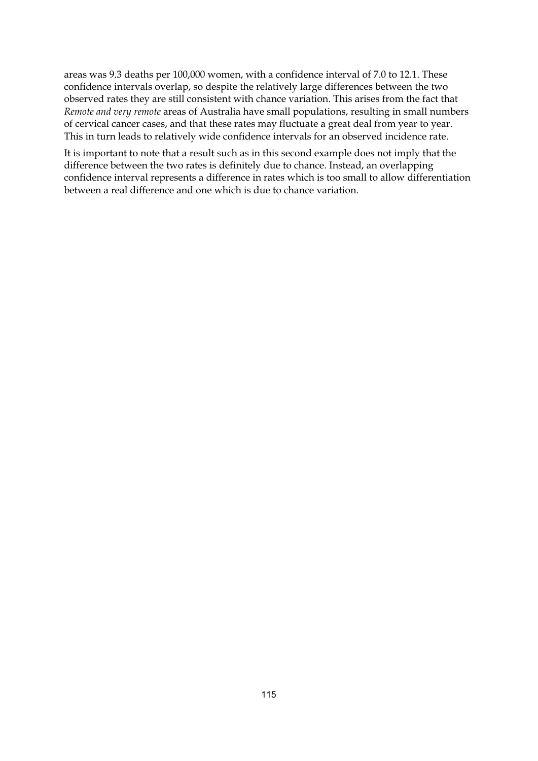areas was 9.3 deaths per 100,000 women, with a confidence interval of 7.0 to 12.1. These confidence intervals overlap, so despite the relatively large differences between the two observed rates they are still consistent with chance variation. This arises from the fact that *Remote and very remote* areas of Australia have small populations, resulting in small numbers of cervical cancer cases, and that these rates may fluctuate a great deal from year to year. This in turn leads to relatively wide confidence intervals for an observed incidence rate.

It is important to note that a result such as in this second example does not imply that the difference between the two rates is definitely due to chance. Instead, an overlapping confidence interval represents a difference in rates which is too small to allow differentiation between a real difference and one which is due to chance variation.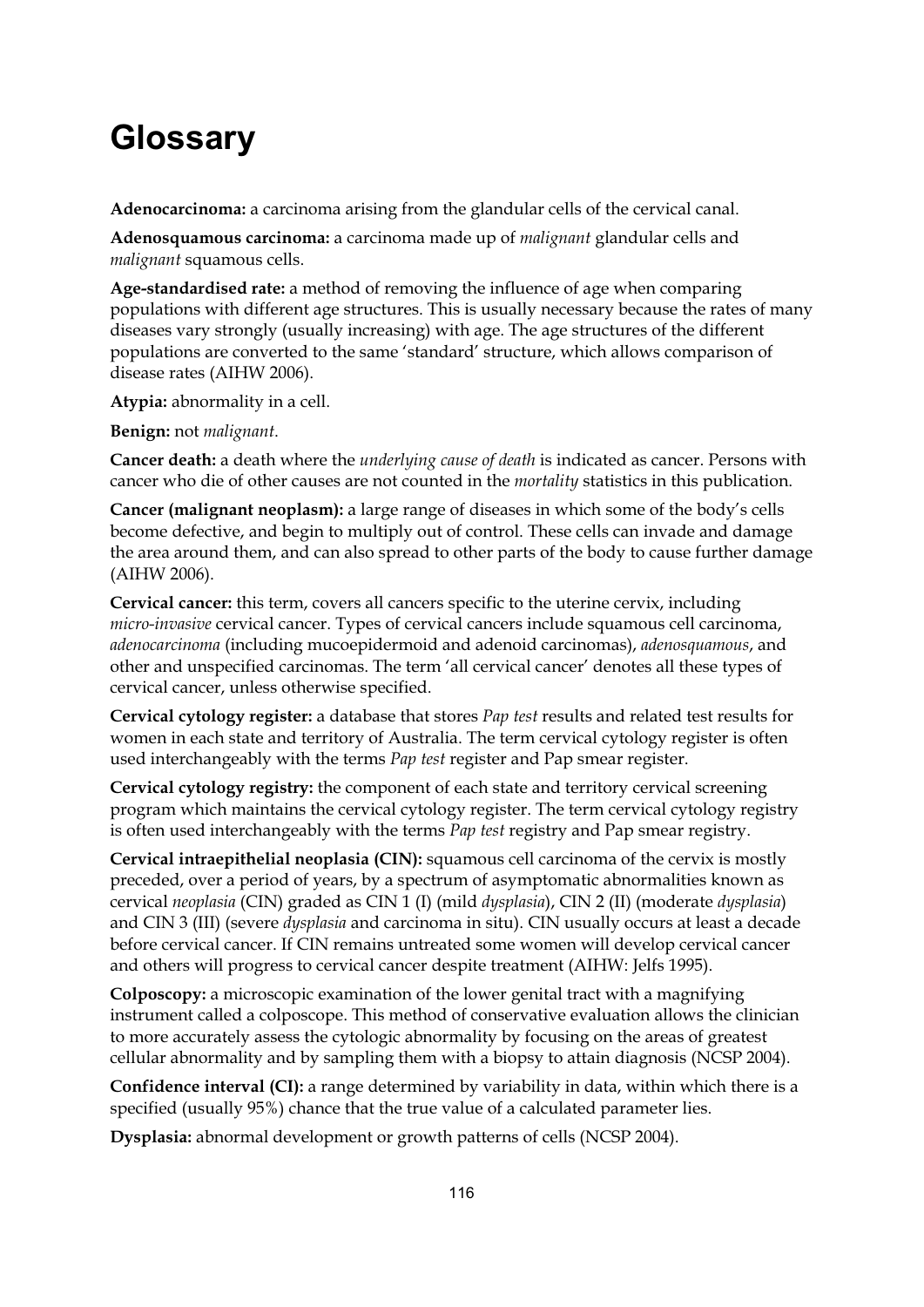# Glossary

**Adenocarcinoma:** a carcinoma arising from the glandular cells of the cervical canal.

**Adenosquamous carcinoma:** a carcinoma made up of *malignant* glandular cells and *malignant* squamous cells.

**Age-standardised rate:** a method of removing the influence of age when comparing populations with different age structures. This is usually necessary because the rates of many diseases vary strongly (usually increasing) with age. The age structures of the different populations are converted to the same 'standard' structure, which allows comparison of disease rates (AIHW 2006).

**Atypia:** abnormality in a cell.

**Benign:** not *malignant*.

**Cancer death:** a death where the *underlying cause of death* is indicated as cancer. Persons with cancer who die of other causes are not counted in the *mortality* statistics in this publication.

**Cancer (malignant neoplasm):** a large range of diseases in which some of the body's cells become defective, and begin to multiply out of control. These cells can invade and damage the area around them, and can also spread to other parts of the body to cause further damage (AIHW 2006).

**Cervical cancer:** this term, covers all cancers specific to the uterine cervix, including *micro-invasive* cervical cancer. Types of cervical cancers include squamous cell carcinoma, *adenocarcinoma* (including mucoepidermoid and adenoid carcinomas), *adenosquamous*, and other and unspecified carcinomas. The term 'all cervical cancer' denotes all these types of cervical cancer, unless otherwise specified.

**Cervical cytology register:** a database that stores *Pap test* results and related test results for women in each state and territory of Australia. The term cervical cytology register is often used interchangeably with the terms *Pap test* register and Pap smear register.

**Cervical cytology registry:** the component of each state and territory cervical screening program which maintains the cervical cytology register. The term cervical cytology registry is often used interchangeably with the terms *Pap test* registry and Pap smear registry.

**Cervical intraepithelial neoplasia (CIN):** squamous cell carcinoma of the cervix is mostly preceded, over a period of years, by a spectrum of asymptomatic abnormalities known as cervical *neoplasia* (CIN) graded as CIN 1 (I) (mild *dysplasia*), CIN 2 (II) (moderate *dysplasia*) and CIN 3 (III) (severe *dysplasia* and carcinoma in situ). CIN usually occurs at least a decade before cervical cancer. If CIN remains untreated some women will develop cervical cancer and others will progress to cervical cancer despite treatment (AIHW: Jelfs 1995).

**Colposcopy:** a microscopic examination of the lower genital tract with a magnifying instrument called a colposcope. This method of conservative evaluation allows the clinician to more accurately assess the cytologic abnormality by focusing on the areas of greatest cellular abnormality and by sampling them with a biopsy to attain diagnosis (NCSP 2004).

**Confidence interval (CI):** a range determined by variability in data, within which there is a specified (usually 95%) chance that the true value of a calculated parameter lies.

**Dysplasia:** abnormal development or growth patterns of cells (NCSP 2004).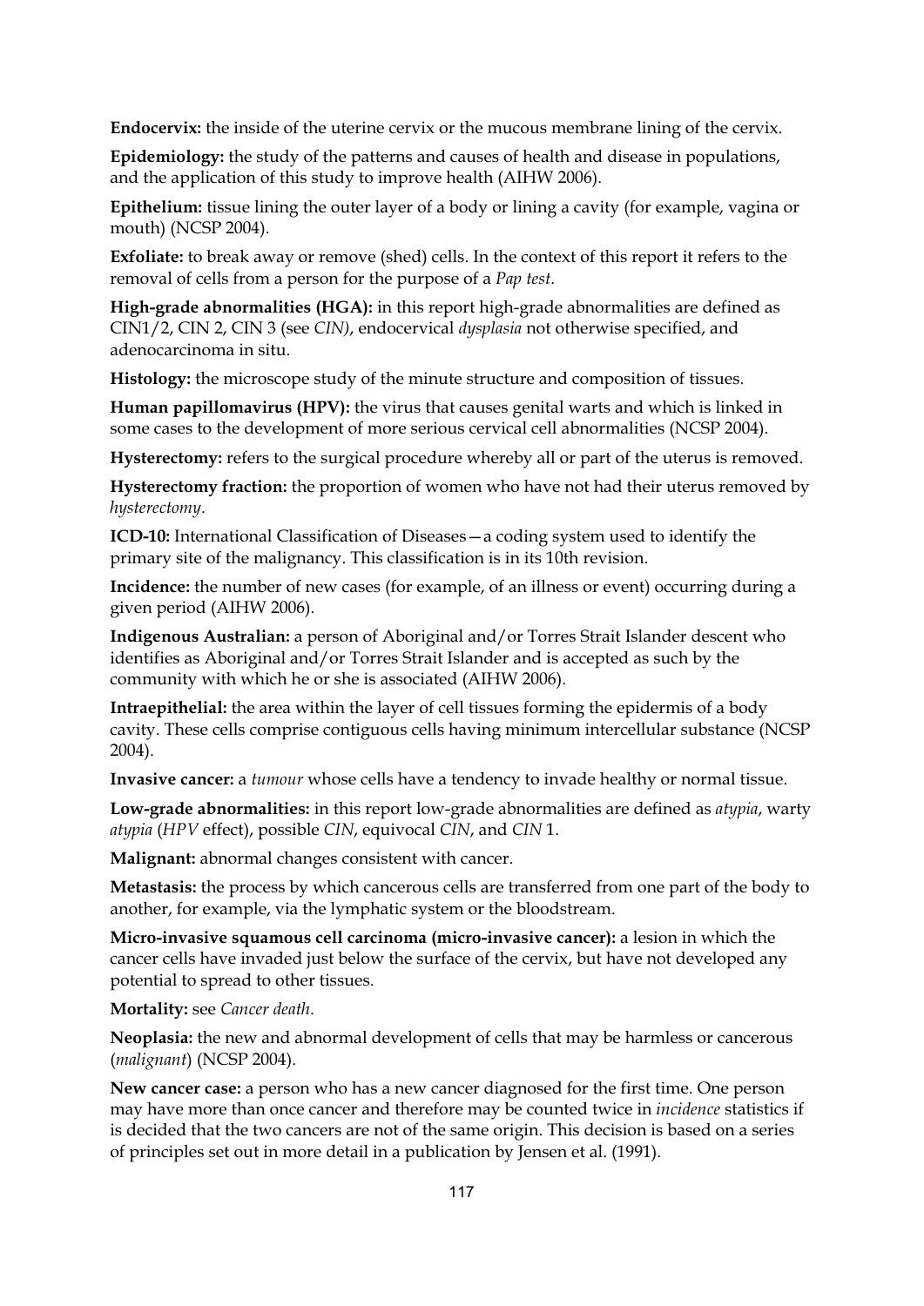**Endocervix:** the inside of the uterine cervix or the mucous membrane lining of the cervix.

**Epidemiology:** the study of the patterns and causes of health and disease in populations, and the application of this study to improve health (AIHW 2006).

**Epithelium:** tissue lining the outer layer of a body or lining a cavity (for example, vagina or mouth) (NCSP 2004).

**Exfoliate:** to break away or remove (shed) cells. In the context of this report it refers to the removal of cells from a person for the purpose of a *Pap test*.

**High-grade abnormalities (HGA):** in this report high-grade abnormalities are defined as CIN1/2, CIN 2, CIN 3 (see *CIN*), endocervical *dysplasia* not otherwise specified, and adenocarcinoma in situ.

**Histology:** the microscope study of the minute structure and composition of tissues.

**Human papillomavirus (HPV):** the virus that causes genital warts and which is linked in some cases to the development of more serious cervical cell abnormalities (NCSP 2004).

**Hysterectomy:** refers to the surgical procedure whereby all or part of the uterus is removed.

**Hysterectomy fraction:** the proportion of women who have not had their uterus removed by *hysterectomy*.

**ICD-10:** International Classification of Diseases—a coding system used to identify the primary site of the malignancy. This classification is in its 10th revision.

**Incidence:** the number of new cases (for example, of an illness or event) occurring during a given period (AIHW 2006).

**Indigenous Australian:** a person of Aboriginal and/or Torres Strait Islander descent who identifies as Aboriginal and/or Torres Strait Islander and is accepted as such by the community with which he or she is associated (AIHW 2006).

**Intraepithelial:** the area within the layer of cell tissues forming the epidermis of a body cavity. These cells comprise contiguous cells having minimum intercellular substance (NCSP 2004).

**Invasive cancer:** a *tumour* whose cells have a tendency to invade healthy or normal tissue.

**Low-grade abnormalities:** in this report low-grade abnormalities are defined as *atypia*, warty *atypia* (*HPV* effect), possible *CIN*, equivocal *CIN*, and *CIN* 1.

**Malignant:** abnormal changes consistent with cancer.

**Metastasis:** the process by which cancerous cells are transferred from one part of the body to another, for example, via the lymphatic system or the bloodstream.

**Micro-invasive squamous cell carcinoma (micro-invasive cancer):** a lesion in which the cancer cells have invaded just below the surface of the cervix, but have not developed any potential to spread to other tissues.

**Mortality:** see *Cancer death*.

**Neoplasia:** the new and abnormal development of cells that may be harmless or cancerous (*malignant*) (NCSP 2004).

**New cancer case:** a person who has a new cancer diagnosed for the first time. One person may have more than once cancer and therefore may be counted twice in *incidence* statistics if is decided that the two cancers are not of the same origin. This decision is based on a series of principles set out in more detail in a publication by Jensen et al. (1991).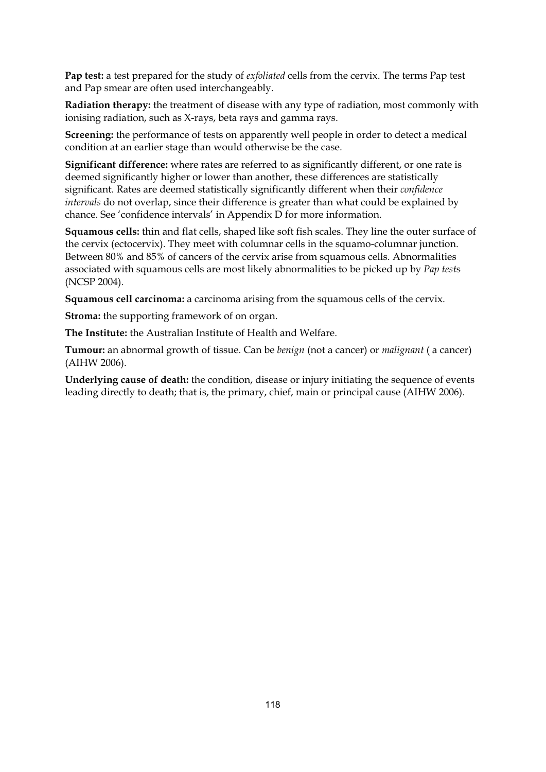**Pap test:** a test prepared for the study of *exfoliated* cells from the cervix. The terms Pap test and Pap smear are often used interchangeably.

**Radiation therapy:** the treatment of disease with any type of radiation, most commonly with ionising radiation, such as X-rays, beta rays and gamma rays.

**Screening:** the performance of tests on apparently well people in order to detect a medical condition at an earlier stage than would otherwise be the case.

**Significant difference:** where rates are referred to as significantly different, or one rate is deemed significantly higher or lower than another, these differences are statistically significant. Rates are deemed statistically significantly different when their *confidence intervals* do not overlap, since their difference is greater than what could be explained by chance. See 'confidence intervals' in Appendix D for more information.

**Squamous cells:** thin and flat cells, shaped like soft fish scales. They line the outer surface of the cervix (ectocervix). They meet with columnar cells in the squamo-columnar junction. Between 80% and 85% of cancers of the cervix arise from squamous cells. Abnormalities associated with squamous cells are most likely abnormalities to be picked up by *Pap test*s (NCSP 2004).

**Squamous cell carcinoma:** a carcinoma arising from the squamous cells of the cervix.

**Stroma:** the supporting framework of on organ.

**The Institute:** the Australian Institute of Health and Welfare.

**Tumour:** an abnormal growth of tissue. Can be *benign* (not a cancer) or *malignant* ( a cancer) (AIHW 2006).

**Underlying cause of death:** the condition, disease or injury initiating the sequence of events leading directly to death; that is, the primary, chief, main or principal cause (AIHW 2006).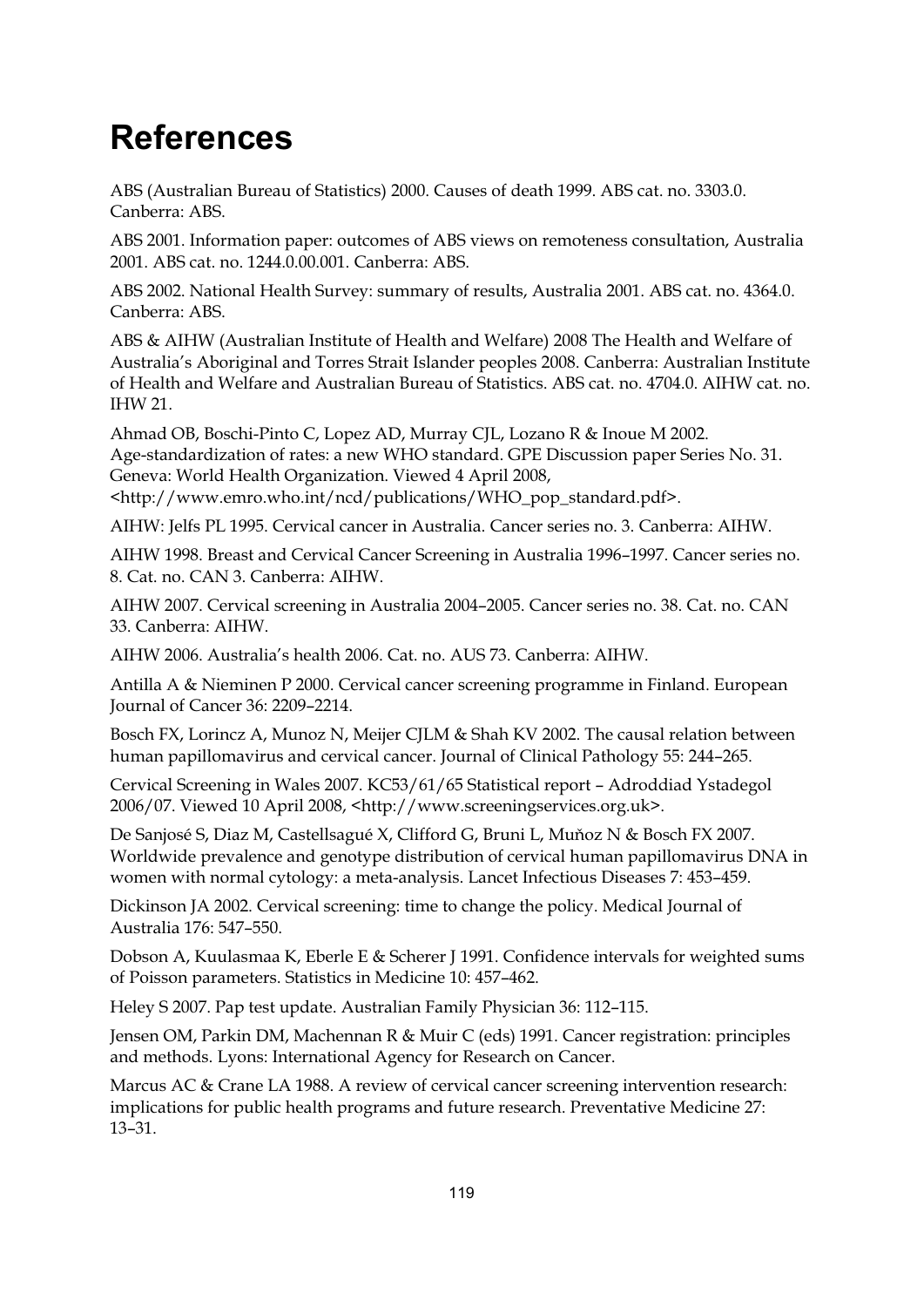# References

ABS (Australian Bureau of Statistics) 2000. Causes of death 1999. ABS cat. no. 3303.0. Canberra: ABS.

ABS 2001. Information paper: outcomes of ABS views on remoteness consultation, Australia 2001. ABS cat. no. 1244.0.00.001. Canberra: ABS.

ABS 2002. National Health Survey: summary of results, Australia 2001. ABS cat. no. 4364.0. Canberra: ABS.

ABS & AIHW (Australian Institute of Health and Welfare) 2008 The Health and Welfare of Australia's Aboriginal and Torres Strait Islander peoples 2008. Canberra: Australian Institute of Health and Welfare and Australian Bureau of Statistics. ABS cat. no. 4704.0. AIHW cat. no. IHW 21.

Ahmad OB, Boschi-Pinto C, Lopez AD, Murray CJL, Lozano R & Inoue M 2002. Age-standardization of rates: a new WHO standard. GPE Discussion paper Series No. 31. Geneva: World Health Organization. Viewed 4 April 2008, <http://www.emro.who.int/ncd/publications/WHO_pop_standard.pdf>.

AIHW: Jelfs PL 1995. Cervical cancer in Australia. Cancer series no. 3. Canberra: AIHW.

AIHW 1998. Breast and Cervical Cancer Screening in Australia 1996–1997. Cancer series no. 8. Cat. no. CAN 3. Canberra: AIHW.

AIHW 2007. Cervical screening in Australia 2004–2005. Cancer series no. 38. Cat. no. CAN 33. Canberra: AIHW.

AIHW 2006. Australia's health 2006. Cat. no. AUS 73. Canberra: AIHW.

Antilla A & Nieminen P 2000. Cervical cancer screening programme in Finland. European Journal of Cancer 36: 2209–2214.

Bosch FX, Lorincz A, Munoz N, Meijer CJLM & Shah KV 2002. The causal relation between human papillomavirus and cervical cancer. Journal of Clinical Pathology 55: 244–265.

Cervical Screening in Wales 2007. KC53/61/65 Statistical report – Adroddiad Ystadegol 2006/07. Viewed 10 April 2008, <http://www.screeningservices.org.uk>.

De Sanjosé S, Diaz M, Castellsagué X, Clifford G, Bruni L, Muňoz N & Bosch FX 2007. Worldwide prevalence and genotype distribution of cervical human papillomavirus DNA in women with normal cytology: a meta-analysis. Lancet Infectious Diseases 7: 453–459.

Dickinson JA 2002. Cervical screening: time to change the policy. Medical Journal of Australia 176: 547–550.

Dobson A, Kuulasmaa K, Eberle E & Scherer J 1991. Confidence intervals for weighted sums of Poisson parameters. Statistics in Medicine 10: 457–462.

Heley S 2007. Pap test update. Australian Family Physician 36: 112–115.

Jensen OM, Parkin DM, Machennan R & Muir C (eds) 1991. Cancer registration: principles and methods. Lyons: International Agency for Research on Cancer.

Marcus AC & Crane LA 1988. A review of cervical cancer screening intervention research: implications for public health programs and future research. Preventative Medicine 27: 13–31.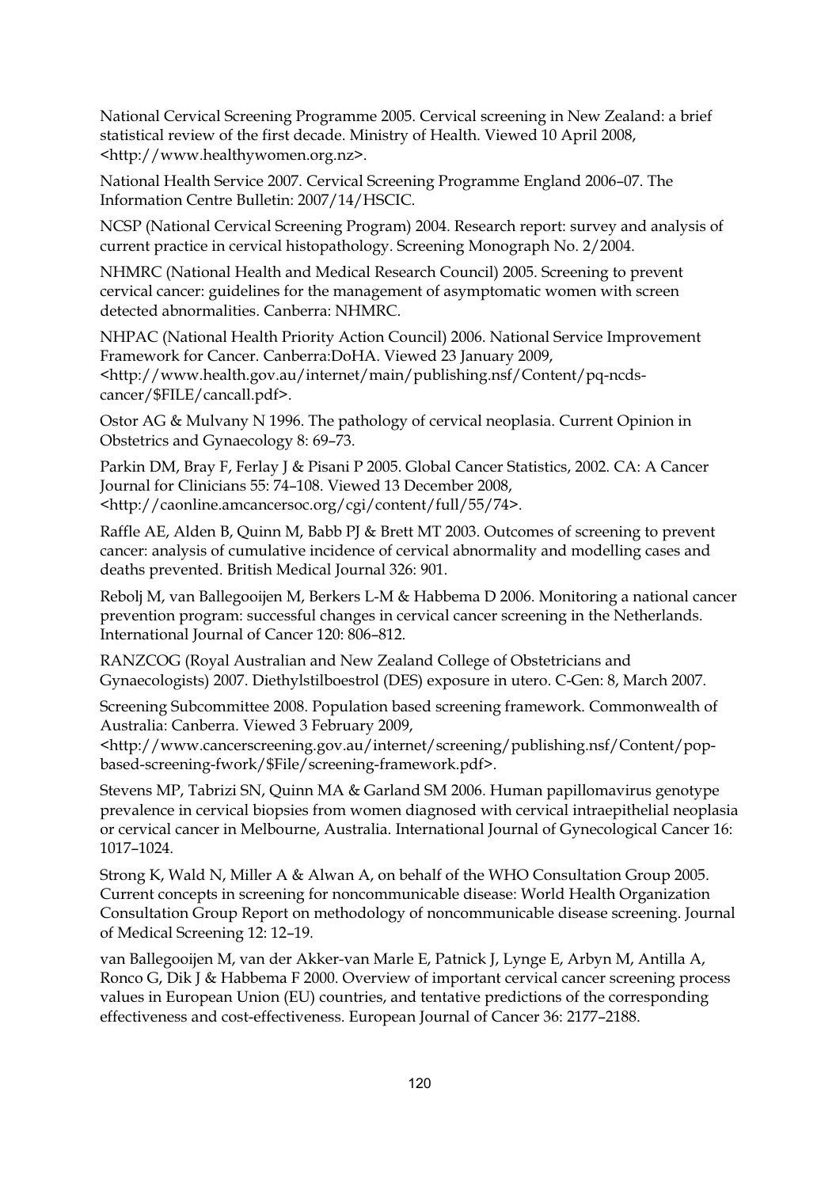National Cervical Screening Programme 2005. Cervical screening in New Zealand: a brief statistical review of the first decade. Ministry of Health. Viewed 10 April 2008, <http://www.healthywomen.org.nz>.

National Health Service 2007. Cervical Screening Programme England 2006–07. The Information Centre Bulletin: 2007/14/HSCIC.

NCSP (National Cervical Screening Program) 2004. Research report: survey and analysis of current practice in cervical histopathology. Screening Monograph No. 2/2004.

NHMRC (National Health and Medical Research Council) 2005. Screening to prevent cervical cancer: guidelines for the management of asymptomatic women with screen detected abnormalities. Canberra: NHMRC.

NHPAC (National Health Priority Action Council) 2006. National Service Improvement Framework for Cancer. Canberra:DoHA. Viewed 23 January 2009, <http://www.health.gov.au/internet/main/publishing.nsf/Content/pq-ncds-cancer/$FILE/cancall.pdf>.

Ostor AG & Mulvany N 1996. The pathology of cervical neoplasia. Current Opinion in Obstetrics and Gynaecology 8: 69–73.

Parkin DM, Bray F, Ferlay J & Pisani P 2005. Global Cancer Statistics, 2002. CA: A Cancer Journal for Clinicians 55: 74–108. Viewed 13 December 2008, <http://caonline.amcancersoc.org/cgi/content/full/55/74>.

Raffle AE, Alden B, Quinn M, Babb PJ & Brett MT 2003. Outcomes of screening to prevent cancer: analysis of cumulative incidence of cervical abnormality and modelling cases and deaths prevented. British Medical Journal 326: 901.

Rebolj M, van Ballegooijen M, Berkers L-M & Habbema D 2006. Monitoring a national cancer prevention program: successful changes in cervical cancer screening in the Netherlands. International Journal of Cancer 120: 806–812.

RANZCOG (Royal Australian and New Zealand College of Obstetricians and Gynaecologists) 2007. Diethylstilboestrol (DES) exposure in utero. C-Gen: 8, March 2007.

Screening Subcommittee 2008. Population based screening framework. Commonwealth of Australia: Canberra. Viewed 3 February 2009, <http://www.cancerscreening.gov.au/internet/screening/publishing.nsf/Content/pop-based-screening-fwork/$File/screening-framework.pdf>.

Stevens MP, Tabrizi SN, Quinn MA & Garland SM 2006. Human papillomavirus genotype prevalence in cervical biopsies from women diagnosed with cervical intraepithelial neoplasia or cervical cancer in Melbourne, Australia. International Journal of Gynecological Cancer 16: 1017–1024.

Strong K, Wald N, Miller A & Alwan A, on behalf of the WHO Consultation Group 2005. Current concepts in screening for noncommunicable disease: World Health Organization Consultation Group Report on methodology of noncommunicable disease screening. Journal of Medical Screening 12: 12–19.

van Ballegooijen M, van der Akker-van Marle E, Patnick J, Lynge E, Arbyn M, Antilla A, Ronco G, Dik J & Habbema F 2000. Overview of important cervical cancer screening process values in European Union (EU) countries, and tentative predictions of the corresponding effectiveness and cost-effectiveness. European Journal of Cancer 36: 2177–2188.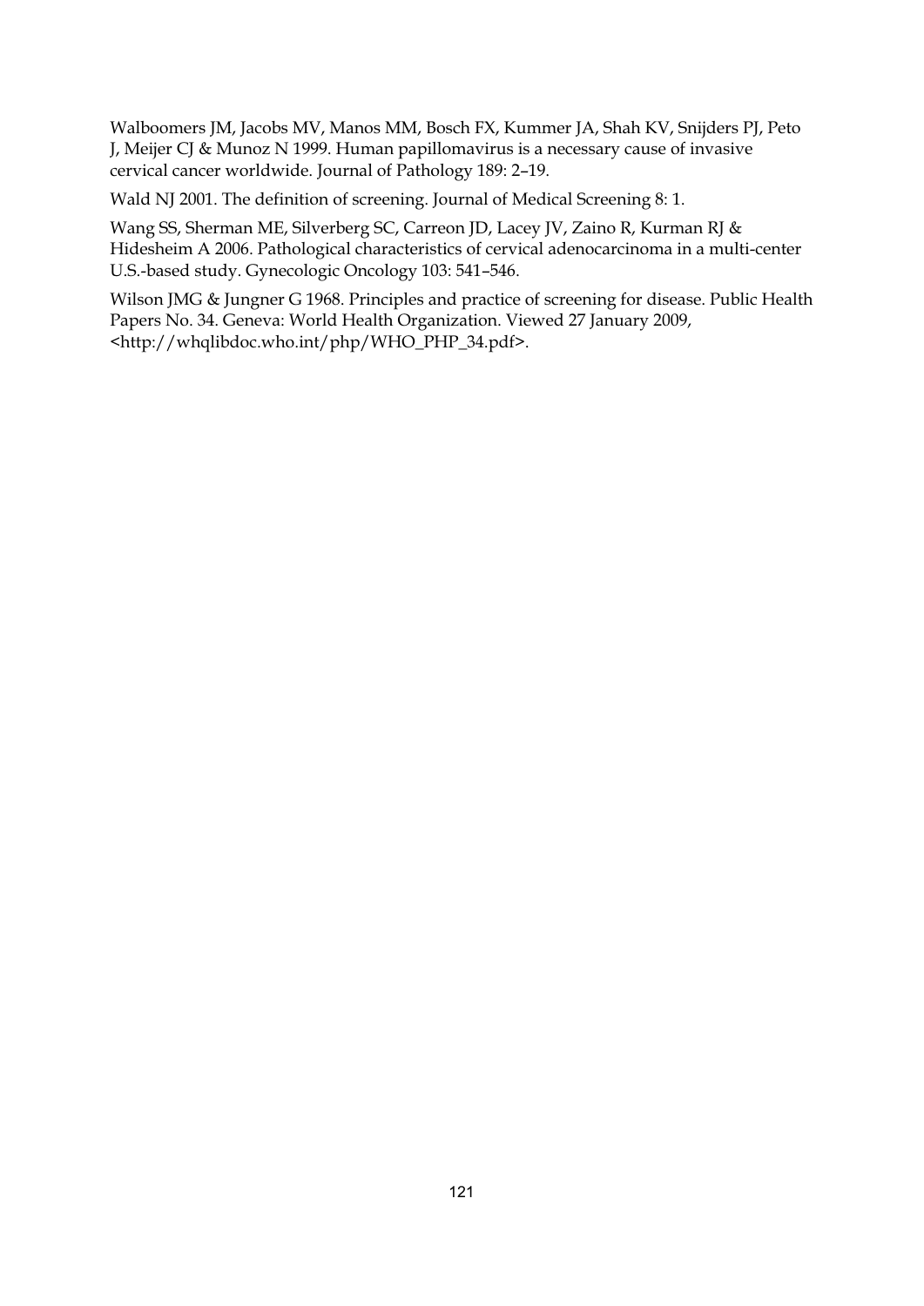Walboomers JM, Jacobs MV, Manos MM, Bosch FX, Kummer JA, Shah KV, Snijders PJ, Peto J, Meijer CJ & Munoz N 1999. Human papillomavirus is a necessary cause of invasive cervical cancer worldwide. Journal of Pathology 189: 2–19.

Wald NJ 2001. The definition of screening. Journal of Medical Screening 8: 1.

Wang SS, Sherman ME, Silverberg SC, Carreon JD, Lacey JV, Zaino R, Kurman RJ & Hidesheim A 2006. Pathological characteristics of cervical adenocarcinoma in a multi-center U.S.-based study. Gynecologic Oncology 103: 541–546.

Wilson JMG & Jungner G 1968. Principles and practice of screening for disease. Public Health Papers No. 34. Geneva: World Health Organization. Viewed 27 January 2009, <http://whqlibdoc.who.int/php/WHO_PHP_34.pdf>.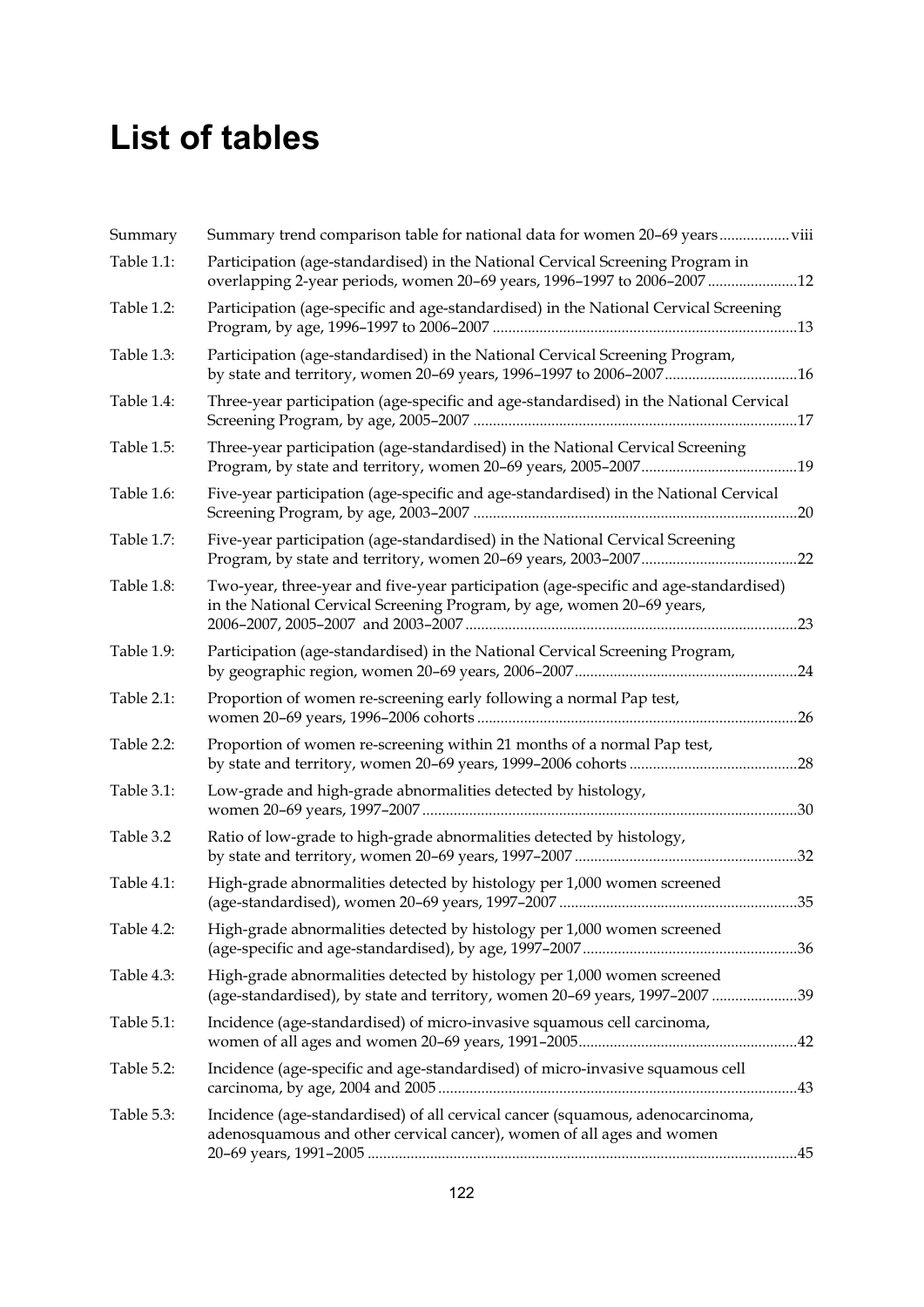# List of tables

| | | |
|---|---|---|
| Summary | Summary trend comparison table for national data for women 20–69 years | viii |
| Table 1.1: | Participation (age-standardised) in the National Cervical Screening Program in overlapping 2-year periods, women 20–69 years, 1996–1997 to 2006–2007 | 12 |
| Table 1.2: | Participation (age-specific and age-standardised) in the National Cervical Screening Program, by age, 1996–1997 to 2006–2007 | 13 |
| Table 1.3: | Participation (age-standardised) in the National Cervical Screening Program, by state and territory, women 20–69 years, 1996–1997 to 2006–2007 | 16 |
| Table 1.4: | Three-year participation (age-specific and age-standardised) in the National Cervical Screening Program, by age, 2005–2007 | 17 |
| Table 1.5: | Three-year participation (age-standardised) in the National Cervical Screening Program, by state and territory, women 20–69 years, 2005–2007 | 19 |
| Table 1.6: | Five-year participation (age-specific and age-standardised) in the National Cervical Screening Program, by age, 2003–2007 | 20 |
| Table 1.7: | Five-year participation (age-standardised) in the National Cervical Screening Program, by state and territory, women 20–69 years, 2003–2007 | 22 |
| Table 1.8: | Two-year, three-year and five-year participation (age-specific and age-standardised) in the National Cervical Screening Program, by age, women 20–69 years, 2006–2007, 2005–2007 and 2003–2007 | 23 |
| Table 1.9: | Participation (age-standardised) in the National Cervical Screening Program, by geographic region, women 20–69 years, 2006–2007 | 24 |
| Table 2.1: | Proportion of women re-screening early following a normal Pap test, women 20–69 years, 1996–2006 cohorts | 26 |
| Table 2.2: | Proportion of women re-screening within 21 months of a normal Pap test, by state and territory, women 20–69 years, 1999–2006 cohorts | 28 |
| Table 3.1: | Low-grade and high-grade abnormalities detected by histology, women 20–69 years, 1997–2007 | 30 |
| Table 3.2 | Ratio of low-grade to high-grade abnormalities detected by histology, by state and territory, women 20–69 years, 1997–2007 | 32 |
| Table 4.1: | High-grade abnormalities detected by histology per 1,000 women screened (age-standardised), women 20–69 years, 1997–2007 | 35 |
| Table 4.2: | High-grade abnormalities detected by histology per 1,000 women screened (age-specific and age-standardised), by age, 1997–2007 | 36 |
| Table 4.3: | High-grade abnormalities detected by histology per 1,000 women screened (age-standardised), by state and territory, women 20–69 years, 1997–2007 | 39 |
| Table 5.1: | Incidence (age-standardised) of micro-invasive squamous cell carcinoma, women of all ages and women 20–69 years, 1991–2005 | 42 |
| Table 5.2: | Incidence (age-specific and age-standardised) of micro-invasive squamous cell carcinoma, by age, 2004 and 2005 | 43 |
| Table 5.3: | Incidence (age-standardised) of all cervical cancer (squamous, adenocarcinoma, adenosquamous and other cervical cancer), women of all ages and women 20–69 years, 1991–2005 | 45 |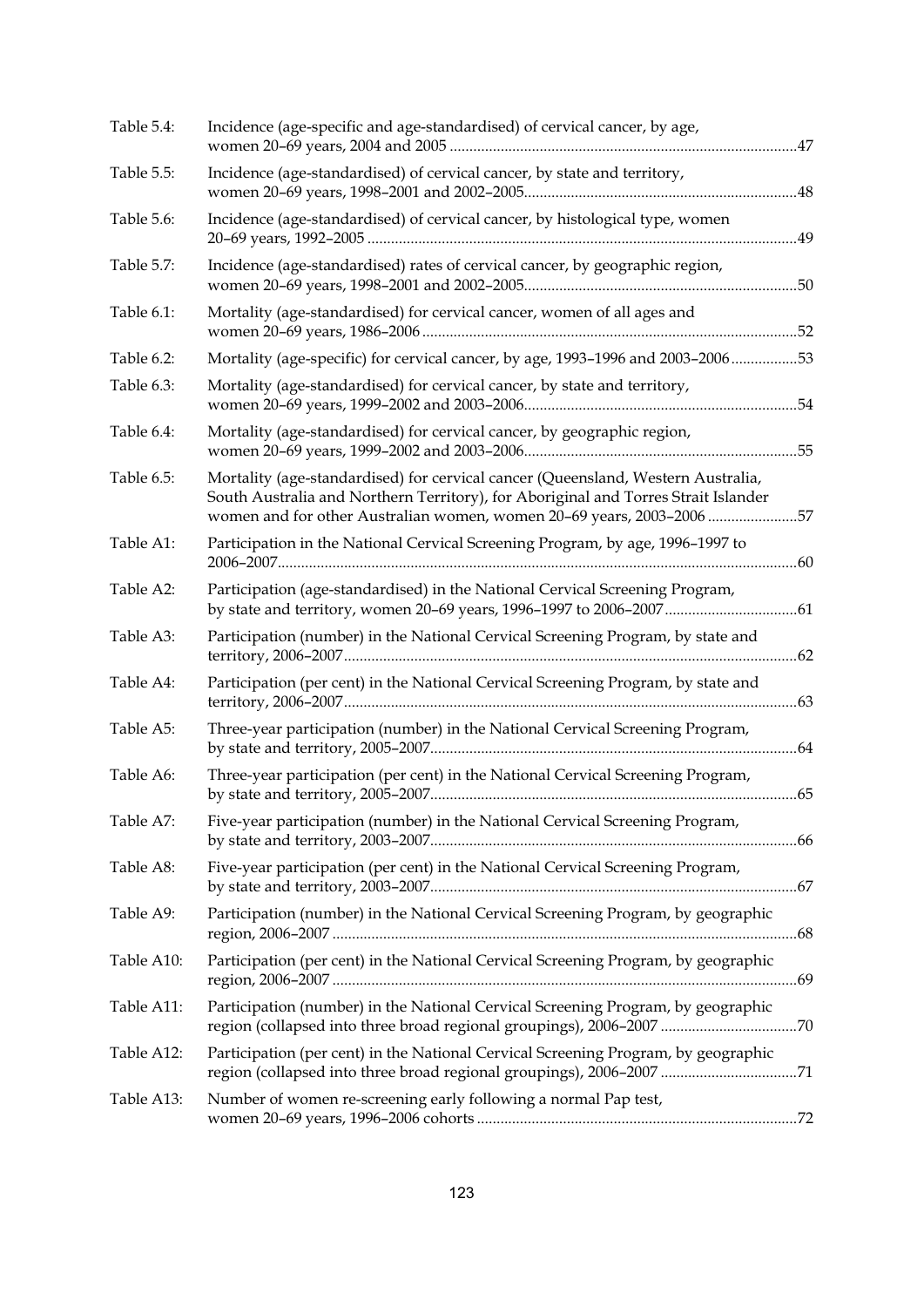| | | |
|---|---|---|
| Table 5.4: | Incidence (age-specific and age-standardised) of cervical cancer, by age, women 20–69 years, 2004 and 2005 | 47 |
| Table 5.5: | Incidence (age-standardised) of cervical cancer, by state and territory, women 20–69 years, 1998–2001 and 2002–2005 | 48 |
| Table 5.6: | Incidence (age-standardised) of cervical cancer, by histological type, women 20–69 years, 1992–2005 | 49 |
| Table 5.7: | Incidence (age-standardised) rates of cervical cancer, by geographic region, women 20–69 years, 1998–2001 and 2002–2005 | 50 |
| Table 6.1: | Mortality (age-standardised) for cervical cancer, women of all ages and women 20–69 years, 1986–2006 | 52 |
| Table 6.2: | Mortality (age-specific) for cervical cancer, by age, 1993–1996 and 2003–2006 | 53 |
| Table 6.3: | Mortality (age-standardised) for cervical cancer, by state and territory, women 20–69 years, 1999–2002 and 2003–2006 | 54 |
| Table 6.4: | Mortality (age-standardised) for cervical cancer, by geographic region, women 20–69 years, 1999–2002 and 2003–2006 | 55 |
| Table 6.5: | Mortality (age-standardised) for cervical cancer (Queensland, Western Australia, South Australia and Northern Territory), for Aboriginal and Torres Strait Islander women and for other Australian women, women 20–69 years, 2003–2006 | 57 |
| Table A1: | Participation in the National Cervical Screening Program, by age, 1996–1997 to 2006–2007 | 60 |
| Table A2: | Participation (age-standardised) in the National Cervical Screening Program, by state and territory, women 20–69 years, 1996–1997 to 2006–2007 | 61 |
| Table A3: | Participation (number) in the National Cervical Screening Program, by state and territory, 2006–2007 | 62 |
| Table A4: | Participation (per cent) in the National Cervical Screening Program, by state and territory, 2006–2007 | 63 |
| Table A5: | Three-year participation (number) in the National Cervical Screening Program, by state and territory, 2005–2007 | 64 |
| Table A6: | Three-year participation (per cent) in the National Cervical Screening Program, by state and territory, 2005–2007 | 65 |
| Table A7: | Five-year participation (number) in the National Cervical Screening Program, by state and territory, 2003–2007 | 66 |
| Table A8: | Five-year participation (per cent) in the National Cervical Screening Program, by state and territory, 2003–2007 | 67 |
| Table A9: | Participation (number) in the National Cervical Screening Program, by geographic region, 2006–2007 | 68 |
| Table A10: | Participation (per cent) in the National Cervical Screening Program, by geographic region, 2006–2007 | 69 |
| Table A11: | Participation (number) in the National Cervical Screening Program, by geographic region (collapsed into three broad regional groupings), 2006–2007 | 70 |
| Table A12: | Participation (per cent) in the National Cervical Screening Program, by geographic region (collapsed into three broad regional groupings), 2006–2007 | 71 |
| Table A13: | Number of women re-screening early following a normal Pap test, women 20–69 years, 1996–2006 cohorts | 72 |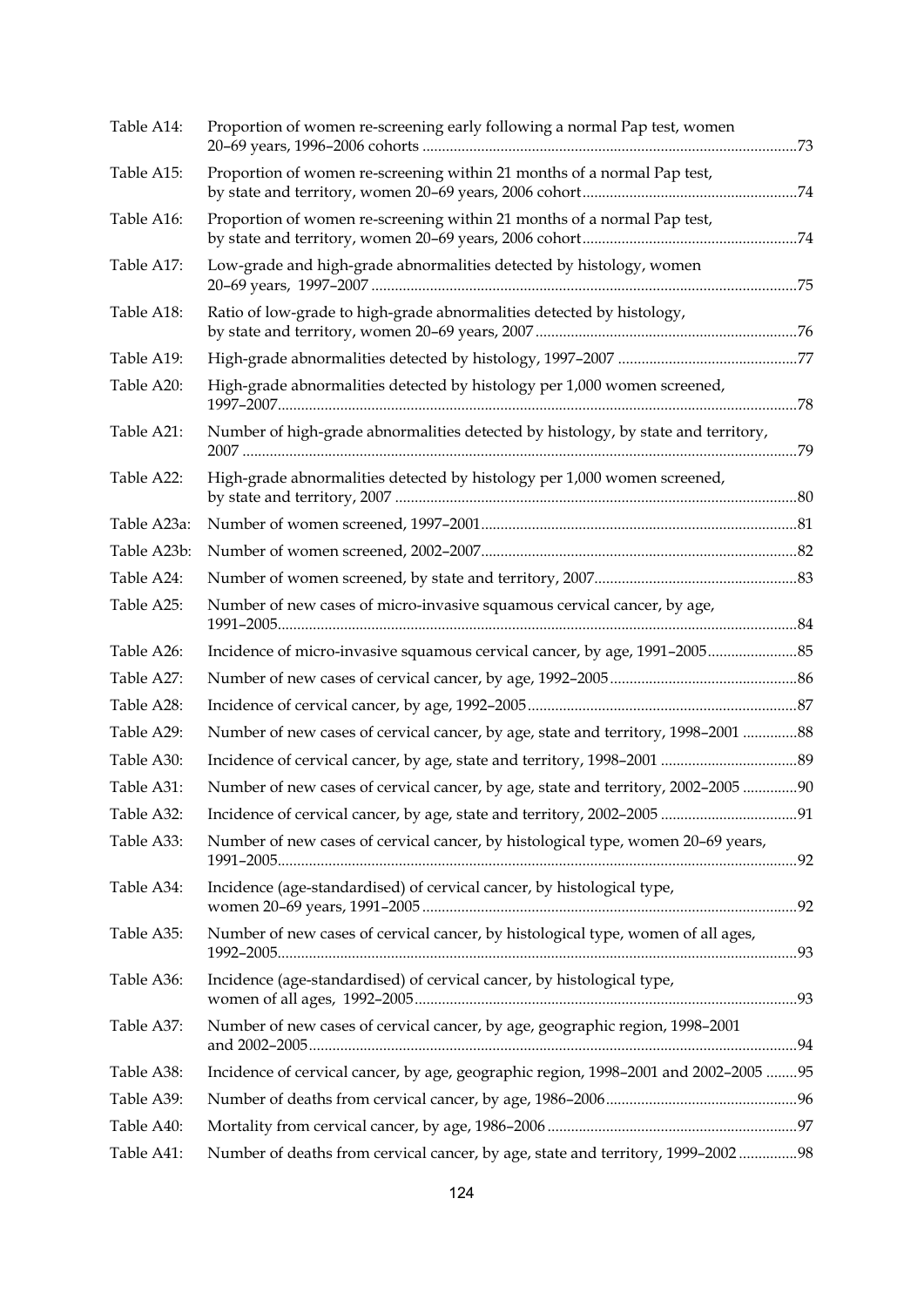| | | |
|---|---|---|
| Table A14: | Proportion of women re-screening early following a normal Pap test, women 20–69 years, 1996–2006 cohorts | 73 |
| Table A15: | Proportion of women re-screening within 21 months of a normal Pap test, by state and territory, women 20–69 years, 2006 cohort | 74 |
| Table A16: | Proportion of women re-screening within 21 months of a normal Pap test, by state and territory, women 20–69 years, 2006 cohort | 74 |
| Table A17: | Low-grade and high-grade abnormalities detected by histology, women 20–69 years, 1997–2007 | 75 |
| Table A18: | Ratio of low-grade to high-grade abnormalities detected by histology, by state and territory, women 20–69 years, 2007 | 76 |
| Table A19: | High-grade abnormalities detected by histology, 1997–2007 | 77 |
| Table A20: | High-grade abnormalities detected by histology per 1,000 women screened, 1997–2007 | 78 |
| Table A21: | Number of high-grade abnormalities detected by histology, by state and territory, 2007 | 79 |
| Table A22: | High-grade abnormalities detected by histology per 1,000 women screened, by state and territory, 2007 | 80 |
| Table A23a: | Number of women screened, 1997–2001 | 81 |
| Table A23b: | Number of women screened, 2002–2007 | 82 |
| Table A24: | Number of women screened, by state and territory, 2007 | 83 |
| Table A25: | Number of new cases of micro-invasive squamous cervical cancer, by age, 1991–2005 | 84 |
| Table A26: | Incidence of micro-invasive squamous cervical cancer, by age, 1991–2005 | 85 |
| Table A27: | Number of new cases of cervical cancer, by age, 1992–2005 | 86 |
| Table A28: | Incidence of cervical cancer, by age, 1992–2005 | 87 |
| Table A29: | Number of new cases of cervical cancer, by age, state and territory, 1998–2001 | 88 |
| Table A30: | Incidence of cervical cancer, by age, state and territory, 1998–2001 | 89 |
| Table A31: | Number of new cases of cervical cancer, by age, state and territory, 2002–2005 | 90 |
| Table A32: | Incidence of cervical cancer, by age, state and territory, 2002–2005 | 91 |
| Table A33: | Number of new cases of cervical cancer, by histological type, women 20–69 years, 1991–2005 | 92 |
| Table A34: | Incidence (age-standardised) of cervical cancer, by histological type, women 20–69 years, 1991–2005 | 92 |
| Table A35: | Number of new cases of cervical cancer, by histological type, women of all ages, 1992–2005 | 93 |
| Table A36: | Incidence (age-standardised) of cervical cancer, by histological type, women of all ages, 1992–2005 | 93 |
| Table A37: | Number of new cases of cervical cancer, by age, geographic region, 1998–2001 and 2002–2005 | 94 |
| Table A38: | Incidence of cervical cancer, by age, geographic region, 1998–2001 and 2002–2005 | 95 |
| Table A39: | Number of deaths from cervical cancer, by age, 1986–2006 | 96 |
| Table A40: | Mortality from cervical cancer, by age, 1986–2006 | 97 |
| Table A41: | Number of deaths from cervical cancer, by age, state and territory, 1999–2002 | 98 |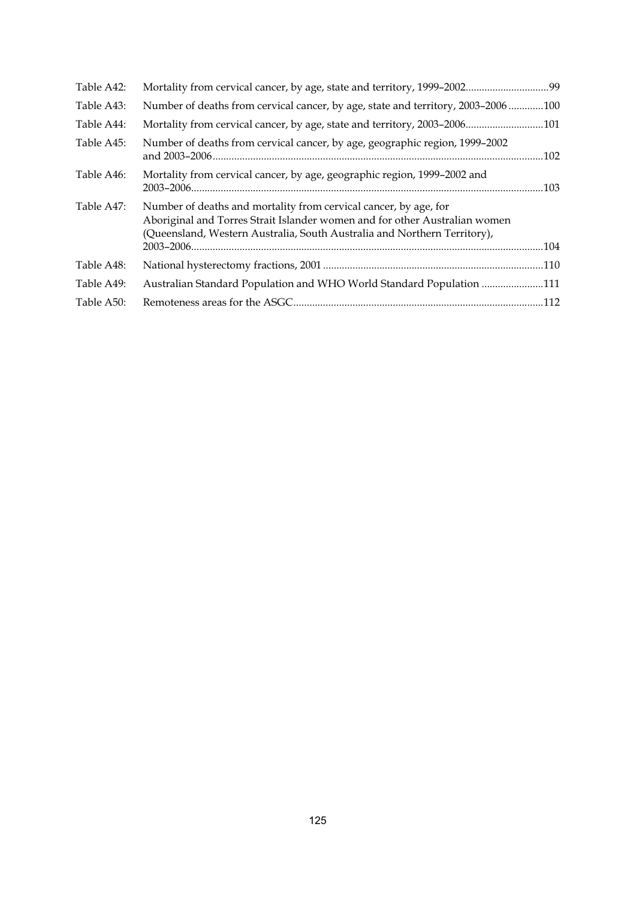| | | |
|---|---|---|
| Table A42: | Mortality from cervical cancer, by age, state and territory, 1999–2002 | 99 |
| Table A43: | Number of deaths from cervical cancer, by age, state and territory, 2003–2006 | 100 |
| Table A44: | Mortality from cervical cancer, by age, state and territory, 2003–2006 | 101 |
| Table A45: | Number of deaths from cervical cancer, by age, geographic region, 1999–2002 and 2003–2006 | 102 |
| Table A46: | Mortality from cervical cancer, by age, geographic region, 1999–2002 and 2003–2006 | 103 |
| Table A47: | Number of deaths and mortality from cervical cancer, by age, for Aboriginal and Torres Strait Islander women and for other Australian women (Queensland, Western Australia, South Australia and Northern Territory), 2003–2006 | 104 |
| Table A48: | National hysterectomy fractions, 2001 | 110 |
| Table A49: | Australian Standard Population and WHO World Standard Population | 111 |
| Table A50: | Remoteness areas for the ASGC | 112 |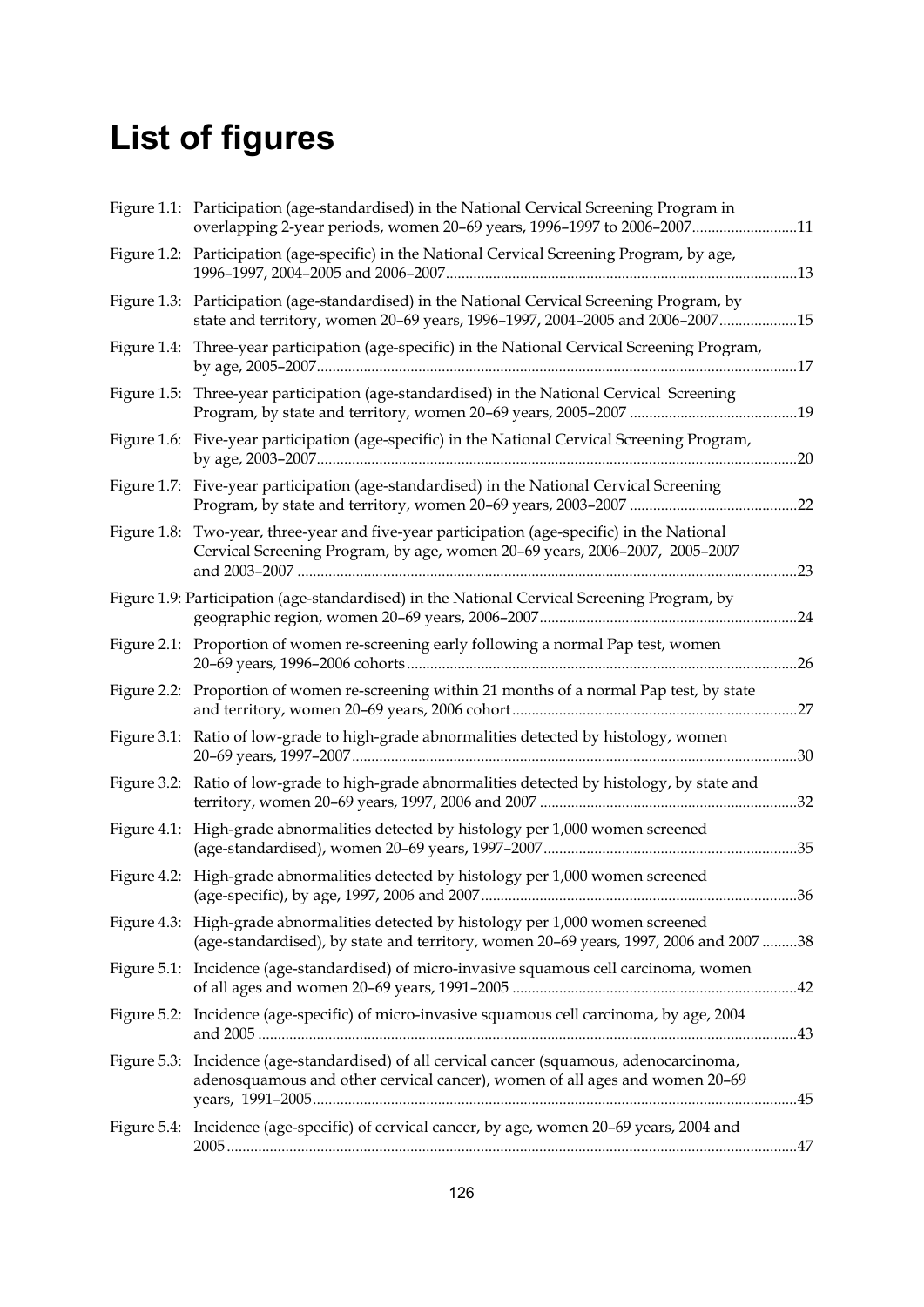# List of figures

Figure 1.1: Participation (age-standardised) in the National Cervical Screening Program in overlapping 2-year periods, women 20–69 years, 1996–1997 to 2006–2007...........................11

Figure 1.2: Participation (age-specific) in the National Cervical Screening Program, by age, 1996–1997, 2004–2005 and 2006–2007...........................................................................................13

Figure 1.3: Participation (age-standardised) in the National Cervical Screening Program, by state and territory, women 20–69 years, 1996–1997, 2004–2005 and 2006–2007....................15

Figure 1.4: Three-year participation (age-specific) in the National Cervical Screening Program, by age, 2005–2007..........................................................................................................................17

Figure 1.5: Three-year participation (age-standardised) in the National Cervical Screening Program, by state and territory, women 20–69 years, 2005–2007 ...........................................19

Figure 1.6: Five-year participation (age-specific) in the National Cervical Screening Program, by age, 2003–2007..........................................................................................................................20

Figure 1.7: Five-year participation (age-standardised) in the National Cervical Screening Program, by state and territory, women 20–69 years, 2003–2007 ...........................................22

Figure 1.8: Two-year, three-year and five-year participation (age-specific) in the National Cervical Screening Program, by age, women 20–69 years, 2006–2007, 2005–2007 and 2003–2007 ...............................................................................................................................23

Figure 1.9: Participation (age-standardised) in the National Cervical Screening Program, by geographic region, women 20–69 years, 2006–2007..................................................................24

Figure 2.1: Proportion of women re-screening early following a normal Pap test, women 20–69 years, 1996–2006 cohorts...................................................................................................26

Figure 2.2: Proportion of women re-screening within 21 months of a normal Pap test, by state and territory, women 20–69 years, 2006 cohort.........................................................................27

Figure 3.1: Ratio of low-grade to high-grade abnormalities detected by histology, women 20–69 years, 1997–2007.................................................................................................................30

Figure 3.2: Ratio of low-grade to high-grade abnormalities detected by histology, by state and territory, women 20–69 years, 1997, 2006 and 2007 ..................................................................32

Figure 4.1: High-grade abnormalities detected by histology per 1,000 women screened (age-standardised), women 20–69 years, 1997–2007.................................................................35

Figure 4.2: High-grade abnormalities detected by histology per 1,000 women screened (age-specific), by age, 1997, 2006 and 2007.................................................................................36

Figure 4.3: High-grade abnormalities detected by histology per 1,000 women screened (age-standardised), by state and territory, women 20–69 years, 1997, 2006 and 2007 .........38

Figure 5.1: Incidence (age-standardised) of micro-invasive squamous cell carcinoma, women of all ages and women 20–69 years, 1991–2005 .........................................................................42

Figure 5.2: Incidence (age-specific) of micro-invasive squamous cell carcinoma, by age, 2004 and 2005 .........................................................................................................................................43

Figure 5.3: Incidence (age-standardised) of all cervical cancer (squamous, adenocarcinoma, adenosquamous and other cervical cancer), women of all ages and women 20–69 years, 1991–2005...........................................................................................................................45

Figure 5.4: Incidence (age-specific) of cervical cancer, by age, women 20–69 years, 2004 and 2005.................................................................................................................................................47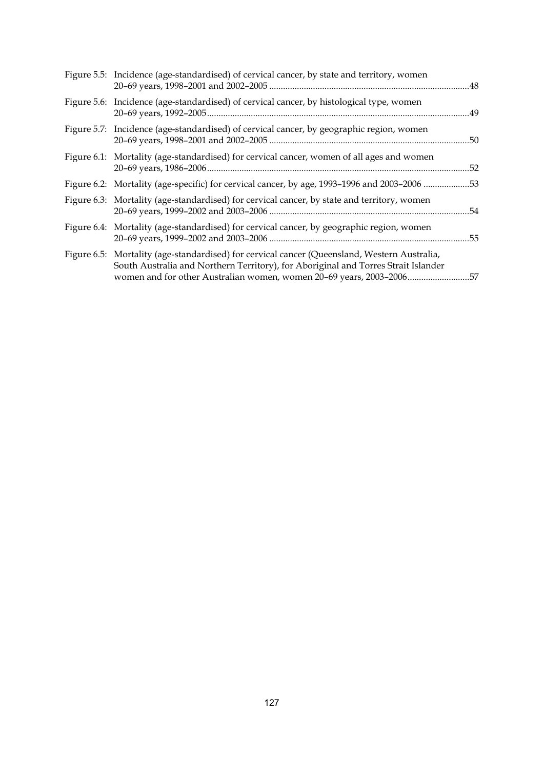Figure 5.5: Incidence (age-standardised) of cervical cancer, by state and territory, women 20–69 years, 1998–2001 and 2002–2005 ....................................................................................48

Figure 5.6: Incidence (age-standardised) of cervical cancer, by histological type, women 20–69 years, 1992–2005..............................................................................................................49

Figure 5.7: Incidence (age-standardised) of cervical cancer, by geographic region, women 20–69 years, 1998–2001 and 2002–2005 ....................................................................................50

Figure 6.1: Mortality (age-standardised) for cervical cancer, women of all ages and women 20–69 years, 1986–2006..............................................................................................................52

Figure 6.2: Mortality (age-specific) for cervical cancer, by age, 1993–1996 and 2003–2006 ...................53

Figure 6.3: Mortality (age-standardised) for cervical cancer, by state and territory, women 20–69 years, 1999–2002 and 2003–2006 ....................................................................................54

Figure 6.4: Mortality (age-standardised) for cervical cancer, by geographic region, women 20–69 years, 1999–2002 and 2003–2006 ....................................................................................55

Figure 6.5: Mortality (age-standardised) for cervical cancer (Queensland, Western Australia, South Australia and Northern Territory), for Aboriginal and Torres Strait Islander women and for other Australian women, women 20–69 years, 2003–2006..........................57